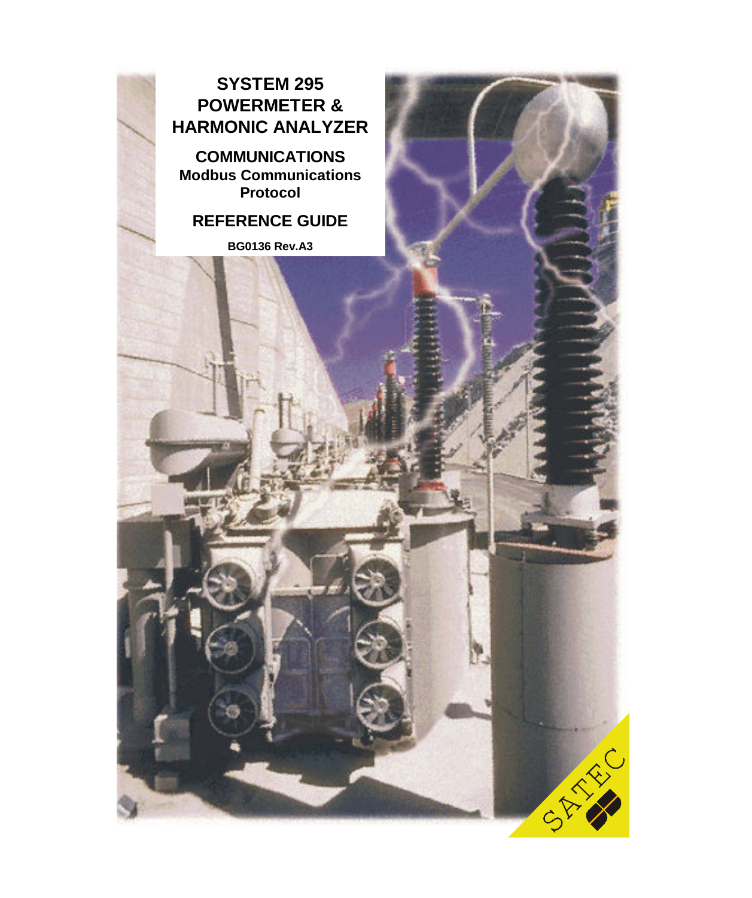# SYSTEM 295 POWERMETER & HARMONIC ANALYZER

## COMMUNICATIONS

**Modbus Communications Protocol**

## REFERENCE GUIDE

**BG0136 Rev.A3**

SATEC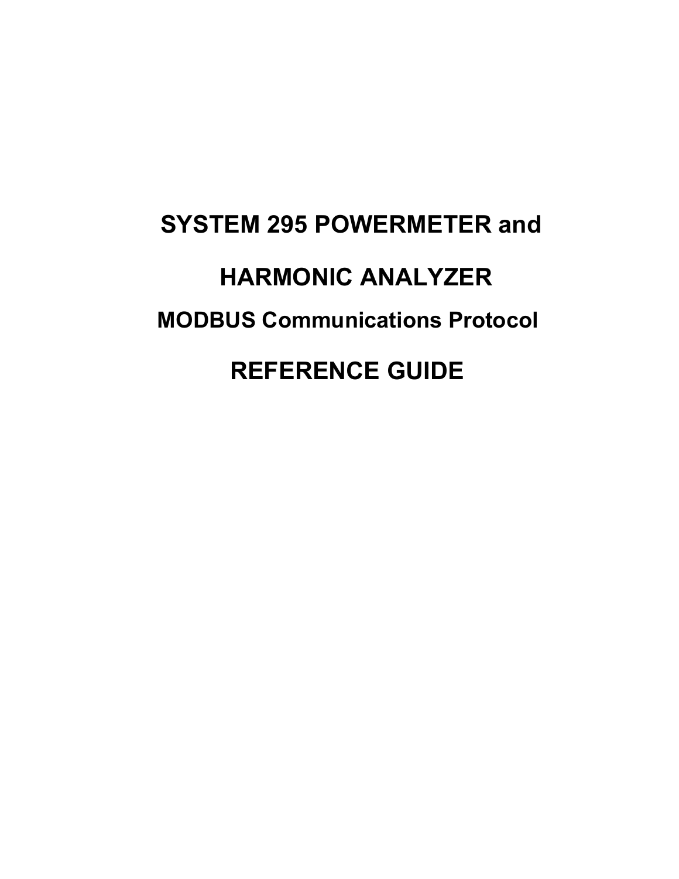# SYSTEM 295 POWERMETER and

# HARMONIC ANALYZER

## MODBUS Communications Protocol

# REFERENCE GUIDE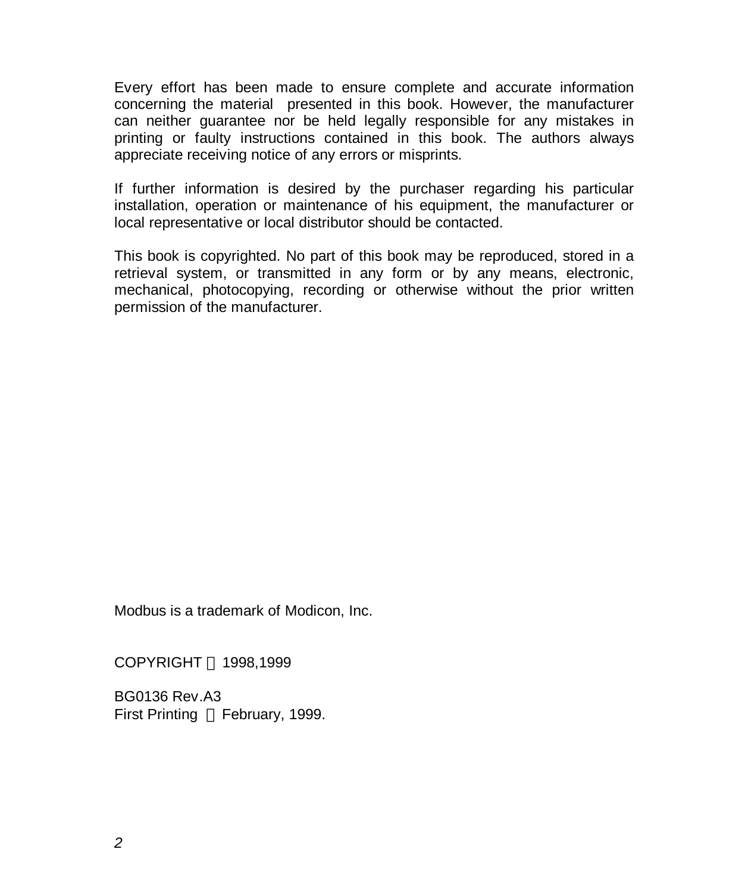Every effort has been made to ensure complete and accurate information concerning the material presented in this book. However, the manufacturer can neither guarantee nor be held legally responsible for any mistakes in printing or faulty instructions contained in this book. The authors always appreciate receiving notice of any errors or misprints.

If further information is desired by the purchaser regarding his particular installation, operation or maintenance of his equipment, the manufacturer or local representative or local distributor should be contacted.

This book is copyrighted. No part of this book may be reproduced, stored in a retrieval system, or transmitted in any form or by any means, electronic, mechanical, photocopying, recording or otherwise without the prior written permission of the manufacturer.

Modbus is a trademark of Modicon, Inc.

COPYRIGHT 1998,1999

BG0136 Rev.A3
First Printing February, 1999.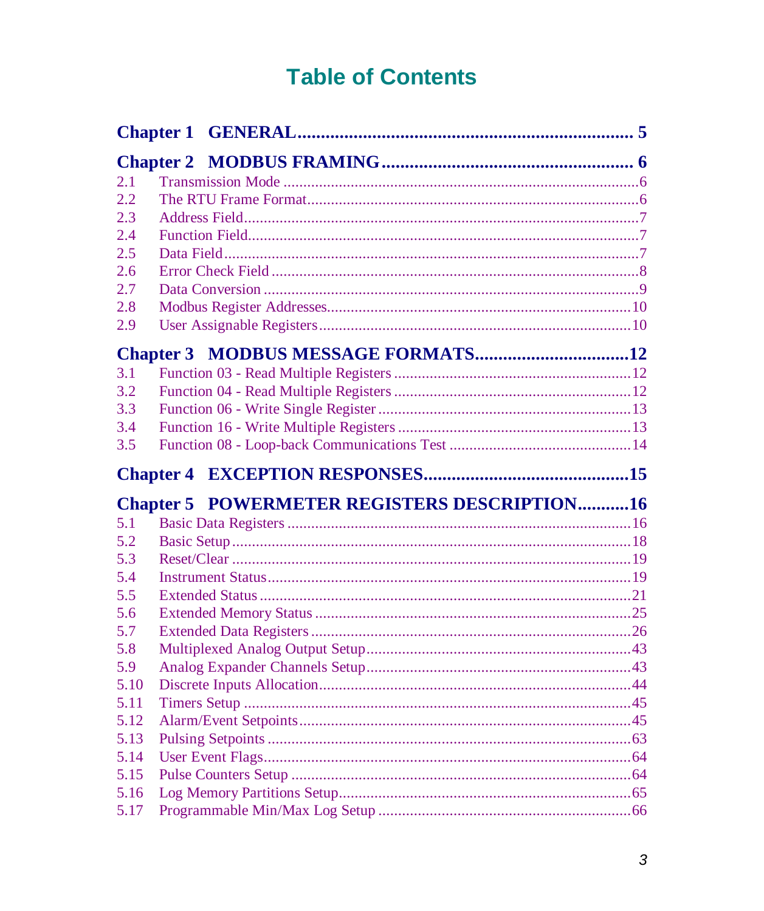# Table of Contents

**Chapter 1 GENERAL** ........................................................................ 5

**Chapter 2 MODBUS FRAMING** ....................................................... 6

2.1 Transmission Mode ........................................................................ 6
2.2 The RTU Frame Format ................................................................. 6
2.3 Address Field ................................................................................. 7
2.4 Function Field ................................................................................. 7
2.5 Data Field ....................................................................................... 7
2.6 Error Check Field ........................................................................... 8
2.7 Data Conversion ............................................................................ 9
2.8 Modbus Register Addresses ......................................................... 10
2.9 User Assignable Registers ............................................................ 10

**Chapter 3 MODBUS MESSAGE FORMATS** ................................. 12

3.1 Function 03 - Read Multiple Registers ......................................... 12
3.2 Function 04 - Read Multiple Registers ......................................... 12
3.3 Function 06 - Write Single Register ............................................. 13
3.4 Function 16 - Write Multiple Registers ......................................... 13
3.5 Function 08 - Loop-back Communications Test ........................... 14

**Chapter 4 EXCEPTION RESPONSES** ............................................ 15

**Chapter 5 POWERMETER REGISTERS DESCRIPTION** ........... 16

5.1 Basic Data Registers ..................................................................... 16
5.2 Basic Setup .................................................................................... 18
5.3 Reset/Clear .................................................................................... 19
5.4 Instrument Status .......................................................................... 19
5.5 Extended Status ............................................................................. 21
5.6 Extended Memory Status ............................................................... 25
5.7 Extended Data Registers ............................................................... 26
5.8 Multiplexed Analog Output Setup .................................................. 43
5.9 Analog Expander Channels Setup ................................................. 43
5.10 Discrete Inputs Allocation ............................................................ 44
5.11 Timers Setup ................................................................................ 45
5.12 Alarm/Event Setpoints .................................................................. 45
5.13 Pulsing Setpoints .......................................................................... 63
5.14 User Event Flags .......................................................................... 64
5.15 Pulse Counters Setup ................................................................... 64
5.16 Log Memory Partitions Setup ........................................................ 65
5.17 Programmable Min/Max Log Setup .............................................. 66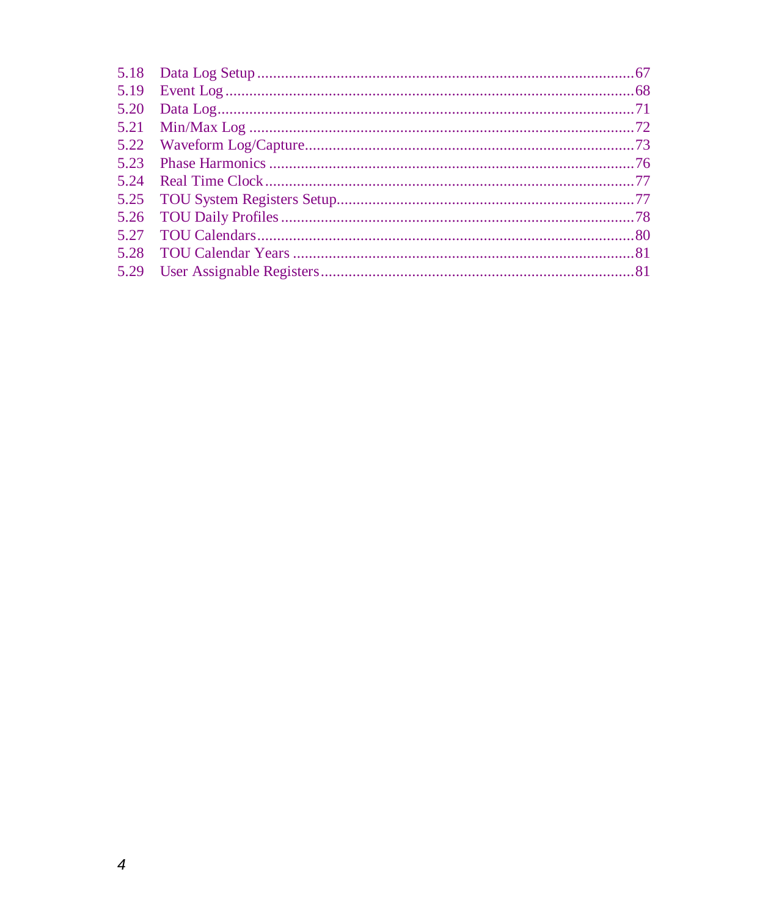5.18 Data Log Setup ........................................................................................67
5.19 Event Log ................................................................................................68
5.20 Data Log..................................................................................................71
5.21 Min/Max Log ..........................................................................................72
5.22 Waveform Log/Capture...........................................................................73
5.23 Phase Harmonics ....................................................................................76
5.24 Real Time Clock .....................................................................................77
5.25 TOU System Registers Setup..................................................................77
5.26 TOU Daily Profiles .................................................................................78
5.27 TOU Calendars........................................................................................80
5.28 TOU Calendar Years ...............................................................................81
5.29 User Assignable Registers.......................................................................81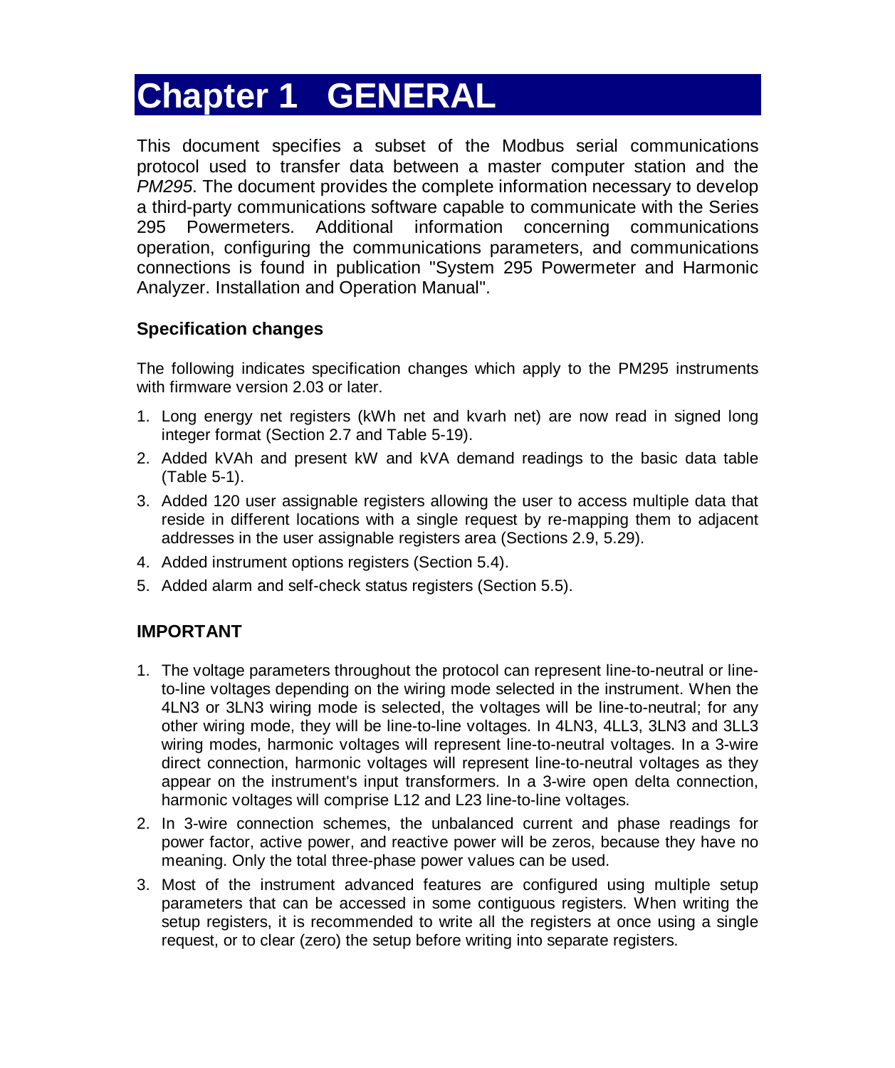# Chapter 1 GENERAL

This document specifies a subset of the Modbus serial communications protocol used to transfer data between a master computer station and the *PM295*. The document provides the complete information necessary to develop a third-party communications software capable to communicate with the Series 295 Powermeters. Additional information concerning communications operation, configuring the communications parameters, and communications connections is found in publication "System 295 Powermeter and Harmonic Analyzer. Installation and Operation Manual".

### Specification changes

The following indicates specification changes which apply to the PM295 instruments with firmware version 2.03 or later.

1. Long energy net registers (kWh net and kvarh net) are now read in signed long integer format (Section 2.7 and Table 5-19).
2. Added kVAh and present kW and kVA demand readings to the basic data table (Table 5-1).
3. Added 120 user assignable registers allowing the user to access multiple data that reside in different locations with a single request by re-mapping them to adjacent addresses in the user assignable registers area (Sections 2.9, 5.29).
4. Added instrument options registers (Section 5.4).
5. Added alarm and self-check status registers (Section 5.5).

## IMPORTANT

1. The voltage parameters throughout the protocol can represent line-to-neutral or line-to-line voltages depending on the wiring mode selected in the instrument. When the 4LN3 or 3LN3 wiring mode is selected, the voltages will be line-to-neutral; for any other wiring mode, they will be line-to-line voltages. In 4LN3, 4LL3, 3LN3 and 3LL3 wiring modes, harmonic voltages will represent line-to-neutral voltages. In a 3-wire direct connection, harmonic voltages will represent line-to-neutral voltages as they appear on the instrument's input transformers. In a 3-wire open delta connection, harmonic voltages will comprise L12 and L23 line-to-line voltages.
2. In 3-wire connection schemes, the unbalanced current and phase readings for power factor, active power, and reactive power will be zeros, because they have no meaning. Only the total three-phase power values can be used.
3. Most of the instrument advanced features are configured using multiple setup parameters that can be accessed in some contiguous registers. When writing the setup registers, it is recommended to write all the registers at once using a single request, or to clear (zero) the setup before writing into separate registers.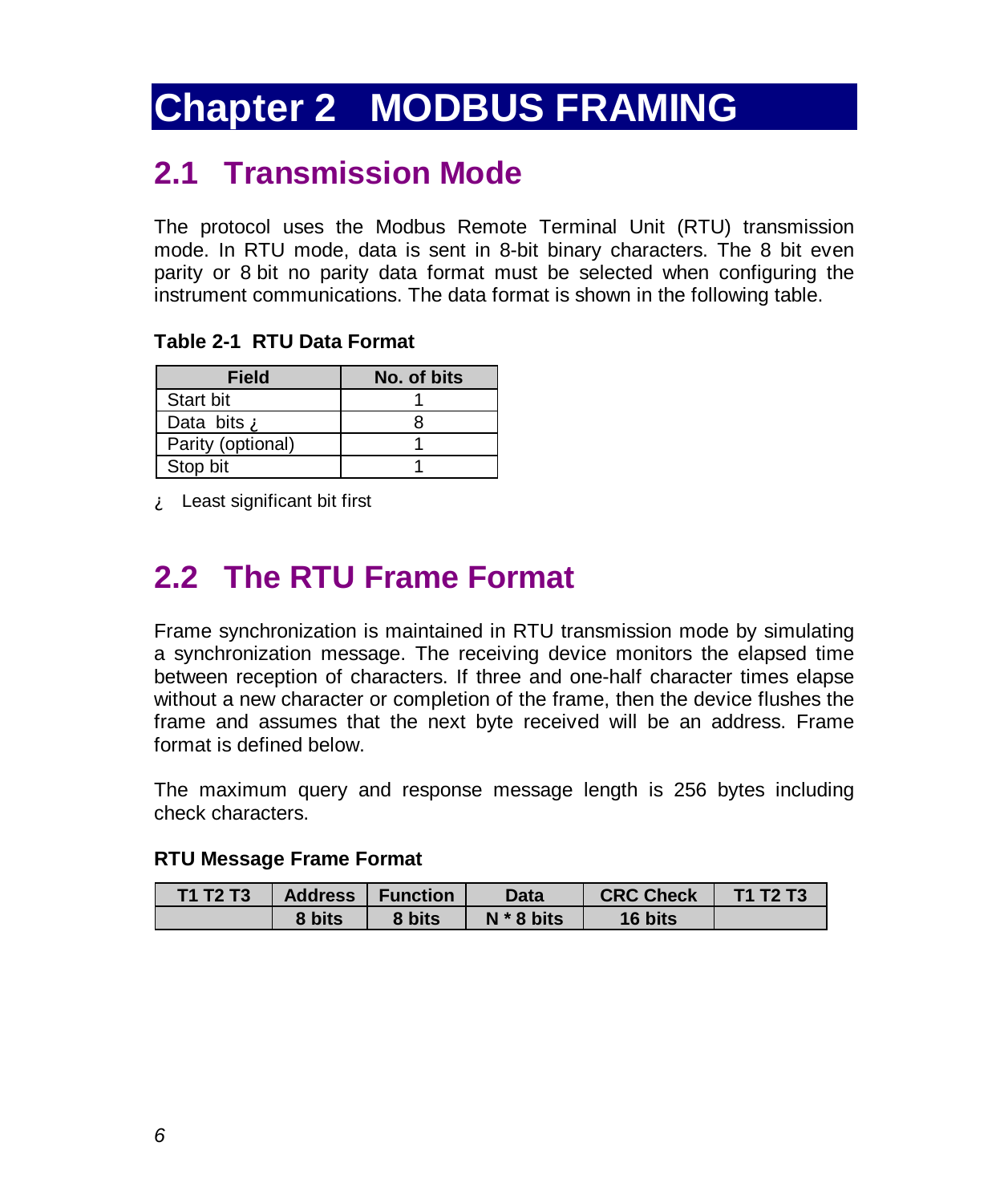# Chapter 2 MODBUS FRAMING

## 2.1 Transmission Mode

The protocol uses the Modbus Remote Terminal Unit (RTU) transmission mode. In RTU mode, data is sent in 8-bit binary characters. The 8 bit even parity or 8 bit no parity data format must be selected when configuring the instrument communications. The data format is shown in the following table.

**Table 2-1 RTU Data Format**

| Field | No. of bits |
|---|---|
| Start bit | 1 |
| Data bits ¿ | 8 |
| Parity (optional) | 1 |
| Stop bit | 1 |

¿ Least significant bit first

## 2.2 The RTU Frame Format

Frame synchronization is maintained in RTU transmission mode by simulating a synchronization message. The receiving device monitors the elapsed time between reception of characters. If three and one-half character times elapse without a new character or completion of the frame, then the device flushes the frame and assumes that the next byte received will be an address. Frame format is defined below.

The maximum query and response message length is 256 bytes including check characters.

**RTU Message Frame Format**

| T1 T2 T3 | Address | Function | Data | CRC Check | T1 T2 T3 |
|---|---|---|---|---|---|
| | 8 bits | 8 bits | N * 8 bits | 16 bits | |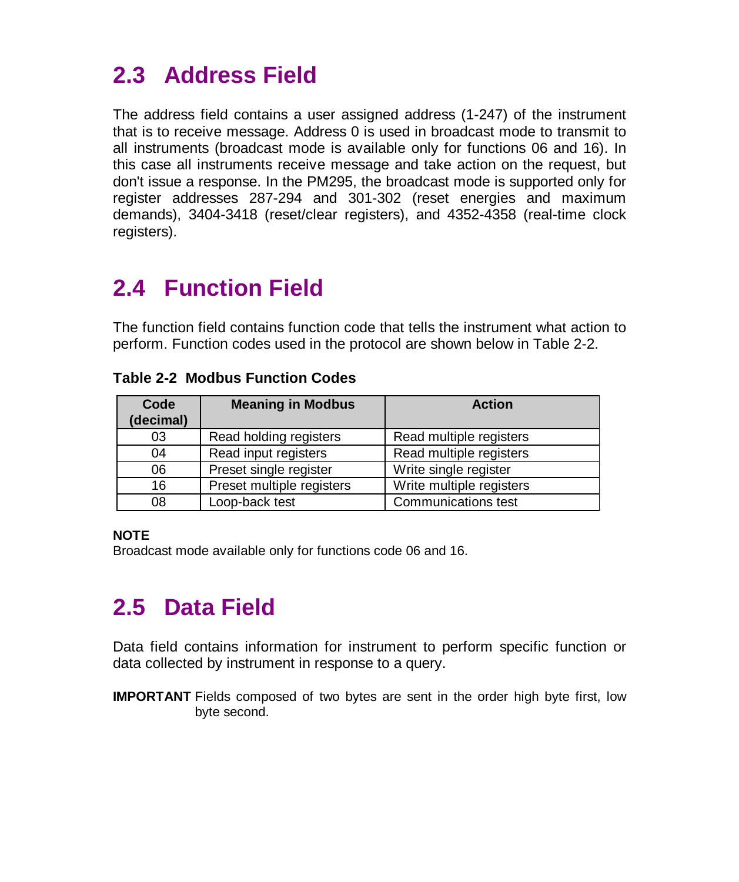## 2.3 Address Field

The address field contains a user assigned address (1-247) of the instrument that is to receive message. Address 0 is used in broadcast mode to transmit to all instruments (broadcast mode is available only for functions 06 and 16). In this case all instruments receive message and take action on the request, but don't issue a response. In the PM295, the broadcast mode is supported only for register addresses 287-294 and 301-302 (reset energies and maximum demands), 3404-3418 (reset/clear registers), and 4352-4358 (real-time clock registers).

## 2.4 Function Field

The function field contains function code that tells the instrument what action to perform. Function codes used in the protocol are shown below in Table 2-2.

**Table 2-2 Modbus Function Codes**

| Code (decimal) | Meaning in Modbus | Action |
|---|---|---|
| 03 | Read holding registers | Read multiple registers |
| 04 | Read input registers | Read multiple registers |
| 06 | Preset single register | Write single register |
| 16 | Preset multiple registers | Write multiple registers |
| 08 | Loop-back test | Communications test |

**NOTE**
Broadcast mode available only for functions code 06 and 16.

## 2.5 Data Field

Data field contains information for instrument to perform specific function or data collected by instrument in response to a query.

**IMPORTANT** Fields composed of two bytes are sent in the order high byte first, low byte second.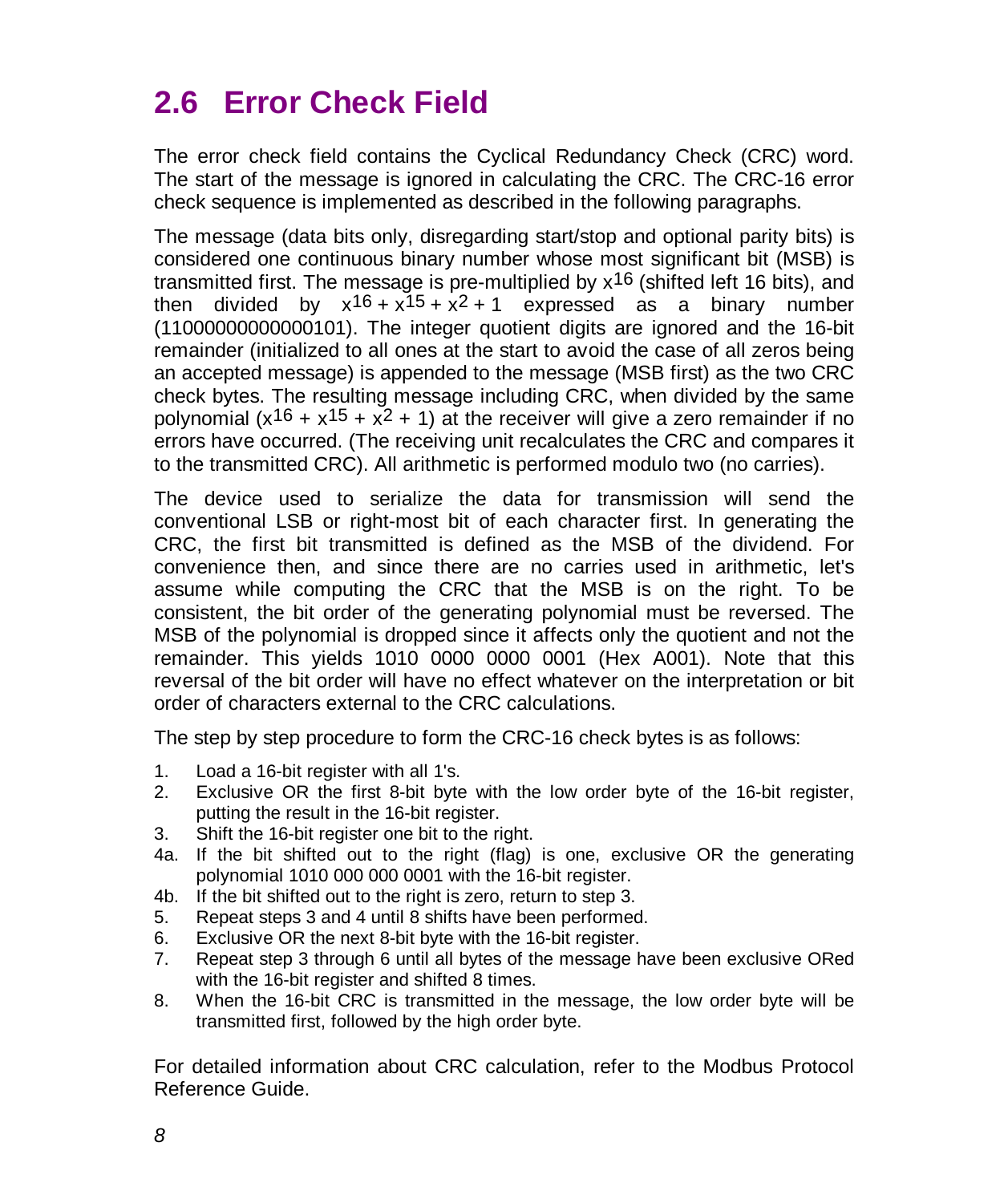## 2.6 Error Check Field

The error check field contains the Cyclical Redundancy Check (CRC) word. The start of the message is ignored in calculating the CRC. The CRC-16 error check sequence is implemented as described in the following paragraphs.

The message (data bits only, disregarding start/stop and optional parity bits) is considered one continuous binary number whose most significant bit (MSB) is transmitted first. The message is pre-multiplied by $x^{16}$ (shifted left 16 bits), and then divided by $x^{16} + x^{15} + x^2 + 1$ expressed as a binary number (11000000000000101). The integer quotient digits are ignored and the 16-bit remainder (initialized to all ones at the start to avoid the case of all zeros being an accepted message) is appended to the message (MSB first) as the two CRC check bytes. The resulting message including CRC, when divided by the same polynomial ($x^{16} + x^{15} + x^2 + 1$) at the receiver will give a zero remainder if no errors have occurred. (The receiving unit recalculates the CRC and compares it to the transmitted CRC). All arithmetic is performed modulo two (no carries).

The device used to serialize the data for transmission will send the conventional LSB or right-most bit of each character first. In generating the CRC, the first bit transmitted is defined as the MSB of the dividend. For convenience then, and since there are no carries used in arithmetic, let's assume while computing the CRC that the MSB is on the right. To be consistent, the bit order of the generating polynomial must be reversed. The MSB of the polynomial is dropped since it affects only the quotient and not the remainder. This yields 1010 0000 0000 0001 (Hex A001). Note that this reversal of the bit order will have no effect whatever on the interpretation or bit order of characters external to the CRC calculations.

The step by step procedure to form the CRC-16 check bytes is as follows:

1. Load a 16-bit register with all 1's.
2. Exclusive OR the first 8-bit byte with the low order byte of the 16-bit register, putting the result in the 16-bit register.
3. Shift the 16-bit register one bit to the right.

4a. If the bit shifted out to the right (flag) is one, exclusive OR the generating polynomial 1010 000 000 0001 with the 16-bit register.

4b. If the bit shifted out to the right is zero, return to step 3.

5. Repeat steps 3 and 4 until 8 shifts have been performed.
6. Exclusive OR the next 8-bit byte with the 16-bit register.
7. Repeat step 3 through 6 until all bytes of the message have been exclusive ORed with the 16-bit register and shifted 8 times.
8. When the 16-bit CRC is transmitted in the message, the low order byte will be transmitted first, followed by the high order byte.

For detailed information about CRC calculation, refer to the Modbus Protocol Reference Guide.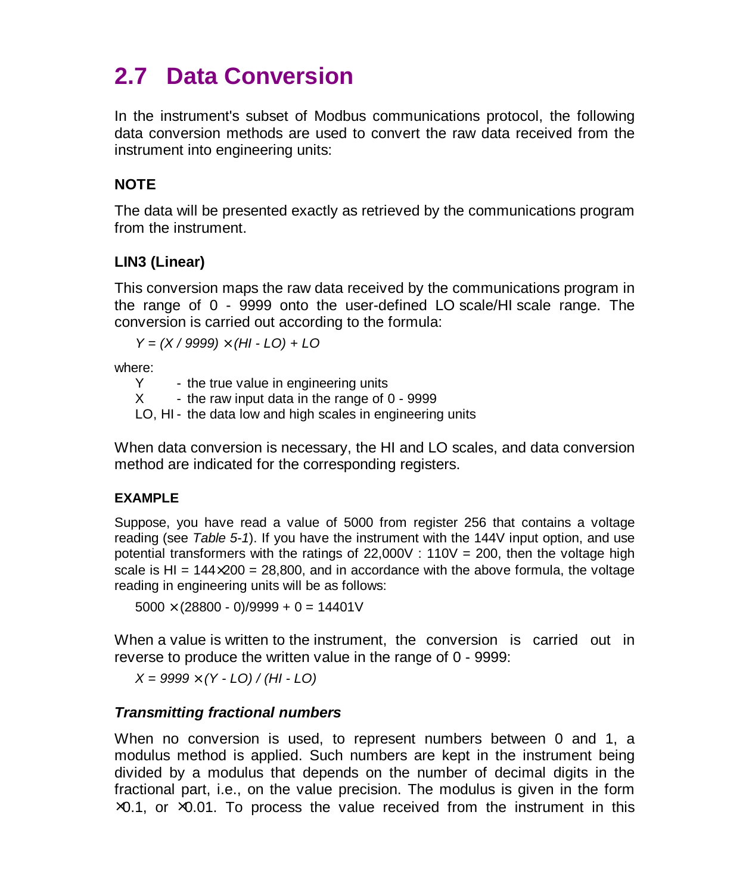## 2.7 Data Conversion

In the instrument's subset of Modbus communications protocol, the following data conversion methods are used to convert the raw data received from the instrument into engineering units:

**NOTE**

The data will be presented exactly as retrieved by the communications program from the instrument.

**LIN3 (Linear)**

This conversion maps the raw data received by the communications program in the range of 0 - 9999 onto the user-defined LO scale/HI scale range. The conversion is carried out according to the formula:

$$Y = (X / 9999) \times (HI - LO) + LO$$

where:

- Y - the true value in engineering units
- X - the raw input data in the range of 0 - 9999
- LO, HI - the data low and high scales in engineering units

When data conversion is necessary, the HI and LO scales, and data conversion method are indicated for the corresponding registers.

**EXAMPLE**

Suppose, you have read a value of 5000 from register 256 that contains a voltage reading (see *Table 5-1*). If you have the instrument with the 144V input option, and use potential transformers with the ratings of 22,000V : 110V = 200, then the voltage high scale is HI = 144×200 = 28,800, and in accordance with the above formula, the voltage reading in engineering units will be as follows:

$$5000 \times (28800 - 0)/9999 + 0 = 14401V$$

When a value is written to the instrument, the conversion is carried out in reverse to produce the written value in the range of 0 - 9999:

$$X = 9999 \times (Y - LO) / (HI - LO)$$

***Transmitting fractional numbers***

When no conversion is used, to represent numbers between 0 and 1, a modulus method is applied. Such numbers are kept in the instrument being divided by a modulus that depends on the number of decimal digits in the fractional part, i.e., on the value precision. The modulus is given in the form ×0.1, or ×0.01. To process the value received from the instrument in this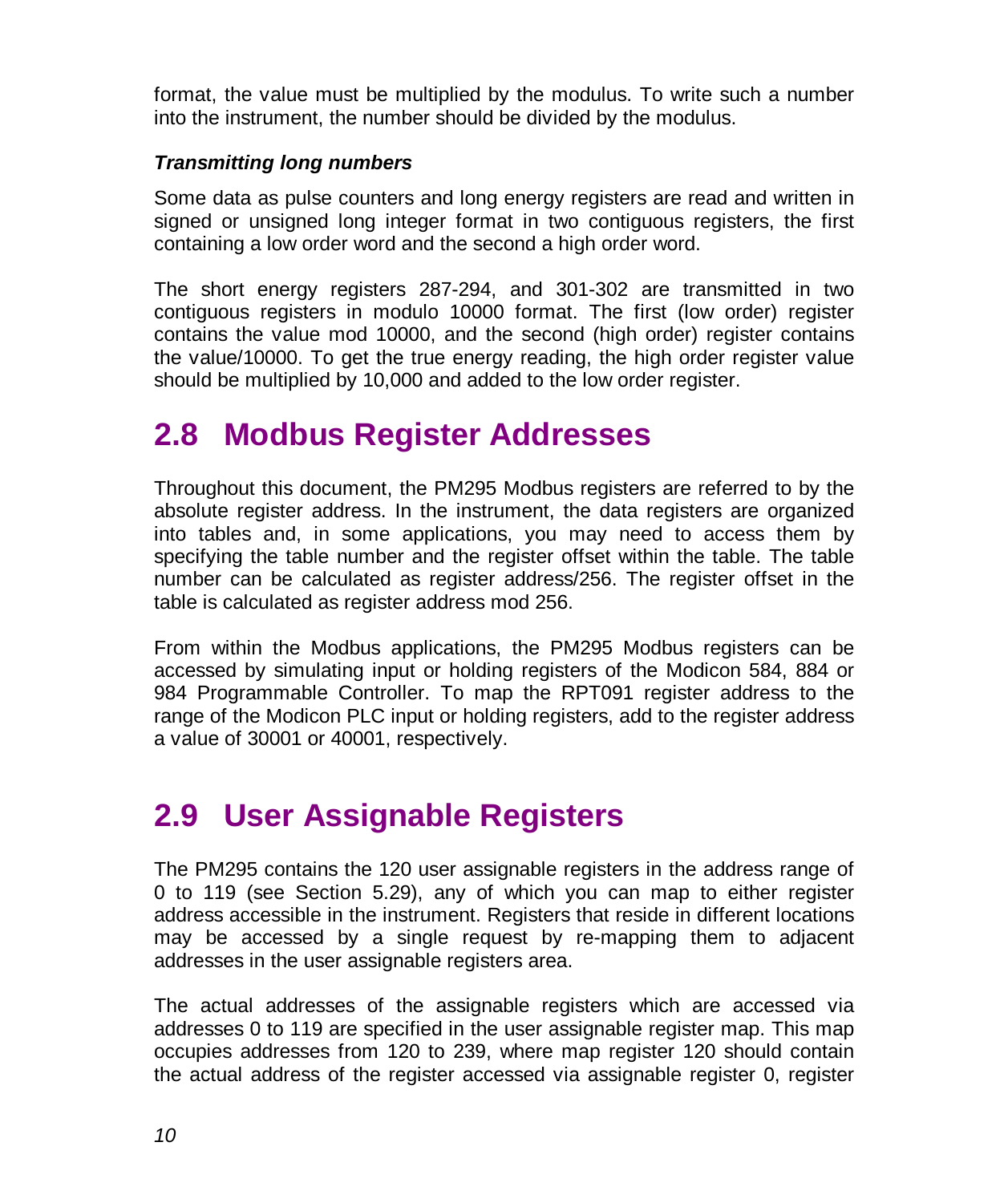format, the value must be multiplied by the modulus. To write such a number into the instrument, the number should be divided by the modulus.

***Transmitting long numbers***

Some data as pulse counters and long energy registers are read and written in signed or unsigned long integer format in two contiguous registers, the first containing a low order word and the second a high order word.

The short energy registers 287-294, and 301-302 are transmitted in two contiguous registers in modulo 10000 format. The first (low order) register contains the value mod 10000, and the second (high order) register contains the value/10000. To get the true energy reading, the high order register value should be multiplied by 10,000 and added to the low order register.

## 2.8 Modbus Register Addresses

Throughout this document, the PM295 Modbus registers are referred to by the absolute register address. In the instrument, the data registers are organized into tables and, in some applications, you may need to access them by specifying the table number and the register offset within the table. The table number can be calculated as register address/256. The register offset in the table is calculated as register address mod 256.

From within the Modbus applications, the PM295 Modbus registers can be accessed by simulating input or holding registers of the Modicon 584, 884 or 984 Programmable Controller. To map the RPT091 register address to the range of the Modicon PLC input or holding registers, add to the register address a value of 30001 or 40001, respectively.

## 2.9 User Assignable Registers

The PM295 contains the 120 user assignable registers in the address range of 0 to 119 (see Section 5.29), any of which you can map to either register address accessible in the instrument. Registers that reside in different locations may be accessed by a single request by re-mapping them to adjacent addresses in the user assignable registers area.

The actual addresses of the assignable registers which are accessed via addresses 0 to 119 are specified in the user assignable register map. This map occupies addresses from 120 to 239, where map register 120 should contain the actual address of the register accessed via assignable register 0, register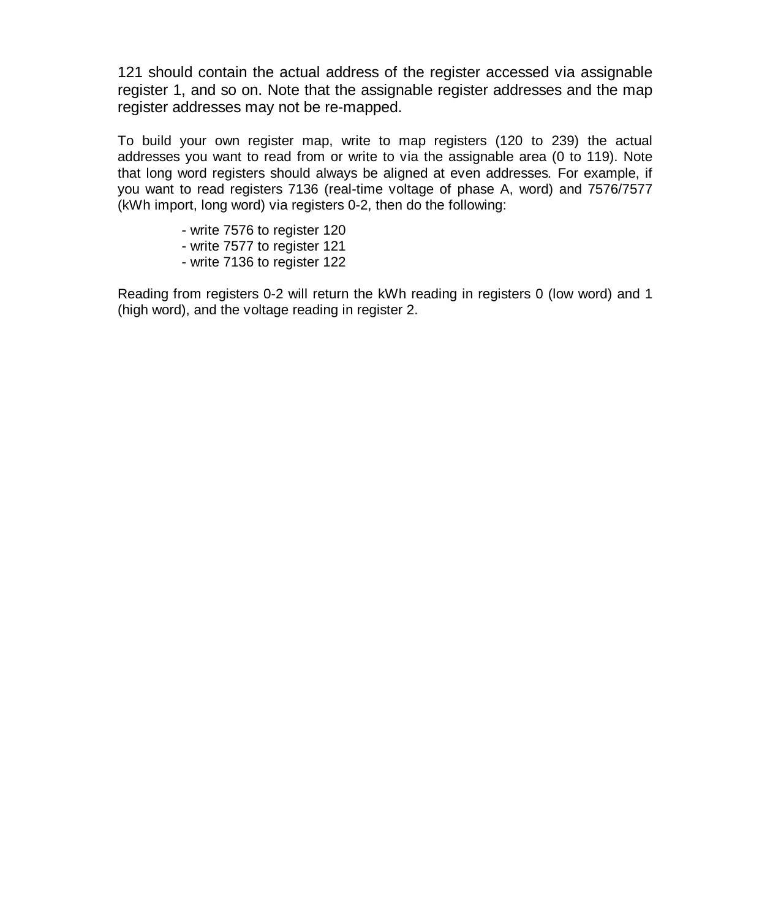121 should contain the actual address of the register accessed via assignable register 1, and so on. Note that the assignable register addresses and the map register addresses may not be re-mapped.

To build your own register map, write to map registers (120 to 239) the actual addresses you want to read from or write to via the assignable area (0 to 119). Note that long word registers should always be aligned at even addresses. For example, if you want to read registers 7136 (real-time voltage of phase A, word) and 7576/7577 (kWh import, long word) via registers 0-2, then do the following:

- write 7576 to register 120
- write 7577 to register 121
- write 7136 to register 122

Reading from registers 0-2 will return the kWh reading in registers 0 (low word) and 1 (high word), and the voltage reading in register 2.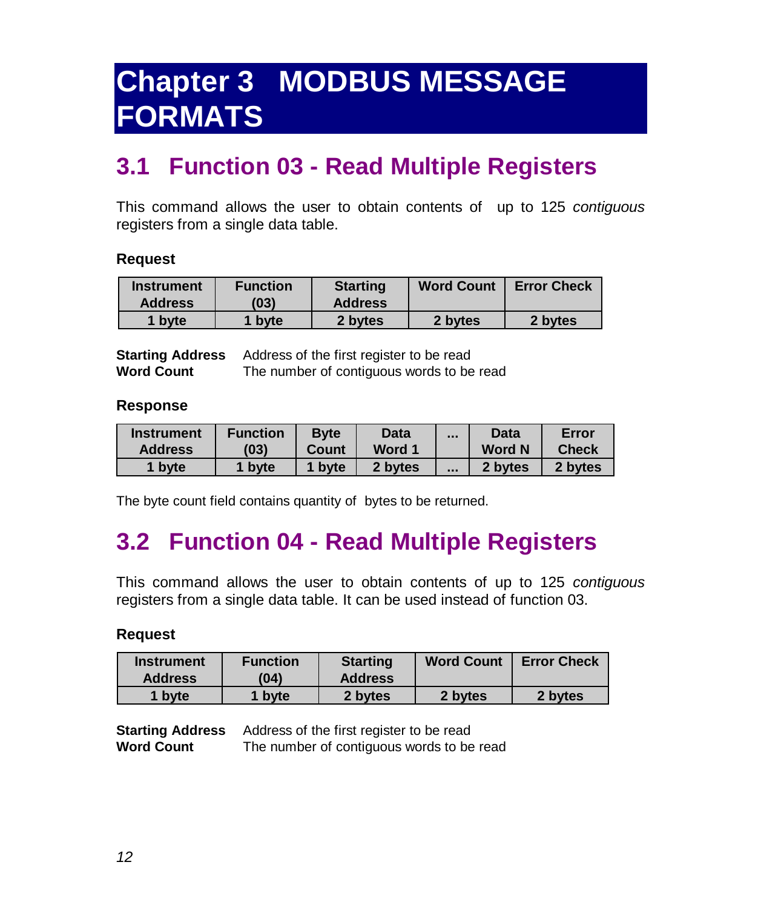# Chapter 3 MODBUS MESSAGE FORMATS

## 3.1 Function 03 - Read Multiple Registers

This command allows the user to obtain contents of up to 125 *contiguous* registers from a single data table.

**Request**

| Instrument Address | Function (03) | Starting Address | Word Count | Error Check |
|---|---|---|---|---|
| 1 byte | 1 byte | 2 bytes | 2 bytes | 2 bytes |

**Starting Address** Address of the first register to be read
**Word Count** The number of contiguous words to be read

**Response**

| Instrument Address | Function (03) | Byte Count | Data Word 1 | ... | Data Word N | Error Check |
|---|---|---|---|---|---|---|
| 1 byte | 1 byte | 1 byte | 2 bytes | ... | 2 bytes | 2 bytes |

The byte count field contains quantity of bytes to be returned.

## 3.2 Function 04 - Read Multiple Registers

This command allows the user to obtain contents of up to 125 *contiguous* registers from a single data table. It can be used instead of function 03.

**Request**

| Instrument Address | Function (04) | Starting Address | Word Count | Error Check |
|---|---|---|---|---|
| 1 byte | 1 byte | 2 bytes | 2 bytes | 2 bytes |

**Starting Address** Address of the first register to be read
**Word Count** The number of contiguous words to be read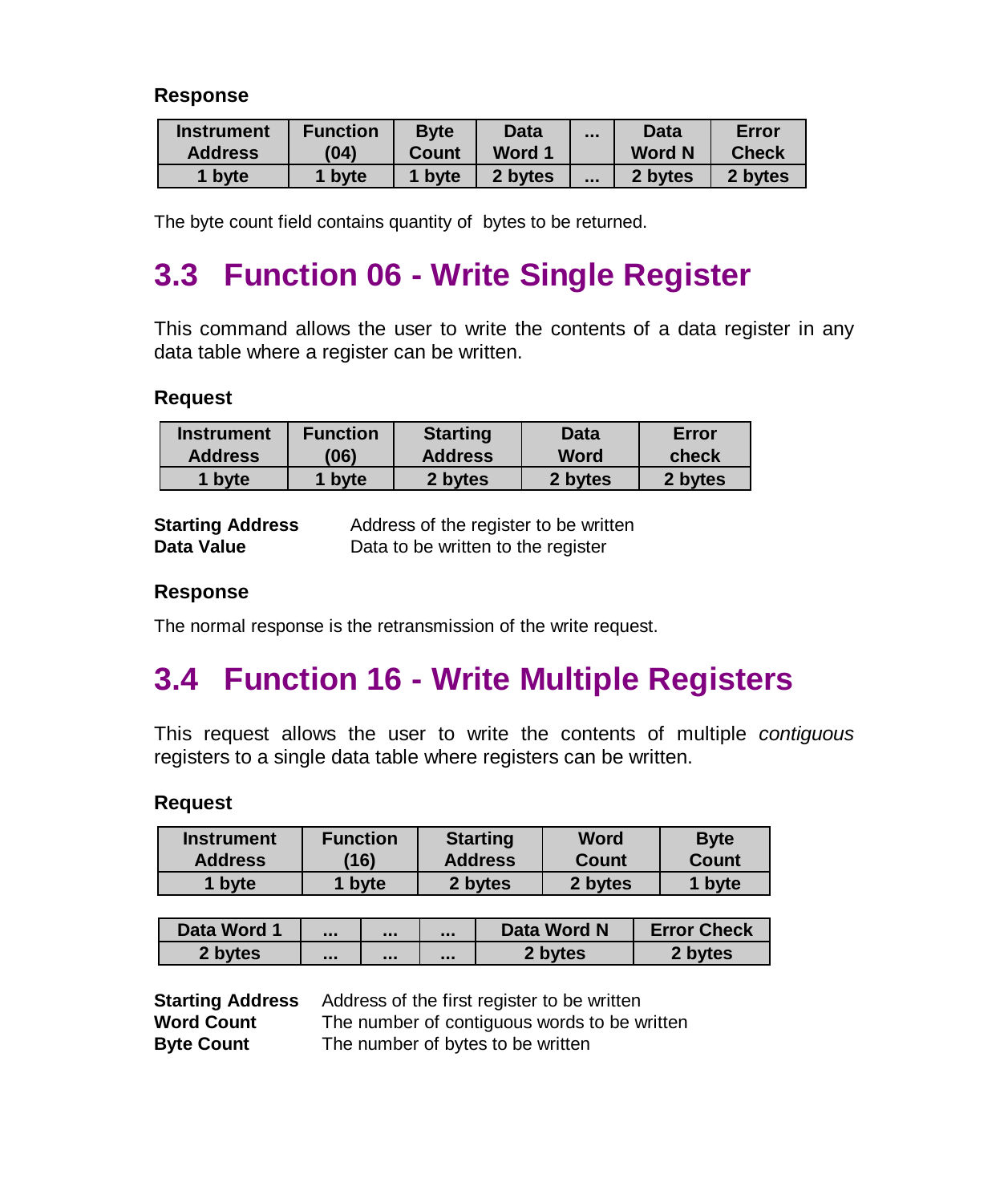**Response**

| Instrument Address | Function (04) | Byte Count | Data Word 1 | ... | Data Word N | Error Check |
|---|---|---|---|---|---|---|
| 1 byte | 1 byte | 1 byte | 2 bytes | ... | 2 bytes | 2 bytes |

The byte count field contains quantity of  bytes to be returned.

## 3.3 Function 06 - Write Single Register

This command allows the user to write the contents of a data register in any data table where a register can be written.

**Request**

| Instrument Address | Function (06) | Starting Address | Data Word | Error check |
|---|---|---|---|---|
| 1 byte | 1 byte | 2 bytes | 2 bytes | 2 bytes |

**Starting Address** Address of the register to be written
**Data Value** Data to be written to the register

**Response**

The normal response is the retransmission of the write request.

## 3.4 Function 16 - Write Multiple Registers

This request allows the user to write the contents of multiple *contiguous* registers to a single data table where registers can be written.

**Request**

| Instrument Address | Function (16) | Starting Address | Word Count | Byte Count |
|---|---|---|---|---|
| 1 byte | 1 byte | 2 bytes | 2 bytes | 1 byte |

| Data Word 1 | ... | ... | ... | Data Word N | Error Check |
|---|---|---|---|---|---|
| 2 bytes | ... | ... | ... | 2 bytes | 2 bytes |

**Starting Address** Address of the first register to be written
**Word Count** The number of contiguous words to be written
**Byte Count** The number of bytes to be written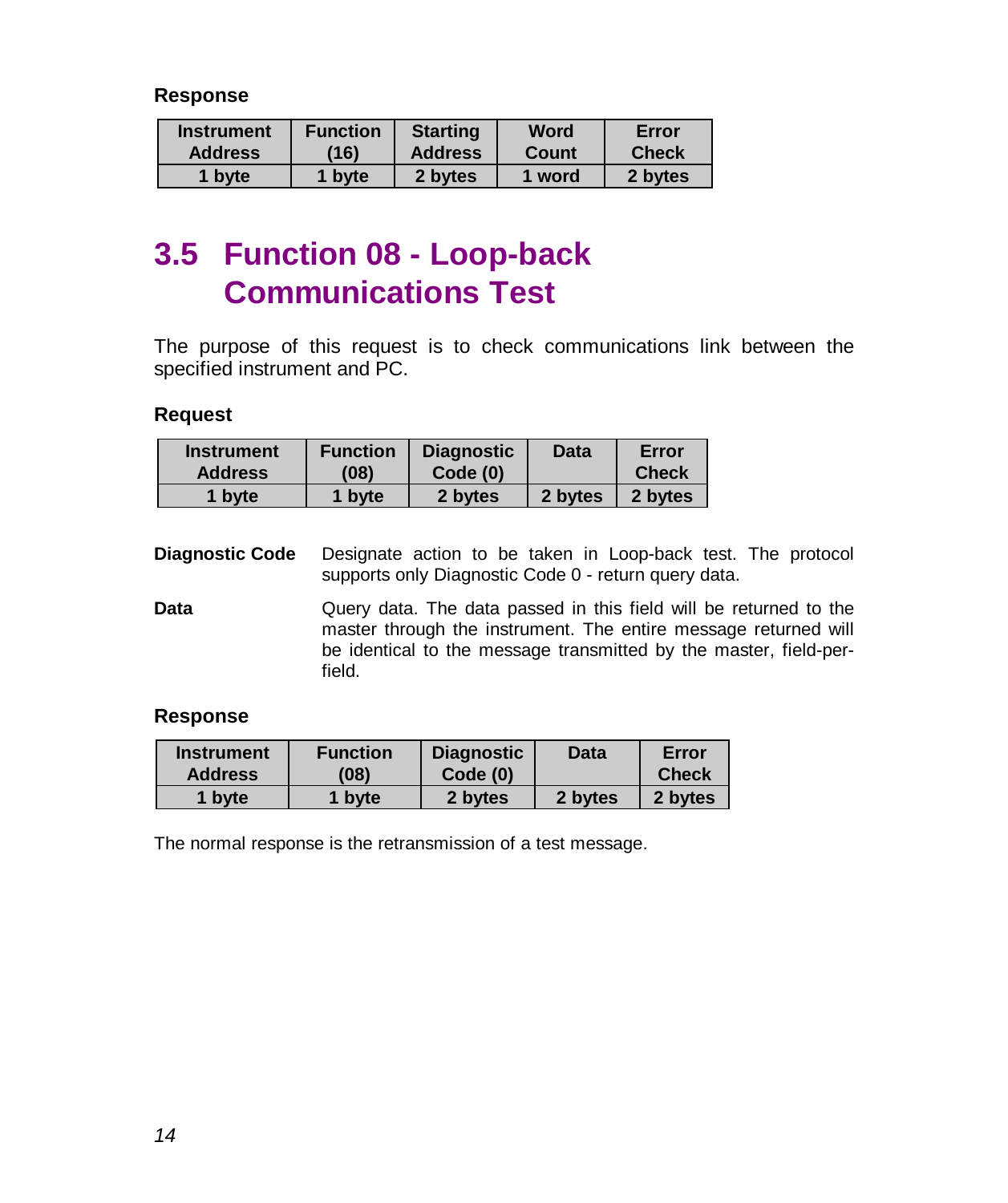**Response**

| Instrument Address | Function (16) | Starting Address | Word Count | Error Check |
|---|---|---|---|---|
| 1 byte | 1 byte | 2 bytes | 1 word | 2 bytes |

## 3.5 Function 08 - Loop-back Communications Test

The purpose of this request is to check communications link between the specified instrument and PC.

**Request**

| Instrument Address | Function (08) | Diagnostic Code (0) | Data | Error Check |
|---|---|---|---|---|
| 1 byte | 1 byte | 2 bytes | 2 bytes | 2 bytes |

**Diagnostic Code** Designate action to be taken in Loop-back test. The protocol supports only Diagnostic Code 0 - return query data.

**Data** Query data. The data passed in this field will be returned to the master through the instrument. The entire message returned will be identical to the message transmitted by the master, field-per-field.

**Response**

| Instrument Address | Function (08) | Diagnostic Code (0) | Data | Error Check |
|---|---|---|---|---|
| 1 byte | 1 byte | 2 bytes | 2 bytes | 2 bytes |

The normal response is the retransmission of a test message.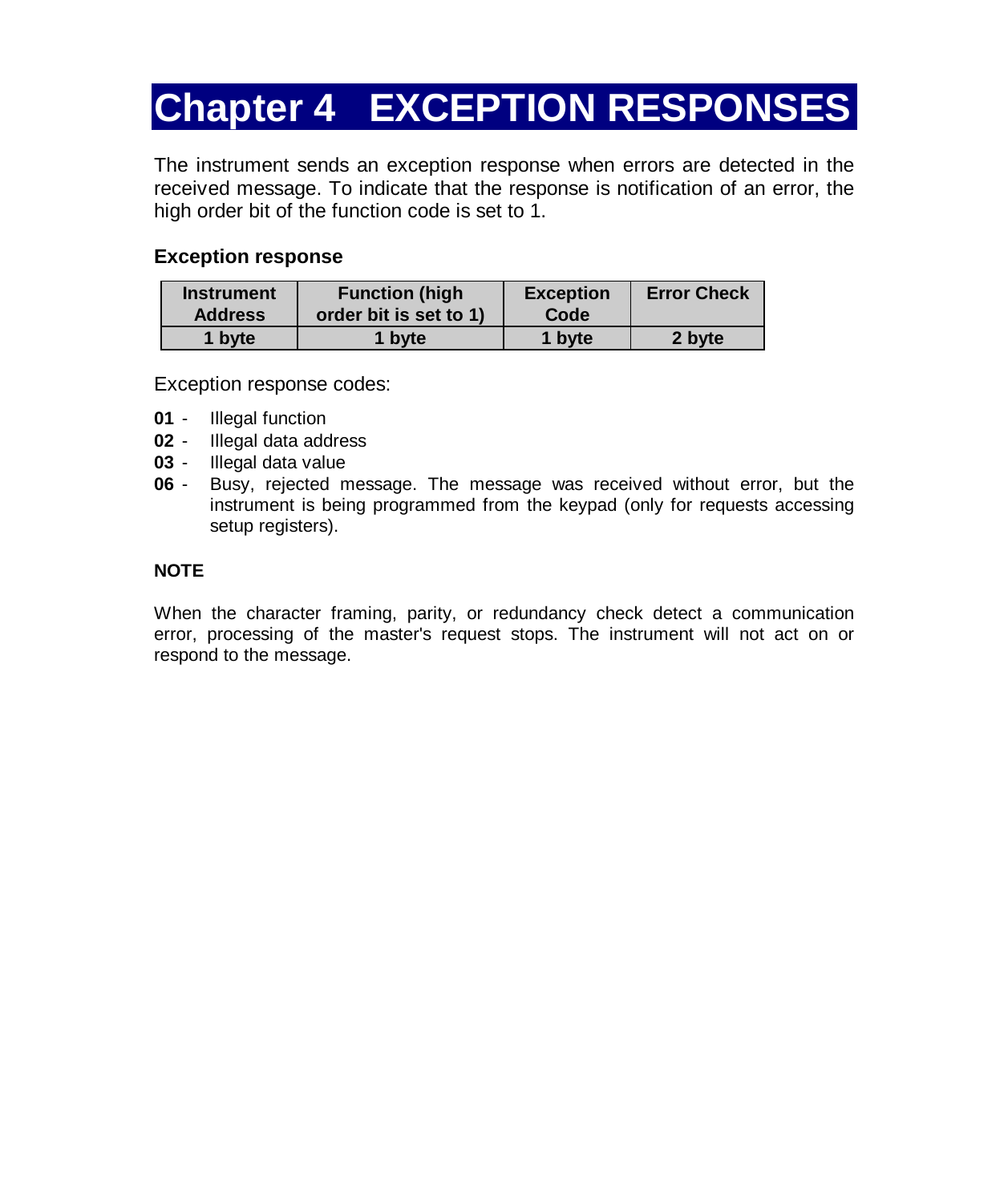# Chapter 4 EXCEPTION RESPONSES

The instrument sends an exception response when errors are detected in the received message. To indicate that the response is notification of an error, the high order bit of the function code is set to 1.

**Exception response**

| Instrument Address | Function (high order bit is set to 1) | Exception Code | Error Check |
|---|---|---|---|
| 1 byte | 1 byte | 1 byte | 2 byte |

Exception response codes:

**01** - Illegal function
**02** - Illegal data address
**03** - Illegal data value
**06** - Busy, rejected message. The message was received without error, but the instrument is being programmed from the keypad (only for requests accessing setup registers).

**NOTE**

When the character framing, parity, or redundancy check detect a communication error, processing of the master's request stops. The instrument will not act on or respond to the message.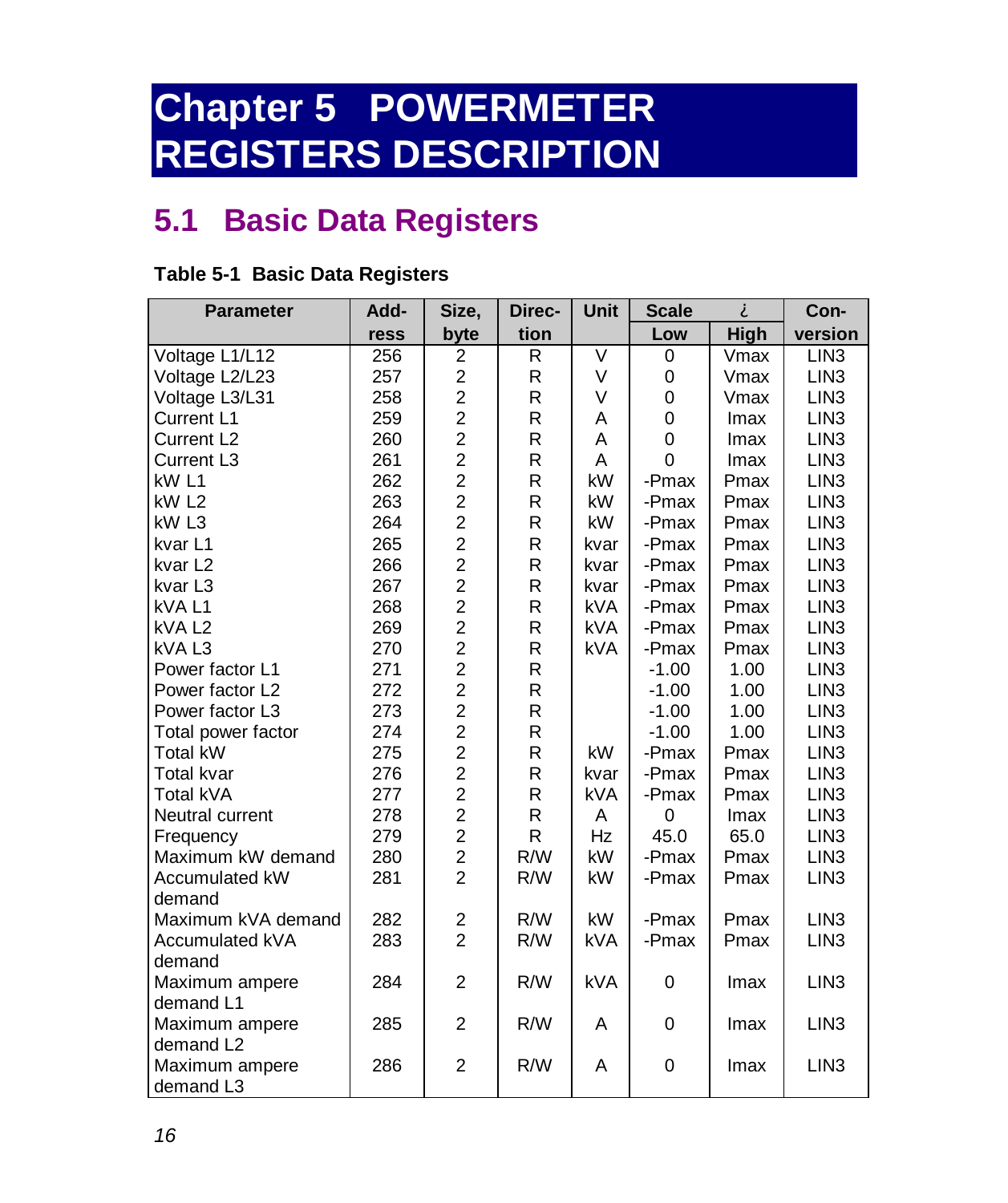# Chapter 5 POWERMETER REGISTERS DESCRIPTION

## 5.1 Basic Data Registers

**Table 5-1 Basic Data Registers**

| Parameter | Add-ress | Size, byte | Direc-tion | Unit | Scale ¿ | | Con-version |
|---|---|---|---|---|---|---|---|
| | | | | | Low | High | |
| Voltage L1/L12 | 256 | 2 | R | V | 0 | Vmax | LIN3 |
| Voltage L2/L23 | 257 | 2 | R | V | 0 | Vmax | LIN3 |
| Voltage L3/L31 | 258 | 2 | R | V | 0 | Vmax | LIN3 |
| Current L1 | 259 | 2 | R | A | 0 | Imax | LIN3 |
| Current L2 | 260 | 2 | R | A | 0 | Imax | LIN3 |
| Current L3 | 261 | 2 | R | A | 0 | Imax | LIN3 |
| kW L1 | 262 | 2 | R | kW | -Pmax | Pmax | LIN3 |
| kW L2 | 263 | 2 | R | kW | -Pmax | Pmax | LIN3 |
| kW L3 | 264 | 2 | R | kW | -Pmax | Pmax | LIN3 |
| kvar L1 | 265 | 2 | R | kvar | -Pmax | Pmax | LIN3 |
| kvar L2 | 266 | 2 | R | kvar | -Pmax | Pmax | LIN3 |
| kvar L3 | 267 | 2 | R | kvar | -Pmax | Pmax | LIN3 |
| kVA L1 | 268 | 2 | R | kVA | -Pmax | Pmax | LIN3 |
| kVA L2 | 269 | 2 | R | kVA | -Pmax | Pmax | LIN3 |
| kVA L3 | 270 | 2 | R | kVA | -Pmax | Pmax | LIN3 |
| Power factor L1 | 271 | 2 | R | | -1.00 | 1.00 | LIN3 |
| Power factor L2 | 272 | 2 | R | | -1.00 | 1.00 | LIN3 |
| Power factor L3 | 273 | 2 | R | | -1.00 | 1.00 | LIN3 |
| Total power factor | 274 | 2 | R | | -1.00 | 1.00 | LIN3 |
| Total kW | 275 | 2 | R | kW | -Pmax | Pmax | LIN3 |
| Total kvar | 276 | 2 | R | kvar | -Pmax | Pmax | LIN3 |
| Total kVA | 277 | 2 | R | kVA | -Pmax | Pmax | LIN3 |
| Neutral current | 278 | 2 | R | A | 0 | Imax | LIN3 |
| Frequency | 279 | 2 | R | Hz | 45.0 | 65.0 | LIN3 |
| Maximum kW demand | 280 | 2 | R/W | kW | -Pmax | Pmax | LIN3 |
| Accumulated kW demand | 281 | 2 | R/W | kW | -Pmax | Pmax | LIN3 |
| Maximum kVA demand | 282 | 2 | R/W | kW | -Pmax | Pmax | LIN3 |
| Accumulated kVA demand | 283 | 2 | R/W | kVA | -Pmax | Pmax | LIN3 |
| Maximum ampere demand L1 | 284 | 2 | R/W | kVA | 0 | Imax | LIN3 |
| Maximum ampere demand L2 | 285 | 2 | R/W | A | 0 | Imax | LIN3 |
| Maximum ampere demand L3 | 286 | 2 | R/W | A | 0 | Imax | LIN3 |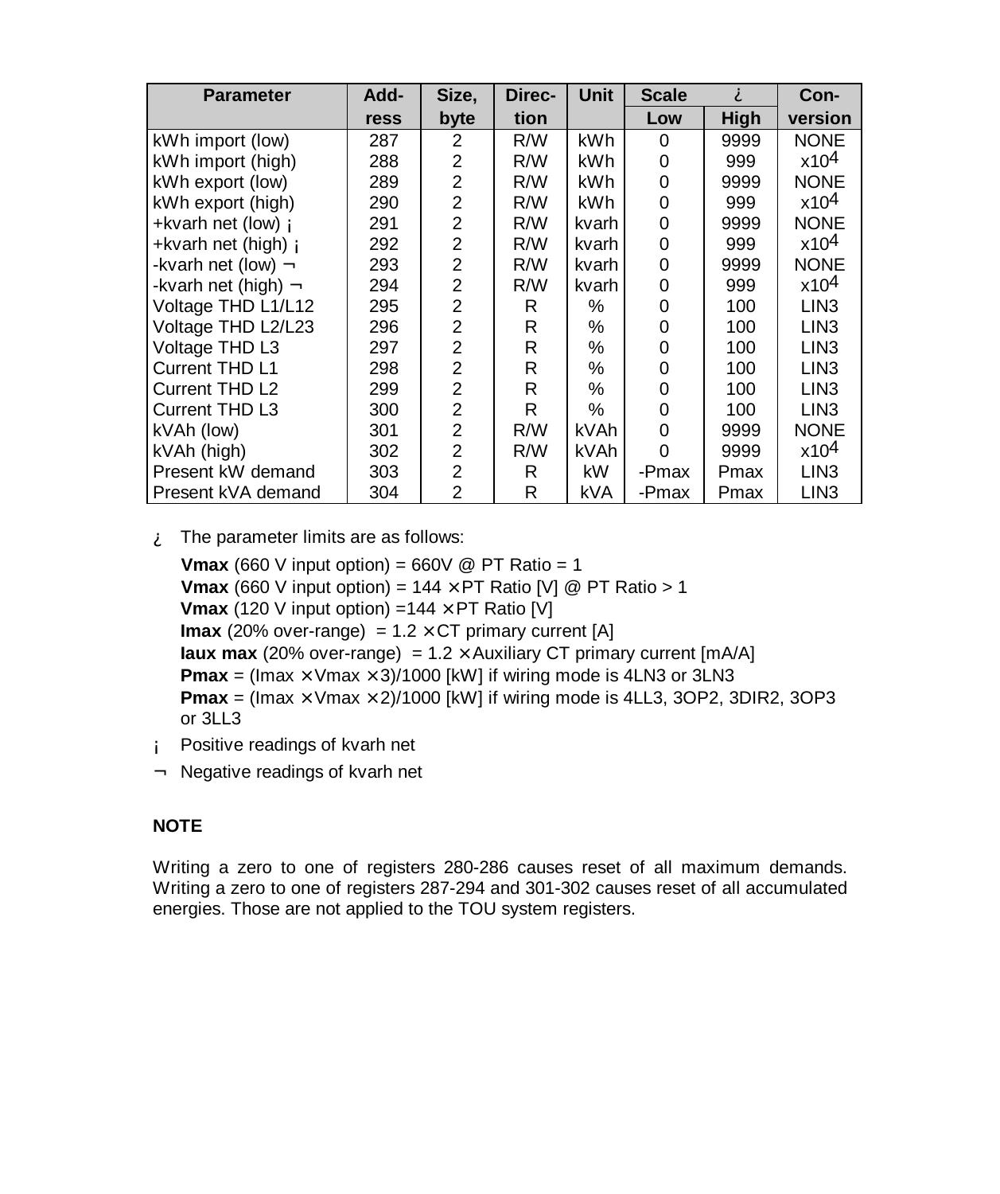| Parameter | Add-ress | Size, byte | Direc-tion | Unit | Scale ¿ | | Con-version |
|---|---|---|---|---|---|---|---|
| | | | | | Low | High | |
| kWh import (low) | 287 | 2 | R/W | kWh | 0 | 9999 | NONE |
| kWh import (high) | 288 | 2 | R/W | kWh | 0 | 999 | $x10^4$ |
| kWh export (low) | 289 | 2 | R/W | kWh | 0 | 9999 | NONE |
| kWh export (high) | 290 | 2 | R/W | kWh | 0 | 999 | $x10^4$ |
| +kvarh net (low) ¡ | 291 | 2 | R/W | kvarh | 0 | 9999 | NONE |
| +kvarh net (high) ¡ | 292 | 2 | R/W | kvarh | 0 | 999 | $x10^4$ |
| -kvarh net (low) ¬ | 293 | 2 | R/W | kvarh | 0 | 9999 | NONE |
| -kvarh net (high) ¬ | 294 | 2 | R/W | kvarh | 0 | 999 | $x10^4$ |
| Voltage THD L1/L12 | 295 | 2 | R | % | 0 | 100 | LIN3 |
| Voltage THD L2/L23 | 296 | 2 | R | % | 0 | 100 | LIN3 |
| Voltage THD L3 | 297 | 2 | R | % | 0 | 100 | LIN3 |
| Current THD L1 | 298 | 2 | R | % | 0 | 100 | LIN3 |
| Current THD L2 | 299 | 2 | R | % | 0 | 100 | LIN3 |
| Current THD L3 | 300 | 2 | R | % | 0 | 100 | LIN3 |
| kVAh (low) | 301 | 2 | R/W | kVAh | 0 | 9999 | NONE |
| kVAh (high) | 302 | 2 | R/W | kVAh | 0 | 9999 | $x10^4$ |
| Present kW demand | 303 | 2 | R | kW | -Pmax | Pmax | LIN3 |
| Present kVA demand | 304 | 2 | R | kVA | -Pmax | Pmax | LIN3 |

¿ The parameter limits are as follows:

**Vmax** (660 V input option) = 660V @ PT Ratio = 1
**Vmax** (660 V input option) = 144 × PT Ratio [V] @ PT Ratio > 1
**Vmax** (120 V input option) =144 × PT Ratio [V]
**Imax** (20% over-range) = 1.2 × CT primary current [A]
**Iaux max** (20% over-range) = 1.2 × Auxiliary CT primary current [mA/A]
**Pmax** = (Imax × Vmax × 3)/1000 [kW] if wiring mode is 4LN3 or 3LN3
**Pmax** = (Imax × Vmax × 2)/1000 [kW] if wiring mode is 4LL3, 3OP2, 3DIR2, 3OP3 or 3LL3

¡ Positive readings of kvarh net

¬ Negative readings of kvarh net

**NOTE**

Writing a zero to one of registers 280-286 causes reset of all maximum demands. Writing a zero to one of registers 287-294 and 301-302 causes reset of all accumulated energies. Those are not applied to the TOU system registers.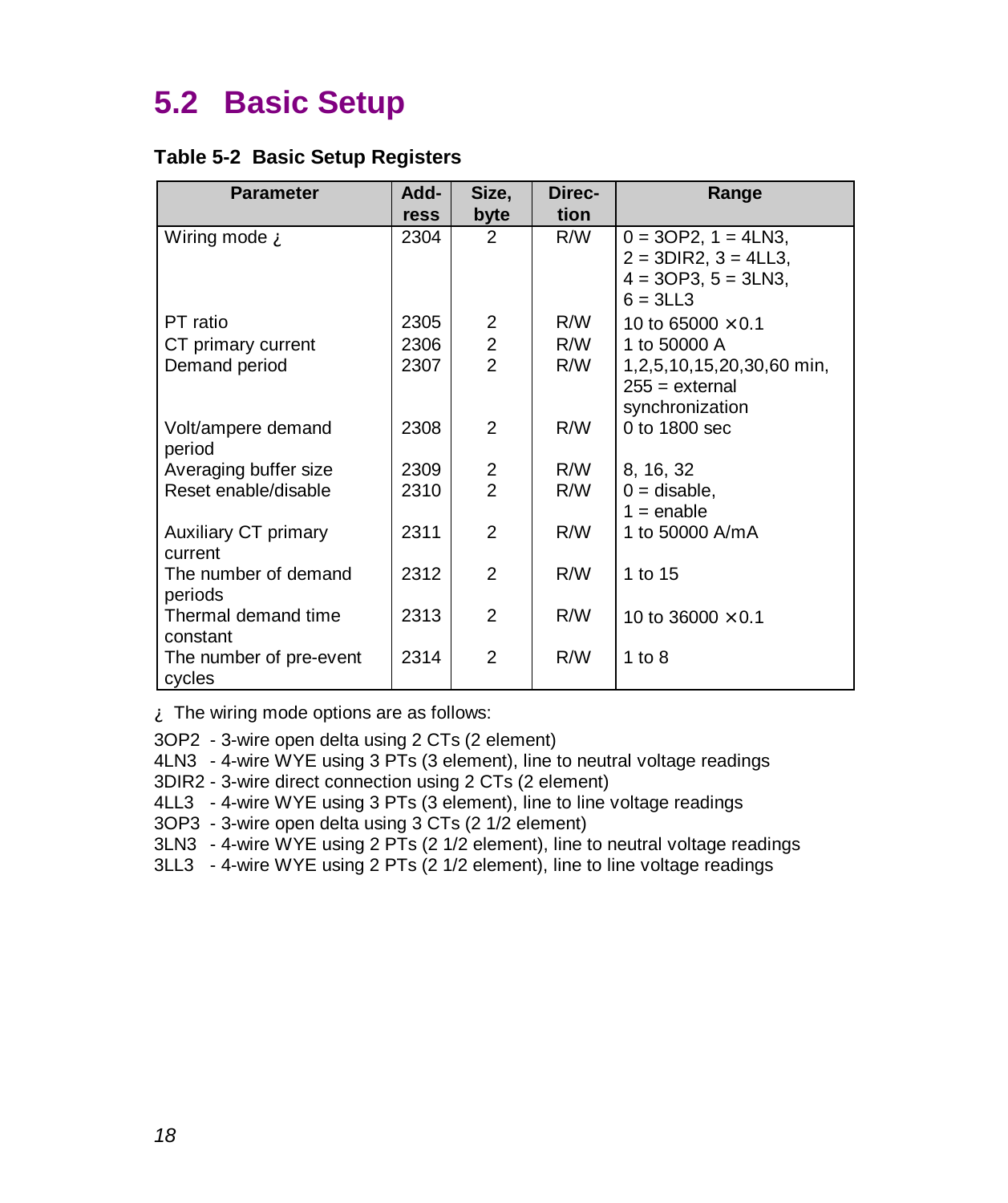## 5.2 Basic Setup

**Table 5-2 Basic Setup Registers**

| Parameter | Address | Size, byte | Direction | Range |
|---|---|---|---|---|
| Wiring mode ¿ | 2304 | 2 | R/W | 0 = 3OP2, 1 = 4LN3, 2 = 3DIR2, 3 = 4LL3, 4 = 3OP3, 5 = 3LN3, 6 = 3LL3 |
| PT ratio | 2305 | 2 | R/W | 10 to 65000 ×0.1 |
| CT primary current | 2306 | 2 | R/W | 1 to 50000 A |
| Demand period | 2307 | 2 | R/W | 1,2,5,10,15,20,30,60 min, 255 = external synchronization |
| Volt/ampere demand period | 2308 | 2 | R/W | 0 to 1800 sec |
| Averaging buffer size | 2309 | 2 | R/W | 8, 16, 32 |
| Reset enable/disable | 2310 | 2 | R/W | 0 = disable, 1 = enable |
| Auxiliary CT primary current | 2311 | 2 | R/W | 1 to 50000 A/mA |
| The number of demand periods | 2312 | 2 | R/W | 1 to 15 |
| Thermal demand time constant | 2313 | 2 | R/W | 10 to 36000 ×0.1 |
| The number of pre-event cycles | 2314 | 2 | R/W | 1 to 8 |

¿ The wiring mode options are as follows:

3OP2 - 3-wire open delta using 2 CTs (2 element)
4LN3 - 4-wire WYE using 3 PTs (3 element), line to neutral voltage readings
3DIR2 - 3-wire direct connection using 2 CTs (2 element)
4LL3 - 4-wire WYE using 3 PTs (3 element), line to line voltage readings
3OP3 - 3-wire open delta using 3 CTs (2 1/2 element)
3LN3 - 4-wire WYE using 2 PTs (2 1/2 element), line to neutral voltage readings
3LL3 - 4-wire WYE using 2 PTs (2 1/2 element), line to line voltage readings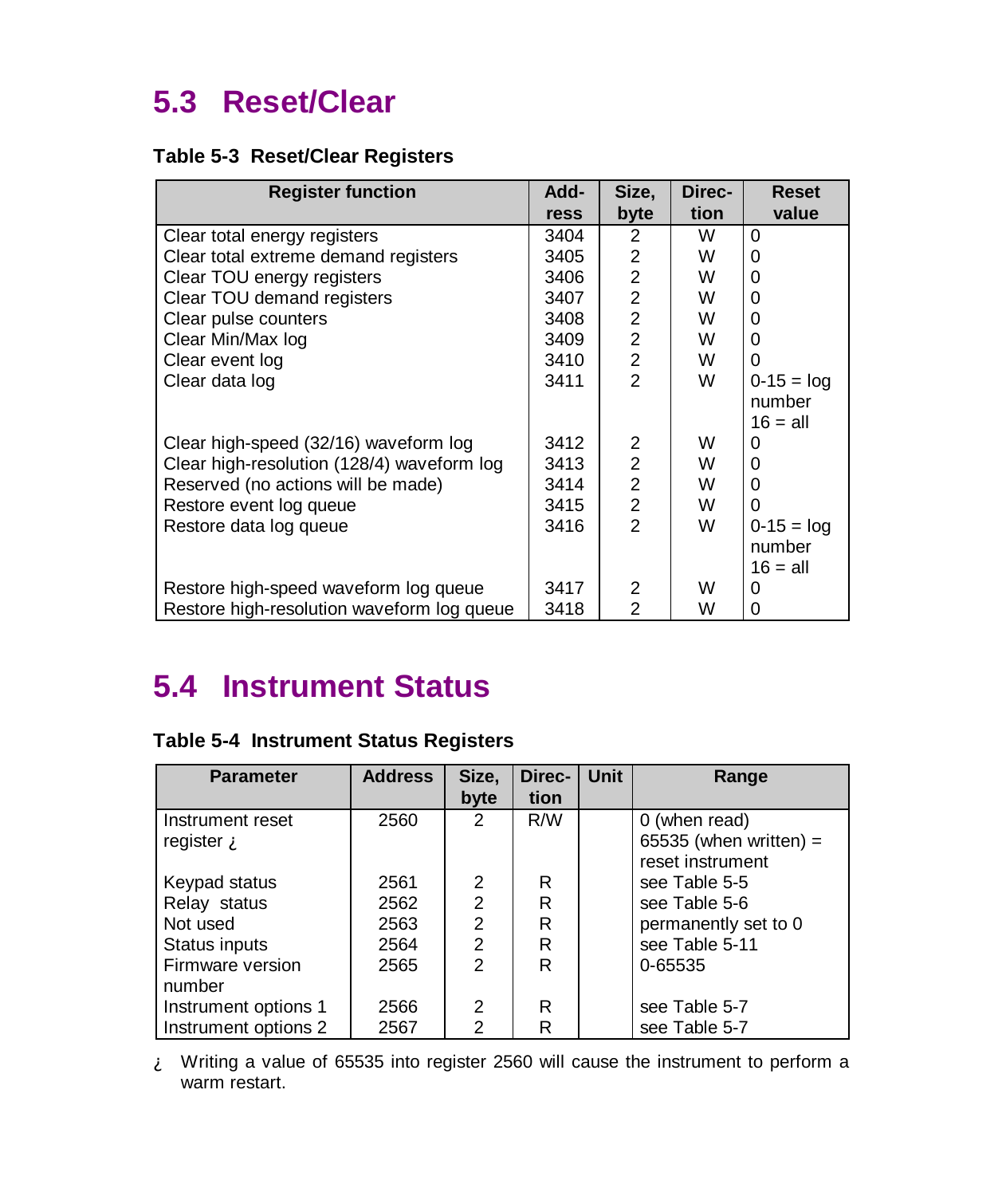## 5.3 Reset/Clear

**Table 5-3 Reset/Clear Registers**

| Register function | Address | Size, byte | Direction | Reset value |
|---|---|---|---|---|
| Clear total energy registers | 3404 | 2 | W | 0 |
| Clear total extreme demand registers | 3405 | 2 | W | 0 |
| Clear TOU energy registers | 3406 | 2 | W | 0 |
| Clear TOU demand registers | 3407 | 2 | W | 0 |
| Clear pulse counters | 3408 | 2 | W | 0 |
| Clear Min/Max log | 3409 | 2 | W | 0 |
| Clear event log | 3410 | 2 | W | 0 |
| Clear data log | 3411 | 2 | W | 0-15 = log number 16 = all |
| Clear high-speed (32/16) waveform log | 3412 | 2 | W | 0 |
| Clear high-resolution (128/4) waveform log | 3413 | 2 | W | 0 |
| Reserved (no actions will be made) | 3414 | 2 | W | 0 |
| Restore event log queue | 3415 | 2 | W | 0 |
| Restore data log queue | 3416 | 2 | W | 0-15 = log number 16 = all |
| Restore high-speed waveform log queue | 3417 | 2 | W | 0 |
| Restore high-resolution waveform log queue | 3418 | 2 | W | 0 |

## 5.4 Instrument Status

**Table 5-4 Instrument Status Registers**

| Parameter | Address | Size, byte | Direction | Unit | Range |
|---|---|---|---|---|---|
| Instrument reset register ¿ | 2560 | 2 | R/W | | 0 (when read) 65535 (when written) = reset instrument |
| Keypad status | 2561 | 2 | R | | see Table 5-5 |
| Relay status | 2562 | 2 | R | | see Table 5-6 |
| Not used | 2563 | 2 | R | | permanently set to 0 |
| Status inputs | 2564 | 2 | R | | see Table 5-11 |
| Firmware version number | 2565 | 2 | R | | 0-65535 |
| Instrument options 1 | 2566 | 2 | R | | see Table 5-7 |
| Instrument options 2 | 2567 | 2 | R | | see Table 5-7 |

¿ Writing a value of 65535 into register 2560 will cause the instrument to perform a warm restart.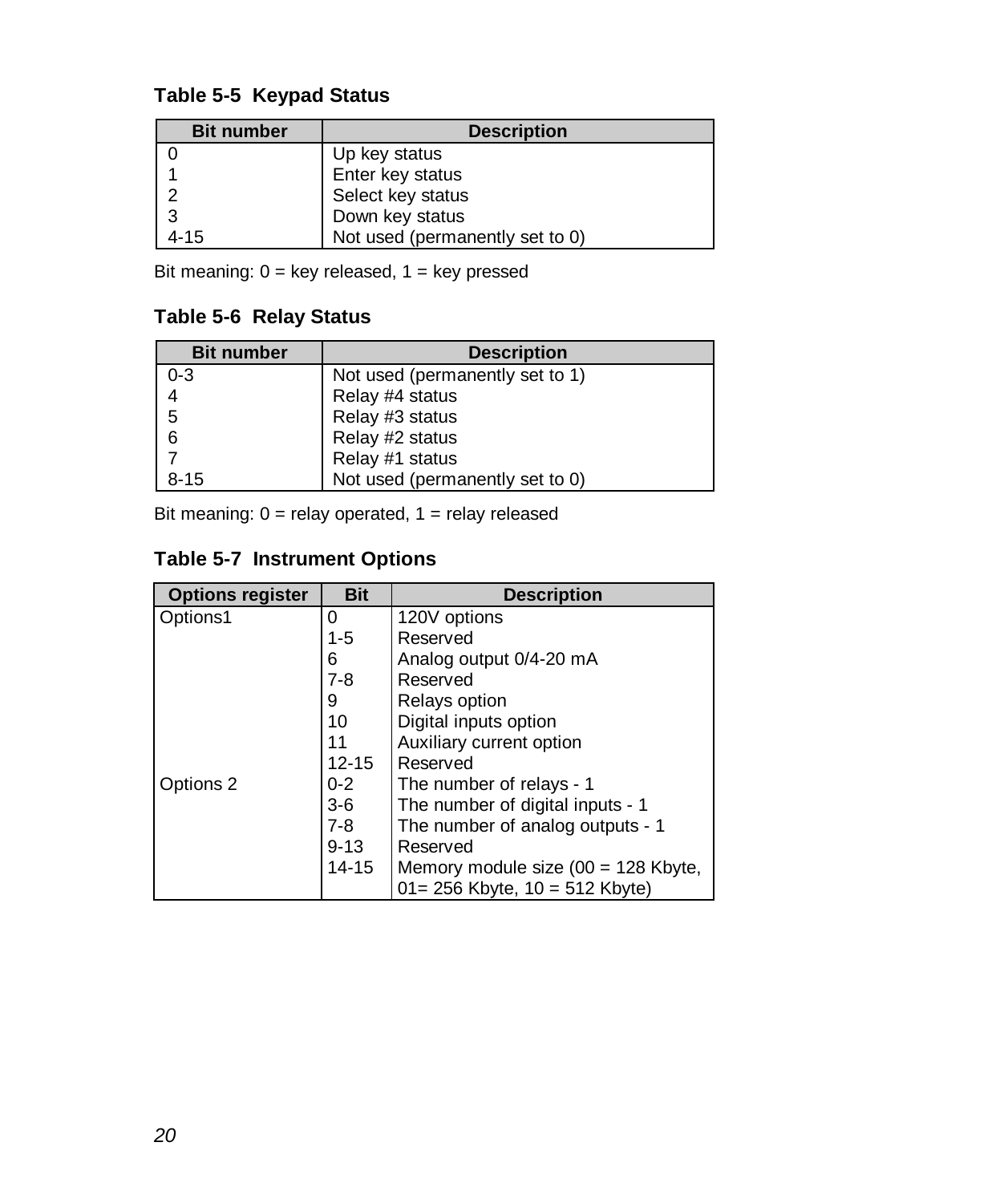### Table 5-5 Keypad Status

| Bit number | Description |
|---|---|
| 0 | Up key status |
| 1 | Enter key status |
| 2 | Select key status |
| 3 | Down key status |
| 4-15 | Not used (permanently set to 0) |

Bit meaning: 0 = key released, 1 = key pressed

### Table 5-6 Relay Status

| Bit number | Description |
|---|---|
| 0-3 | Not used (permanently set to 1) |
| 4 | Relay #4 status |
| 5 | Relay #3 status |
| 6 | Relay #2 status |
| 7 | Relay #1 status |
| 8-15 | Not used (permanently set to 0) |

Bit meaning: 0 = relay operated, 1 = relay released

### Table 5-7 Instrument Options

| Options register | Bit | Description |
|---|---|---|
| Options1 | 0 | 120V options |
| | 1-5 | Reserved |
| | 6 | Analog output 0/4-20 mA |
| | 7-8 | Reserved |
| | 9 | Relays option |
| | 10 | Digital inputs option |
| | 11 | Auxiliary current option |
| | 12-15 | Reserved |
| Options 2 | 0-2 | The number of relays - 1 |
| | 3-6 | The number of digital inputs - 1 |
| | 7-8 | The number of analog outputs - 1 |
| | 9-13 | Reserved |
| | 14-15 | Memory module size (00 = 128 Kbyte, 01= 256 Kbyte, 10 = 512 Kbyte) |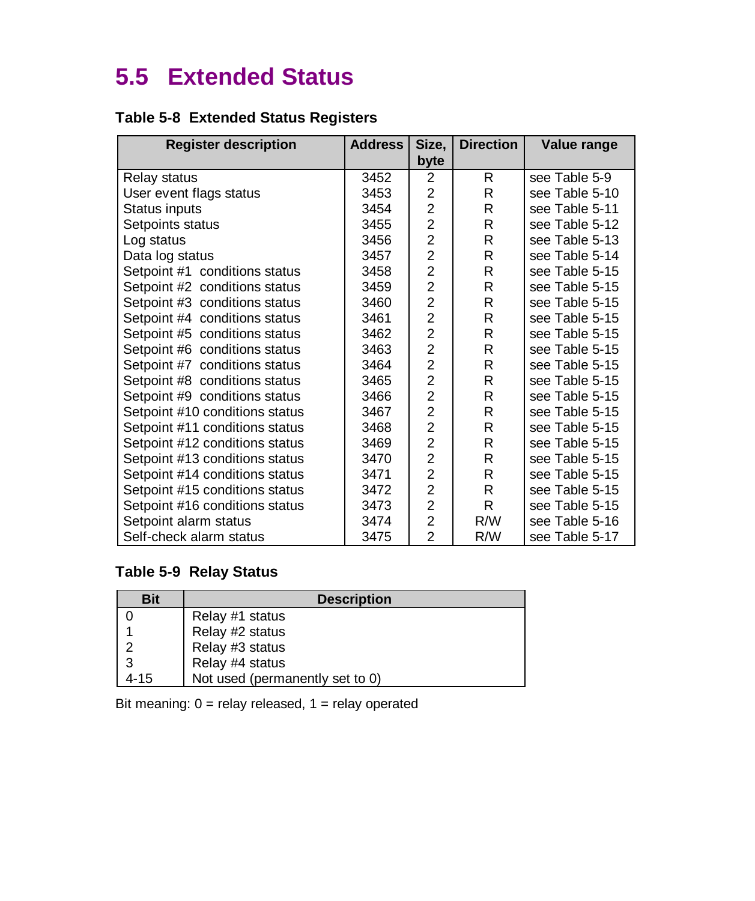## 5.5 Extended Status

**Table 5-8 Extended Status Registers**

| Register description | Address | Size, byte | Direction | Value range |
|---|---|---|---|---|
| Relay status | 3452 | 2 | R | see Table 5-9 |
| User event flags status | 3453 | 2 | R | see Table 5-10 |
| Status inputs | 3454 | 2 | R | see Table 5-11 |
| Setpoints status | 3455 | 2 | R | see Table 5-12 |
| Log status | 3456 | 2 | R | see Table 5-13 |
| Data log status | 3457 | 2 | R | see Table 5-14 |
| Setpoint #1 conditions status | 3458 | 2 | R | see Table 5-15 |
| Setpoint #2 conditions status | 3459 | 2 | R | see Table 5-15 |
| Setpoint #3 conditions status | 3460 | 2 | R | see Table 5-15 |
| Setpoint #4 conditions status | 3461 | 2 | R | see Table 5-15 |
| Setpoint #5 conditions status | 3462 | 2 | R | see Table 5-15 |
| Setpoint #6 conditions status | 3463 | 2 | R | see Table 5-15 |
| Setpoint #7 conditions status | 3464 | 2 | R | see Table 5-15 |
| Setpoint #8 conditions status | 3465 | 2 | R | see Table 5-15 |
| Setpoint #9 conditions status | 3466 | 2 | R | see Table 5-15 |
| Setpoint #10 conditions status | 3467 | 2 | R | see Table 5-15 |
| Setpoint #11 conditions status | 3468 | 2 | R | see Table 5-15 |
| Setpoint #12 conditions status | 3469 | 2 | R | see Table 5-15 |
| Setpoint #13 conditions status | 3470 | 2 | R | see Table 5-15 |
| Setpoint #14 conditions status | 3471 | 2 | R | see Table 5-15 |
| Setpoint #15 conditions status | 3472 | 2 | R | see Table 5-15 |
| Setpoint #16 conditions status | 3473 | 2 | R | see Table 5-15 |
| Setpoint alarm status | 3474 | 2 | R/W | see Table 5-16 |
| Self-check alarm status | 3475 | 2 | R/W | see Table 5-17 |

**Table 5-9 Relay Status**

| Bit | Description |
|---|---|
| 0 | Relay #1 status |
| 1 | Relay #2 status |
| 2 | Relay #3 status |
| 3 | Relay #4 status |
| 4-15 | Not used (permanently set to 0) |

Bit meaning: 0 = relay released, 1 = relay operated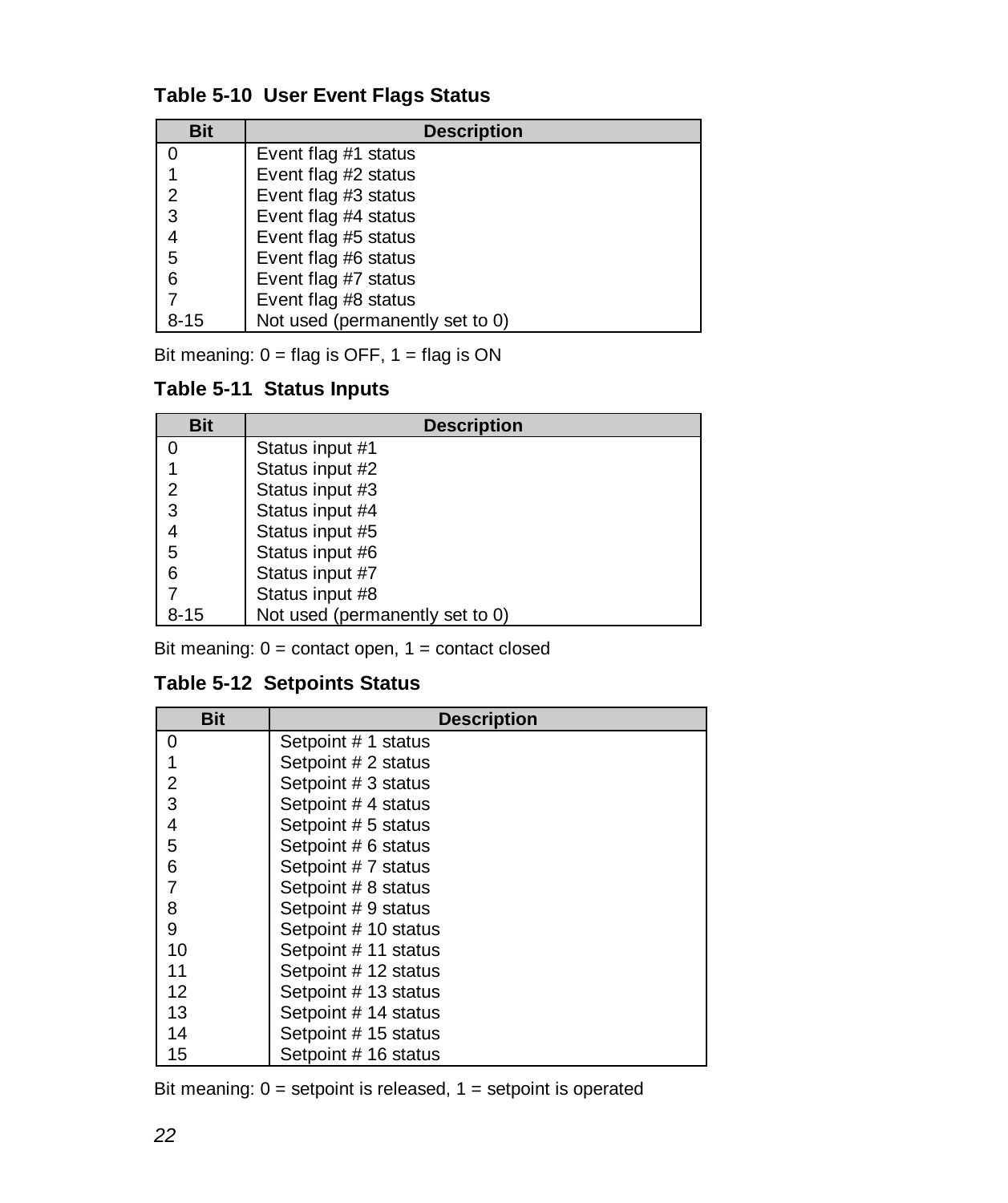### Table 5-10  User Event Flags Status

| Bit | Description |
|---|---|
| 0 | Event flag #1 status |
| 1 | Event flag #2 status |
| 2 | Event flag #3 status |
| 3 | Event flag #4 status |
| 4 | Event flag #5 status |
| 5 | Event flag #6 status |
| 6 | Event flag #7 status |
| 7 | Event flag #8 status |
| 8-15 | Not used (permanently set to 0) |

Bit meaning: 0 = flag is OFF, 1 = flag is ON

### Table 5-11  Status Inputs

| Bit | Description |
|---|---|
| 0 | Status input #1 |
| 1 | Status input #2 |
| 2 | Status input #3 |
| 3 | Status input #4 |
| 4 | Status input #5 |
| 5 | Status input #6 |
| 6 | Status input #7 |
| 7 | Status input #8 |
| 8-15 | Not used (permanently set to 0) |

Bit meaning: 0 = contact open, 1 = contact closed

### Table 5-12  Setpoints Status

| Bit | Description |
|---|---|
| 0 | Setpoint # 1 status |
| 1 | Setpoint # 2 status |
| 2 | Setpoint # 3 status |
| 3 | Setpoint # 4 status |
| 4 | Setpoint # 5 status |
| 5 | Setpoint # 6 status |
| 6 | Setpoint # 7 status |
| 7 | Setpoint # 8 status |
| 8 | Setpoint # 9 status |
| 9 | Setpoint # 10 status |
| 10 | Setpoint # 11 status |
| 11 | Setpoint # 12 status |
| 12 | Setpoint # 13 status |
| 13 | Setpoint # 14 status |
| 14 | Setpoint # 15 status |
| 15 | Setpoint # 16 status |

Bit meaning: 0 = setpoint is released, 1 = setpoint is operated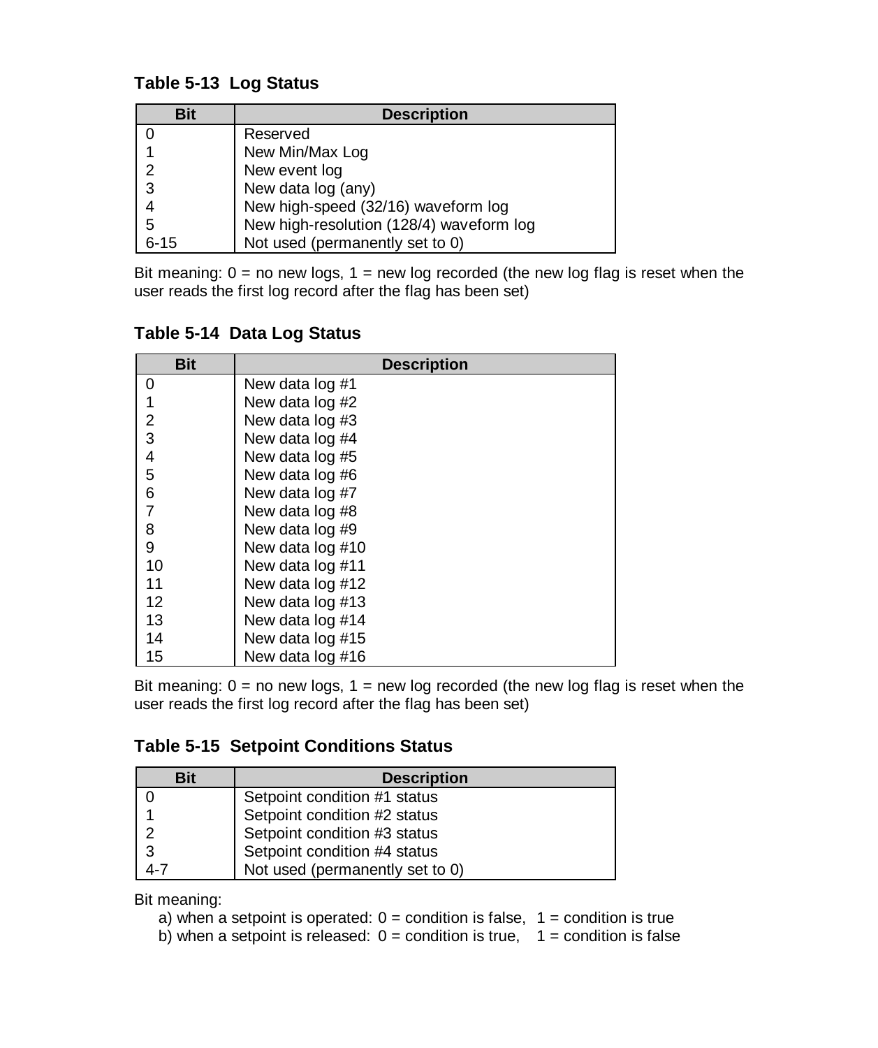**Table 5-13 Log Status**

| Bit | Description |
|---|---|
| 0 | Reserved |
| 1 | New Min/Max Log |
| 2 | New event log |
| 3 | New data log (any) |
| 4 | New high-speed (32/16) waveform log |
| 5 | New high-resolution (128/4) waveform log |
| 6-15 | Not used (permanently set to 0) |

Bit meaning: 0 = no new logs, 1 = new log recorded (the new log flag is reset when the user reads the first log record after the flag has been set)

**Table 5-14 Data Log Status**

| Bit | Description |
|---|---|
| 0 | New data log #1 |
| 1 | New data log #2 |
| 2 | New data log #3 |
| 3 | New data log #4 |
| 4 | New data log #5 |
| 5 | New data log #6 |
| 6 | New data log #7 |
| 7 | New data log #8 |
| 8 | New data log #9 |
| 9 | New data log #10 |
| 10 | New data log #11 |
| 11 | New data log #12 |
| 12 | New data log #13 |
| 13 | New data log #14 |
| 14 | New data log #15 |
| 15 | New data log #16 |

Bit meaning: 0 = no new logs, 1 = new log recorded (the new log flag is reset when the user reads the first log record after the flag has been set)

**Table 5-15 Setpoint Conditions Status**

| Bit | Description |
|---|---|
| 0 | Setpoint condition #1 status |
| 1 | Setpoint condition #2 status |
| 2 | Setpoint condition #3 status |
| 3 | Setpoint condition #4 status |
| 4-7 | Not used (permanently set to 0) |

Bit meaning:

a) when a setpoint is operated: 0 = condition is false, 1 = condition is true
b) when a setpoint is released: 0 = condition is true, 1 = condition is false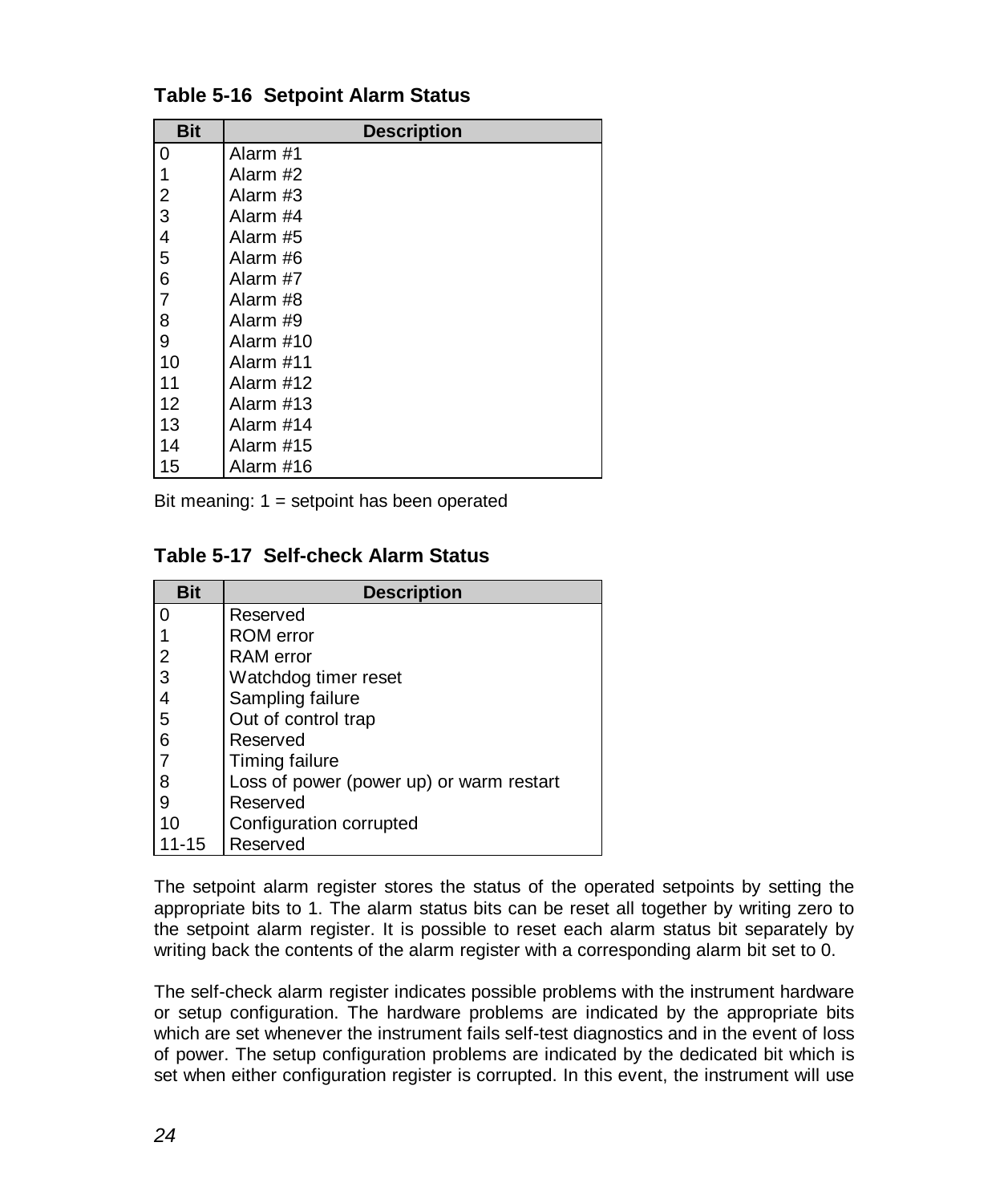**Table 5-16 Setpoint Alarm Status**

| Bit | Description |
|---|---|
| 0 | Alarm #1 |
| 1 | Alarm #2 |
| 2 | Alarm #3 |
| 3 | Alarm #4 |
| 4 | Alarm #5 |
| 5 | Alarm #6 |
| 6 | Alarm #7 |
| 7 | Alarm #8 |
| 8 | Alarm #9 |
| 9 | Alarm #10 |
| 10 | Alarm #11 |
| 11 | Alarm #12 |
| 12 | Alarm #13 |
| 13 | Alarm #14 |
| 14 | Alarm #15 |
| 15 | Alarm #16 |

Bit meaning: 1 = setpoint has been operated

**Table 5-17 Self-check Alarm Status**

| Bit | Description |
|---|---|
| 0 | Reserved |
| 1 | ROM error |
| 2 | RAM error |
| 3 | Watchdog timer reset |
| 4 | Sampling failure |
| 5 | Out of control trap |
| 6 | Reserved |
| 7 | Timing failure |
| 8 | Loss of power (power up) or warm restart |
| 9 | Reserved |
| 10 | Configuration corrupted |
| 11-15 | Reserved |

The setpoint alarm register stores the status of the operated setpoints by setting the appropriate bits to 1. The alarm status bits can be reset all together by writing zero to the setpoint alarm register. It is possible to reset each alarm status bit separately by writing back the contents of the alarm register with a corresponding alarm bit set to 0.

The self-check alarm register indicates possible problems with the instrument hardware or setup configuration. The hardware problems are indicated by the appropriate bits which are set whenever the instrument fails self-test diagnostics and in the event of loss of power. The setup configuration problems are indicated by the dedicated bit which is set when either configuration register is corrupted. In this event, the instrument will use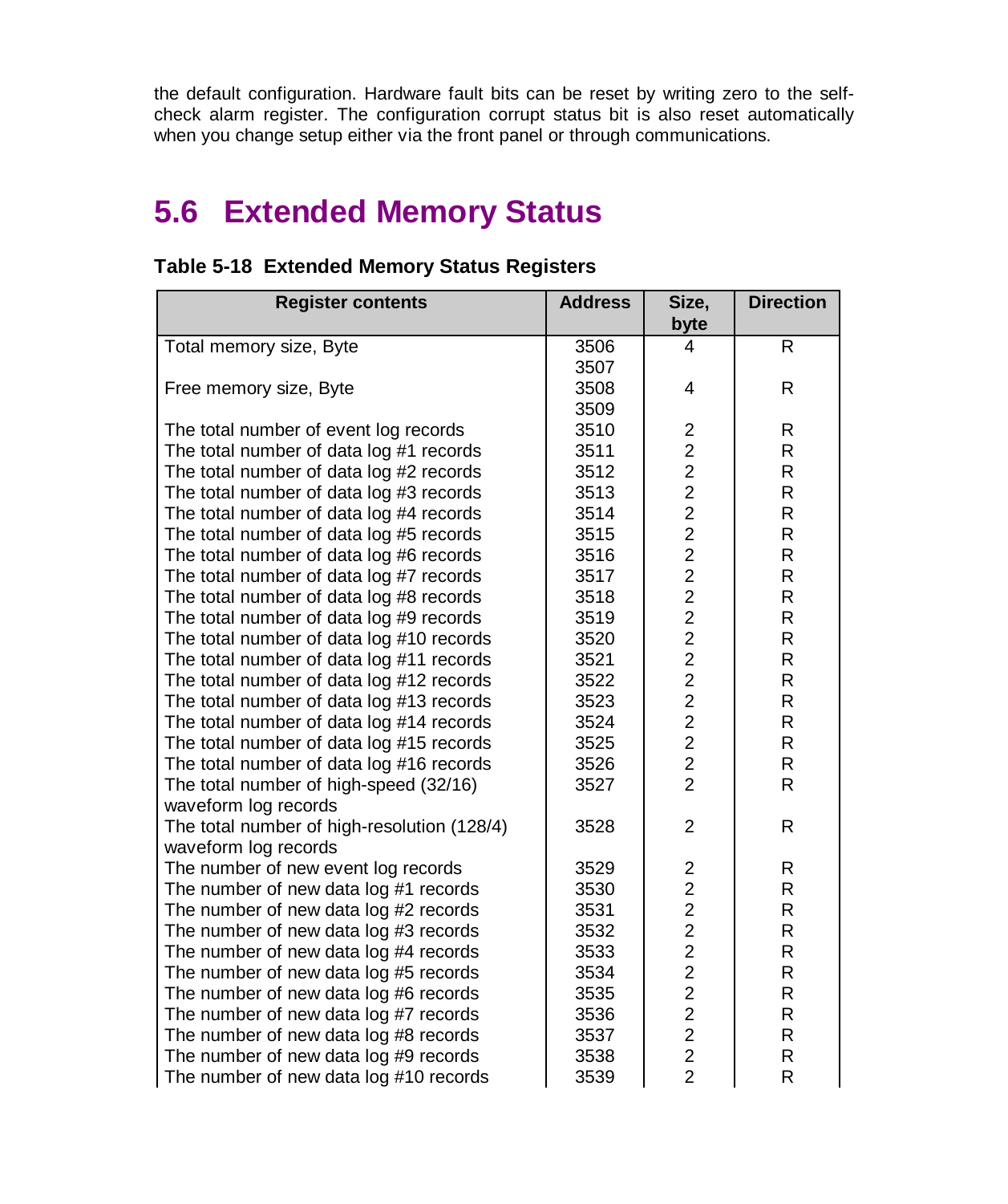the default configuration. Hardware fault bits can be reset by writing zero to the self-check alarm register. The configuration corrupt status bit is also reset automatically when you change setup either via the front panel or through communications.

## 5.6 Extended Memory Status

**Table 5-18 Extended Memory Status Registers**

| Register contents | Address | Size, byte | Direction |
|---|---|---|---|
| Total memory size, Byte | 3506<br>3507 | 4 | R |
| Free memory size, Byte | 3508<br>3509 | 4 | R |
| The total number of event log records | 3510 | 2 | R |
| The total number of data log #1 records | 3511 | 2 | R |
| The total number of data log #2 records | 3512 | 2 | R |
| The total number of data log #3 records | 3513 | 2 | R |
| The total number of data log #4 records | 3514 | 2 | R |
| The total number of data log #5 records | 3515 | 2 | R |
| The total number of data log #6 records | 3516 | 2 | R |
| The total number of data log #7 records | 3517 | 2 | R |
| The total number of data log #8 records | 3518 | 2 | R |
| The total number of data log #9 records | 3519 | 2 | R |
| The total number of data log #10 records | 3520 | 2 | R |
| The total number of data log #11 records | 3521 | 2 | R |
| The total number of data log #12 records | 3522 | 2 | R |
| The total number of data log #13 records | 3523 | 2 | R |
| The total number of data log #14 records | 3524 | 2 | R |
| The total number of data log #15 records | 3525 | 2 | R |
| The total number of data log #16 records | 3526 | 2 | R |
| The total number of high-speed (32/16) waveform log records | 3527 | 2 | R |
| The total number of high-resolution (128/4) waveform log records | 3528 | 2 | R |
| The number of new event log records | 3529 | 2 | R |
| The number of new data log #1 records | 3530 | 2 | R |
| The number of new data log #2 records | 3531 | 2 | R |
| The number of new data log #3 records | 3532 | 2 | R |
| The number of new data log #4 records | 3533 | 2 | R |
| The number of new data log #5 records | 3534 | 2 | R |
| The number of new data log #6 records | 3535 | 2 | R |
| The number of new data log #7 records | 3536 | 2 | R |
| The number of new data log #8 records | 3537 | 2 | R |
| The number of new data log #9 records | 3538 | 2 | R |
| The number of new data log #10 records | 3539 | 2 | R |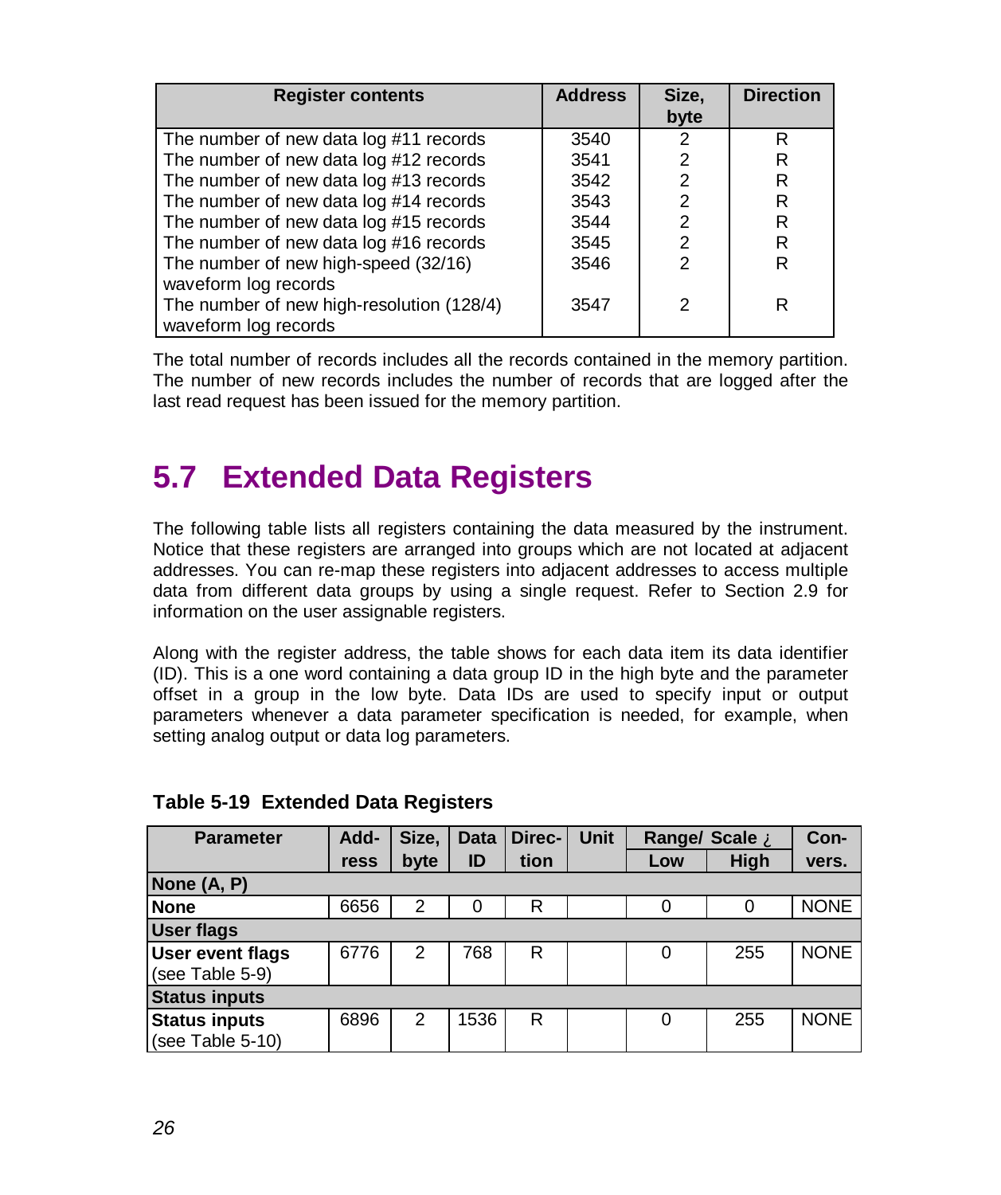| Register contents | Address | Size, byte | Direction |
|---|---|---|---|
| The number of new data log #11 records | 3540 | 2 | R |
| The number of new data log #12 records | 3541 | 2 | R |
| The number of new data log #13 records | 3542 | 2 | R |
| The number of new data log #14 records | 3543 | 2 | R |
| The number of new data log #15 records | 3544 | 2 | R |
| The number of new data log #16 records | 3545 | 2 | R |
| The number of new high-speed (32/16) waveform log records | 3546 | 2 | R |
| The number of new high-resolution (128/4) waveform log records | 3547 | 2 | R |

The total number of records includes all the records contained in the memory partition. The number of new records includes the number of records that are logged after the last read request has been issued for the memory partition.

## 5.7 Extended Data Registers

The following table lists all registers containing the data measured by the instrument. Notice that these registers are arranged into groups which are not located at adjacent addresses. You can re-map these registers into adjacent addresses to access multiple data from different data groups by using a single request. Refer to Section 2.9 for information on the user assignable registers.

Along with the register address, the table shows for each data item its data identifier (ID). This is a one word containing a data group ID in the high byte and the parameter offset in a group in the low byte. Data IDs are used to specify input or output parameters whenever a data parameter specification is needed, for example, when setting analog output or data log parameters.

**Table 5-19 Extended Data Registers**

| Parameter | Address | Size, byte | Data ID | Direction | Unit | Range/ Scale ¿ | | Convers. |
|---|---|---|---|---|---|---|---|---|
| | | | | | | Low | High | |
| **None (A, P)** | | | | | | | | |
| **None** | 6656 | 2 | 0 | R | | 0 | 0 | NONE |
| **User flags** | | | | | | | | |
| **User event flags** (see Table 5-9) | 6776 | 2 | 768 | R | | 0 | 255 | NONE |
| **Status inputs** | | | | | | | | |
| **Status inputs** (see Table 5-10) | 6896 | 2 | 1536 | R | | 0 | 255 | NONE |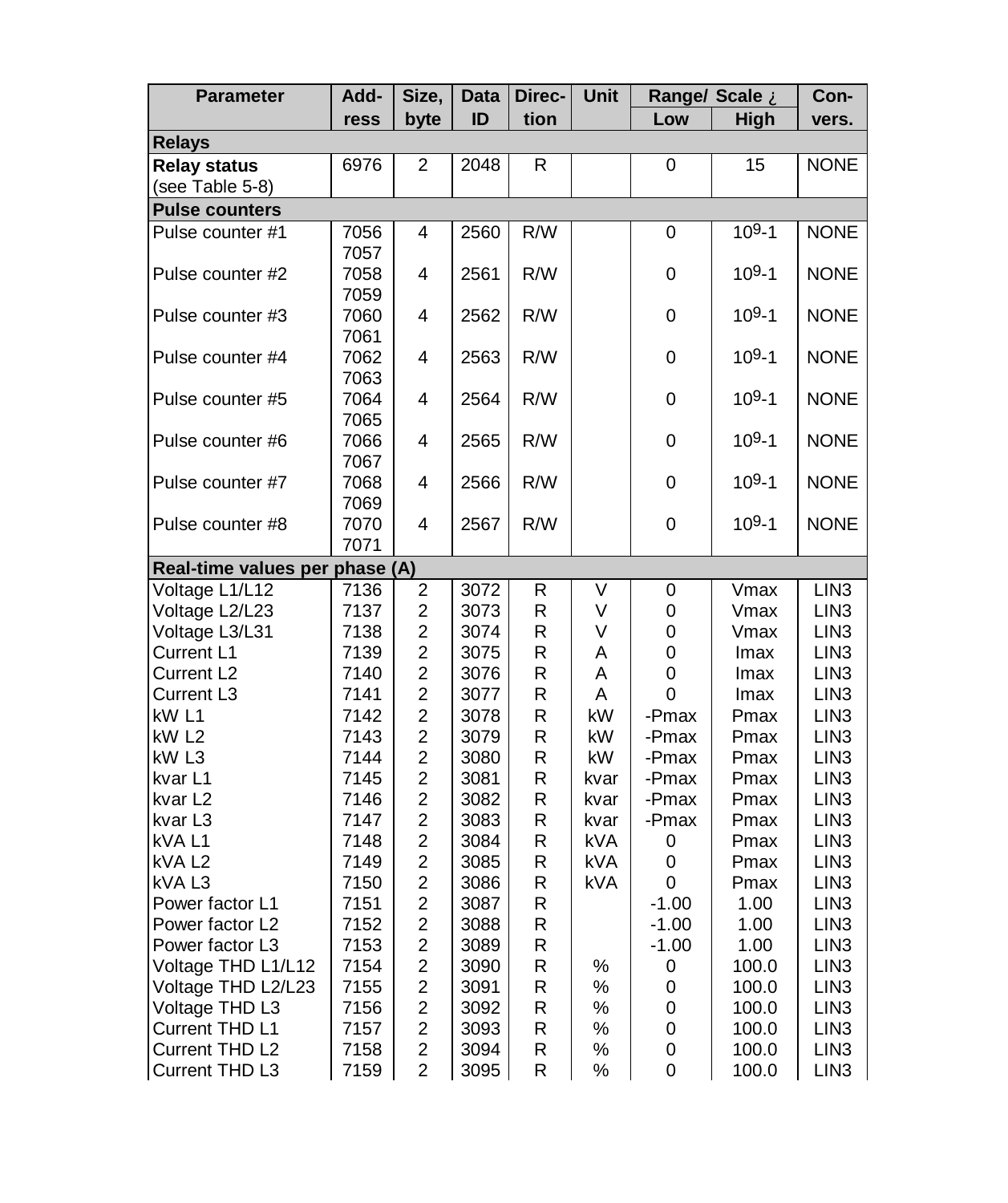| Parameter | Add-ress | Size, byte | Data ID | Direc-tion | Unit | Range/ Scale ¿ | | Con-vers. |
|---|---|---|---|---|---|---|---|---|
| | | | | | | Low | High | |
| **Relays** | | | | | | | | |
| **Relay status** (see Table 5-8) | 6976 | 2 | 2048 | R | | 0 | 15 | NONE |
| **Pulse counters** | | | | | | | | |
| Pulse counter #1 | 7056 7057 | 4 | 2560 | R/W | | 0 | $10^9$-1 | NONE |
| Pulse counter #2 | 7058 7059 | 4 | 2561 | R/W | | 0 | $10^9$-1 | NONE |
| Pulse counter #3 | 7060 7061 | 4 | 2562 | R/W | | 0 | $10^9$-1 | NONE |
| Pulse counter #4 | 7062 7063 | 4 | 2563 | R/W | | 0 | $10^9$-1 | NONE |
| Pulse counter #5 | 7064 7065 | 4 | 2564 | R/W | | 0 | $10^9$-1 | NONE |
| Pulse counter #6 | 7066 7067 | 4 | 2565 | R/W | | 0 | $10^9$-1 | NONE |
| Pulse counter #7 | 7068 7069 | 4 | 2566 | R/W | | 0 | $10^9$-1 | NONE |
| Pulse counter #8 | 7070 7071 | 4 | 2567 | R/W | | 0 | $10^9$-1 | NONE |
| **Real-time values per phase (A)** | | | | | | | | |
| Voltage L1/L12 | 7136 | 2 | 3072 | R | V | 0 | Vmax | LIN3 |
| Voltage L2/L23 | 7137 | 2 | 3073 | R | V | 0 | Vmax | LIN3 |
| Voltage L3/L31 | 7138 | 2 | 3074 | R | V | 0 | Vmax | LIN3 |
| Current L1 | 7139 | 2 | 3075 | R | A | 0 | Imax | LIN3 |
| Current L2 | 7140 | 2 | 3076 | R | A | 0 | Imax | LIN3 |
| Current L3 | 7141 | 2 | 3077 | R | A | 0 | Imax | LIN3 |
| kW L1 | 7142 | 2 | 3078 | R | kW | -Pmax | Pmax | LIN3 |
| kW L2 | 7143 | 2 | 3079 | R | kW | -Pmax | Pmax | LIN3 |
| kW L3 | 7144 | 2 | 3080 | R | kW | -Pmax | Pmax | LIN3 |
| kvar L1 | 7145 | 2 | 3081 | R | kvar | -Pmax | Pmax | LIN3 |
| kvar L2 | 7146 | 2 | 3082 | R | kvar | -Pmax | Pmax | LIN3 |
| kvar L3 | 7147 | 2 | 3083 | R | kvar | -Pmax | Pmax | LIN3 |
| kVA L1 | 7148 | 2 | 3084 | R | kVA | 0 | Pmax | LIN3 |
| kVA L2 | 7149 | 2 | 3085 | R | kVA | 0 | Pmax | LIN3 |
| kVA L3 | 7150 | 2 | 3086 | R | kVA | 0 | Pmax | LIN3 |
| Power factor L1 | 7151 | 2 | 3087 | R | | -1.00 | 1.00 | LIN3 |
| Power factor L2 | 7152 | 2 | 3088 | R | | -1.00 | 1.00 | LIN3 |
| Power factor L3 | 7153 | 2 | 3089 | R | | -1.00 | 1.00 | LIN3 |
| Voltage THD L1/L12 | 7154 | 2 | 3090 | R | % | 0 | 100.0 | LIN3 |
| Voltage THD L2/L23 | 7155 | 2 | 3091 | R | % | 0 | 100.0 | LIN3 |
| Voltage THD L3 | 7156 | 2 | 3092 | R | % | 0 | 100.0 | LIN3 |
| Current THD L1 | 7157 | 2 | 3093 | R | % | 0 | 100.0 | LIN3 |
| Current THD L2 | 7158 | 2 | 3094 | R | % | 0 | 100.0 | LIN3 |
| Current THD L3 | 7159 | 2 | 3095 | R | % | 0 | 100.0 | LIN3 |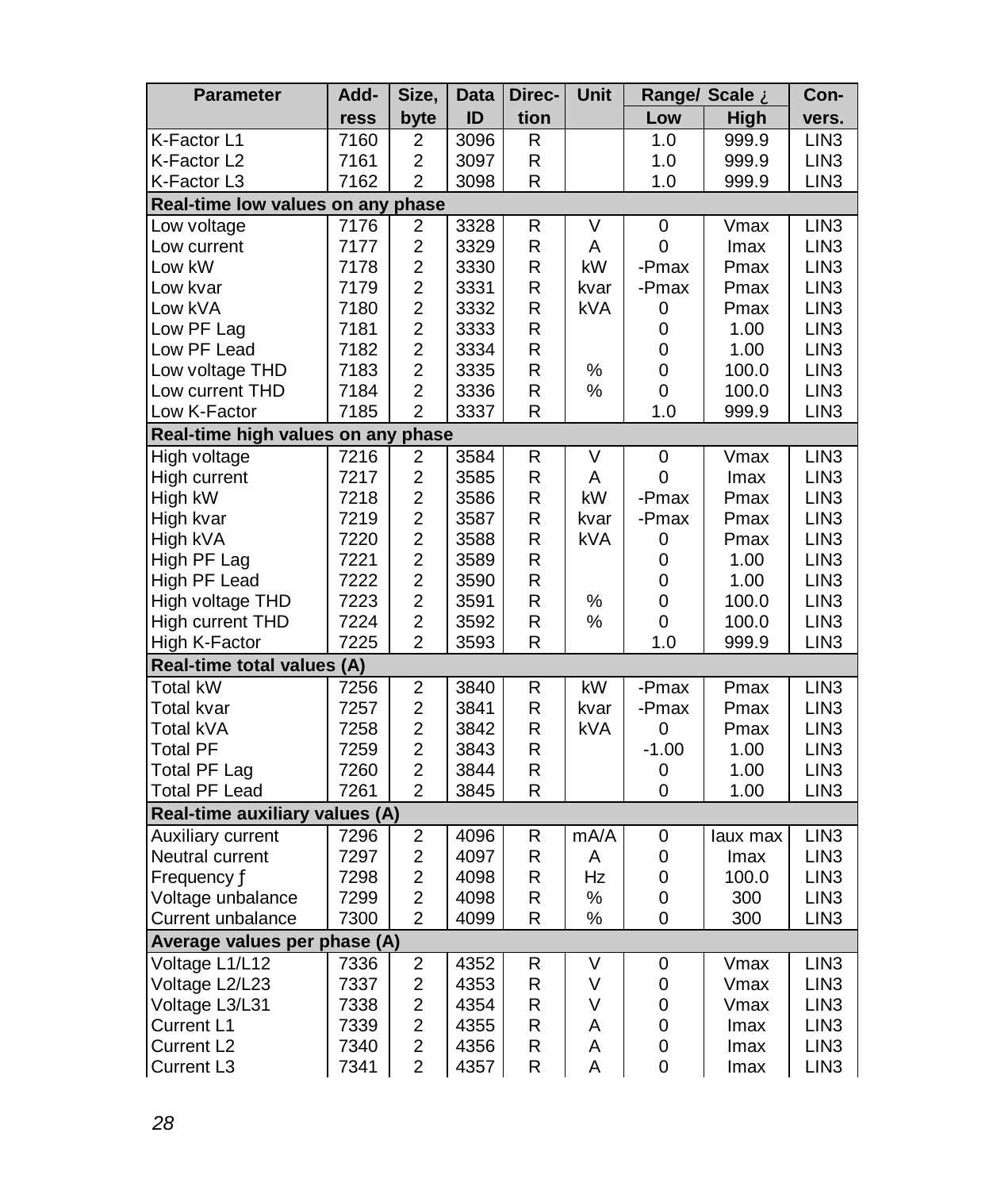| Parameter | Address | Size, byte | Data ID | Direction | Unit | Range/ Scale ¿ | | Con-vers. |
|---|---|---|---|---|---|---|---|---|
| | | | | | | Low | High | |
| K-Factor L1 | 7160 | 2 | 3096 | R | | 1.0 | 999.9 | LIN3 |
| K-Factor L2 | 7161 | 2 | 3097 | R | | 1.0 | 999.9 | LIN3 |
| K-Factor L3 | 7162 | 2 | 3098 | R | | 1.0 | 999.9 | LIN3 |
| **Real-time low values on any phase** | | | | | | | | |
| Low voltage | 7176 | 2 | 3328 | R | V | 0 | Vmax | LIN3 |
| Low current | 7177 | 2 | 3329 | R | A | 0 | Imax | LIN3 |
| Low kW | 7178 | 2 | 3330 | R | kW | -Pmax | Pmax | LIN3 |
| Low kvar | 7179 | 2 | 3331 | R | kvar | -Pmax | Pmax | LIN3 |
| Low kVA | 7180 | 2 | 3332 | R | kVA | 0 | Pmax | LIN3 |
| Low PF Lag | 7181 | 2 | 3333 | R | | 0 | 1.00 | LIN3 |
| Low PF Lead | 7182 | 2 | 3334 | R | | 0 | 1.00 | LIN3 |
| Low voltage THD | 7183 | 2 | 3335 | R | % | 0 | 100.0 | LIN3 |
| Low current THD | 7184 | 2 | 3336 | R | % | 0 | 100.0 | LIN3 |
| Low K-Factor | 7185 | 2 | 3337 | R | | 1.0 | 999.9 | LIN3 |
| **Real-time high values on any phase** | | | | | | | | |
| High voltage | 7216 | 2 | 3584 | R | V | 0 | Vmax | LIN3 |
| High current | 7217 | 2 | 3585 | R | A | 0 | Imax | LIN3 |
| High kW | 7218 | 2 | 3586 | R | kW | -Pmax | Pmax | LIN3 |
| High kvar | 7219 | 2 | 3587 | R | kvar | -Pmax | Pmax | LIN3 |
| High kVA | 7220 | 2 | 3588 | R | kVA | 0 | Pmax | LIN3 |
| High PF Lag | 7221 | 2 | 3589 | R | | 0 | 1.00 | LIN3 |
| High PF Lead | 7222 | 2 | 3590 | R | | 0 | 1.00 | LIN3 |
| High voltage THD | 7223 | 2 | 3591 | R | % | 0 | 100.0 | LIN3 |
| High current THD | 7224 | 2 | 3592 | R | % | 0 | 100.0 | LIN3 |
| High K-Factor | 7225 | 2 | 3593 | R | | 1.0 | 999.9 | LIN3 |
| **Real-time total values (A)** | | | | | | | | |
| Total kW | 7256 | 2 | 3840 | R | kW | -Pmax | Pmax | LIN3 |
| Total kvar | 7257 | 2 | 3841 | R | kvar | -Pmax | Pmax | LIN3 |
| Total kVA | 7258 | 2 | 3842 | R | kVA | 0 | Pmax | LIN3 |
| Total PF | 7259 | 2 | 3843 | R | | -1.00 | 1.00 | LIN3 |
| Total PF Lag | 7260 | 2 | 3844 | R | | 0 | 1.00 | LIN3 |
| Total PF Lead | 7261 | 2 | 3845 | R | | 0 | 1.00 | LIN3 |
| **Real-time auxiliary values (A)** | | | | | | | | |
| Auxiliary current | 7296 | 2 | 4096 | R | mA/A | 0 | Iaux max | LIN3 |
| Neutral current | 7297 | 2 | 4097 | R | A | 0 | Imax | LIN3 |
| Frequency ƒ | 7298 | 2 | 4098 | R | Hz | 0 | 100.0 | LIN3 |
| Voltage unbalance | 7299 | 2 | 4098 | R | % | 0 | 300 | LIN3 |
| Current unbalance | 7300 | 2 | 4099 | R | % | 0 | 300 | LIN3 |
| **Average values per phase (A)** | | | | | | | | |
| Voltage L1/L12 | 7336 | 2 | 4352 | R | V | 0 | Vmax | LIN3 |
| Voltage L2/L23 | 7337 | 2 | 4353 | R | V | 0 | Vmax | LIN3 |
| Voltage L3/L31 | 7338 | 2 | 4354 | R | V | 0 | Vmax | LIN3 |
| Current L1 | 7339 | 2 | 4355 | R | A | 0 | Imax | LIN3 |
| Current L2 | 7340 | 2 | 4356 | R | A | 0 | Imax | LIN3 |
| Current L3 | 7341 | 2 | 4357 | R | A | 0 | Imax | LIN3 |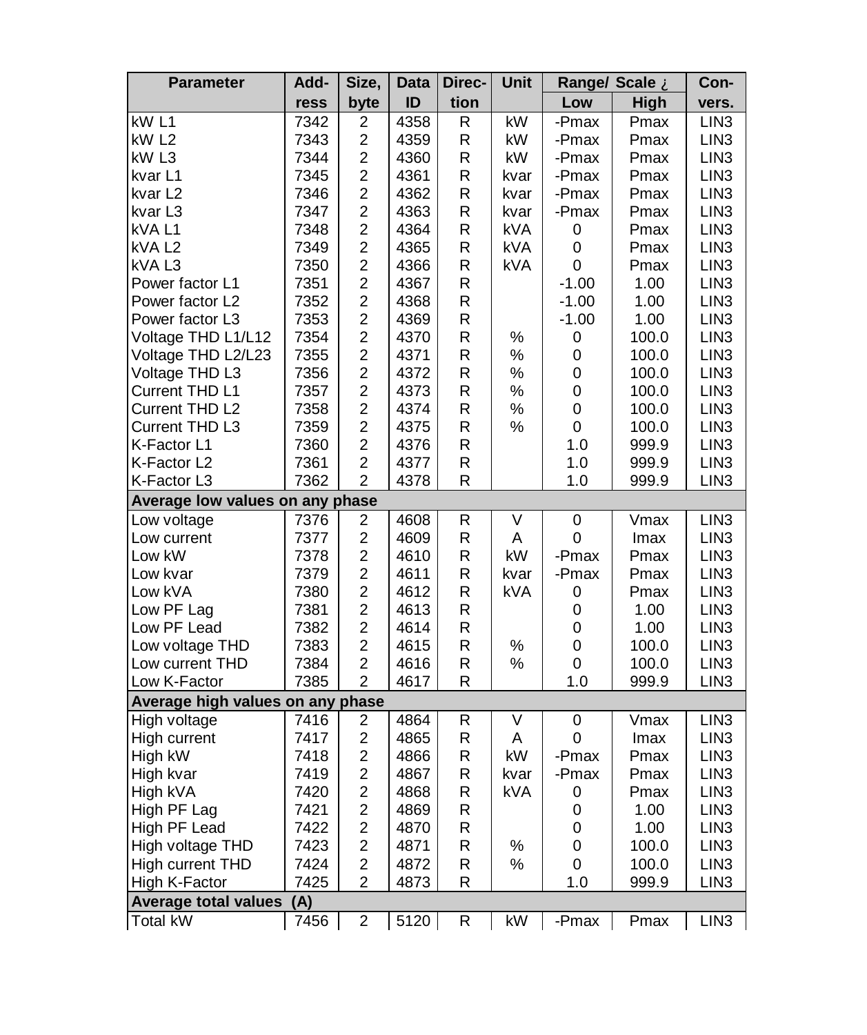| Parameter | Add-ress | Size, byte | Data ID | Direc-tion | Unit | Range/ Scale ¿ | | Con-vers. |
|---|---|---|---|---|---|---|---|---|
| | | | | | | Low | High | |
| kW L1 | 7342 | 2 | 4358 | R | kW | -Pmax | Pmax | LIN3 |
| kW L2 | 7343 | 2 | 4359 | R | kW | -Pmax | Pmax | LIN3 |
| kW L3 | 7344 | 2 | 4360 | R | kW | -Pmax | Pmax | LIN3 |
| kvar L1 | 7345 | 2 | 4361 | R | kvar | -Pmax | Pmax | LIN3 |
| kvar L2 | 7346 | 2 | 4362 | R | kvar | -Pmax | Pmax | LIN3 |
| kvar L3 | 7347 | 2 | 4363 | R | kvar | -Pmax | Pmax | LIN3 |
| kVA L1 | 7348 | 2 | 4364 | R | kVA | 0 | Pmax | LIN3 |
| kVA L2 | 7349 | 2 | 4365 | R | kVA | 0 | Pmax | LIN3 |
| kVA L3 | 7350 | 2 | 4366 | R | kVA | 0 | Pmax | LIN3 |
| Power factor L1 | 7351 | 2 | 4367 | R | | -1.00 | 1.00 | LIN3 |
| Power factor L2 | 7352 | 2 | 4368 | R | | -1.00 | 1.00 | LIN3 |
| Power factor L3 | 7353 | 2 | 4369 | R | | -1.00 | 1.00 | LIN3 |
| Voltage THD L1/L12 | 7354 | 2 | 4370 | R | % | 0 | 100.0 | LIN3 |
| Voltage THD L2/L23 | 7355 | 2 | 4371 | R | % | 0 | 100.0 | LIN3 |
| Voltage THD L3 | 7356 | 2 | 4372 | R | % | 0 | 100.0 | LIN3 |
| Current THD L1 | 7357 | 2 | 4373 | R | % | 0 | 100.0 | LIN3 |
| Current THD L2 | 7358 | 2 | 4374 | R | % | 0 | 100.0 | LIN3 |
| Current THD L3 | 7359 | 2 | 4375 | R | % | 0 | 100.0 | LIN3 |
| K-Factor L1 | 7360 | 2 | 4376 | R | | 1.0 | 999.9 | LIN3 |
| K-Factor L2 | 7361 | 2 | 4377 | R | | 1.0 | 999.9 | LIN3 |
| K-Factor L3 | 7362 | 2 | 4378 | R | | 1.0 | 999.9 | LIN3 |
| **Average low values on any phase** | | | | | | | | |
| Low voltage | 7376 | 2 | 4608 | R | V | 0 | Vmax | LIN3 |
| Low current | 7377 | 2 | 4609 | R | A | 0 | Imax | LIN3 |
| Low kW | 7378 | 2 | 4610 | R | kW | -Pmax | Pmax | LIN3 |
| Low kvar | 7379 | 2 | 4611 | R | kvar | -Pmax | Pmax | LIN3 |
| Low kVA | 7380 | 2 | 4612 | R | kVA | 0 | Pmax | LIN3 |
| Low PF Lag | 7381 | 2 | 4613 | R | | 0 | 1.00 | LIN3 |
| Low PF Lead | 7382 | 2 | 4614 | R | | 0 | 1.00 | LIN3 |
| Low voltage THD | 7383 | 2 | 4615 | R | % | 0 | 100.0 | LIN3 |
| Low current THD | 7384 | 2 | 4616 | R | % | 0 | 100.0 | LIN3 |
| Low K-Factor | 7385 | 2 | 4617 | R | | 1.0 | 999.9 | LIN3 |
| **Average high values on any phase** | | | | | | | | |
| High voltage | 7416 | 2 | 4864 | R | V | 0 | Vmax | LIN3 |
| High current | 7417 | 2 | 4865 | R | A | 0 | Imax | LIN3 |
| High kW | 7418 | 2 | 4866 | R | kW | -Pmax | Pmax | LIN3 |
| High kvar | 7419 | 2 | 4867 | R | kvar | -Pmax | Pmax | LIN3 |
| High kVA | 7420 | 2 | 4868 | R | kVA | 0 | Pmax | LIN3 |
| High PF Lag | 7421 | 2 | 4869 | R | | 0 | 1.00 | LIN3 |
| High PF Lead | 7422 | 2 | 4870 | R | | 0 | 1.00 | LIN3 |
| High voltage THD | 7423 | 2 | 4871 | R | % | 0 | 100.0 | LIN3 |
| High current THD | 7424 | 2 | 4872 | R | % | 0 | 100.0 | LIN3 |
| High K-Factor | 7425 | 2 | 4873 | R | | 1.0 | 999.9 | LIN3 |
| **Average total values (A)** | | | | | | | | |
| Total kW | 7456 | 2 | 5120 | R | kW | -Pmax | Pmax | LIN3 |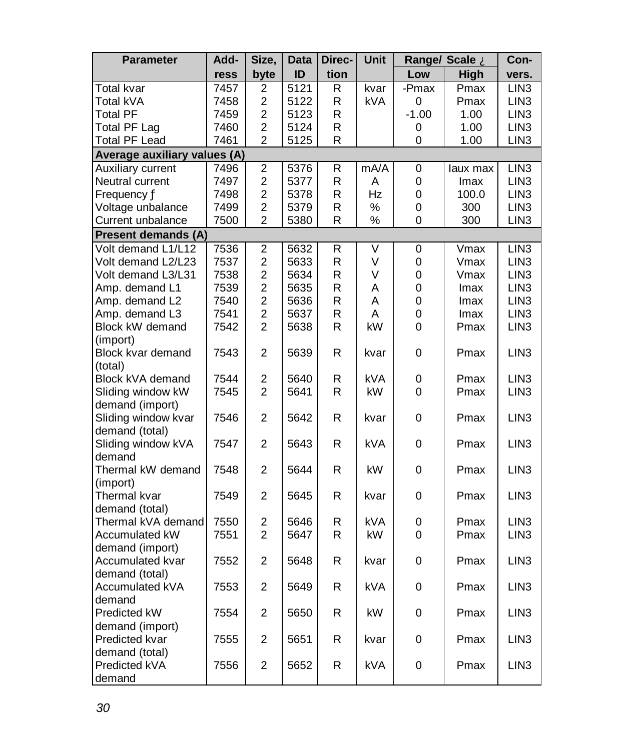| Parameter | Add-ress | Size, byte | Data ID | Direc-tion | Unit | Range/ Scale ¿ | | Con-vers. |
|---|---|---|---|---|---|---|---|---|
| | | | | | | Low | High | |
| Total kvar | 7457 | 2 | 5121 | R | kvar | -Pmax | Pmax | LIN3 |
| Total kVA | 7458 | 2 | 5122 | R | kVA | 0 | Pmax | LIN3 |
| Total PF | 7459 | 2 | 5123 | R | | -1.00 | 1.00 | LIN3 |
| Total PF Lag | 7460 | 2 | 5124 | R | | 0 | 1.00 | LIN3 |
| Total PF Lead | 7461 | 2 | 5125 | R | | 0 | 1.00 | LIN3 |
| **Average auxiliary values (A)** | | | | | | | | |
| Auxiliary current | 7496 | 2 | 5376 | R | mA/A | 0 | Iaux max | LIN3 |
| Neutral current | 7497 | 2 | 5377 | R | A | 0 | Imax | LIN3 |
| Frequency ƒ | 7498 | 2 | 5378 | R | Hz | 0 | 100.0 | LIN3 |
| Voltage unbalance | 7499 | 2 | 5379 | R | % | 0 | 300 | LIN3 |
| Current unbalance | 7500 | 2 | 5380 | R | % | 0 | 300 | LIN3 |
| **Present demands (A)** | | | | | | | | |
| Volt demand L1/L12 | 7536 | 2 | 5632 | R | V | 0 | Vmax | LIN3 |
| Volt demand L2/L23 | 7537 | 2 | 5633 | R | V | 0 | Vmax | LIN3 |
| Volt demand L3/L31 | 7538 | 2 | 5634 | R | V | 0 | Vmax | LIN3 |
| Amp. demand L1 | 7539 | 2 | 5635 | R | A | 0 | Imax | LIN3 |
| Amp. demand L2 | 7540 | 2 | 5636 | R | A | 0 | Imax | LIN3 |
| Amp. demand L3 | 7541 | 2 | 5637 | R | A | 0 | Imax | LIN3 |
| Block kW demand (import) | 7542 | 2 | 5638 | R | kW | 0 | Pmax | LIN3 |
| Block kvar demand (total) | 7543 | 2 | 5639 | R | kvar | 0 | Pmax | LIN3 |
| Block kVA demand | 7544 | 2 | 5640 | R | kVA | 0 | Pmax | LIN3 |
| Sliding window kW demand (import) | 7545 | 2 | 5641 | R | kW | 0 | Pmax | LIN3 |
| Sliding window kvar demand (total) | 7546 | 2 | 5642 | R | kvar | 0 | Pmax | LIN3 |
| Sliding window kVA demand | 7547 | 2 | 5643 | R | kVA | 0 | Pmax | LIN3 |
| Thermal kW demand (import) | 7548 | 2 | 5644 | R | kW | 0 | Pmax | LIN3 |
| Thermal kvar demand (total) | 7549 | 2 | 5645 | R | kvar | 0 | Pmax | LIN3 |
| Thermal kVA demand | 7550 | 2 | 5646 | R | kVA | 0 | Pmax | LIN3 |
| Accumulated kW demand (import) | 7551 | 2 | 5647 | R | kW | 0 | Pmax | LIN3 |
| Accumulated kvar demand (total) | 7552 | 2 | 5648 | R | kvar | 0 | Pmax | LIN3 |
| Accumulated kVA demand | 7553 | 2 | 5649 | R | kVA | 0 | Pmax | LIN3 |
| Predicted kW demand (import) | 7554 | 2 | 5650 | R | kW | 0 | Pmax | LIN3 |
| Predicted kvar demand (total) | 7555 | 2 | 5651 | R | kvar | 0 | Pmax | LIN3 |
| Predicted kVA demand | 7556 | 2 | 5652 | R | kVA | 0 | Pmax | LIN3 |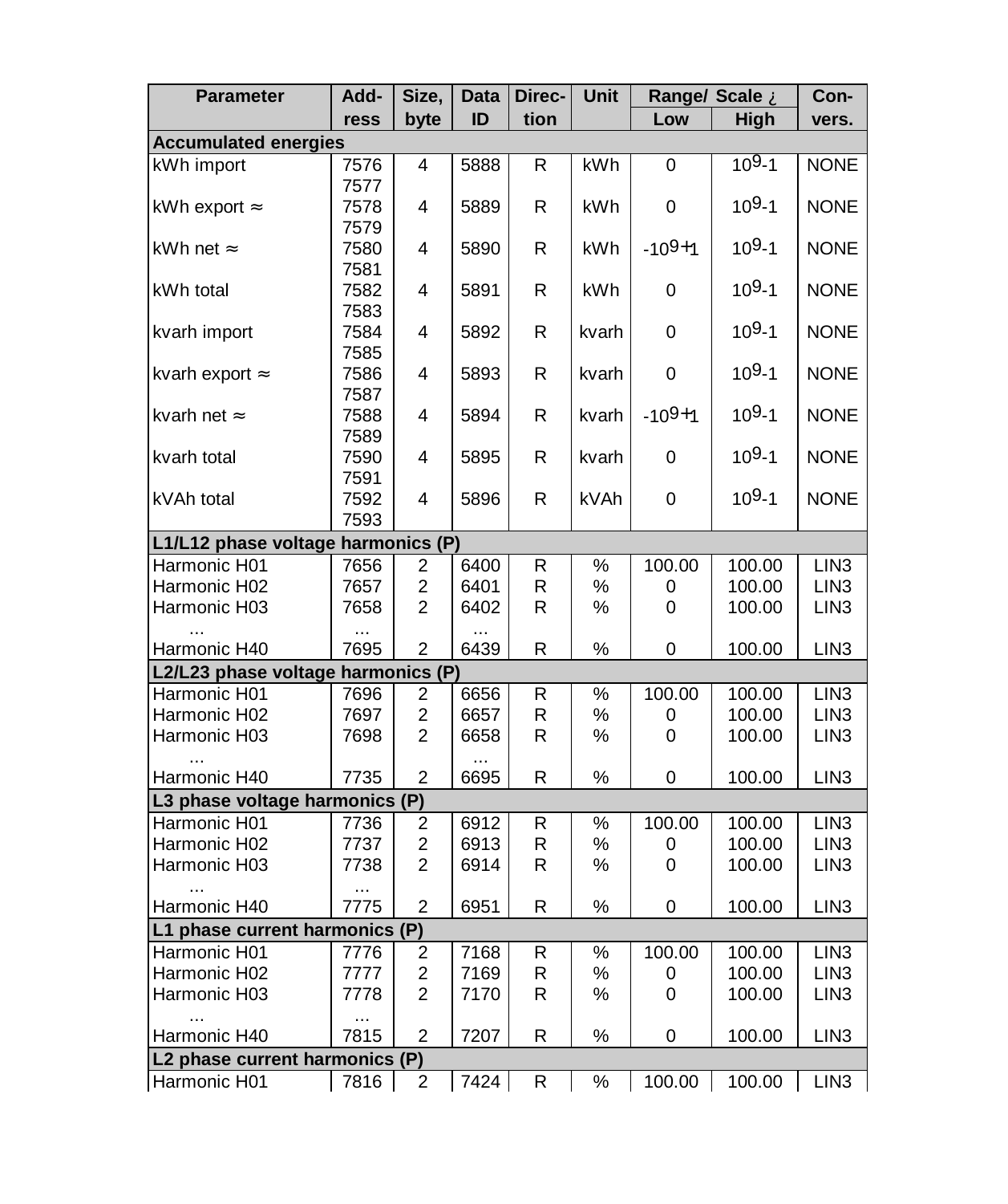| Parameter | Add-ress | Size, byte | Data ID | Direc-tion | Unit | Range/ Scale ¿ | | Con-vers. |
|---|---|---|---|---|---|---|---|---|
| | | | | | | Low | High | |
| **Accumulated energies** | | | | | | | | |
| kWh import | 7576 7577 | 4 | 5888 | R | kWh | 0 | $10^9$-1 | NONE |
| kWh export ≈ | 7578 7579 | 4 | 5889 | R | kWh | 0 | $10^9$-1 | NONE |
| kWh net ≈ | 7580 7581 | 4 | 5890 | R | kWh | $-10^9$+1 | $10^9$-1 | NONE |
| kWh total | 7582 7583 | 4 | 5891 | R | kWh | 0 | $10^9$-1 | NONE |
| kvarh import | 7584 7585 | 4 | 5892 | R | kvarh | 0 | $10^9$-1 | NONE |
| kvarh export ≈ | 7586 7587 | 4 | 5893 | R | kvarh | 0 | $10^9$-1 | NONE |
| kvarh net ≈ | 7588 7589 | 4 | 5894 | R | kvarh | $-10^9$+1 | $10^9$-1 | NONE |
| kvarh total | 7590 7591 | 4 | 5895 | R | kvarh | 0 | $10^9$-1 | NONE |
| kVAh total | 7592 7593 | 4 | 5896 | R | kVAh | 0 | $10^9$-1 | NONE |
| **L1/L12 phase voltage harmonics (P)** | | | | | | | | |
| Harmonic H01 | 7656 | 2 | 6400 | R | % | 100.00 | 100.00 | LIN3 |
| Harmonic H02 | 7657 | 2 | 6401 | R | % | 0 | 100.00 | LIN3 |
| Harmonic H03 | 7658 | 2 | 6402 | R | % | 0 | 100.00 | LIN3 |
| ... | ... | | ... | | | | | |
| Harmonic H40 | 7695 | 2 | 6439 | R | % | 0 | 100.00 | LIN3 |
| **L2/L23 phase voltage harmonics (P)** | | | | | | | | |
| Harmonic H01 | 7696 | 2 | 6656 | R | % | 100.00 | 100.00 | LIN3 |
| Harmonic H02 | 7697 | 2 | 6657 | R | % | 0 | 100.00 | LIN3 |
| Harmonic H03 | 7698 | 2 | 6658 | R | % | 0 | 100.00 | LIN3 |
| ... | | | ... | | | | | |
| Harmonic H40 | 7735 | 2 | 6695 | R | % | 0 | 100.00 | LIN3 |
| **L3 phase voltage harmonics (P)** | | | | | | | | |
| Harmonic H01 | 7736 | 2 | 6912 | R | % | 100.00 | 100.00 | LIN3 |
| Harmonic H02 | 7737 | 2 | 6913 | R | % | 0 | 100.00 | LIN3 |
| Harmonic H03 | 7738 | 2 | 6914 | R | % | 0 | 100.00 | LIN3 |
| ... | ... | | | | | | | |
| Harmonic H40 | 7775 | 2 | 6951 | R | % | 0 | 100.00 | LIN3 |
| **L1 phase current harmonics (P)** | | | | | | | | |
| Harmonic H01 | 7776 | 2 | 7168 | R | % | 100.00 | 100.00 | LIN3 |
| Harmonic H02 | 7777 | 2 | 7169 | R | % | 0 | 100.00 | LIN3 |
| Harmonic H03 | 7778 | 2 | 7170 | R | % | 0 | 100.00 | LIN3 |
| ... | ... | | | | | | | |
| Harmonic H40 | 7815 | 2 | 7207 | R | % | 0 | 100.00 | LIN3 |
| **L2 phase current harmonics (P)** | | | | | | | | |
| Harmonic H01 | 7816 | 2 | 7424 | R | % | 100.00 | 100.00 | LIN3 |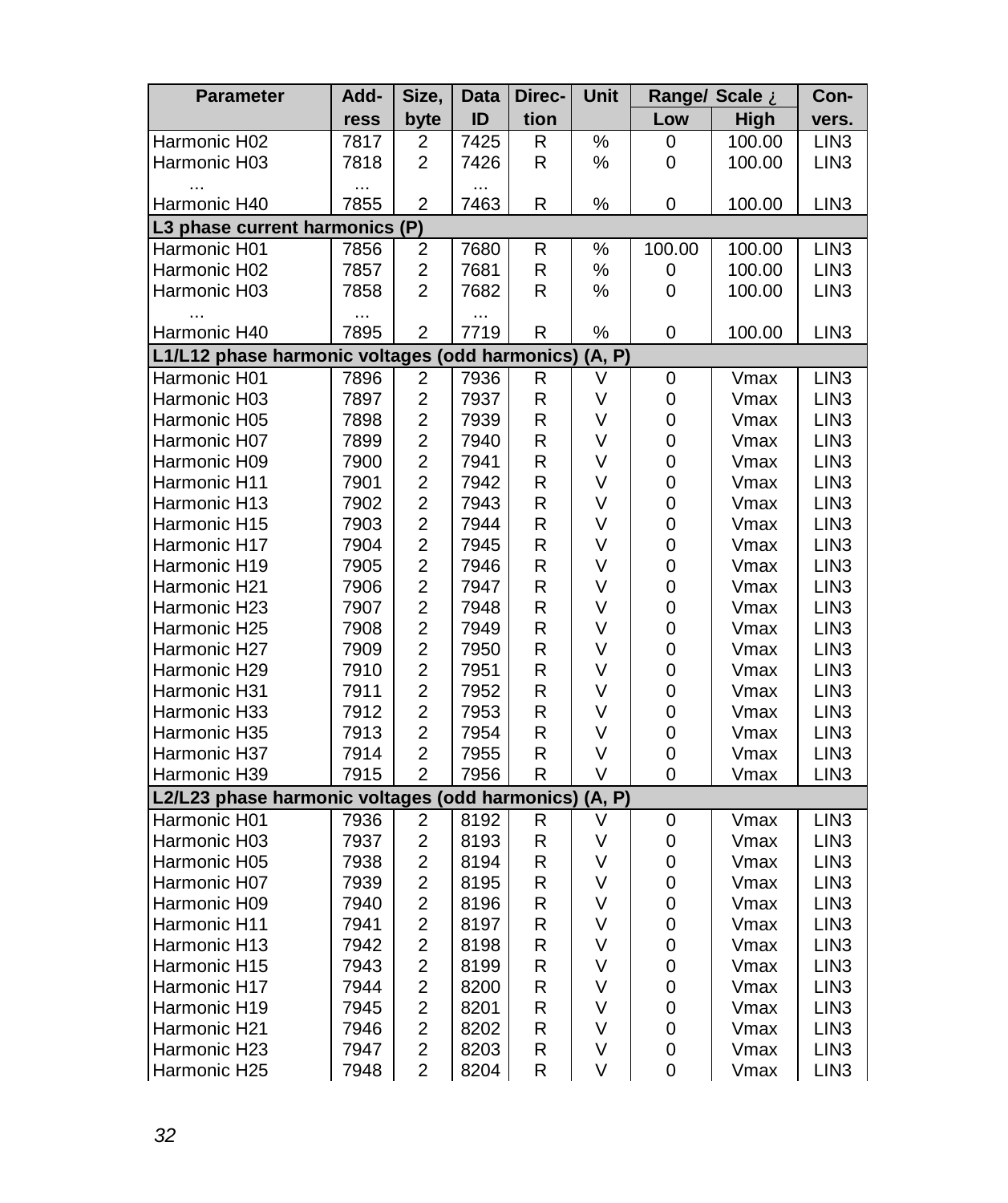| Parameter | Add-ress | Size, byte | Data ID | Direc-tion | Unit | Range/ Scale ¿ | | Con-vers. |
|---|---|---|---|---|---|---|---|---|
| | | | | | | Low | High | |
| Harmonic H02 | 7817 | 2 | 7425 | R | % | 0 | 100.00 | LIN3 |
| Harmonic H03 | 7818 | 2 | 7426 | R | % | 0 | 100.00 | LIN3 |
| ... | ... | | ... | | | | | |
| Harmonic H40 | 7855 | 2 | 7463 | R | % | 0 | 100.00 | LIN3 |
| **L3 phase current harmonics (P)** | | | | | | | | |
| Harmonic H01 | 7856 | 2 | 7680 | R | % | 100.00 | 100.00 | LIN3 |
| Harmonic H02 | 7857 | 2 | 7681 | R | % | 0 | 100.00 | LIN3 |
| Harmonic H03 | 7858 | 2 | 7682 | R | % | 0 | 100.00 | LIN3 |
| ... | ... | | ... | | | | | |
| Harmonic H40 | 7895 | 2 | 7719 | R | % | 0 | 100.00 | LIN3 |
| **L1/L12 phase harmonic voltages (odd harmonics) (A, P)** | | | | | | | | |
| Harmonic H01 | 7896 | 2 | 7936 | R | V | 0 | Vmax | LIN3 |
| Harmonic H03 | 7897 | 2 | 7937 | R | V | 0 | Vmax | LIN3 |
| Harmonic H05 | 7898 | 2 | 7939 | R | V | 0 | Vmax | LIN3 |
| Harmonic H07 | 7899 | 2 | 7940 | R | V | 0 | Vmax | LIN3 |
| Harmonic H09 | 7900 | 2 | 7941 | R | V | 0 | Vmax | LIN3 |
| Harmonic H11 | 7901 | 2 | 7942 | R | V | 0 | Vmax | LIN3 |
| Harmonic H13 | 7902 | 2 | 7943 | R | V | 0 | Vmax | LIN3 |
| Harmonic H15 | 7903 | 2 | 7944 | R | V | 0 | Vmax | LIN3 |
| Harmonic H17 | 7904 | 2 | 7945 | R | V | 0 | Vmax | LIN3 |
| Harmonic H19 | 7905 | 2 | 7946 | R | V | 0 | Vmax | LIN3 |
| Harmonic H21 | 7906 | 2 | 7947 | R | V | 0 | Vmax | LIN3 |
| Harmonic H23 | 7907 | 2 | 7948 | R | V | 0 | Vmax | LIN3 |
| Harmonic H25 | 7908 | 2 | 7949 | R | V | 0 | Vmax | LIN3 |
| Harmonic H27 | 7909 | 2 | 7950 | R | V | 0 | Vmax | LIN3 |
| Harmonic H29 | 7910 | 2 | 7951 | R | V | 0 | Vmax | LIN3 |
| Harmonic H31 | 7911 | 2 | 7952 | R | V | 0 | Vmax | LIN3 |
| Harmonic H33 | 7912 | 2 | 7953 | R | V | 0 | Vmax | LIN3 |
| Harmonic H35 | 7913 | 2 | 7954 | R | V | 0 | Vmax | LIN3 |
| Harmonic H37 | 7914 | 2 | 7955 | R | V | 0 | Vmax | LIN3 |
| Harmonic H39 | 7915 | 2 | 7956 | R | V | 0 | Vmax | LIN3 |
| **L2/L23 phase harmonic voltages (odd harmonics) (A, P)** | | | | | | | | |
| Harmonic H01 | 7936 | 2 | 8192 | R | V | 0 | Vmax | LIN3 |
| Harmonic H03 | 7937 | 2 | 8193 | R | V | 0 | Vmax | LIN3 |
| Harmonic H05 | 7938 | 2 | 8194 | R | V | 0 | Vmax | LIN3 |
| Harmonic H07 | 7939 | 2 | 8195 | R | V | 0 | Vmax | LIN3 |
| Harmonic H09 | 7940 | 2 | 8196 | R | V | 0 | Vmax | LIN3 |
| Harmonic H11 | 7941 | 2 | 8197 | R | V | 0 | Vmax | LIN3 |
| Harmonic H13 | 7942 | 2 | 8198 | R | V | 0 | Vmax | LIN3 |
| Harmonic H15 | 7943 | 2 | 8199 | R | V | 0 | Vmax | LIN3 |
| Harmonic H17 | 7944 | 2 | 8200 | R | V | 0 | Vmax | LIN3 |
| Harmonic H19 | 7945 | 2 | 8201 | R | V | 0 | Vmax | LIN3 |
| Harmonic H21 | 7946 | 2 | 8202 | R | V | 0 | Vmax | LIN3 |
| Harmonic H23 | 7947 | 2 | 8203 | R | V | 0 | Vmax | LIN3 |
| Harmonic H25 | 7948 | 2 | 8204 | R | V | 0 | Vmax | LIN3 |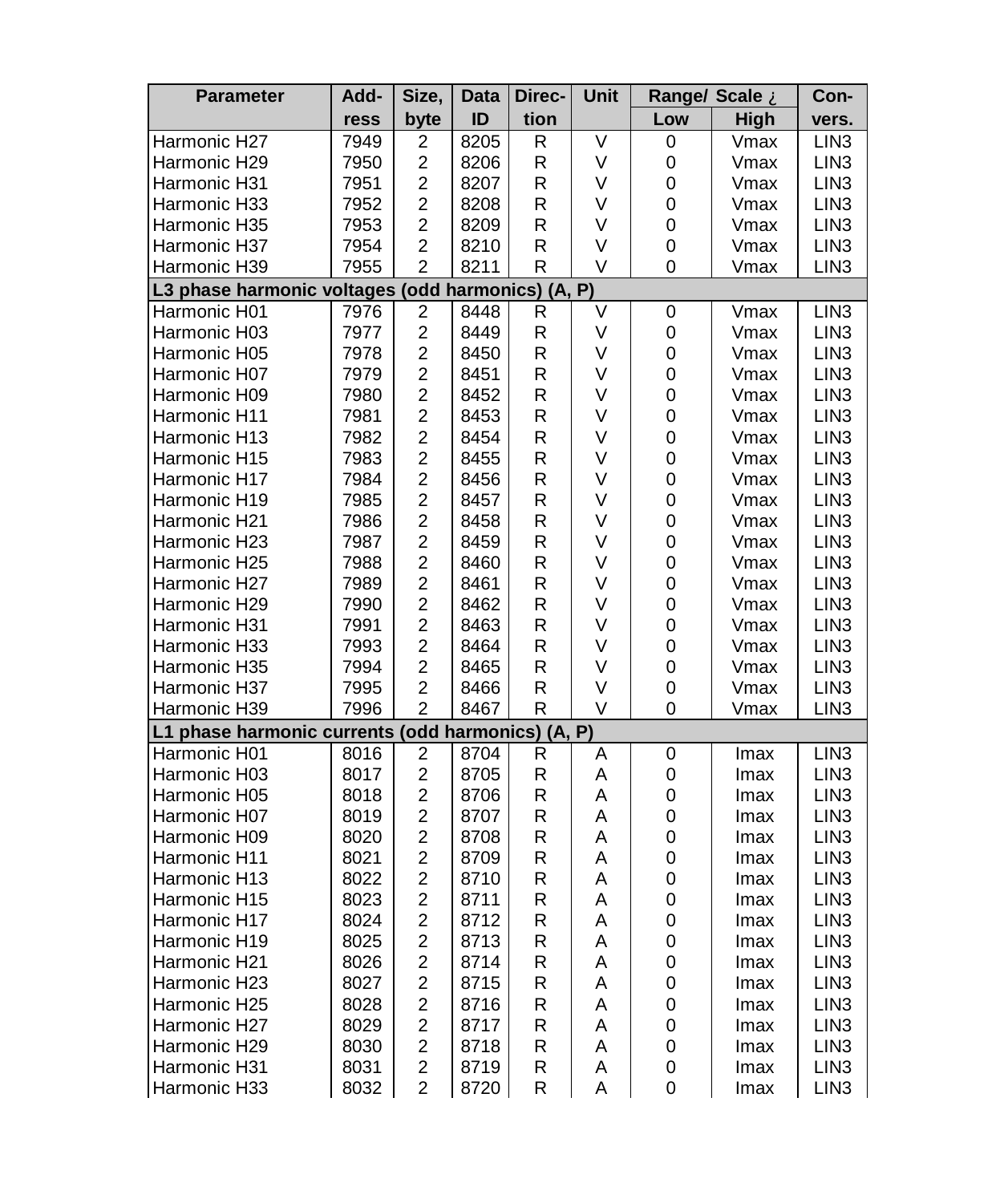| Parameter | Add-ress | Size, byte | Data ID | Direc-tion | Unit | Range/ Scale ¿ | | Con-vers. |
|---|---|---|---|---|---|---|---|---|
| | | | | | | Low | High | |
| Harmonic H27 | 7949 | 2 | 8205 | R | V | 0 | Vmax | LIN3 |
| Harmonic H29 | 7950 | 2 | 8206 | R | V | 0 | Vmax | LIN3 |
| Harmonic H31 | 7951 | 2 | 8207 | R | V | 0 | Vmax | LIN3 |
| Harmonic H33 | 7952 | 2 | 8208 | R | V | 0 | Vmax | LIN3 |
| Harmonic H35 | 7953 | 2 | 8209 | R | V | 0 | Vmax | LIN3 |
| Harmonic H37 | 7954 | 2 | 8210 | R | V | 0 | Vmax | LIN3 |
| Harmonic H39 | 7955 | 2 | 8211 | R | V | 0 | Vmax | LIN3 |
| **L3 phase harmonic voltages (odd harmonics) (A, P)** | | | | | | | | |
| Harmonic H01 | 7976 | 2 | 8448 | R | V | 0 | Vmax | LIN3 |
| Harmonic H03 | 7977 | 2 | 8449 | R | V | 0 | Vmax | LIN3 |
| Harmonic H05 | 7978 | 2 | 8450 | R | V | 0 | Vmax | LIN3 |
| Harmonic H07 | 7979 | 2 | 8451 | R | V | 0 | Vmax | LIN3 |
| Harmonic H09 | 7980 | 2 | 8452 | R | V | 0 | Vmax | LIN3 |
| Harmonic H11 | 7981 | 2 | 8453 | R | V | 0 | Vmax | LIN3 |
| Harmonic H13 | 7982 | 2 | 8454 | R | V | 0 | Vmax | LIN3 |
| Harmonic H15 | 7983 | 2 | 8455 | R | V | 0 | Vmax | LIN3 |
| Harmonic H17 | 7984 | 2 | 8456 | R | V | 0 | Vmax | LIN3 |
| Harmonic H19 | 7985 | 2 | 8457 | R | V | 0 | Vmax | LIN3 |
| Harmonic H21 | 7986 | 2 | 8458 | R | V | 0 | Vmax | LIN3 |
| Harmonic H23 | 7987 | 2 | 8459 | R | V | 0 | Vmax | LIN3 |
| Harmonic H25 | 7988 | 2 | 8460 | R | V | 0 | Vmax | LIN3 |
| Harmonic H27 | 7989 | 2 | 8461 | R | V | 0 | Vmax | LIN3 |
| Harmonic H29 | 7990 | 2 | 8462 | R | V | 0 | Vmax | LIN3 |
| Harmonic H31 | 7991 | 2 | 8463 | R | V | 0 | Vmax | LIN3 |
| Harmonic H33 | 7993 | 2 | 8464 | R | V | 0 | Vmax | LIN3 |
| Harmonic H35 | 7994 | 2 | 8465 | R | V | 0 | Vmax | LIN3 |
| Harmonic H37 | 7995 | 2 | 8466 | R | V | 0 | Vmax | LIN3 |
| Harmonic H39 | 7996 | 2 | 8467 | R | V | 0 | Vmax | LIN3 |
| **L1 phase harmonic currents (odd harmonics) (A, P)** | | | | | | | | |
| Harmonic H01 | 8016 | 2 | 8704 | R | A | 0 | Imax | LIN3 |
| Harmonic H03 | 8017 | 2 | 8705 | R | A | 0 | Imax | LIN3 |
| Harmonic H05 | 8018 | 2 | 8706 | R | A | 0 | Imax | LIN3 |
| Harmonic H07 | 8019 | 2 | 8707 | R | A | 0 | Imax | LIN3 |
| Harmonic H09 | 8020 | 2 | 8708 | R | A | 0 | Imax | LIN3 |
| Harmonic H11 | 8021 | 2 | 8709 | R | A | 0 | Imax | LIN3 |
| Harmonic H13 | 8022 | 2 | 8710 | R | A | 0 | Imax | LIN3 |
| Harmonic H15 | 8023 | 2 | 8711 | R | A | 0 | Imax | LIN3 |
| Harmonic H17 | 8024 | 2 | 8712 | R | A | 0 | Imax | LIN3 |
| Harmonic H19 | 8025 | 2 | 8713 | R | A | 0 | Imax | LIN3 |
| Harmonic H21 | 8026 | 2 | 8714 | R | A | 0 | Imax | LIN3 |
| Harmonic H23 | 8027 | 2 | 8715 | R | A | 0 | Imax | LIN3 |
| Harmonic H25 | 8028 | 2 | 8716 | R | A | 0 | Imax | LIN3 |
| Harmonic H27 | 8029 | 2 | 8717 | R | A | 0 | Imax | LIN3 |
| Harmonic H29 | 8030 | 2 | 8718 | R | A | 0 | Imax | LIN3 |
| Harmonic H31 | 8031 | 2 | 8719 | R | A | 0 | Imax | LIN3 |
| Harmonic H33 | 8032 | 2 | 8720 | R | A | 0 | Imax | LIN3 |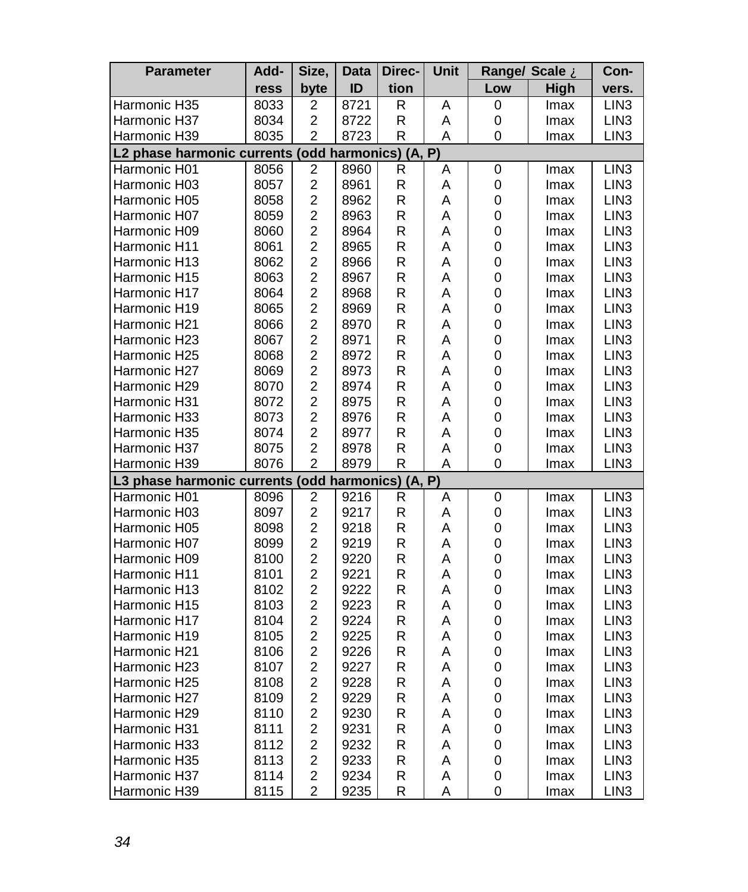| Parameter | Add-ress | Size, byte | Data ID | Direc-tion | Unit | Range/ Scale ¿ | | Con-vers. |
|---|---|---|---|---|---|---|---|---|
| | | | | | | Low | High | |
| Harmonic H35 | 8033 | 2 | 8721 | R | A | 0 | Imax | LIN3 |
| Harmonic H37 | 8034 | 2 | 8722 | R | A | 0 | Imax | LIN3 |
| Harmonic H39 | 8035 | 2 | 8723 | R | A | 0 | Imax | LIN3 |
| **L2 phase harmonic currents (odd harmonics) (A, P)** | | | | | | | | |
| Harmonic H01 | 8056 | 2 | 8960 | R | A | 0 | Imax | LIN3 |
| Harmonic H03 | 8057 | 2 | 8961 | R | A | 0 | Imax | LIN3 |
| Harmonic H05 | 8058 | 2 | 8962 | R | A | 0 | Imax | LIN3 |
| Harmonic H07 | 8059 | 2 | 8963 | R | A | 0 | Imax | LIN3 |
| Harmonic H09 | 8060 | 2 | 8964 | R | A | 0 | Imax | LIN3 |
| Harmonic H11 | 8061 | 2 | 8965 | R | A | 0 | Imax | LIN3 |
| Harmonic H13 | 8062 | 2 | 8966 | R | A | 0 | Imax | LIN3 |
| Harmonic H15 | 8063 | 2 | 8967 | R | A | 0 | Imax | LIN3 |
| Harmonic H17 | 8064 | 2 | 8968 | R | A | 0 | Imax | LIN3 |
| Harmonic H19 | 8065 | 2 | 8969 | R | A | 0 | Imax | LIN3 |
| Harmonic H21 | 8066 | 2 | 8970 | R | A | 0 | Imax | LIN3 |
| Harmonic H23 | 8067 | 2 | 8971 | R | A | 0 | Imax | LIN3 |
| Harmonic H25 | 8068 | 2 | 8972 | R | A | 0 | Imax | LIN3 |
| Harmonic H27 | 8069 | 2 | 8973 | R | A | 0 | Imax | LIN3 |
| Harmonic H29 | 8070 | 2 | 8974 | R | A | 0 | Imax | LIN3 |
| Harmonic H31 | 8072 | 2 | 8975 | R | A | 0 | Imax | LIN3 |
| Harmonic H33 | 8073 | 2 | 8976 | R | A | 0 | Imax | LIN3 |
| Harmonic H35 | 8074 | 2 | 8977 | R | A | 0 | Imax | LIN3 |
| Harmonic H37 | 8075 | 2 | 8978 | R | A | 0 | Imax | LIN3 |
| Harmonic H39 | 8076 | 2 | 8979 | R | A | 0 | Imax | LIN3 |
| **L3 phase harmonic currents (odd harmonics) (A, P)** | | | | | | | | |
| Harmonic H01 | 8096 | 2 | 9216 | R | A | 0 | Imax | LIN3 |
| Harmonic H03 | 8097 | 2 | 9217 | R | A | 0 | Imax | LIN3 |
| Harmonic H05 | 8098 | 2 | 9218 | R | A | 0 | Imax | LIN3 |
| Harmonic H07 | 8099 | 2 | 9219 | R | A | 0 | Imax | LIN3 |
| Harmonic H09 | 8100 | 2 | 9220 | R | A | 0 | Imax | LIN3 |
| Harmonic H11 | 8101 | 2 | 9221 | R | A | 0 | Imax | LIN3 |
| Harmonic H13 | 8102 | 2 | 9222 | R | A | 0 | Imax | LIN3 |
| Harmonic H15 | 8103 | 2 | 9223 | R | A | 0 | Imax | LIN3 |
| Harmonic H17 | 8104 | 2 | 9224 | R | A | 0 | Imax | LIN3 |
| Harmonic H19 | 8105 | 2 | 9225 | R | A | 0 | Imax | LIN3 |
| Harmonic H21 | 8106 | 2 | 9226 | R | A | 0 | Imax | LIN3 |
| Harmonic H23 | 8107 | 2 | 9227 | R | A | 0 | Imax | LIN3 |
| Harmonic H25 | 8108 | 2 | 9228 | R | A | 0 | Imax | LIN3 |
| Harmonic H27 | 8109 | 2 | 9229 | R | A | 0 | Imax | LIN3 |
| Harmonic H29 | 8110 | 2 | 9230 | R | A | 0 | Imax | LIN3 |
| Harmonic H31 | 8111 | 2 | 9231 | R | A | 0 | Imax | LIN3 |
| Harmonic H33 | 8112 | 2 | 9232 | R | A | 0 | Imax | LIN3 |
| Harmonic H35 | 8113 | 2 | 9233 | R | A | 0 | Imax | LIN3 |
| Harmonic H37 | 8114 | 2 | 9234 | R | A | 0 | Imax | LIN3 |
| Harmonic H39 | 8115 | 2 | 9235 | R | A | 0 | Imax | LIN3 |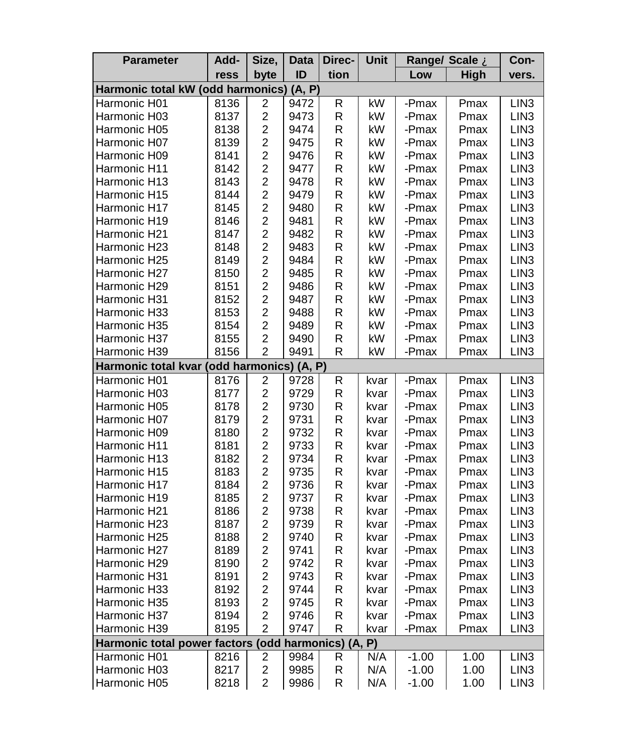| Parameter | Add-ress | Size, byte | Data ID | Direc-tion | Unit | Range/ Scale ¿ | | Con-vers. |
|---|---|---|---|---|---|---|---|---|
| | | | | | | Low | High | |
| **Harmonic total kW (odd harmonics) (A, P)** | | | | | | | | |
| Harmonic H01 | 8136 | 2 | 9472 | R | kW | -Pmax | Pmax | LIN3 |
| Harmonic H03 | 8137 | 2 | 9473 | R | kW | -Pmax | Pmax | LIN3 |
| Harmonic H05 | 8138 | 2 | 9474 | R | kW | -Pmax | Pmax | LIN3 |
| Harmonic H07 | 8139 | 2 | 9475 | R | kW | -Pmax | Pmax | LIN3 |
| Harmonic H09 | 8141 | 2 | 9476 | R | kW | -Pmax | Pmax | LIN3 |
| Harmonic H11 | 8142 | 2 | 9477 | R | kW | -Pmax | Pmax | LIN3 |
| Harmonic H13 | 8143 | 2 | 9478 | R | kW | -Pmax | Pmax | LIN3 |
| Harmonic H15 | 8144 | 2 | 9479 | R | kW | -Pmax | Pmax | LIN3 |
| Harmonic H17 | 8145 | 2 | 9480 | R | kW | -Pmax | Pmax | LIN3 |
| Harmonic H19 | 8146 | 2 | 9481 | R | kW | -Pmax | Pmax | LIN3 |
| Harmonic H21 | 8147 | 2 | 9482 | R | kW | -Pmax | Pmax | LIN3 |
| Harmonic H23 | 8148 | 2 | 9483 | R | kW | -Pmax | Pmax | LIN3 |
| Harmonic H25 | 8149 | 2 | 9484 | R | kW | -Pmax | Pmax | LIN3 |
| Harmonic H27 | 8150 | 2 | 9485 | R | kW | -Pmax | Pmax | LIN3 |
| Harmonic H29 | 8151 | 2 | 9486 | R | kW | -Pmax | Pmax | LIN3 |
| Harmonic H31 | 8152 | 2 | 9487 | R | kW | -Pmax | Pmax | LIN3 |
| Harmonic H33 | 8153 | 2 | 9488 | R | kW | -Pmax | Pmax | LIN3 |
| Harmonic H35 | 8154 | 2 | 9489 | R | kW | -Pmax | Pmax | LIN3 |
| Harmonic H37 | 8155 | 2 | 9490 | R | kW | -Pmax | Pmax | LIN3 |
| Harmonic H39 | 8156 | 2 | 9491 | R | kW | -Pmax | Pmax | LIN3 |
| **Harmonic total kvar (odd harmonics) (A, P)** | | | | | | | | |
| Harmonic H01 | 8176 | 2 | 9728 | R | kvar | -Pmax | Pmax | LIN3 |
| Harmonic H03 | 8177 | 2 | 9729 | R | kvar | -Pmax | Pmax | LIN3 |
| Harmonic H05 | 8178 | 2 | 9730 | R | kvar | -Pmax | Pmax | LIN3 |
| Harmonic H07 | 8179 | 2 | 9731 | R | kvar | -Pmax | Pmax | LIN3 |
| Harmonic H09 | 8180 | 2 | 9732 | R | kvar | -Pmax | Pmax | LIN3 |
| Harmonic H11 | 8181 | 2 | 9733 | R | kvar | -Pmax | Pmax | LIN3 |
| Harmonic H13 | 8182 | 2 | 9734 | R | kvar | -Pmax | Pmax | LIN3 |
| Harmonic H15 | 8183 | 2 | 9735 | R | kvar | -Pmax | Pmax | LIN3 |
| Harmonic H17 | 8184 | 2 | 9736 | R | kvar | -Pmax | Pmax | LIN3 |
| Harmonic H19 | 8185 | 2 | 9737 | R | kvar | -Pmax | Pmax | LIN3 |
| Harmonic H21 | 8186 | 2 | 9738 | R | kvar | -Pmax | Pmax | LIN3 |
| Harmonic H23 | 8187 | 2 | 9739 | R | kvar | -Pmax | Pmax | LIN3 |
| Harmonic H25 | 8188 | 2 | 9740 | R | kvar | -Pmax | Pmax | LIN3 |
| Harmonic H27 | 8189 | 2 | 9741 | R | kvar | -Pmax | Pmax | LIN3 |
| Harmonic H29 | 8190 | 2 | 9742 | R | kvar | -Pmax | Pmax | LIN3 |
| Harmonic H31 | 8191 | 2 | 9743 | R | kvar | -Pmax | Pmax | LIN3 |
| Harmonic H33 | 8192 | 2 | 9744 | R | kvar | -Pmax | Pmax | LIN3 |
| Harmonic H35 | 8193 | 2 | 9745 | R | kvar | -Pmax | Pmax | LIN3 |
| Harmonic H37 | 8194 | 2 | 9746 | R | kvar | -Pmax | Pmax | LIN3 |
| Harmonic H39 | 8195 | 2 | 9747 | R | kvar | -Pmax | Pmax | LIN3 |
| **Harmonic total power factors (odd harmonics) (A, P)** | | | | | | | | |
| Harmonic H01 | 8216 | 2 | 9984 | R | N/A | -1.00 | 1.00 | LIN3 |
| Harmonic H03 | 8217 | 2 | 9985 | R | N/A | -1.00 | 1.00 | LIN3 |
| Harmonic H05 | 8218 | 2 | 9986 | R | N/A | -1.00 | 1.00 | LIN3 |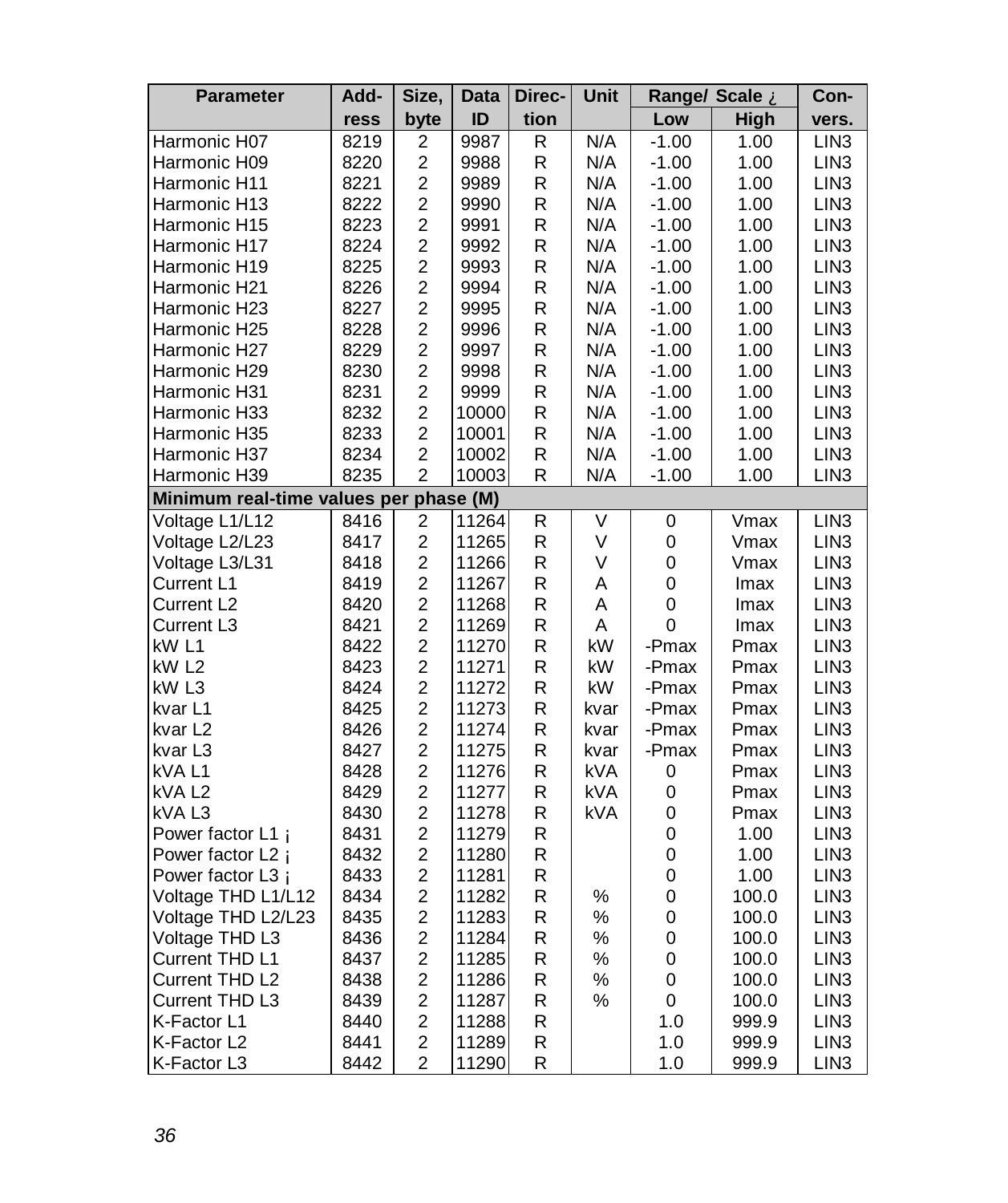| Parameter | Add-ress | Size, byte | Data ID | Direc-tion | Unit | Range/ Scale ¿ | | Con-vers. |
|---|---|---|---|---|---|---|---|---|
| | | | | | | Low | High | |
| Harmonic H07 | 8219 | 2 | 9987 | R | N/A | -1.00 | 1.00 | LIN3 |
| Harmonic H09 | 8220 | 2 | 9988 | R | N/A | -1.00 | 1.00 | LIN3 |
| Harmonic H11 | 8221 | 2 | 9989 | R | N/A | -1.00 | 1.00 | LIN3 |
| Harmonic H13 | 8222 | 2 | 9990 | R | N/A | -1.00 | 1.00 | LIN3 |
| Harmonic H15 | 8223 | 2 | 9991 | R | N/A | -1.00 | 1.00 | LIN3 |
| Harmonic H17 | 8224 | 2 | 9992 | R | N/A | -1.00 | 1.00 | LIN3 |
| Harmonic H19 | 8225 | 2 | 9993 | R | N/A | -1.00 | 1.00 | LIN3 |
| Harmonic H21 | 8226 | 2 | 9994 | R | N/A | -1.00 | 1.00 | LIN3 |
| Harmonic H23 | 8227 | 2 | 9995 | R | N/A | -1.00 | 1.00 | LIN3 |
| Harmonic H25 | 8228 | 2 | 9996 | R | N/A | -1.00 | 1.00 | LIN3 |
| Harmonic H27 | 8229 | 2 | 9997 | R | N/A | -1.00 | 1.00 | LIN3 |
| Harmonic H29 | 8230 | 2 | 9998 | R | N/A | -1.00 | 1.00 | LIN3 |
| Harmonic H31 | 8231 | 2 | 9999 | R | N/A | -1.00 | 1.00 | LIN3 |
| Harmonic H33 | 8232 | 2 | 10000 | R | N/A | -1.00 | 1.00 | LIN3 |
| Harmonic H35 | 8233 | 2 | 10001 | R | N/A | -1.00 | 1.00 | LIN3 |
| Harmonic H37 | 8234 | 2 | 10002 | R | N/A | -1.00 | 1.00 | LIN3 |
| Harmonic H39 | 8235 | 2 | 10003 | R | N/A | -1.00 | 1.00 | LIN3 |
| **Minimum real-time values per phase (M)** | | | | | | | | |
| Voltage L1/L12 | 8416 | 2 | 11264 | R | V | 0 | Vmax | LIN3 |
| Voltage L2/L23 | 8417 | 2 | 11265 | R | V | 0 | Vmax | LIN3 |
| Voltage L3/L31 | 8418 | 2 | 11266 | R | V | 0 | Vmax | LIN3 |
| Current L1 | 8419 | 2 | 11267 | R | A | 0 | Imax | LIN3 |
| Current L2 | 8420 | 2 | 11268 | R | A | 0 | Imax | LIN3 |
| Current L3 | 8421 | 2 | 11269 | R | A | 0 | Imax | LIN3 |
| kW L1 | 8422 | 2 | 11270 | R | kW | -Pmax | Pmax | LIN3 |
| kW L2 | 8423 | 2 | 11271 | R | kW | -Pmax | Pmax | LIN3 |
| kW L3 | 8424 | 2 | 11272 | R | kW | -Pmax | Pmax | LIN3 |
| kvar L1 | 8425 | 2 | 11273 | R | kvar | -Pmax | Pmax | LIN3 |
| kvar L2 | 8426 | 2 | 11274 | R | kvar | -Pmax | Pmax | LIN3 |
| kvar L3 | 8427 | 2 | 11275 | R | kvar | -Pmax | Pmax | LIN3 |
| kVA L1 | 8428 | 2 | 11276 | R | kVA | 0 | Pmax | LIN3 |
| kVA L2 | 8429 | 2 | 11277 | R | kVA | 0 | Pmax | LIN3 |
| kVA L3 | 8430 | 2 | 11278 | R | kVA | 0 | Pmax | LIN3 |
| Power factor L1 ¡ | 8431 | 2 | 11279 | R | | 0 | 1.00 | LIN3 |
| Power factor L2 ¡ | 8432 | 2 | 11280 | R | | 0 | 1.00 | LIN3 |
| Power factor L3 ¡ | 8433 | 2 | 11281 | R | | 0 | 1.00 | LIN3 |
| Voltage THD L1/L12 | 8434 | 2 | 11282 | R | % | 0 | 100.0 | LIN3 |
| Voltage THD L2/L23 | 8435 | 2 | 11283 | R | % | 0 | 100.0 | LIN3 |
| Voltage THD L3 | 8436 | 2 | 11284 | R | % | 0 | 100.0 | LIN3 |
| Current THD L1 | 8437 | 2 | 11285 | R | % | 0 | 100.0 | LIN3 |
| Current THD L2 | 8438 | 2 | 11286 | R | % | 0 | 100.0 | LIN3 |
| Current THD L3 | 8439 | 2 | 11287 | R | % | 0 | 100.0 | LIN3 |
| K-Factor L1 | 8440 | 2 | 11288 | R | | 1.0 | 999.9 | LIN3 |
| K-Factor L2 | 8441 | 2 | 11289 | R | | 1.0 | 999.9 | LIN3 |
| K-Factor L3 | 8442 | 2 | 11290 | R | | 1.0 | 999.9 | LIN3 |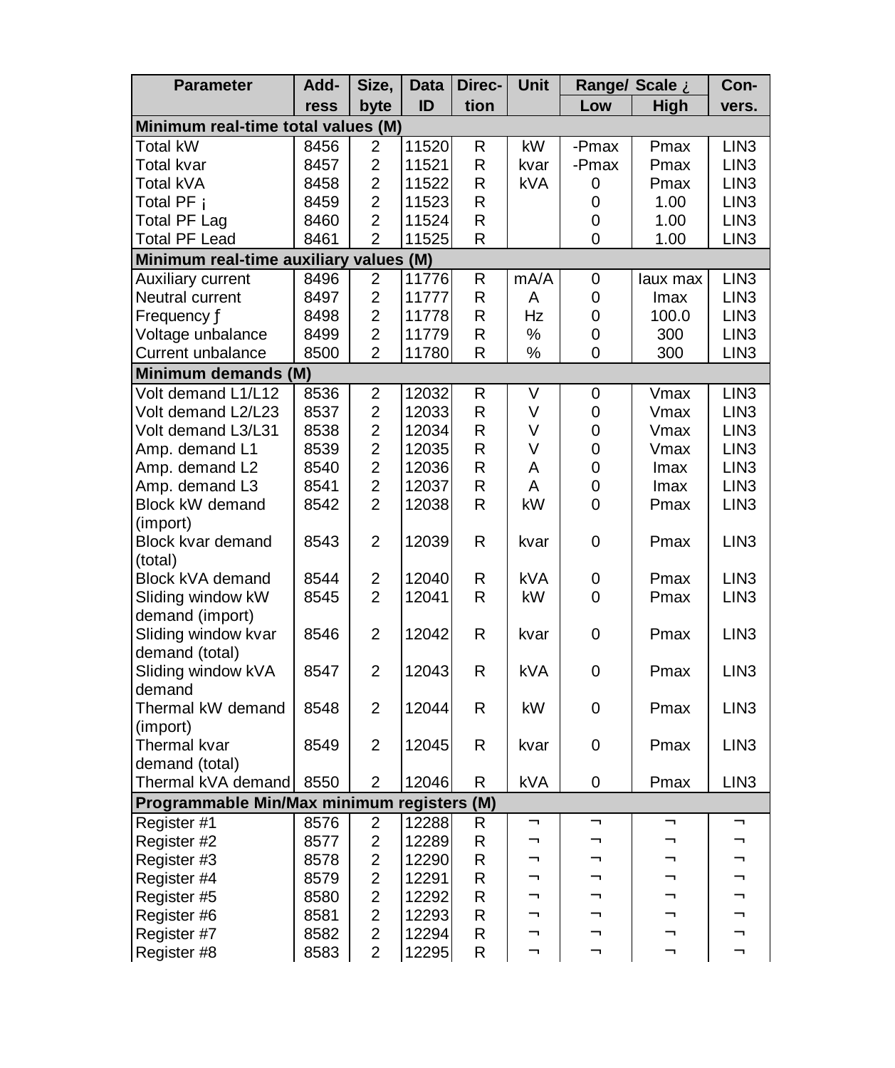| Parameter | Address | Size, byte | Data ID | Direction | Unit | Range/ Scale ¿ | | Convers. |
|---|---|---|---|---|---|---|---|---|
| | | | | | | Low | High | |
| **Minimum real-time total values (M)** | | | | | | | | |
| Total kW | 8456 | 2 | 11520 | R | kW | -Pmax | Pmax | LIN3 |
| Total kvar | 8457 | 2 | 11521 | R | kvar | -Pmax | Pmax | LIN3 |
| Total kVA | 8458 | 2 | 11522 | R | kVA | 0 | Pmax | LIN3 |
| Total PF ¡ | 8459 | 2 | 11523 | R | | 0 | 1.00 | LIN3 |
| Total PF Lag | 8460 | 2 | 11524 | R | | 0 | 1.00 | LIN3 |
| Total PF Lead | 8461 | 2 | 11525 | R | | 0 | 1.00 | LIN3 |
| **Minimum real-time auxiliary values (M)** | | | | | | | | |
| Auxiliary current | 8496 | 2 | 11776 | R | mA/A | 0 | Iaux max | LIN3 |
| Neutral current | 8497 | 2 | 11777 | R | A | 0 | Imax | LIN3 |
| Frequency ƒ | 8498 | 2 | 11778 | R | Hz | 0 | 100.0 | LIN3 |
| Voltage unbalance | 8499 | 2 | 11779 | R | % | 0 | 300 | LIN3 |
| Current unbalance | 8500 | 2 | 11780 | R | % | 0 | 300 | LIN3 |
| **Minimum demands (M)** | | | | | | | | |
| Volt demand L1/L12 | 8536 | 2 | 12032 | R | V | 0 | Vmax | LIN3 |
| Volt demand L2/L23 | 8537 | 2 | 12033 | R | V | 0 | Vmax | LIN3 |
| Volt demand L3/L31 | 8538 | 2 | 12034 | R | V | 0 | Vmax | LIN3 |
| Amp. demand L1 | 8539 | 2 | 12035 | R | V | 0 | Vmax | LIN3 |
| Amp. demand L2 | 8540 | 2 | 12036 | R | A | 0 | Imax | LIN3 |
| Amp. demand L3 | 8541 | 2 | 12037 | R | A | 0 | Imax | LIN3 |
| Block kW demand (import) | 8542 | 2 | 12038 | R | kW | 0 | Pmax | LIN3 |
| Block kvar demand (total) | 8543 | 2 | 12039 | R | kvar | 0 | Pmax | LIN3 |
| Block kVA demand | 8544 | 2 | 12040 | R | kVA | 0 | Pmax | LIN3 |
| Sliding window kW demand (import) | 8545 | 2 | 12041 | R | kW | 0 | Pmax | LIN3 |
| Sliding window kvar demand (total) | 8546 | 2 | 12042 | R | kvar | 0 | Pmax | LIN3 |
| Sliding window kVA demand | 8547 | 2 | 12043 | R | kVA | 0 | Pmax | LIN3 |
| Thermal kW demand (import) | 8548 | 2 | 12044 | R | kW | 0 | Pmax | LIN3 |
| Thermal kvar demand (total) | 8549 | 2 | 12045 | R | kvar | 0 | Pmax | LIN3 |
| Thermal kVA demand | 8550 | 2 | 12046 | R | kVA | 0 | Pmax | LIN3 |
| **Programmable Min/Max minimum registers (M)** | | | | | | | | |
| Register #1 | 8576 | 2 | 12288 | R | ¬ | ¬ | ¬ | ¬ |
| Register #2 | 8577 | 2 | 12289 | R | ¬ | ¬ | ¬ | ¬ |
| Register #3 | 8578 | 2 | 12290 | R | ¬ | ¬ | ¬ | ¬ |
| Register #4 | 8579 | 2 | 12291 | R | ¬ | ¬ | ¬ | ¬ |
| Register #5 | 8580 | 2 | 12292 | R | ¬ | ¬ | ¬ | ¬ |
| Register #6 | 8581 | 2 | 12293 | R | ¬ | ¬ | ¬ | ¬ |
| Register #7 | 8582 | 2 | 12294 | R | ¬ | ¬ | ¬ | ¬ |
| Register #8 | 8583 | 2 | 12295 | R | ¬ | ¬ | ¬ | ¬ |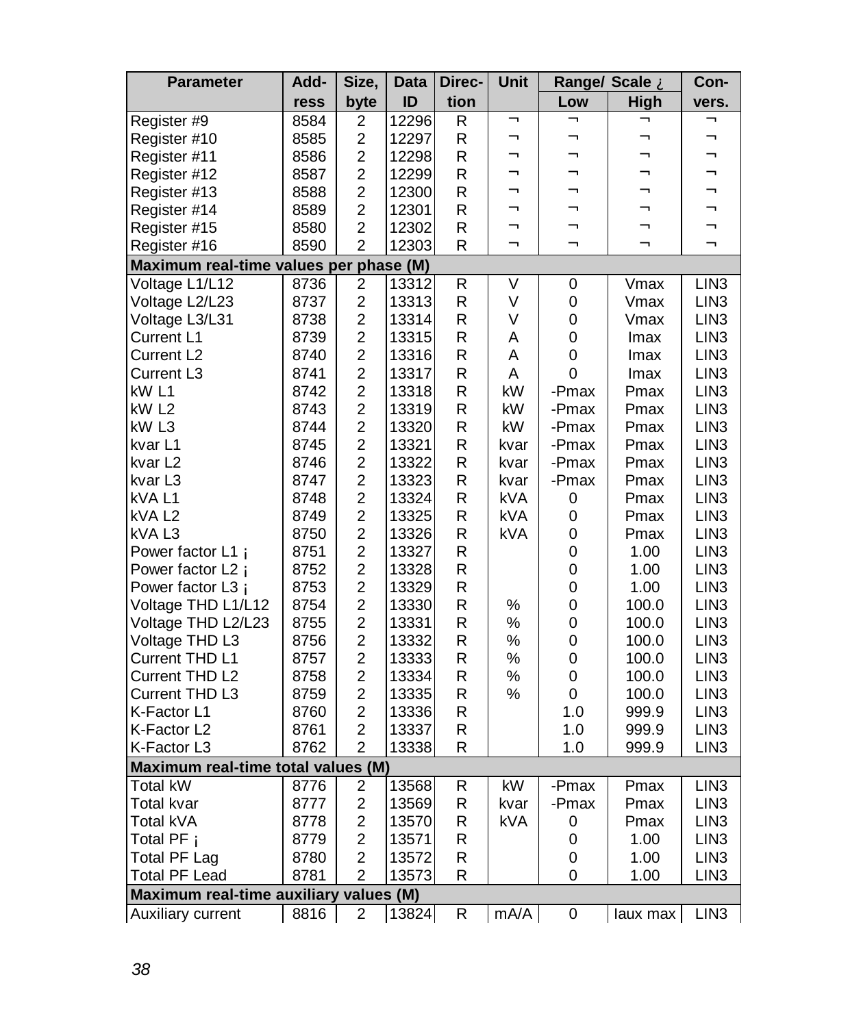| Parameter | Add-ress | Size, byte | Data ID | Direc-tion | Unit | Range/ Scale ¿ | | Con-vers. |
|---|---|---|---|---|---|---|---|---|
| | | | | | | Low | High | |
| Register #9 | 8584 | 2 | 12296 | R | ¬ | ¬ | ¬ | ¬ |
| Register #10 | 8585 | 2 | 12297 | R | ¬ | ¬ | ¬ | ¬ |
| Register #11 | 8586 | 2 | 12298 | R | ¬ | ¬ | ¬ | ¬ |
| Register #12 | 8587 | 2 | 12299 | R | ¬ | ¬ | ¬ | ¬ |
| Register #13 | 8588 | 2 | 12300 | R | ¬ | ¬ | ¬ | ¬ |
| Register #14 | 8589 | 2 | 12301 | R | ¬ | ¬ | ¬ | ¬ |
| Register #15 | 8580 | 2 | 12302 | R | ¬ | ¬ | ¬ | ¬ |
| Register #16 | 8590 | 2 | 12303 | R | ¬ | ¬ | ¬ | ¬ |
| **Maximum real-time values per phase (M)** | | | | | | | | |
| Voltage L1/L12 | 8736 | 2 | 13312 | R | V | 0 | Vmax | LIN3 |
| Voltage L2/L23 | 8737 | 2 | 13313 | R | V | 0 | Vmax | LIN3 |
| Voltage L3/L31 | 8738 | 2 | 13314 | R | V | 0 | Vmax | LIN3 |
| Current L1 | 8739 | 2 | 13315 | R | A | 0 | Imax | LIN3 |
| Current L2 | 8740 | 2 | 13316 | R | A | 0 | Imax | LIN3 |
| Current L3 | 8741 | 2 | 13317 | R | A | 0 | Imax | LIN3 |
| kW L1 | 8742 | 2 | 13318 | R | kW | -Pmax | Pmax | LIN3 |
| kW L2 | 8743 | 2 | 13319 | R | kW | -Pmax | Pmax | LIN3 |
| kW L3 | 8744 | 2 | 13320 | R | kW | -Pmax | Pmax | LIN3 |
| kvar L1 | 8745 | 2 | 13321 | R | kvar | -Pmax | Pmax | LIN3 |
| kvar L2 | 8746 | 2 | 13322 | R | kvar | -Pmax | Pmax | LIN3 |
| kvar L3 | 8747 | 2 | 13323 | R | kvar | -Pmax | Pmax | LIN3 |
| kVA L1 | 8748 | 2 | 13324 | R | kVA | 0 | Pmax | LIN3 |
| kVA L2 | 8749 | 2 | 13325 | R | kVA | 0 | Pmax | LIN3 |
| kVA L3 | 8750 | 2 | 13326 | R | kVA | 0 | Pmax | LIN3 |
| Power factor L1 ¡ | 8751 | 2 | 13327 | R | | 0 | 1.00 | LIN3 |
| Power factor L2 ¡ | 8752 | 2 | 13328 | R | | 0 | 1.00 | LIN3 |
| Power factor L3 ¡ | 8753 | 2 | 13329 | R | | 0 | 1.00 | LIN3 |
| Voltage THD L1/L12 | 8754 | 2 | 13330 | R | % | 0 | 100.0 | LIN3 |
| Voltage THD L2/L23 | 8755 | 2 | 13331 | R | % | 0 | 100.0 | LIN3 |
| Voltage THD L3 | 8756 | 2 | 13332 | R | % | 0 | 100.0 | LIN3 |
| Current THD L1 | 8757 | 2 | 13333 | R | % | 0 | 100.0 | LIN3 |
| Current THD L2 | 8758 | 2 | 13334 | R | % | 0 | 100.0 | LIN3 |
| Current THD L3 | 8759 | 2 | 13335 | R | % | 0 | 100.0 | LIN3 |
| K-Factor L1 | 8760 | 2 | 13336 | R | | 1.0 | 999.9 | LIN3 |
| K-Factor L2 | 8761 | 2 | 13337 | R | | 1.0 | 999.9 | LIN3 |
| K-Factor L3 | 8762 | 2 | 13338 | R | | 1.0 | 999.9 | LIN3 |
| **Maximum real-time total values (M)** | | | | | | | | |
| Total kW | 8776 | 2 | 13568 | R | kW | -Pmax | Pmax | LIN3 |
| Total kvar | 8777 | 2 | 13569 | R | kvar | -Pmax | Pmax | LIN3 |
| Total kVA | 8778 | 2 | 13570 | R | kVA | 0 | Pmax | LIN3 |
| Total PF ¡ | 8779 | 2 | 13571 | R | | 0 | 1.00 | LIN3 |
| Total PF Lag | 8780 | 2 | 13572 | R | | 0 | 1.00 | LIN3 |
| Total PF Lead | 8781 | 2 | 13573 | R | | 0 | 1.00 | LIN3 |
| **Maximum real-time auxiliary values (M)** | | | | | | | | |
| Auxiliary current | 8816 | 2 | 13824 | R | mA/A | 0 | Iaux max | LIN3 |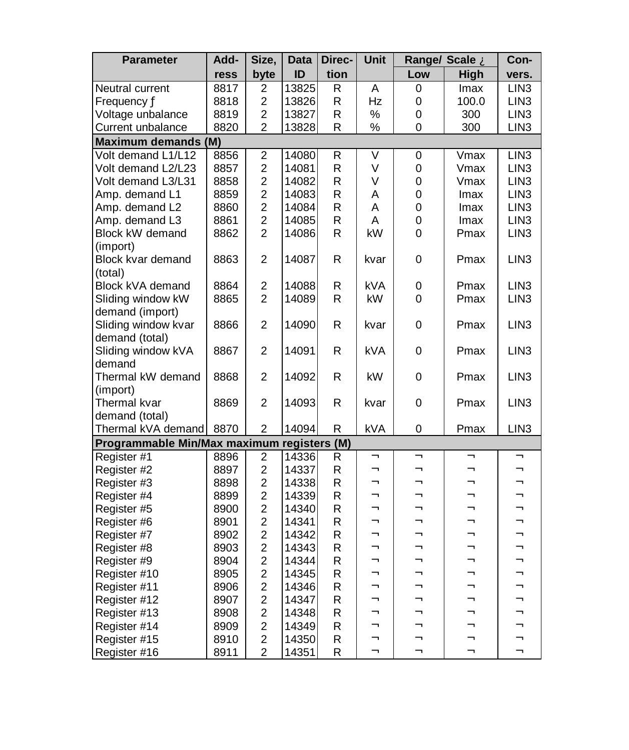| Parameter | Add-ress | Size, byte | Data ID | Direc-tion | Unit | Range/ Scale ¿ | | Con-vers. |
|---|---|---|---|---|---|---|---|---|
| | | | | | | Low | High | |
| Neutral current | 8817 | 2 | 13825 | R | A | 0 | Imax | LIN3 |
| Frequency ƒ | 8818 | 2 | 13826 | R | Hz | 0 | 100.0 | LIN3 |
| Voltage unbalance | 8819 | 2 | 13827 | R | % | 0 | 300 | LIN3 |
| Current unbalance | 8820 | 2 | 13828 | R | % | 0 | 300 | LIN3 |
| **Maximum demands (M)** | | | | | | | | |
| Volt demand L1/L12 | 8856 | 2 | 14080 | R | V | 0 | Vmax | LIN3 |
| Volt demand L2/L23 | 8857 | 2 | 14081 | R | V | 0 | Vmax | LIN3 |
| Volt demand L3/L31 | 8858 | 2 | 14082 | R | V | 0 | Vmax | LIN3 |
| Amp. demand L1 | 8859 | 2 | 14083 | R | A | 0 | Imax | LIN3 |
| Amp. demand L2 | 8860 | 2 | 14084 | R | A | 0 | Imax | LIN3 |
| Amp. demand L3 | 8861 | 2 | 14085 | R | A | 0 | Imax | LIN3 |
| Block kW demand (import) | 8862 | 2 | 14086 | R | kW | 0 | Pmax | LIN3 |
| Block kvar demand (total) | 8863 | 2 | 14087 | R | kvar | 0 | Pmax | LIN3 |
| Block kVA demand | 8864 | 2 | 14088 | R | kVA | 0 | Pmax | LIN3 |
| Sliding window kW demand (import) | 8865 | 2 | 14089 | R | kW | 0 | Pmax | LIN3 |
| Sliding window kvar demand (total) | 8866 | 2 | 14090 | R | kvar | 0 | Pmax | LIN3 |
| Sliding window kVA demand | 8867 | 2 | 14091 | R | kVA | 0 | Pmax | LIN3 |
| Thermal kW demand (import) | 8868 | 2 | 14092 | R | kW | 0 | Pmax | LIN3 |
| Thermal kvar demand (total) | 8869 | 2 | 14093 | R | kvar | 0 | Pmax | LIN3 |
| Thermal kVA demand | 8870 | 2 | 14094 | R | kVA | 0 | Pmax | LIN3 |
| **Programmable Min/Max maximum registers (M)** | | | | | | | | |
| Register #1 | 8896 | 2 | 14336 | R | ¬ | ¬ | ¬ | ¬ |
| Register #2 | 8897 | 2 | 14337 | R | ¬ | ¬ | ¬ | ¬ |
| Register #3 | 8898 | 2 | 14338 | R | ¬ | ¬ | ¬ | ¬ |
| Register #4 | 8899 | 2 | 14339 | R | ¬ | ¬ | ¬ | ¬ |
| Register #5 | 8900 | 2 | 14340 | R | ¬ | ¬ | ¬ | ¬ |
| Register #6 | 8901 | 2 | 14341 | R | ¬ | ¬ | ¬ | ¬ |
| Register #7 | 8902 | 2 | 14342 | R | ¬ | ¬ | ¬ | ¬ |
| Register #8 | 8903 | 2 | 14343 | R | ¬ | ¬ | ¬ | ¬ |
| Register #9 | 8904 | 2 | 14344 | R | ¬ | ¬ | ¬ | ¬ |
| Register #10 | 8905 | 2 | 14345 | R | ¬ | ¬ | ¬ | ¬ |
| Register #11 | 8906 | 2 | 14346 | R | ¬ | ¬ | ¬ | ¬ |
| Register #12 | 8907 | 2 | 14347 | R | ¬ | ¬ | ¬ | ¬ |
| Register #13 | 8908 | 2 | 14348 | R | ¬ | ¬ | ¬ | ¬ |
| Register #14 | 8909 | 2 | 14349 | R | ¬ | ¬ | ¬ | ¬ |
| Register #15 | 8910 | 2 | 14350 | R | ¬ | ¬ | ¬ | ¬ |
| Register #16 | 8911 | 2 | 14351 | R | ¬ | ¬ | ¬ | ¬ |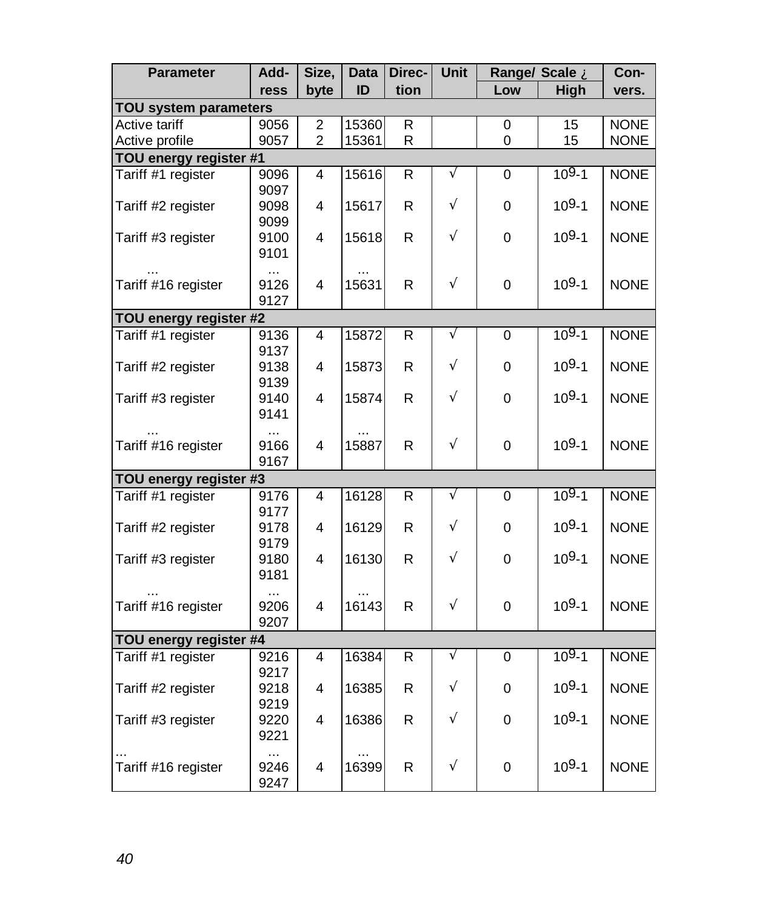| Parameter | Add-ress | Size, byte | Data ID | Direc-tion | Unit | Range/ Scale ¿ | | Con-vers. |
|---|---|---|---|---|---|---|---|---|
| | | | | | | Low | High | |
| **TOU system parameters** | | | | | | | | |
| Active tariff | 9056 | 2 | 15360 | R | | 0 | 15 | NONE |
| Active profile | 9057 | 2 | 15361 | R | | 0 | 15 | NONE |
| **TOU energy register #1** | | | | | | | | |
| Tariff #1 register | 9096 9097 | 4 | 15616 | R | √ | 0 | $10^9$-1 | NONE |
| Tariff #2 register | 9098 9099 | 4 | 15617 | R | √ | 0 | $10^9$-1 | NONE |
| Tariff #3 register | 9100 9101 | 4 | 15618 | R | √ | 0 | $10^9$-1 | NONE |
| ... | ... | | ... | | | | | |
| Tariff #16 register | 9126 9127 | 4 | 15631 | R | √ | 0 | $10^9$-1 | NONE |
| **TOU energy register #2** | | | | | | | | |
| Tariff #1 register | 9136 9137 | 4 | 15872 | R | √ | 0 | $10^9$-1 | NONE |
| Tariff #2 register | 9138 9139 | 4 | 15873 | R | √ | 0 | $10^9$-1 | NONE |
| Tariff #3 register | 9140 9141 | 4 | 15874 | R | √ | 0 | $10^9$-1 | NONE |
| ... | ... | | ... | | | | | |
| Tariff #16 register | 9166 9167 | 4 | 15887 | R | √ | 0 | $10^9$-1 | NONE |
| **TOU energy register #3** | | | | | | | | |
| Tariff #1 register | 9176 9177 | 4 | 16128 | R | √ | 0 | $10^9$-1 | NONE |
| Tariff #2 register | 9178 9179 | 4 | 16129 | R | √ | 0 | $10^9$-1 | NONE |
| Tariff #3 register | 9180 9181 | 4 | 16130 | R | √ | 0 | $10^9$-1 | NONE |
| ... | ... | | ... | | | | | |
| Tariff #16 register | 9206 9207 | 4 | 16143 | R | √ | 0 | $10^9$-1 | NONE |
| **TOU energy register #4** | | | | | | | | |
| Tariff #1 register | 9216 9217 | 4 | 16384 | R | √ | 0 | $10^9$-1 | NONE |
| Tariff #2 register | 9218 9219 | 4 | 16385 | R | √ | 0 | $10^9$-1 | NONE |
| Tariff #3 register | 9220 9221 | 4 | 16386 | R | √ | 0 | $10^9$-1 | NONE |
| ... | ... | | ... | | | | | |
| Tariff #16 register | 9246 9247 | 4 | 16399 | R | √ | 0 | $10^9$-1 | NONE |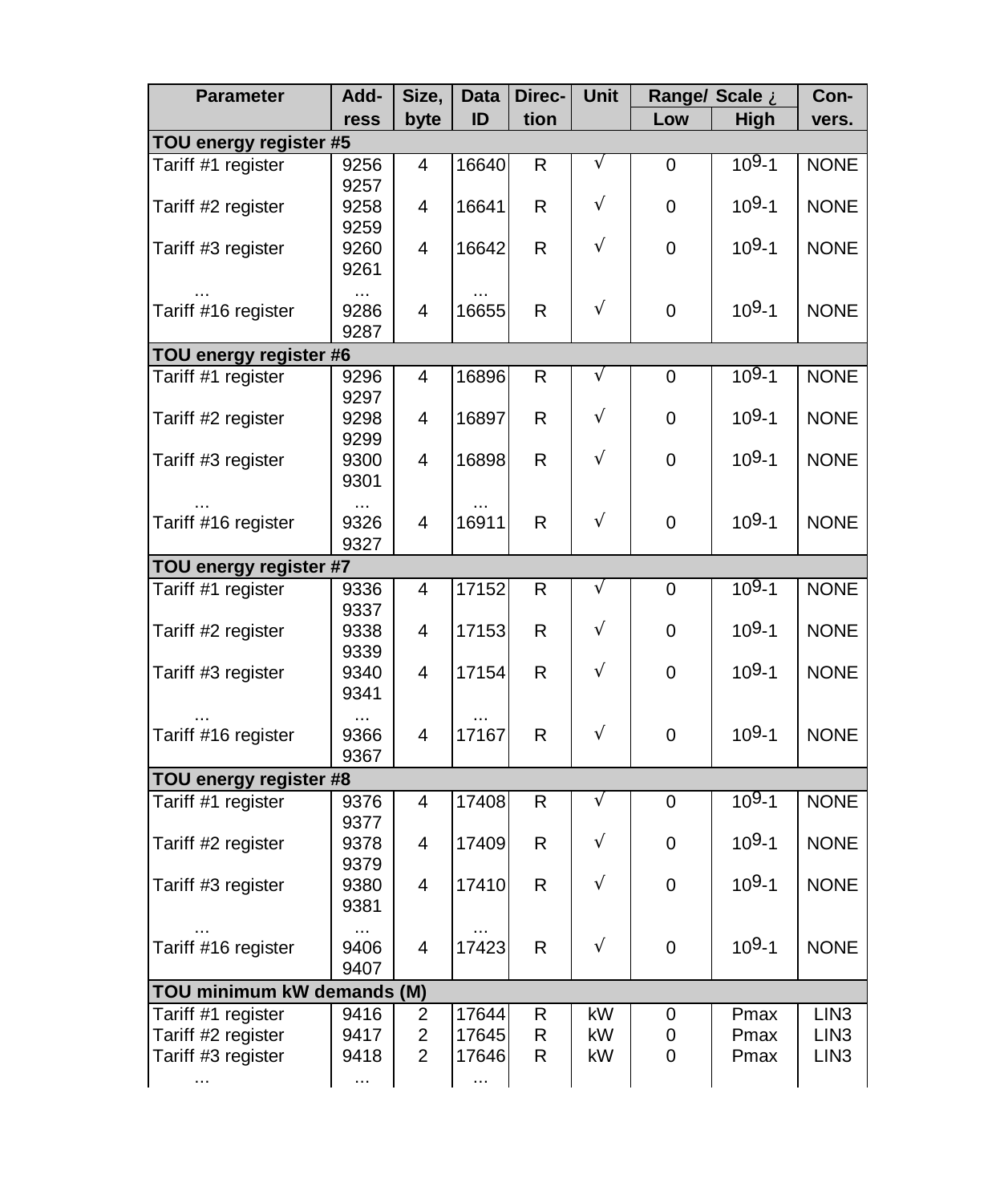| Parameter | Add-ress | Size, byte | Data ID | Direc-tion | Unit | Range/ Scale ¿ | | Con-vers. |
|---|---|---|---|---|---|---|---|---|
| | | | | | | Low | High | |
| **TOU energy register #5** | | | | | | | | |
| Tariff #1 register | 9256 9257 | 4 | 16640 | R | √ | 0 | $10^9$-1 | NONE |
| Tariff #2 register | 9258 9259 | 4 | 16641 | R | √ | 0 | $10^9$-1 | NONE |
| Tariff #3 register | 9260 9261 | 4 | 16642 | R | √ | 0 | $10^9$-1 | NONE |
| ... | ... | | ... | | | | | |
| Tariff #16 register | 9286 9287 | 4 | 16655 | R | √ | 0 | $10^9$-1 | NONE |
| **TOU energy register #6** | | | | | | | | |
| Tariff #1 register | 9296 9297 | 4 | 16896 | R | √ | 0 | $10^9$-1 | NONE |
| Tariff #2 register | 9298 9299 | 4 | 16897 | R | √ | 0 | $10^9$-1 | NONE |
| Tariff #3 register | 9300 9301 | 4 | 16898 | R | √ | 0 | $10^9$-1 | NONE |
| ... | ... | | ... | | | | | |
| Tariff #16 register | 9326 9327 | 4 | 16911 | R | √ | 0 | $10^9$-1 | NONE |
| **TOU energy register #7** | | | | | | | | |
| Tariff #1 register | 9336 9337 | 4 | 17152 | R | √ | 0 | $10^9$-1 | NONE |
| Tariff #2 register | 9338 9339 | 4 | 17153 | R | √ | 0 | $10^9$-1 | NONE |
| Tariff #3 register | 9340 9341 | 4 | 17154 | R | √ | 0 | $10^9$-1 | NONE |
| ... | ... | | ... | | | | | |
| Tariff #16 register | 9366 9367 | 4 | 17167 | R | √ | 0 | $10^9$-1 | NONE |
| **TOU energy register #8** | | | | | | | | |
| Tariff #1 register | 9376 9377 | 4 | 17408 | R | √ | 0 | $10^9$-1 | NONE |
| Tariff #2 register | 9378 9379 | 4 | 17409 | R | √ | 0 | $10^9$-1 | NONE |
| Tariff #3 register | 9380 9381 | 4 | 17410 | R | √ | 0 | $10^9$-1 | NONE |
| ... | ... | | ... | | | | | |
| Tariff #16 register | 9406 9407 | 4 | 17423 | R | √ | 0 | $10^9$-1 | NONE |
| **TOU minimum kW demands (M)** | | | | | | | | |
| Tariff #1 register | 9416 | 2 | 17644 | R | kW | 0 | Pmax | LIN3 |
| Tariff #2 register | 9417 | 2 | 17645 | R | kW | 0 | Pmax | LIN3 |
| Tariff #3 register | 9418 | 2 | 17646 | R | kW | 0 | Pmax | LIN3 |
| ... | ... | | ... | | | | | |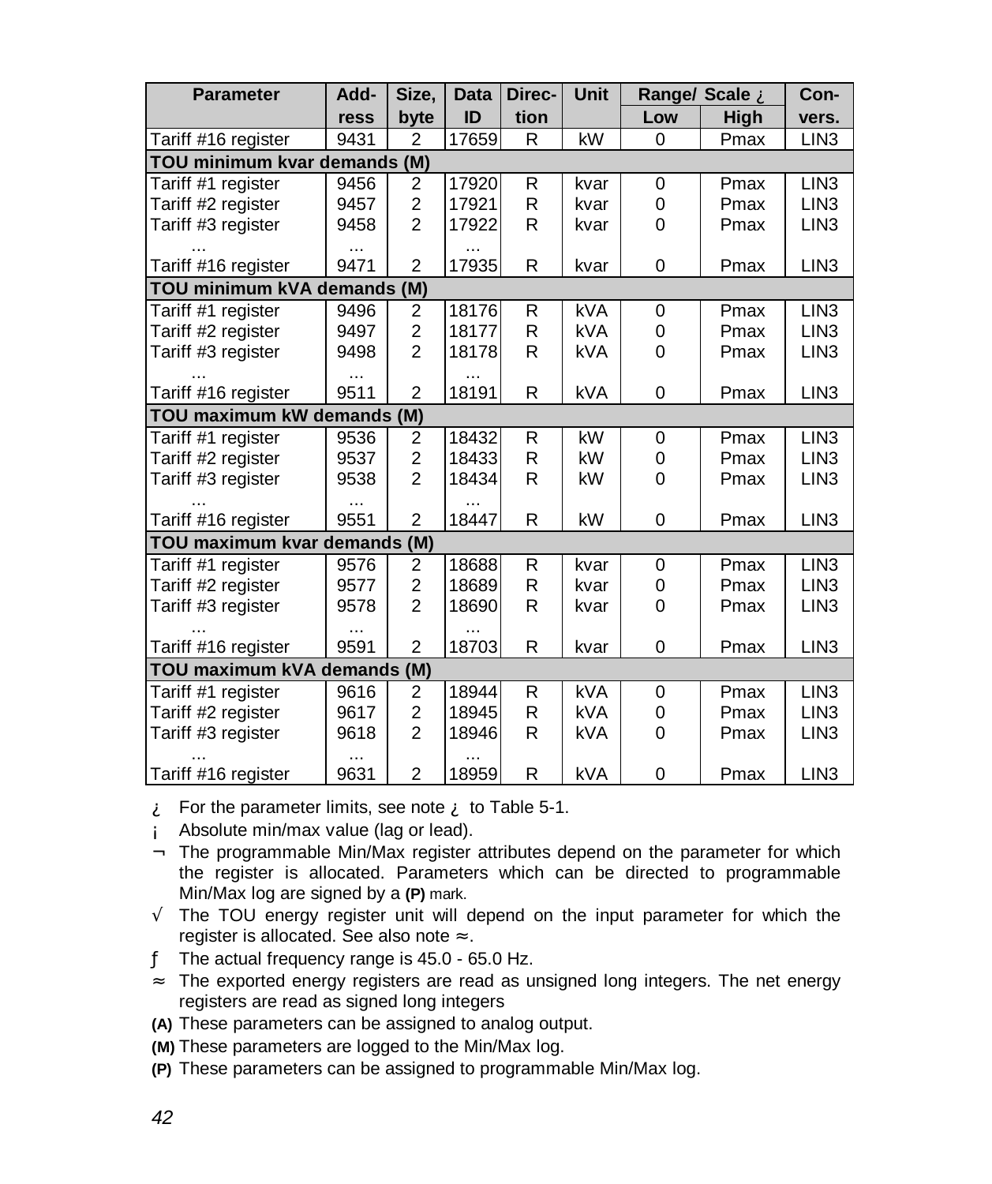| Parameter | Add-ress | Size, byte | Data ID | Direc-tion | Unit | Range/ Scale ¿ | | Con-vers. |
|---|---|---|---|---|---|---|---|---|
| | | | | | | Low | High | |
| Tariff #16 register | 9431 | 2 | 17659 | R | kW | 0 | Pmax | LIN3 |
| **TOU minimum kvar demands (M)** | | | | | | | | |
| Tariff #1 register | 9456 | 2 | 17920 | R | kvar | 0 | Pmax | LIN3 |
| Tariff #2 register | 9457 | 2 | 17921 | R | kvar | 0 | Pmax | LIN3 |
| Tariff #3 register | 9458 | 2 | 17922 | R | kvar | 0 | Pmax | LIN3 |
| ... | ... | | ... | | | | | |
| Tariff #16 register | 9471 | 2 | 17935 | R | kvar | 0 | Pmax | LIN3 |
| **TOU minimum kVA demands (M)** | | | | | | | | |
| Tariff #1 register | 9496 | 2 | 18176 | R | kVA | 0 | Pmax | LIN3 |
| Tariff #2 register | 9497 | 2 | 18177 | R | kVA | 0 | Pmax | LIN3 |
| Tariff #3 register | 9498 | 2 | 18178 | R | kVA | 0 | Pmax | LIN3 |
| ... | ... | | ... | | | | | |
| Tariff #16 register | 9511 | 2 | 18191 | R | kVA | 0 | Pmax | LIN3 |
| **TOU maximum kW demands (M)** | | | | | | | | |
| Tariff #1 register | 9536 | 2 | 18432 | R | kW | 0 | Pmax | LIN3 |
| Tariff #2 register | 9537 | 2 | 18433 | R | kW | 0 | Pmax | LIN3 |
| Tariff #3 register | 9538 | 2 | 18434 | R | kW | 0 | Pmax | LIN3 |
| ... | ... | | ... | | | | | |
| Tariff #16 register | 9551 | 2 | 18447 | R | kW | 0 | Pmax | LIN3 |
| **TOU maximum kvar demands (M)** | | | | | | | | |
| Tariff #1 register | 9576 | 2 | 18688 | R | kvar | 0 | Pmax | LIN3 |
| Tariff #2 register | 9577 | 2 | 18689 | R | kvar | 0 | Pmax | LIN3 |
| Tariff #3 register | 9578 | 2 | 18690 | R | kvar | 0 | Pmax | LIN3 |
| ... | ... | | ... | | | | | |
| Tariff #16 register | 9591 | 2 | 18703 | R | kvar | 0 | Pmax | LIN3 |
| **TOU maximum kVA demands (M)** | | | | | | | | |
| Tariff #1 register | 9616 | 2 | 18944 | R | kVA | 0 | Pmax | LIN3 |
| Tariff #2 register | 9617 | 2 | 18945 | R | kVA | 0 | Pmax | LIN3 |
| Tariff #3 register | 9618 | 2 | 18946 | R | kVA | 0 | Pmax | LIN3 |
| ... | ... | | ... | | | | | |
| Tariff #16 register | 9631 | 2 | 18959 | R | kVA | 0 | Pmax | LIN3 |

¿ For the parameter limits, see note ¿ to Table 5-1.

¡ Absolute min/max value (lag or lead).

¬ The programmable Min/Max register attributes depend on the parameter for which the register is allocated. Parameters which can be directed to programmable Min/Max log are signed by a **(P)** mark.

√ The TOU energy register unit will depend on the input parameter for which the register is allocated. See also note ≈.

ƒ The actual frequency range is 45.0 - 65.0 Hz.

≈ The exported energy registers are read as unsigned long integers. The net energy registers are read as signed long integers

**(A)** These parameters can be assigned to analog output.

**(M)** These parameters are logged to the Min/Max log.

**(P)** These parameters can be assigned to programmable Min/Max log.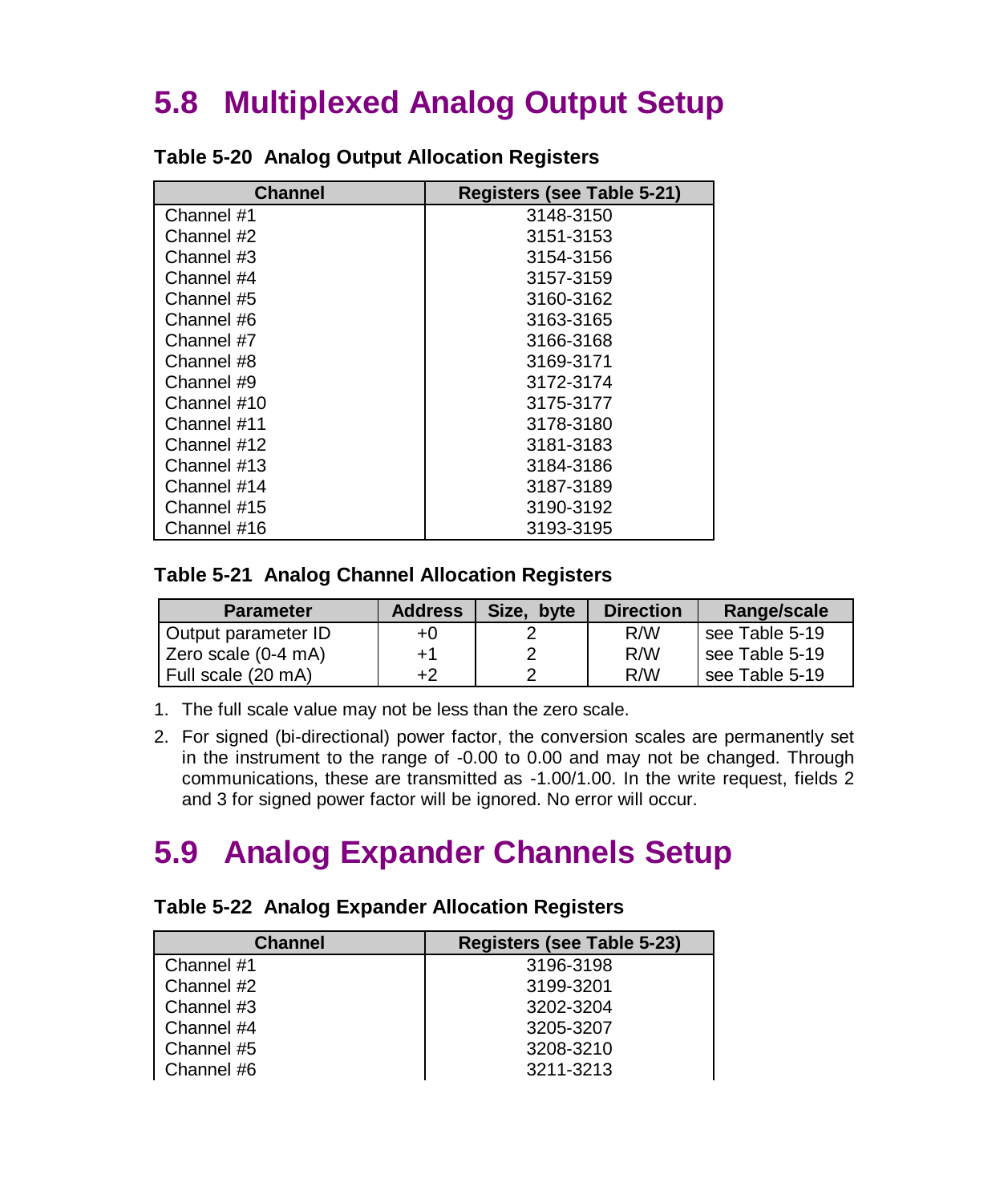## 5.8 Multiplexed Analog Output Setup

**Table 5-20 Analog Output Allocation Registers**

| Channel | Registers (see Table 5-21) |
|---|---|
| Channel #1 | 3148-3150 |
| Channel #2 | 3151-3153 |
| Channel #3 | 3154-3156 |
| Channel #4 | 3157-3159 |
| Channel #5 | 3160-3162 |
| Channel #6 | 3163-3165 |
| Channel #7 | 3166-3168 |
| Channel #8 | 3169-3171 |
| Channel #9 | 3172-3174 |
| Channel #10 | 3175-3177 |
| Channel #11 | 3178-3180 |
| Channel #12 | 3181-3183 |
| Channel #13 | 3184-3186 |
| Channel #14 | 3187-3189 |
| Channel #15 | 3190-3192 |
| Channel #16 | 3193-3195 |

**Table 5-21 Analog Channel Allocation Registers**

| Parameter | Address | Size, byte | Direction | Range/scale |
|---|---|---|---|---|
| Output parameter ID | +0 | 2 | R/W | see Table 5-19 |
| Zero scale (0-4 mA) | +1 | 2 | R/W | see Table 5-19 |
| Full scale (20 mA) | +2 | 2 | R/W | see Table 5-19 |

1. The full scale value may not be less than the zero scale.
2. For signed (bi-directional) power factor, the conversion scales are permanently set in the instrument to the range of -0.00 to 0.00 and may not be changed. Through communications, these are transmitted as -1.00/1.00. In the write request, fields 2 and 3 for signed power factor will be ignored. No error will occur.

## 5.9 Analog Expander Channels Setup

**Table 5-22 Analog Expander Allocation Registers**

| Channel | Registers (see Table 5-23) |
|---|---|
| Channel #1 | 3196-3198 |
| Channel #2 | 3199-3201 |
| Channel #3 | 3202-3204 |
| Channel #4 | 3205-3207 |
| Channel #5 | 3208-3210 |
| Channel #6 | 3211-3213 |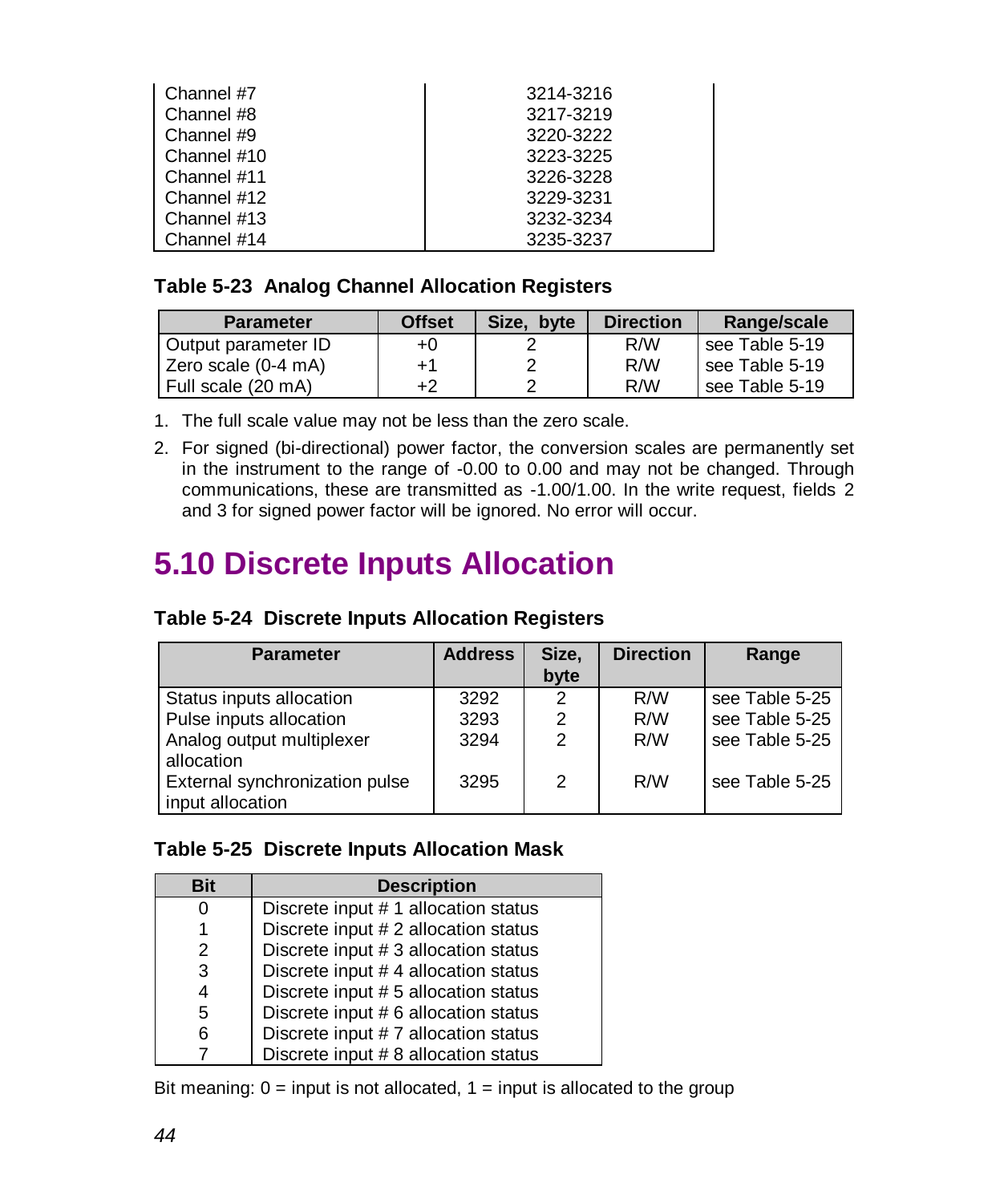| | |
|---|---|
| Channel #7 | 3214-3216 |
| Channel #8 | 3217-3219 |
| Channel #9 | 3220-3222 |
| Channel #10 | 3223-3225 |
| Channel #11 | 3226-3228 |
| Channel #12 | 3229-3231 |
| Channel #13 | 3232-3234 |
| Channel #14 | 3235-3237 |

**Table 5-23 Analog Channel Allocation Registers**

| Parameter | Offset | Size, byte | Direction | Range/scale |
|---|---|---|---|---|
| Output parameter ID | +0 | 2 | R/W | see Table 5-19 |
| Zero scale (0-4 mA) | +1 | 2 | R/W | see Table 5-19 |
| Full scale (20 mA) | +2 | 2 | R/W | see Table 5-19 |

1. The full scale value may not be less than the zero scale.
2. For signed (bi-directional) power factor, the conversion scales are permanently set in the instrument to the range of -0.00 to 0.00 and may not be changed. Through communications, these are transmitted as -1.00/1.00. In the write request, fields 2 and 3 for signed power factor will be ignored. No error will occur.

# 5.10 Discrete Inputs Allocation

**Table 5-24 Discrete Inputs Allocation Registers**

| Parameter | Address | Size, byte | Direction | Range |
|---|---|---|---|---|
| Status inputs allocation | 3292 | 2 | R/W | see Table 5-25 |
| Pulse inputs allocation | 3293 | 2 | R/W | see Table 5-25 |
| Analog output multiplexer allocation | 3294 | 2 | R/W | see Table 5-25 |
| External synchronization pulse input allocation | 3295 | 2 | R/W | see Table 5-25 |

**Table 5-25 Discrete Inputs Allocation Mask**

| Bit | Description |
|---|---|
| 0 | Discrete input # 1 allocation status |
| 1 | Discrete input # 2 allocation status |
| 2 | Discrete input # 3 allocation status |
| 3 | Discrete input # 4 allocation status |
| 4 | Discrete input # 5 allocation status |
| 5 | Discrete input # 6 allocation status |
| 6 | Discrete input # 7 allocation status |
| 7 | Discrete input # 8 allocation status |

Bit meaning: 0 = input is not allocated, 1 = input is allocated to the group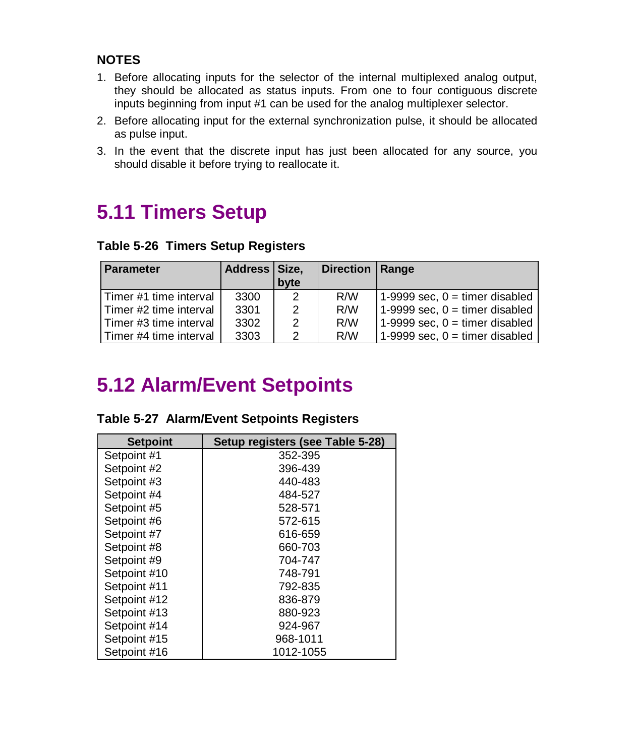**NOTES**

1. Before allocating inputs for the selector of the internal multiplexed analog output, they should be allocated as status inputs. From one to four contiguous discrete inputs beginning from input #1 can be used for the analog multiplexer selector.
2. Before allocating input for the external synchronization pulse, it should be allocated as pulse input.
3. In the event that the discrete input has just been allocated for any source, you should disable it before trying to reallocate it.

## 5.11 Timers Setup

**Table 5-26 Timers Setup Registers**

| Parameter | Address | Size, byte | Direction | Range |
|---|---|---|---|---|
| Timer #1 time interval | 3300 | 2 | R/W | 1-9999 sec, 0 = timer disabled |
| Timer #2 time interval | 3301 | 2 | R/W | 1-9999 sec, 0 = timer disabled |
| Timer #3 time interval | 3302 | 2 | R/W | 1-9999 sec, 0 = timer disabled |
| Timer #4 time interval | 3303 | 2 | R/W | 1-9999 sec, 0 = timer disabled |

## 5.12 Alarm/Event Setpoints

**Table 5-27 Alarm/Event Setpoints Registers**

| Setpoint | Setup registers (see Table 5-28) |
|---|---|
| Setpoint #1 | 352-395 |
| Setpoint #2 | 396-439 |
| Setpoint #3 | 440-483 |
| Setpoint #4 | 484-527 |
| Setpoint #5 | 528-571 |
| Setpoint #6 | 572-615 |
| Setpoint #7 | 616-659 |
| Setpoint #8 | 660-703 |
| Setpoint #9 | 704-747 |
| Setpoint #10 | 748-791 |
| Setpoint #11 | 792-835 |
| Setpoint #12 | 836-879 |
| Setpoint #13 | 880-923 |
| Setpoint #14 | 924-967 |
| Setpoint #15 | 968-1011 |
| Setpoint #16 | 1012-1055 |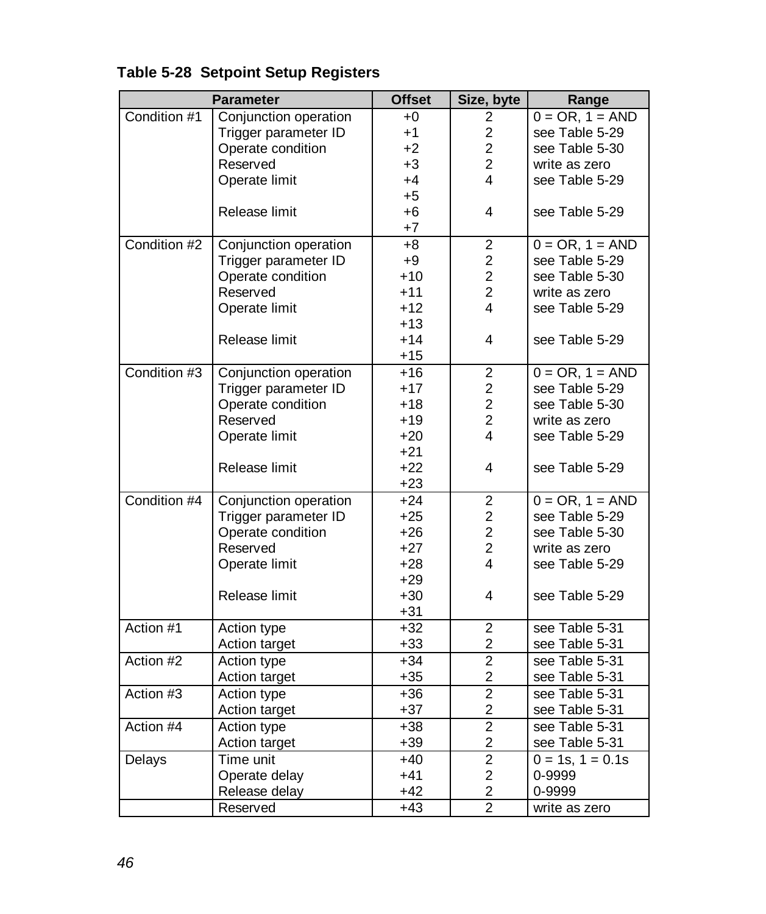**Table 5-28 Setpoint Setup Registers**

| Parameter | | Offset | Size, byte | Range |
|---|---|---|---|---|
| Condition #1 | Conjunction operation | +0 | 2 | 0 = OR, 1 = AND |
| | Trigger parameter ID | +1 | 2 | see Table 5-29 |
| | Operate condition | +2 | 2 | see Table 5-30 |
| | Reserved | +3 | 2 | write as zero |
| | Operate limit | +4 | 4 | see Table 5-29 |
| | | +5 | | |
| | Release limit | +6 | 4 | see Table 5-29 |
| | | +7 | | |
| Condition #2 | Conjunction operation | +8 | 2 | 0 = OR, 1 = AND |
| | Trigger parameter ID | +9 | 2 | see Table 5-29 |
| | Operate condition | +10 | 2 | see Table 5-30 |
| | Reserved | +11 | 2 | write as zero |
| | Operate limit | +12 | 4 | see Table 5-29 |
| | | +13 | | |
| | Release limit | +14 | 4 | see Table 5-29 |
| | | +15 | | |
| Condition #3 | Conjunction operation | +16 | 2 | 0 = OR, 1 = AND |
| | Trigger parameter ID | +17 | 2 | see Table 5-29 |
| | Operate condition | +18 | 2 | see Table 5-30 |
| | Reserved | +19 | 2 | write as zero |
| | Operate limit | +20 | 4 | see Table 5-29 |
| | | +21 | | |
| | Release limit | +22 | 4 | see Table 5-29 |
| | | +23 | | |
| Condition #4 | Conjunction operation | +24 | 2 | 0 = OR, 1 = AND |
| | Trigger parameter ID | +25 | 2 | see Table 5-29 |
| | Operate condition | +26 | 2 | see Table 5-30 |
| | Reserved | +27 | 2 | write as zero |
| | Operate limit | +28 | 4 | see Table 5-29 |
| | | +29 | | |
| | Release limit | +30 | 4 | see Table 5-29 |
| | | +31 | | |
| Action #1 | Action type | +32 | 2 | see Table 5-31 |
| | Action target | +33 | 2 | see Table 5-31 |
| Action #2 | Action type | +34 | 2 | see Table 5-31 |
| | Action target | +35 | 2 | see Table 5-31 |
| Action #3 | Action type | +36 | 2 | see Table 5-31 |
| | Action target | +37 | 2 | see Table 5-31 |
| Action #4 | Action type | +38 | 2 | see Table 5-31 |
| | Action target | +39 | 2 | see Table 5-31 |
| Delays | Time unit | +40 | 2 | 0 = 1s, 1 = 0.1s |
| | Operate delay | +41 | 2 | 0-9999 |
| | Release delay | +42 | 2 | 0-9999 |
| | Reserved | +43 | 2 | write as zero |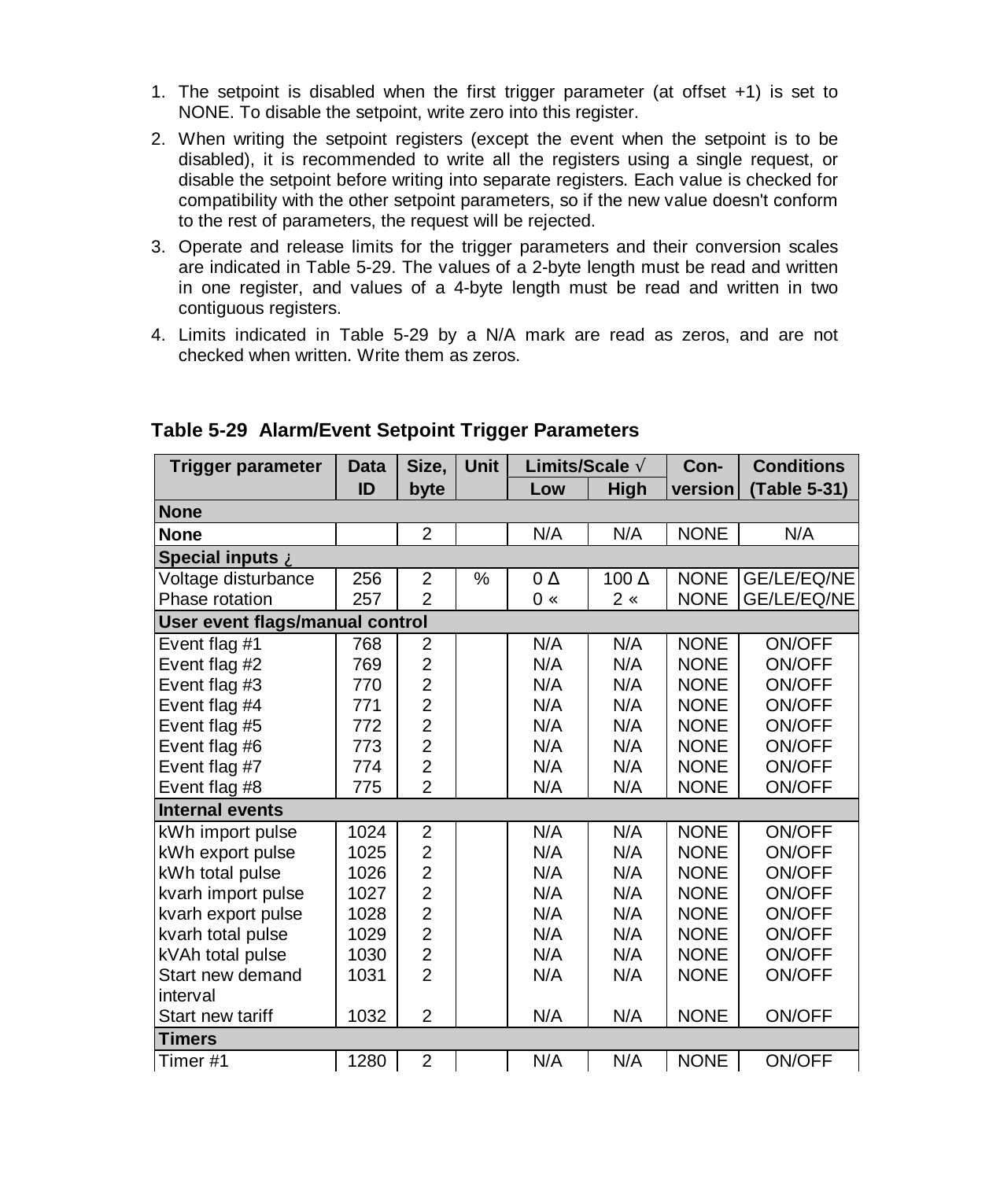1. The setpoint is disabled when the first trigger parameter (at offset +1) is set to NONE. To disable the setpoint, write zero into this register.
2. When writing the setpoint registers (except the event when the setpoint is to be disabled), it is recommended to write all the registers using a single request, or disable the setpoint before writing into separate registers. Each value is checked for compatibility with the other setpoint parameters, so if the new value doesn't conform to the rest of parameters, the request will be rejected.
3. Operate and release limits for the trigger parameters and their conversion scales are indicated in Table 5-29. The values of a 2-byte length must be read and written in one register, and values of a 4-byte length must be read and written in two contiguous registers.
4. Limits indicated in Table 5-29 by a N/A mark are read as zeros, and are not checked when written. Write them as zeros.

**Table 5-29 Alarm/Event Setpoint Trigger Parameters**

| Trigger parameter | Data ID | Size, byte | Unit | Limits/Scale √ | | Con-version | Conditions (Table 5-31) |
|---|---|---|---|---|---|---|---|
| | | | | Low | High | | |
| **None** | | | | | | | |
| **None** | | 2 | | N/A | N/A | NONE | N/A |
| **Special inputs ¿** | | | | | | | |
| Voltage disturbance | 256 | 2 | % | 0 Δ | 100 Δ | NONE | GE/LE/EQ/NE |
| Phase rotation | 257 | 2 | | 0 « | 2 « | NONE | GE/LE/EQ/NE |
| **User event flags/manual control** | | | | | | | |
| Event flag #1 | 768 | 2 | | N/A | N/A | NONE | ON/OFF |
| Event flag #2 | 769 | 2 | | N/A | N/A | NONE | ON/OFF |
| Event flag #3 | 770 | 2 | | N/A | N/A | NONE | ON/OFF |
| Event flag #4 | 771 | 2 | | N/A | N/A | NONE | ON/OFF |
| Event flag #5 | 772 | 2 | | N/A | N/A | NONE | ON/OFF |
| Event flag #6 | 773 | 2 | | N/A | N/A | NONE | ON/OFF |
| Event flag #7 | 774 | 2 | | N/A | N/A | NONE | ON/OFF |
| Event flag #8 | 775 | 2 | | N/A | N/A | NONE | ON/OFF |
| **Internal events** | | | | | | | |
| kWh import pulse | 1024 | 2 | | N/A | N/A | NONE | ON/OFF |
| kWh export pulse | 1025 | 2 | | N/A | N/A | NONE | ON/OFF |
| kWh total pulse | 1026 | 2 | | N/A | N/A | NONE | ON/OFF |
| kvarh import pulse | 1027 | 2 | | N/A | N/A | NONE | ON/OFF |
| kvarh export pulse | 1028 | 2 | | N/A | N/A | NONE | ON/OFF |
| kvarh total pulse | 1029 | 2 | | N/A | N/A | NONE | ON/OFF |
| kVAh total pulse | 1030 | 2 | | N/A | N/A | NONE | ON/OFF |
| Start new demand interval | 1031 | 2 | | N/A | N/A | NONE | ON/OFF |
| Start new tariff | 1032 | 2 | | N/A | N/A | NONE | ON/OFF |
| **Timers** | | | | | | | |
| Timer #1 | 1280 | 2 | | N/A | N/A | NONE | ON/OFF |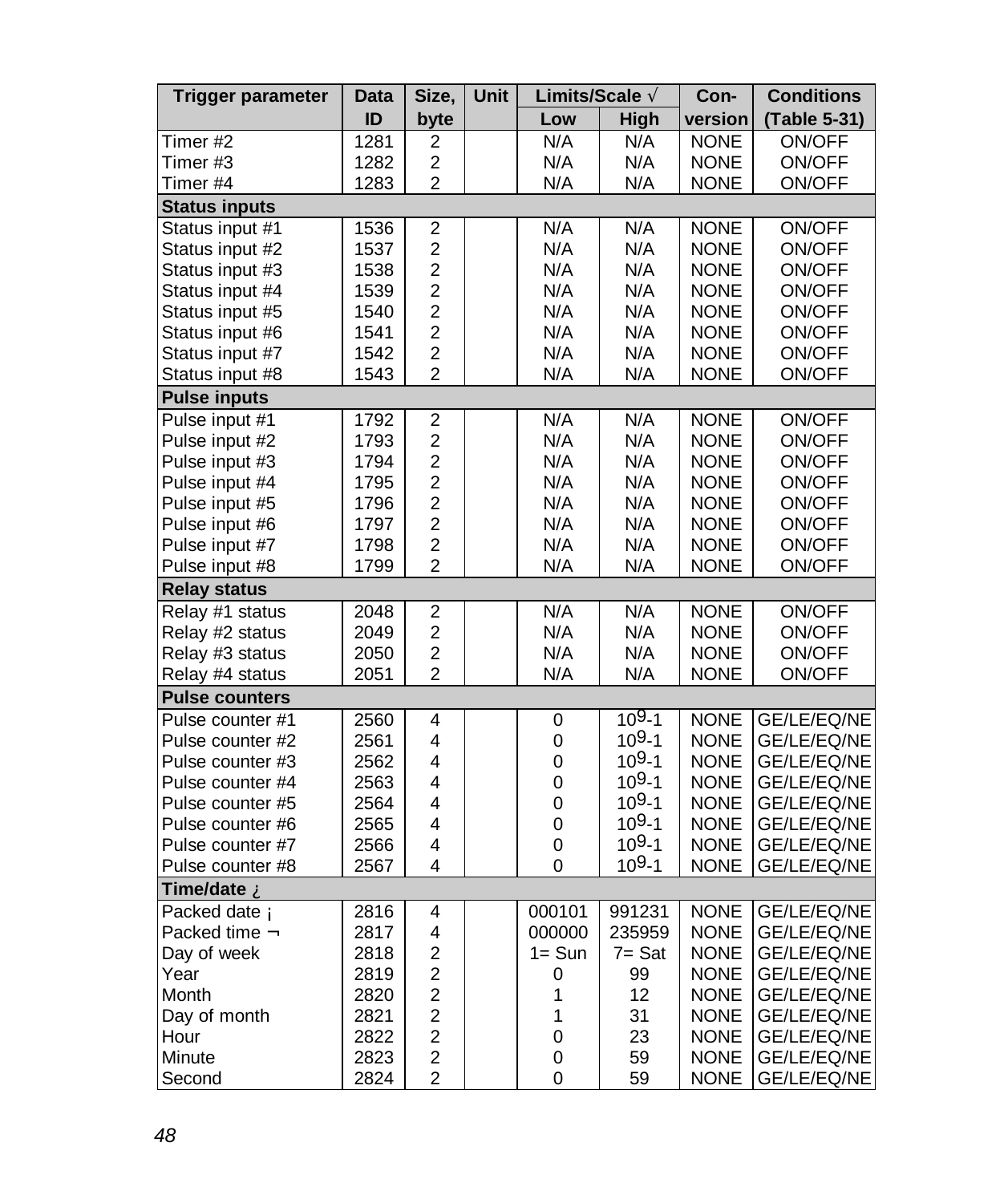| Trigger parameter | Data ID | Size, byte | Unit | Limits/Scale √ | | Con-version | Conditions (Table 5-31) |
|---|---|---|---|---|---|---|---|
| | | | | Low | High | | |
| Timer #2 | 1281 | 2 | | N/A | N/A | NONE | ON/OFF |
| Timer #3 | 1282 | 2 | | N/A | N/A | NONE | ON/OFF |
| Timer #4 | 1283 | 2 | | N/A | N/A | NONE | ON/OFF |
| **Status inputs** | | | | | | | |
| Status input #1 | 1536 | 2 | | N/A | N/A | NONE | ON/OFF |
| Status input #2 | 1537 | 2 | | N/A | N/A | NONE | ON/OFF |
| Status input #3 | 1538 | 2 | | N/A | N/A | NONE | ON/OFF |
| Status input #4 | 1539 | 2 | | N/A | N/A | NONE | ON/OFF |
| Status input #5 | 1540 | 2 | | N/A | N/A | NONE | ON/OFF |
| Status input #6 | 1541 | 2 | | N/A | N/A | NONE | ON/OFF |
| Status input #7 | 1542 | 2 | | N/A | N/A | NONE | ON/OFF |
| Status input #8 | 1543 | 2 | | N/A | N/A | NONE | ON/OFF |
| **Pulse inputs** | | | | | | | |
| Pulse input #1 | 1792 | 2 | | N/A | N/A | NONE | ON/OFF |
| Pulse input #2 | 1793 | 2 | | N/A | N/A | NONE | ON/OFF |
| Pulse input #3 | 1794 | 2 | | N/A | N/A | NONE | ON/OFF |
| Pulse input #4 | 1795 | 2 | | N/A | N/A | NONE | ON/OFF |
| Pulse input #5 | 1796 | 2 | | N/A | N/A | NONE | ON/OFF |
| Pulse input #6 | 1797 | 2 | | N/A | N/A | NONE | ON/OFF |
| Pulse input #7 | 1798 | 2 | | N/A | N/A | NONE | ON/OFF |
| Pulse input #8 | 1799 | 2 | | N/A | N/A | NONE | ON/OFF |
| **Relay status** | | | | | | | |
| Relay #1 status | 2048 | 2 | | N/A | N/A | NONE | ON/OFF |
| Relay #2 status | 2049 | 2 | | N/A | N/A | NONE | ON/OFF |
| Relay #3 status | 2050 | 2 | | N/A | N/A | NONE | ON/OFF |
| Relay #4 status | 2051 | 2 | | N/A | N/A | NONE | ON/OFF |
| **Pulse counters** | | | | | | | |
| Pulse counter #1 | 2560 | 4 | | 0 | $10^9$-1 | NONE | GE/LE/EQ/NE |
| Pulse counter #2 | 2561 | 4 | | 0 | $10^9$-1 | NONE | GE/LE/EQ/NE |
| Pulse counter #3 | 2562 | 4 | | 0 | $10^9$-1 | NONE | GE/LE/EQ/NE |
| Pulse counter #4 | 2563 | 4 | | 0 | $10^9$-1 | NONE | GE/LE/EQ/NE |
| Pulse counter #5 | 2564 | 4 | | 0 | $10^9$-1 | NONE | GE/LE/EQ/NE |
| Pulse counter #6 | 2565 | 4 | | 0 | $10^9$-1 | NONE | GE/LE/EQ/NE |
| Pulse counter #7 | 2566 | 4 | | 0 | $10^9$-1 | NONE | GE/LE/EQ/NE |
| Pulse counter #8 | 2567 | 4 | | 0 | $10^9$-1 | NONE | GE/LE/EQ/NE |
| **Time/date ¿** | | | | | | | |
| Packed date ¡ | 2816 | 4 | | 000101 | 991231 | NONE | GE/LE/EQ/NE |
| Packed time ¬ | 2817 | 4 | | 000000 | 235959 | NONE | GE/LE/EQ/NE |
| Day of week | 2818 | 2 | | 1= Sun | 7= Sat | NONE | GE/LE/EQ/NE |
| Year | 2819 | 2 | | 0 | 99 | NONE | GE/LE/EQ/NE |
| Month | 2820 | 2 | | 1 | 12 | NONE | GE/LE/EQ/NE |
| Day of month | 2821 | 2 | | 1 | 31 | NONE | GE/LE/EQ/NE |
| Hour | 2822 | 2 | | 0 | 23 | NONE | GE/LE/EQ/NE |
| Minute | 2823 | 2 | | 0 | 59 | NONE | GE/LE/EQ/NE |
| Second | 2824 | 2 | | 0 | 59 | NONE | GE/LE/EQ/NE |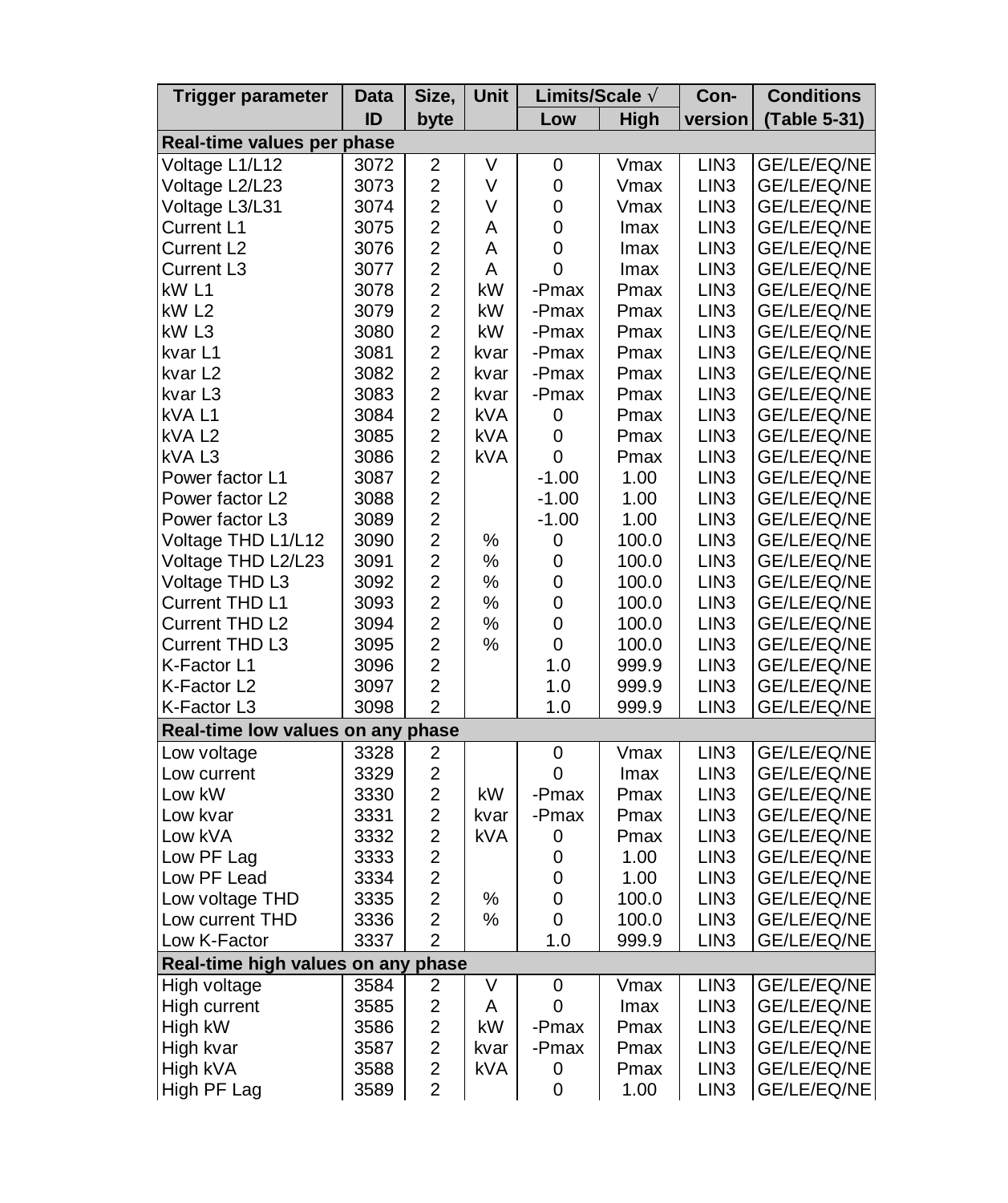| Trigger parameter | Data ID | Size, byte | Unit | Limits/Scale √ | | Con-version | Conditions (Table 5-31) |
|---|---|---|---|---|---|---|---|
| | | | | Low | High | | |
| **Real-time values per phase** | | | | | | | |
| Voltage L1/L12 | 3072 | 2 | V | 0 | Vmax | LIN3 | GE/LE/EQ/NE |
| Voltage L2/L23 | 3073 | 2 | V | 0 | Vmax | LIN3 | GE/LE/EQ/NE |
| Voltage L3/L31 | 3074 | 2 | V | 0 | Vmax | LIN3 | GE/LE/EQ/NE |
| Current L1 | 3075 | 2 | A | 0 | Imax | LIN3 | GE/LE/EQ/NE |
| Current L2 | 3076 | 2 | A | 0 | Imax | LIN3 | GE/LE/EQ/NE |
| Current L3 | 3077 | 2 | A | 0 | Imax | LIN3 | GE/LE/EQ/NE |
| kW L1 | 3078 | 2 | kW | -Pmax | Pmax | LIN3 | GE/LE/EQ/NE |
| kW L2 | 3079 | 2 | kW | -Pmax | Pmax | LIN3 | GE/LE/EQ/NE |
| kW L3 | 3080 | 2 | kW | -Pmax | Pmax | LIN3 | GE/LE/EQ/NE |
| kvar L1 | 3081 | 2 | kvar | -Pmax | Pmax | LIN3 | GE/LE/EQ/NE |
| kvar L2 | 3082 | 2 | kvar | -Pmax | Pmax | LIN3 | GE/LE/EQ/NE |
| kvar L3 | 3083 | 2 | kvar | -Pmax | Pmax | LIN3 | GE/LE/EQ/NE |
| kVA L1 | 3084 | 2 | kVA | 0 | Pmax | LIN3 | GE/LE/EQ/NE |
| kVA L2 | 3085 | 2 | kVA | 0 | Pmax | LIN3 | GE/LE/EQ/NE |
| kVA L3 | 3086 | 2 | kVA | 0 | Pmax | LIN3 | GE/LE/EQ/NE |
| Power factor L1 | 3087 | 2 | | -1.00 | 1.00 | LIN3 | GE/LE/EQ/NE |
| Power factor L2 | 3088 | 2 | | -1.00 | 1.00 | LIN3 | GE/LE/EQ/NE |
| Power factor L3 | 3089 | 2 | | -1.00 | 1.00 | LIN3 | GE/LE/EQ/NE |
| Voltage THD L1/L12 | 3090 | 2 | % | 0 | 100.0 | LIN3 | GE/LE/EQ/NE |
| Voltage THD L2/L23 | 3091 | 2 | % | 0 | 100.0 | LIN3 | GE/LE/EQ/NE |
| Voltage THD L3 | 3092 | 2 | % | 0 | 100.0 | LIN3 | GE/LE/EQ/NE |
| Current THD L1 | 3093 | 2 | % | 0 | 100.0 | LIN3 | GE/LE/EQ/NE |
| Current THD L2 | 3094 | 2 | % | 0 | 100.0 | LIN3 | GE/LE/EQ/NE |
| Current THD L3 | 3095 | 2 | % | 0 | 100.0 | LIN3 | GE/LE/EQ/NE |
| K-Factor L1 | 3096 | 2 | | 1.0 | 999.9 | LIN3 | GE/LE/EQ/NE |
| K-Factor L2 | 3097 | 2 | | 1.0 | 999.9 | LIN3 | GE/LE/EQ/NE |
| K-Factor L3 | 3098 | 2 | | 1.0 | 999.9 | LIN3 | GE/LE/EQ/NE |
| **Real-time low values on any phase** | | | | | | | |
| Low voltage | 3328 | 2 | | 0 | Vmax | LIN3 | GE/LE/EQ/NE |
| Low current | 3329 | 2 | | 0 | Imax | LIN3 | GE/LE/EQ/NE |
| Low kW | 3330 | 2 | kW | -Pmax | Pmax | LIN3 | GE/LE/EQ/NE |
| Low kvar | 3331 | 2 | kvar | -Pmax | Pmax | LIN3 | GE/LE/EQ/NE |
| Low kVA | 3332 | 2 | kVA | 0 | Pmax | LIN3 | GE/LE/EQ/NE |
| Low PF Lag | 3333 | 2 | | 0 | 1.00 | LIN3 | GE/LE/EQ/NE |
| Low PF Lead | 3334 | 2 | | 0 | 1.00 | LIN3 | GE/LE/EQ/NE |
| Low voltage THD | 3335 | 2 | % | 0 | 100.0 | LIN3 | GE/LE/EQ/NE |
| Low current THD | 3336 | 2 | % | 0 | 100.0 | LIN3 | GE/LE/EQ/NE |
| Low K-Factor | 3337 | 2 | | 1.0 | 999.9 | LIN3 | GE/LE/EQ/NE |
| **Real-time high values on any phase** | | | | | | | |
| High voltage | 3584 | 2 | V | 0 | Vmax | LIN3 | GE/LE/EQ/NE |
| High current | 3585 | 2 | A | 0 | Imax | LIN3 | GE/LE/EQ/NE |
| High kW | 3586 | 2 | kW | -Pmax | Pmax | LIN3 | GE/LE/EQ/NE |
| High kvar | 3587 | 2 | kvar | -Pmax | Pmax | LIN3 | GE/LE/EQ/NE |
| High kVA | 3588 | 2 | kVA | 0 | Pmax | LIN3 | GE/LE/EQ/NE |
| High PF Lag | 3589 | 2 | | 0 | 1.00 | LIN3 | GE/LE/EQ/NE |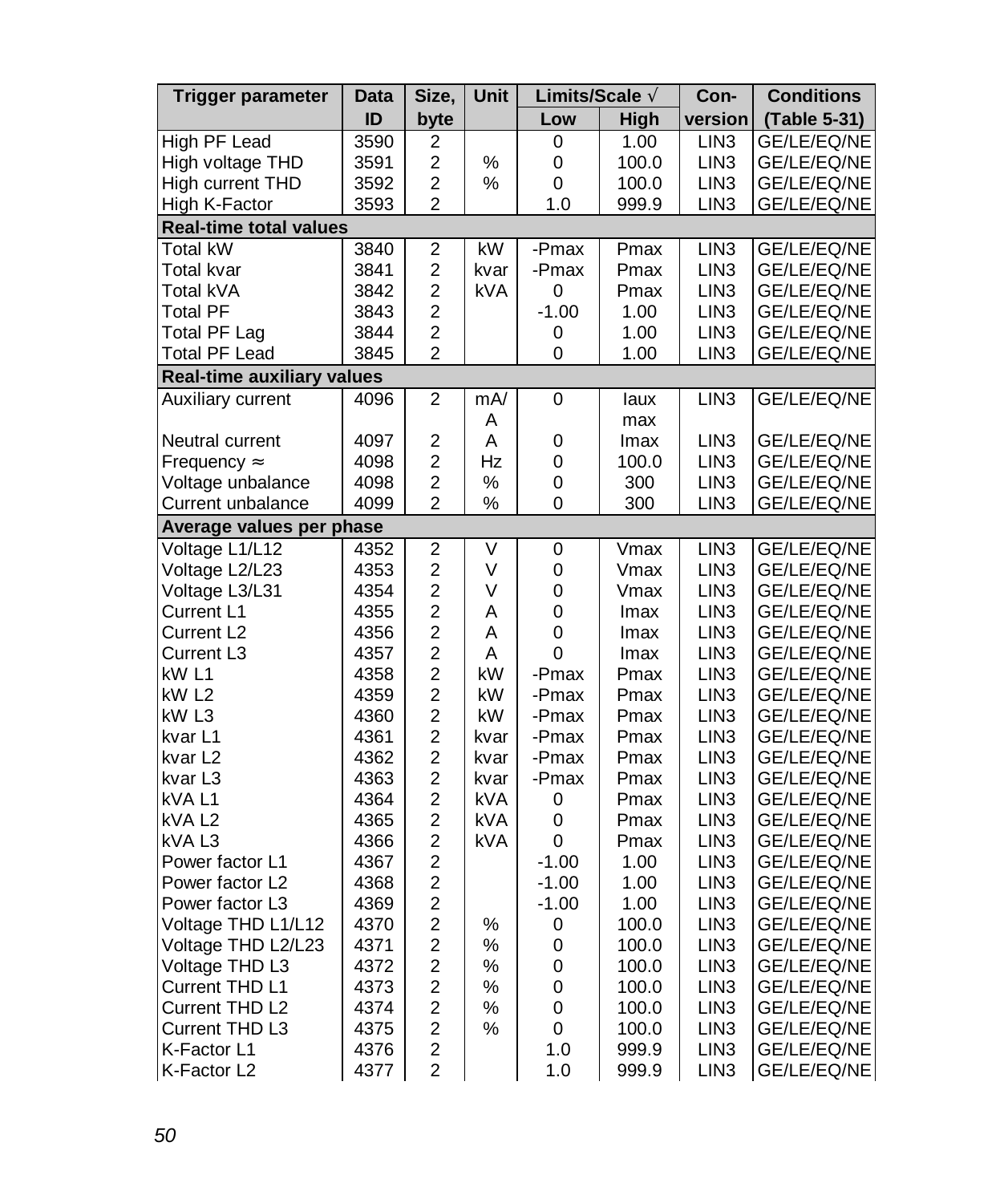| Trigger parameter | Data ID | Size, byte | Unit | Limits/Scale √ | | Con-version | Conditions (Table 5-31) |
|---|---|---|---|---|---|---|---|
| | | | | Low | High | | |
| High PF Lead | 3590 | 2 | | 0 | 1.00 | LIN3 | GE/LE/EQ/NE |
| High voltage THD | 3591 | 2 | % | 0 | 100.0 | LIN3 | GE/LE/EQ/NE |
| High current THD | 3592 | 2 | % | 0 | 100.0 | LIN3 | GE/LE/EQ/NE |
| High K-Factor | 3593 | 2 | | 1.0 | 999.9 | LIN3 | GE/LE/EQ/NE |
| **Real-time total values** | | | | | | | |
| Total kW | 3840 | 2 | kW | -Pmax | Pmax | LIN3 | GE/LE/EQ/NE |
| Total kvar | 3841 | 2 | kvar | -Pmax | Pmax | LIN3 | GE/LE/EQ/NE |
| Total kVA | 3842 | 2 | kVA | 0 | Pmax | LIN3 | GE/LE/EQ/NE |
| Total PF | 3843 | 2 | | -1.00 | 1.00 | LIN3 | GE/LE/EQ/NE |
| Total PF Lag | 3844 | 2 | | 0 | 1.00 | LIN3 | GE/LE/EQ/NE |
| Total PF Lead | 3845 | 2 | | 0 | 1.00 | LIN3 | GE/LE/EQ/NE |
| **Real-time auxiliary values** | | | | | | | |
| Auxiliary current | 4096 | 2 | mA/A | 0 | Iaux max | LIN3 | GE/LE/EQ/NE |
| Neutral current | 4097 | 2 | A | 0 | Imax | LIN3 | GE/LE/EQ/NE |
| Frequency ≈ | 4098 | 2 | Hz | 0 | 100.0 | LIN3 | GE/LE/EQ/NE |
| Voltage unbalance | 4098 | 2 | % | 0 | 300 | LIN3 | GE/LE/EQ/NE |
| Current unbalance | 4099 | 2 | % | 0 | 300 | LIN3 | GE/LE/EQ/NE |
| **Average values per phase** | | | | | | | |
| Voltage L1/L12 | 4352 | 2 | V | 0 | Vmax | LIN3 | GE/LE/EQ/NE |
| Voltage L2/L23 | 4353 | 2 | V | 0 | Vmax | LIN3 | GE/LE/EQ/NE |
| Voltage L3/L31 | 4354 | 2 | V | 0 | Vmax | LIN3 | GE/LE/EQ/NE |
| Current L1 | 4355 | 2 | A | 0 | Imax | LIN3 | GE/LE/EQ/NE |
| Current L2 | 4356 | 2 | A | 0 | Imax | LIN3 | GE/LE/EQ/NE |
| Current L3 | 4357 | 2 | A | 0 | Imax | LIN3 | GE/LE/EQ/NE |
| kW L1 | 4358 | 2 | kW | -Pmax | Pmax | LIN3 | GE/LE/EQ/NE |
| kW L2 | 4359 | 2 | kW | -Pmax | Pmax | LIN3 | GE/LE/EQ/NE |
| kW L3 | 4360 | 2 | kW | -Pmax | Pmax | LIN3 | GE/LE/EQ/NE |
| kvar L1 | 4361 | 2 | kvar | -Pmax | Pmax | LIN3 | GE/LE/EQ/NE |
| kvar L2 | 4362 | 2 | kvar | -Pmax | Pmax | LIN3 | GE/LE/EQ/NE |
| kvar L3 | 4363 | 2 | kvar | -Pmax | Pmax | LIN3 | GE/LE/EQ/NE |
| kVA L1 | 4364 | 2 | kVA | 0 | Pmax | LIN3 | GE/LE/EQ/NE |
| kVA L2 | 4365 | 2 | kVA | 0 | Pmax | LIN3 | GE/LE/EQ/NE |
| kVA L3 | 4366 | 2 | kVA | 0 | Pmax | LIN3 | GE/LE/EQ/NE |
| Power factor L1 | 4367 | 2 | | -1.00 | 1.00 | LIN3 | GE/LE/EQ/NE |
| Power factor L2 | 4368 | 2 | | -1.00 | 1.00 | LIN3 | GE/LE/EQ/NE |
| Power factor L3 | 4369 | 2 | | -1.00 | 1.00 | LIN3 | GE/LE/EQ/NE |
| Voltage THD L1/L12 | 4370 | 2 | % | 0 | 100.0 | LIN3 | GE/LE/EQ/NE |
| Voltage THD L2/L23 | 4371 | 2 | % | 0 | 100.0 | LIN3 | GE/LE/EQ/NE |
| Voltage THD L3 | 4372 | 2 | % | 0 | 100.0 | LIN3 | GE/LE/EQ/NE |
| Current THD L1 | 4373 | 2 | % | 0 | 100.0 | LIN3 | GE/LE/EQ/NE |
| Current THD L2 | 4374 | 2 | % | 0 | 100.0 | LIN3 | GE/LE/EQ/NE |
| Current THD L3 | 4375 | 2 | % | 0 | 100.0 | LIN3 | GE/LE/EQ/NE |
| K-Factor L1 | 4376 | 2 | | 1.0 | 999.9 | LIN3 | GE/LE/EQ/NE |
| K-Factor L2 | 4377 | 2 | | 1.0 | 999.9 | LIN3 | GE/LE/EQ/NE |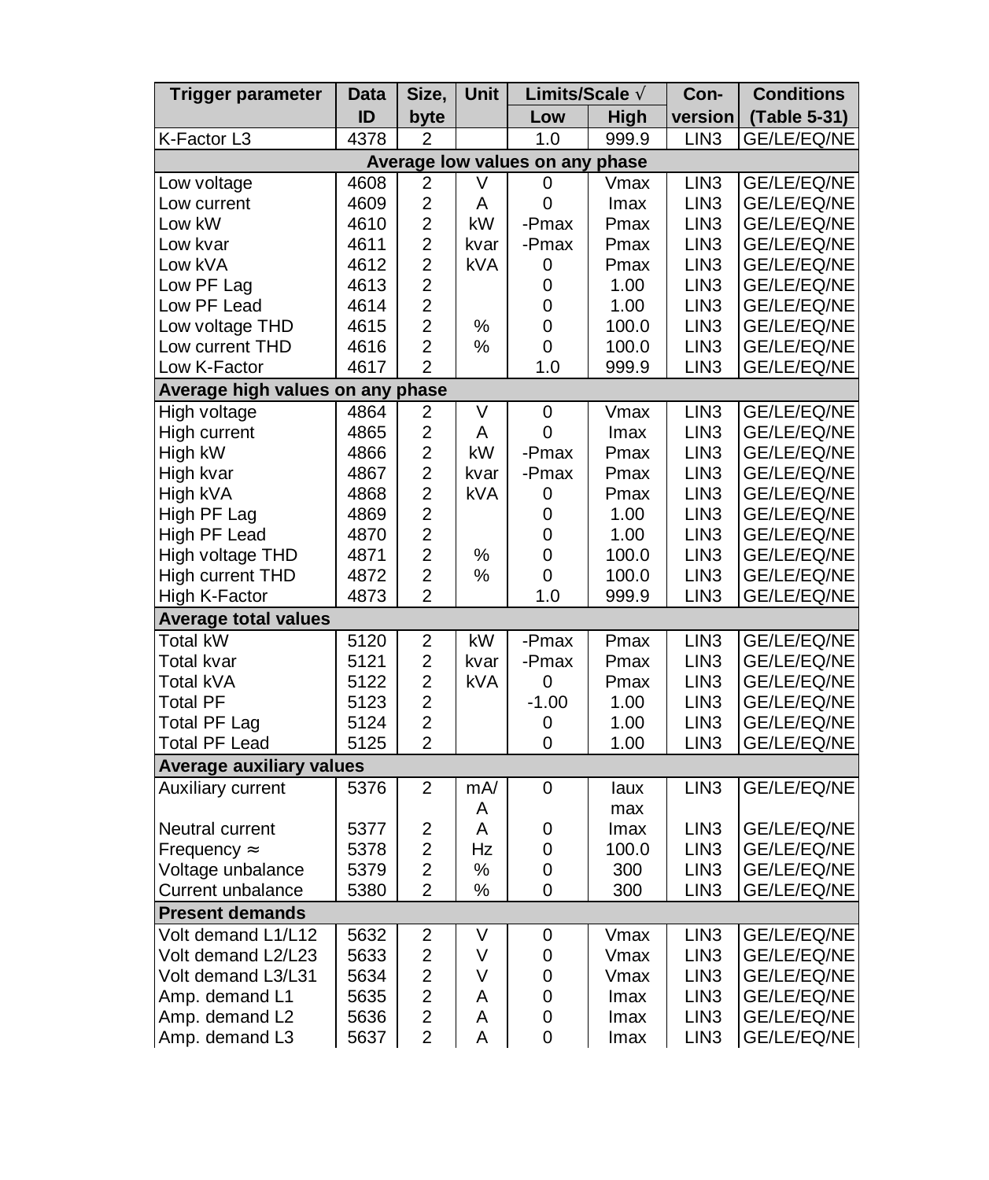| Trigger parameter | Data ID | Size, byte | Unit | Limits/Scale √ | | Con-version | Conditions (Table 5-31) |
|---|---|---|---|---|---|---|---|
| | | | | Low | High | | |
| K-Factor L3 | 4378 | 2 | | 1.0 | 999.9 | LIN3 | GE/LE/EQ/NE |
| **Average low values on any phase** | | | | | | | |
| Low voltage | 4608 | 2 | V | 0 | Vmax | LIN3 | GE/LE/EQ/NE |
| Low current | 4609 | 2 | A | 0 | Imax | LIN3 | GE/LE/EQ/NE |
| Low kW | 4610 | 2 | kW | -Pmax | Pmax | LIN3 | GE/LE/EQ/NE |
| Low kvar | 4611 | 2 | kvar | -Pmax | Pmax | LIN3 | GE/LE/EQ/NE |
| Low kVA | 4612 | 2 | kVA | 0 | Pmax | LIN3 | GE/LE/EQ/NE |
| Low PF Lag | 4613 | 2 | | 0 | 1.00 | LIN3 | GE/LE/EQ/NE |
| Low PF Lead | 4614 | 2 | | 0 | 1.00 | LIN3 | GE/LE/EQ/NE |
| Low voltage THD | 4615 | 2 | % | 0 | 100.0 | LIN3 | GE/LE/EQ/NE |
| Low current THD | 4616 | 2 | % | 0 | 100.0 | LIN3 | GE/LE/EQ/NE |
| Low K-Factor | 4617 | 2 | | 1.0 | 999.9 | LIN3 | GE/LE/EQ/NE |
| **Average high values on any phase** | | | | | | | |
| High voltage | 4864 | 2 | V | 0 | Vmax | LIN3 | GE/LE/EQ/NE |
| High current | 4865 | 2 | A | 0 | Imax | LIN3 | GE/LE/EQ/NE |
| High kW | 4866 | 2 | kW | -Pmax | Pmax | LIN3 | GE/LE/EQ/NE |
| High kvar | 4867 | 2 | kvar | -Pmax | Pmax | LIN3 | GE/LE/EQ/NE |
| High kVA | 4868 | 2 | kVA | 0 | Pmax | LIN3 | GE/LE/EQ/NE |
| High PF Lag | 4869 | 2 | | 0 | 1.00 | LIN3 | GE/LE/EQ/NE |
| High PF Lead | 4870 | 2 | | 0 | 1.00 | LIN3 | GE/LE/EQ/NE |
| High voltage THD | 4871 | 2 | % | 0 | 100.0 | LIN3 | GE/LE/EQ/NE |
| High current THD | 4872 | 2 | % | 0 | 100.0 | LIN3 | GE/LE/EQ/NE |
| High K-Factor | 4873 | 2 | | 1.0 | 999.9 | LIN3 | GE/LE/EQ/NE |
| **Average total values** | | | | | | | |
| Total kW | 5120 | 2 | kW | -Pmax | Pmax | LIN3 | GE/LE/EQ/NE |
| Total kvar | 5121 | 2 | kvar | -Pmax | Pmax | LIN3 | GE/LE/EQ/NE |
| Total kVA | 5122 | 2 | kVA | 0 | Pmax | LIN3 | GE/LE/EQ/NE |
| Total PF | 5123 | 2 | | -1.00 | 1.00 | LIN3 | GE/LE/EQ/NE |
| Total PF Lag | 5124 | 2 | | 0 | 1.00 | LIN3 | GE/LE/EQ/NE |
| Total PF Lead | 5125 | 2 | | 0 | 1.00 | LIN3 | GE/LE/EQ/NE |
| **Average auxiliary values** | | | | | | | |
| Auxiliary current | 5376 | 2 | mA/A | 0 | Iaux max | LIN3 | GE/LE/EQ/NE |
| Neutral current | 5377 | 2 | A | 0 | Imax | LIN3 | GE/LE/EQ/NE |
| Frequency ≈ | 5378 | 2 | Hz | 0 | 100.0 | LIN3 | GE/LE/EQ/NE |
| Voltage unbalance | 5379 | 2 | % | 0 | 300 | LIN3 | GE/LE/EQ/NE |
| Current unbalance | 5380 | 2 | % | 0 | 300 | LIN3 | GE/LE/EQ/NE |
| **Present demands** | | | | | | | |
| Volt demand L1/L12 | 5632 | 2 | V | 0 | Vmax | LIN3 | GE/LE/EQ/NE |
| Volt demand L2/L23 | 5633 | 2 | V | 0 | Vmax | LIN3 | GE/LE/EQ/NE |
| Volt demand L3/L31 | 5634 | 2 | V | 0 | Vmax | LIN3 | GE/LE/EQ/NE |
| Amp. demand L1 | 5635 | 2 | A | 0 | Imax | LIN3 | GE/LE/EQ/NE |
| Amp. demand L2 | 5636 | 2 | A | 0 | Imax | LIN3 | GE/LE/EQ/NE |
| Amp. demand L3 | 5637 | 2 | A | 0 | Imax | LIN3 | GE/LE/EQ/NE |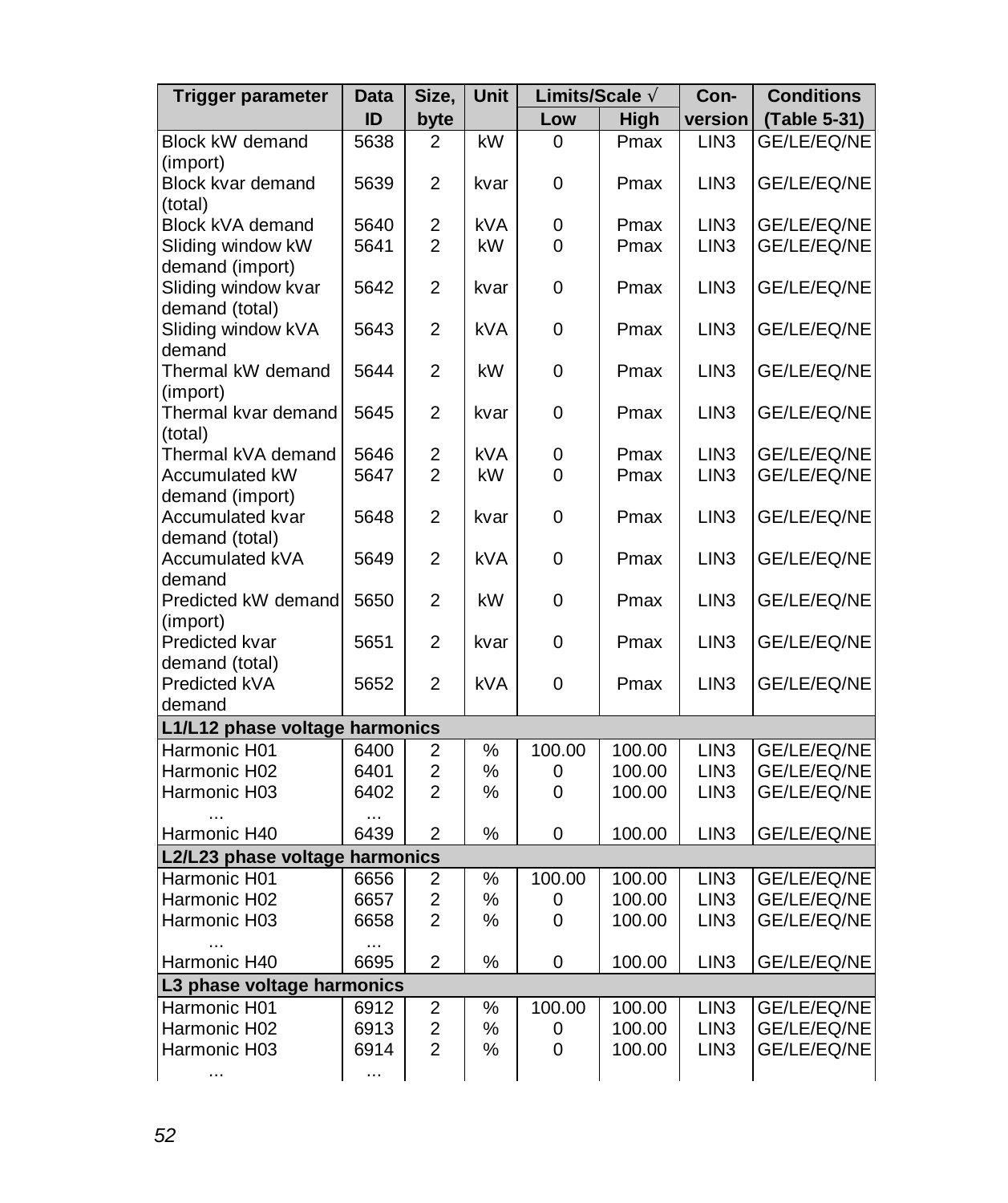| Trigger parameter | Data ID | Size, byte | Unit | Limits/Scale √ | | Con-version | Conditions (Table 5-31) |
|---|---|---|---|---|---|---|---|
| | | | | Low | High | | |
| Block kW demand (import) | 5638 | 2 | kW | 0 | Pmax | LIN3 | GE/LE/EQ/NE |
| Block kvar demand (total) | 5639 | 2 | kvar | 0 | Pmax | LIN3 | GE/LE/EQ/NE |
| Block kVA demand | 5640 | 2 | kVA | 0 | Pmax | LIN3 | GE/LE/EQ/NE |
| Sliding window kW demand (import) | 5641 | 2 | kW | 0 | Pmax | LIN3 | GE/LE/EQ/NE |
| Sliding window kvar demand (total) | 5642 | 2 | kvar | 0 | Pmax | LIN3 | GE/LE/EQ/NE |
| Sliding window kVA demand | 5643 | 2 | kVA | 0 | Pmax | LIN3 | GE/LE/EQ/NE |
| Thermal kW demand (import) | 5644 | 2 | kW | 0 | Pmax | LIN3 | GE/LE/EQ/NE |
| Thermal kvar demand (total) | 5645 | 2 | kvar | 0 | Pmax | LIN3 | GE/LE/EQ/NE |
| Thermal kVA demand | 5646 | 2 | kVA | 0 | Pmax | LIN3 | GE/LE/EQ/NE |
| Accumulated kW demand (import) | 5647 | 2 | kW | 0 | Pmax | LIN3 | GE/LE/EQ/NE |
| Accumulated kvar demand (total) | 5648 | 2 | kvar | 0 | Pmax | LIN3 | GE/LE/EQ/NE |
| Accumulated kVA demand | 5649 | 2 | kVA | 0 | Pmax | LIN3 | GE/LE/EQ/NE |
| Predicted kW demand (import) | 5650 | 2 | kW | 0 | Pmax | LIN3 | GE/LE/EQ/NE |
| Predicted kvar demand (total) | 5651 | 2 | kvar | 0 | Pmax | LIN3 | GE/LE/EQ/NE |
| Predicted kVA demand | 5652 | 2 | kVA | 0 | Pmax | LIN3 | GE/LE/EQ/NE |
| **L1/L12 phase voltage harmonics** | | | | | | | |
| Harmonic H01 | 6400 | 2 | % | 100.00 | 100.00 | LIN3 | GE/LE/EQ/NE |
| Harmonic H02 | 6401 | 2 | % | 0 | 100.00 | LIN3 | GE/LE/EQ/NE |
| Harmonic H03 | 6402 | 2 | % | 0 | 100.00 | LIN3 | GE/LE/EQ/NE |
| ... | ... | | | | | | |
| Harmonic H40 | 6439 | 2 | % | 0 | 100.00 | LIN3 | GE/LE/EQ/NE |
| **L2/L23 phase voltage harmonics** | | | | | | | |
| Harmonic H01 | 6656 | 2 | % | 100.00 | 100.00 | LIN3 | GE/LE/EQ/NE |
| Harmonic H02 | 6657 | 2 | % | 0 | 100.00 | LIN3 | GE/LE/EQ/NE |
| Harmonic H03 | 6658 | 2 | % | 0 | 100.00 | LIN3 | GE/LE/EQ/NE |
| ... | ... | | | | | | |
| Harmonic H40 | 6695 | 2 | % | 0 | 100.00 | LIN3 | GE/LE/EQ/NE |
| **L3 phase voltage harmonics** | | | | | | | |
| Harmonic H01 | 6912 | 2 | % | 100.00 | 100.00 | LIN3 | GE/LE/EQ/NE |
| Harmonic H02 | 6913 | 2 | % | 0 | 100.00 | LIN3 | GE/LE/EQ/NE |
| Harmonic H03 | 6914 | 2 | % | 0 | 100.00 | LIN3 | GE/LE/EQ/NE |
| ... | ... | | | | | | |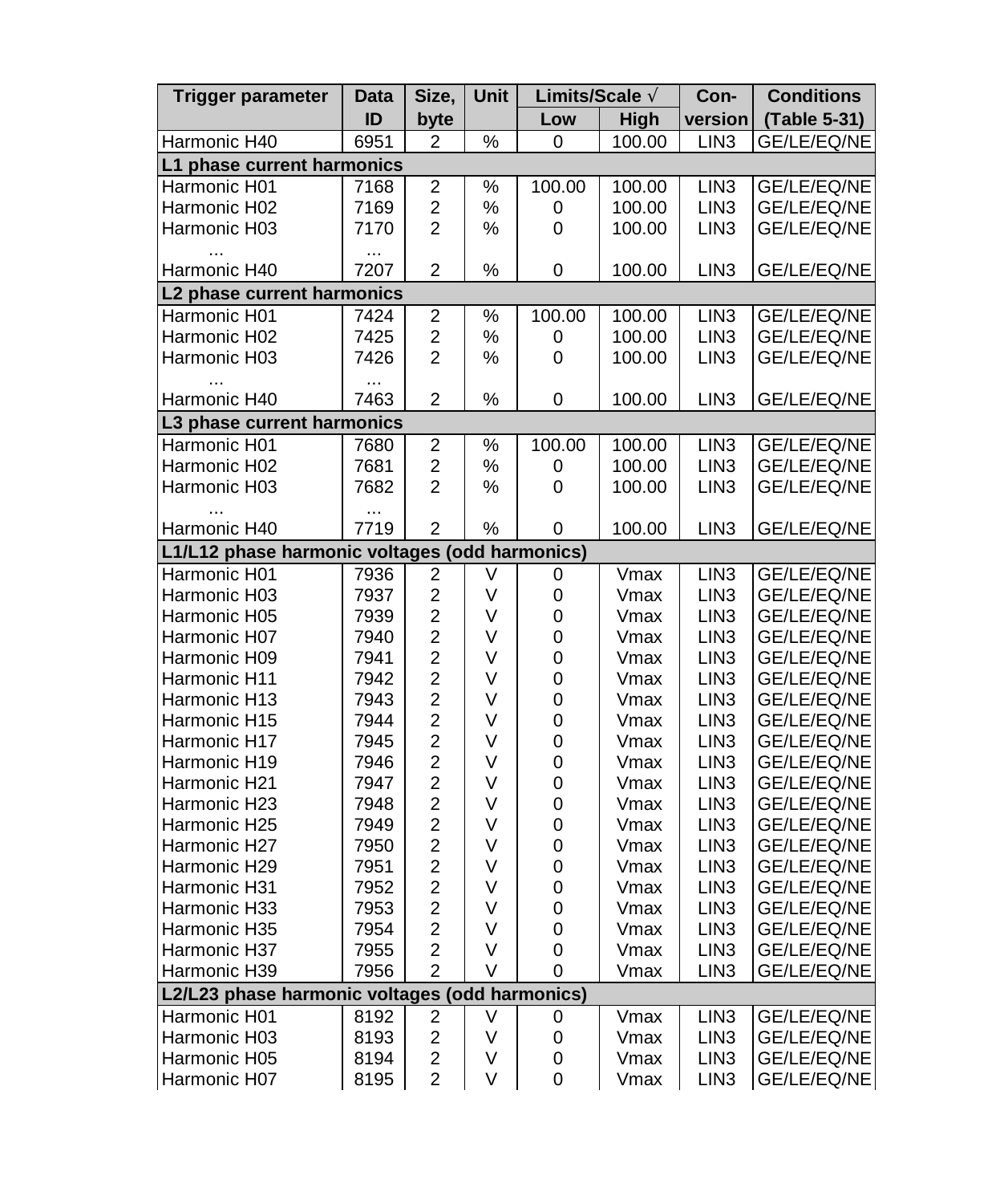| Trigger parameter | Data ID | Size, byte | Unit | Limits/Scale √ | | Con-version | Conditions (Table 5-31) |
|---|---|---|---|---|---|---|---|
| | | | | Low | High | | |
| Harmonic H40 | 6951 | 2 | % | 0 | 100.00 | LIN3 | GE/LE/EQ/NE |
| **L1 phase current harmonics** | | | | | | | |
| Harmonic H01 | 7168 | 2 | % | 100.00 | 100.00 | LIN3 | GE/LE/EQ/NE |
| Harmonic H02 | 7169 | 2 | % | 0 | 100.00 | LIN3 | GE/LE/EQ/NE |
| Harmonic H03 | 7170 | 2 | % | 0 | 100.00 | LIN3 | GE/LE/EQ/NE |
| ... | ... | | | | | | |
| Harmonic H40 | 7207 | 2 | % | 0 | 100.00 | LIN3 | GE/LE/EQ/NE |
| **L2 phase current harmonics** | | | | | | | |
| Harmonic H01 | 7424 | 2 | % | 100.00 | 100.00 | LIN3 | GE/LE/EQ/NE |
| Harmonic H02 | 7425 | 2 | % | 0 | 100.00 | LIN3 | GE/LE/EQ/NE |
| Harmonic H03 | 7426 | 2 | % | 0 | 100.00 | LIN3 | GE/LE/EQ/NE |
| ... | ... | | | | | | |
| Harmonic H40 | 7463 | 2 | % | 0 | 100.00 | LIN3 | GE/LE/EQ/NE |
| **L3 phase current harmonics** | | | | | | | |
| Harmonic H01 | 7680 | 2 | % | 100.00 | 100.00 | LIN3 | GE/LE/EQ/NE |
| Harmonic H02 | 7681 | 2 | % | 0 | 100.00 | LIN3 | GE/LE/EQ/NE |
| Harmonic H03 | 7682 | 2 | % | 0 | 100.00 | LIN3 | GE/LE/EQ/NE |
| ... | ... | | | | | | |
| Harmonic H40 | 7719 | 2 | % | 0 | 100.00 | LIN3 | GE/LE/EQ/NE |
| **L1/L12 phase harmonic voltages (odd harmonics)** | | | | | | | |
| Harmonic H01 | 7936 | 2 | V | 0 | Vmax | LIN3 | GE/LE/EQ/NE |
| Harmonic H03 | 7937 | 2 | V | 0 | Vmax | LIN3 | GE/LE/EQ/NE |
| Harmonic H05 | 7939 | 2 | V | 0 | Vmax | LIN3 | GE/LE/EQ/NE |
| Harmonic H07 | 7940 | 2 | V | 0 | Vmax | LIN3 | GE/LE/EQ/NE |
| Harmonic H09 | 7941 | 2 | V | 0 | Vmax | LIN3 | GE/LE/EQ/NE |
| Harmonic H11 | 7942 | 2 | V | 0 | Vmax | LIN3 | GE/LE/EQ/NE |
| Harmonic H13 | 7943 | 2 | V | 0 | Vmax | LIN3 | GE/LE/EQ/NE |
| Harmonic H15 | 7944 | 2 | V | 0 | Vmax | LIN3 | GE/LE/EQ/NE |
| Harmonic H17 | 7945 | 2 | V | 0 | Vmax | LIN3 | GE/LE/EQ/NE |
| Harmonic H19 | 7946 | 2 | V | 0 | Vmax | LIN3 | GE/LE/EQ/NE |
| Harmonic H21 | 7947 | 2 | V | 0 | Vmax | LIN3 | GE/LE/EQ/NE |
| Harmonic H23 | 7948 | 2 | V | 0 | Vmax | LIN3 | GE/LE/EQ/NE |
| Harmonic H25 | 7949 | 2 | V | 0 | Vmax | LIN3 | GE/LE/EQ/NE |
| Harmonic H27 | 7950 | 2 | V | 0 | Vmax | LIN3 | GE/LE/EQ/NE |
| Harmonic H29 | 7951 | 2 | V | 0 | Vmax | LIN3 | GE/LE/EQ/NE |
| Harmonic H31 | 7952 | 2 | V | 0 | Vmax | LIN3 | GE/LE/EQ/NE |
| Harmonic H33 | 7953 | 2 | V | 0 | Vmax | LIN3 | GE/LE/EQ/NE |
| Harmonic H35 | 7954 | 2 | V | 0 | Vmax | LIN3 | GE/LE/EQ/NE |
| Harmonic H37 | 7955 | 2 | V | 0 | Vmax | LIN3 | GE/LE/EQ/NE |
| Harmonic H39 | 7956 | 2 | V | 0 | Vmax | LIN3 | GE/LE/EQ/NE |
| **L2/L23 phase harmonic voltages (odd harmonics)** | | | | | | | |
| Harmonic H01 | 8192 | 2 | V | 0 | Vmax | LIN3 | GE/LE/EQ/NE |
| Harmonic H03 | 8193 | 2 | V | 0 | Vmax | LIN3 | GE/LE/EQ/NE |
| Harmonic H05 | 8194 | 2 | V | 0 | Vmax | LIN3 | GE/LE/EQ/NE |
| Harmonic H07 | 8195 | 2 | V | 0 | Vmax | LIN3 | GE/LE/EQ/NE |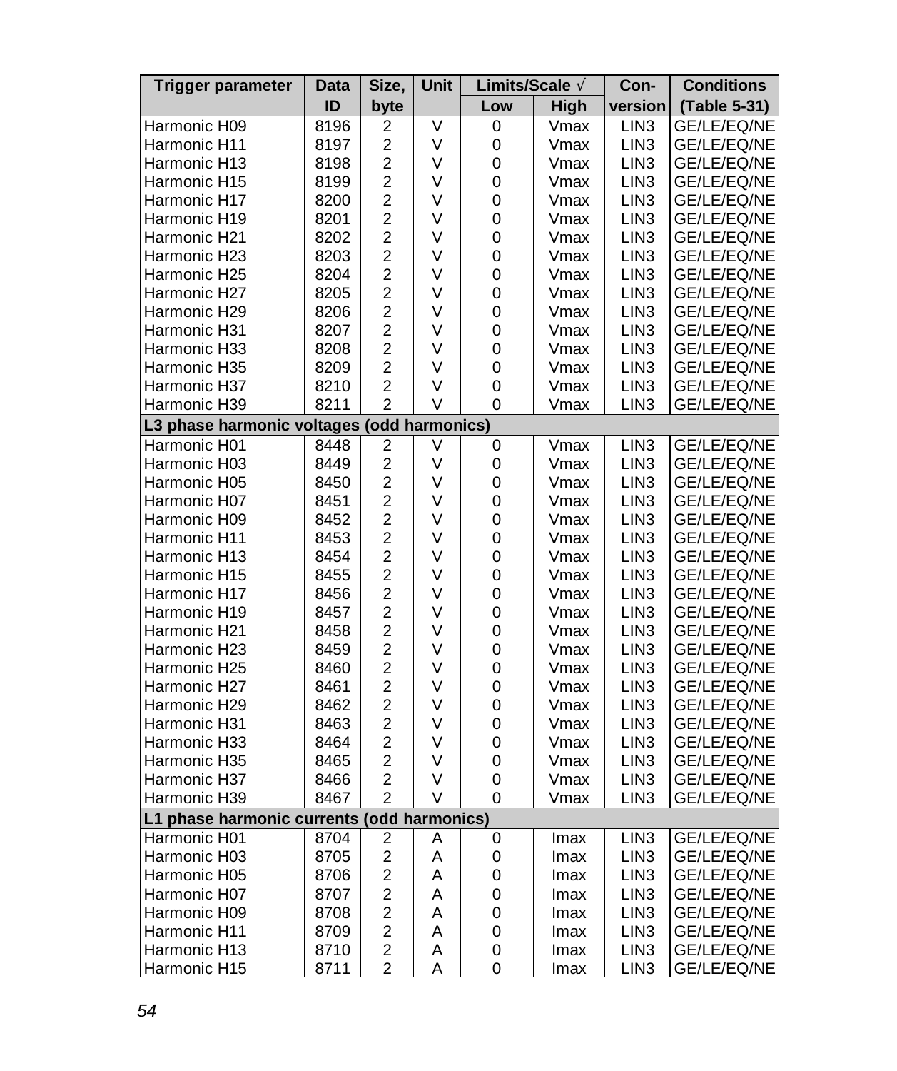| Trigger parameter | Data ID | Size, byte | Unit | Limits/Scale √ | | Con-version | Conditions (Table 5-31) |
|---|---|---|---|---|---|---|---|
| | | | | Low | High | | |
| Harmonic H09 | 8196 | 2 | V | 0 | Vmax | LIN3 | GE/LE/EQ/NE |
| Harmonic H11 | 8197 | 2 | V | 0 | Vmax | LIN3 | GE/LE/EQ/NE |
| Harmonic H13 | 8198 | 2 | V | 0 | Vmax | LIN3 | GE/LE/EQ/NE |
| Harmonic H15 | 8199 | 2 | V | 0 | Vmax | LIN3 | GE/LE/EQ/NE |
| Harmonic H17 | 8200 | 2 | V | 0 | Vmax | LIN3 | GE/LE/EQ/NE |
| Harmonic H19 | 8201 | 2 | V | 0 | Vmax | LIN3 | GE/LE/EQ/NE |
| Harmonic H21 | 8202 | 2 | V | 0 | Vmax | LIN3 | GE/LE/EQ/NE |
| Harmonic H23 | 8203 | 2 | V | 0 | Vmax | LIN3 | GE/LE/EQ/NE |
| Harmonic H25 | 8204 | 2 | V | 0 | Vmax | LIN3 | GE/LE/EQ/NE |
| Harmonic H27 | 8205 | 2 | V | 0 | Vmax | LIN3 | GE/LE/EQ/NE |
| Harmonic H29 | 8206 | 2 | V | 0 | Vmax | LIN3 | GE/LE/EQ/NE |
| Harmonic H31 | 8207 | 2 | V | 0 | Vmax | LIN3 | GE/LE/EQ/NE |
| Harmonic H33 | 8208 | 2 | V | 0 | Vmax | LIN3 | GE/LE/EQ/NE |
| Harmonic H35 | 8209 | 2 | V | 0 | Vmax | LIN3 | GE/LE/EQ/NE |
| Harmonic H37 | 8210 | 2 | V | 0 | Vmax | LIN3 | GE/LE/EQ/NE |
| Harmonic H39 | 8211 | 2 | V | 0 | Vmax | LIN3 | GE/LE/EQ/NE |
| **L3 phase harmonic voltages (odd harmonics)** | | | | | | | |
| Harmonic H01 | 8448 | 2 | V | 0 | Vmax | LIN3 | GE/LE/EQ/NE |
| Harmonic H03 | 8449 | 2 | V | 0 | Vmax | LIN3 | GE/LE/EQ/NE |
| Harmonic H05 | 8450 | 2 | V | 0 | Vmax | LIN3 | GE/LE/EQ/NE |
| Harmonic H07 | 8451 | 2 | V | 0 | Vmax | LIN3 | GE/LE/EQ/NE |
| Harmonic H09 | 8452 | 2 | V | 0 | Vmax | LIN3 | GE/LE/EQ/NE |
| Harmonic H11 | 8453 | 2 | V | 0 | Vmax | LIN3 | GE/LE/EQ/NE |
| Harmonic H13 | 8454 | 2 | V | 0 | Vmax | LIN3 | GE/LE/EQ/NE |
| Harmonic H15 | 8455 | 2 | V | 0 | Vmax | LIN3 | GE/LE/EQ/NE |
| Harmonic H17 | 8456 | 2 | V | 0 | Vmax | LIN3 | GE/LE/EQ/NE |
| Harmonic H19 | 8457 | 2 | V | 0 | Vmax | LIN3 | GE/LE/EQ/NE |
| Harmonic H21 | 8458 | 2 | V | 0 | Vmax | LIN3 | GE/LE/EQ/NE |
| Harmonic H23 | 8459 | 2 | V | 0 | Vmax | LIN3 | GE/LE/EQ/NE |
| Harmonic H25 | 8460 | 2 | V | 0 | Vmax | LIN3 | GE/LE/EQ/NE |
| Harmonic H27 | 8461 | 2 | V | 0 | Vmax | LIN3 | GE/LE/EQ/NE |
| Harmonic H29 | 8462 | 2 | V | 0 | Vmax | LIN3 | GE/LE/EQ/NE |
| Harmonic H31 | 8463 | 2 | V | 0 | Vmax | LIN3 | GE/LE/EQ/NE |
| Harmonic H33 | 8464 | 2 | V | 0 | Vmax | LIN3 | GE/LE/EQ/NE |
| Harmonic H35 | 8465 | 2 | V | 0 | Vmax | LIN3 | GE/LE/EQ/NE |
| Harmonic H37 | 8466 | 2 | V | 0 | Vmax | LIN3 | GE/LE/EQ/NE |
| Harmonic H39 | 8467 | 2 | V | 0 | Vmax | LIN3 | GE/LE/EQ/NE |
| **L1 phase harmonic currents (odd harmonics)** | | | | | | | |
| Harmonic H01 | 8704 | 2 | A | 0 | Imax | LIN3 | GE/LE/EQ/NE |
| Harmonic H03 | 8705 | 2 | A | 0 | Imax | LIN3 | GE/LE/EQ/NE |
| Harmonic H05 | 8706 | 2 | A | 0 | Imax | LIN3 | GE/LE/EQ/NE |
| Harmonic H07 | 8707 | 2 | A | 0 | Imax | LIN3 | GE/LE/EQ/NE |
| Harmonic H09 | 8708 | 2 | A | 0 | Imax | LIN3 | GE/LE/EQ/NE |
| Harmonic H11 | 8709 | 2 | A | 0 | Imax | LIN3 | GE/LE/EQ/NE |
| Harmonic H13 | 8710 | 2 | A | 0 | Imax | LIN3 | GE/LE/EQ/NE |
| Harmonic H15 | 8711 | 2 | A | 0 | Imax | LIN3 | GE/LE/EQ/NE |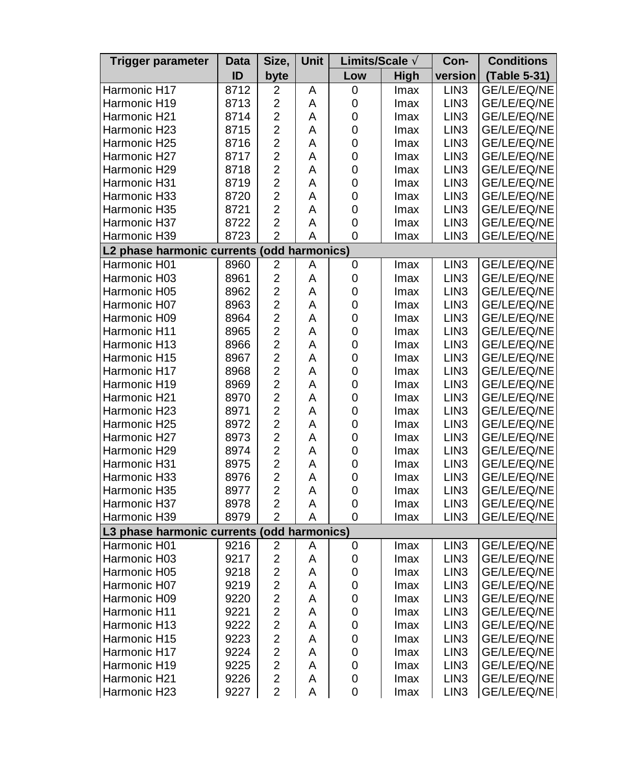| Trigger parameter | Data ID | Size, byte | Unit | Limits/Scale √ | | Con-version | Conditions (Table 5-31) |
|---|---|---|---|---|---|---|---|
| | | | | Low | High | | |
| Harmonic H17 | 8712 | 2 | A | 0 | Imax | LIN3 | GE/LE/EQ/NE |
| Harmonic H19 | 8713 | 2 | A | 0 | Imax | LIN3 | GE/LE/EQ/NE |
| Harmonic H21 | 8714 | 2 | A | 0 | Imax | LIN3 | GE/LE/EQ/NE |
| Harmonic H23 | 8715 | 2 | A | 0 | Imax | LIN3 | GE/LE/EQ/NE |
| Harmonic H25 | 8716 | 2 | A | 0 | Imax | LIN3 | GE/LE/EQ/NE |
| Harmonic H27 | 8717 | 2 | A | 0 | Imax | LIN3 | GE/LE/EQ/NE |
| Harmonic H29 | 8718 | 2 | A | 0 | Imax | LIN3 | GE/LE/EQ/NE |
| Harmonic H31 | 8719 | 2 | A | 0 | Imax | LIN3 | GE/LE/EQ/NE |
| Harmonic H33 | 8720 | 2 | A | 0 | Imax | LIN3 | GE/LE/EQ/NE |
| Harmonic H35 | 8721 | 2 | A | 0 | Imax | LIN3 | GE/LE/EQ/NE |
| Harmonic H37 | 8722 | 2 | A | 0 | Imax | LIN3 | GE/LE/EQ/NE |
| Harmonic H39 | 8723 | 2 | A | 0 | Imax | LIN3 | GE/LE/EQ/NE |
| **L2 phase harmonic currents (odd harmonics)** | | | | | | | |
| Harmonic H01 | 8960 | 2 | A | 0 | Imax | LIN3 | GE/LE/EQ/NE |
| Harmonic H03 | 8961 | 2 | A | 0 | Imax | LIN3 | GE/LE/EQ/NE |
| Harmonic H05 | 8962 | 2 | A | 0 | Imax | LIN3 | GE/LE/EQ/NE |
| Harmonic H07 | 8963 | 2 | A | 0 | Imax | LIN3 | GE/LE/EQ/NE |
| Harmonic H09 | 8964 | 2 | A | 0 | Imax | LIN3 | GE/LE/EQ/NE |
| Harmonic H11 | 8965 | 2 | A | 0 | Imax | LIN3 | GE/LE/EQ/NE |
| Harmonic H13 | 8966 | 2 | A | 0 | Imax | LIN3 | GE/LE/EQ/NE |
| Harmonic H15 | 8967 | 2 | A | 0 | Imax | LIN3 | GE/LE/EQ/NE |
| Harmonic H17 | 8968 | 2 | A | 0 | Imax | LIN3 | GE/LE/EQ/NE |
| Harmonic H19 | 8969 | 2 | A | 0 | Imax | LIN3 | GE/LE/EQ/NE |
| Harmonic H21 | 8970 | 2 | A | 0 | Imax | LIN3 | GE/LE/EQ/NE |
| Harmonic H23 | 8971 | 2 | A | 0 | Imax | LIN3 | GE/LE/EQ/NE |
| Harmonic H25 | 8972 | 2 | A | 0 | Imax | LIN3 | GE/LE/EQ/NE |
| Harmonic H27 | 8973 | 2 | A | 0 | Imax | LIN3 | GE/LE/EQ/NE |
| Harmonic H29 | 8974 | 2 | A | 0 | Imax | LIN3 | GE/LE/EQ/NE |
| Harmonic H31 | 8975 | 2 | A | 0 | Imax | LIN3 | GE/LE/EQ/NE |
| Harmonic H33 | 8976 | 2 | A | 0 | Imax | LIN3 | GE/LE/EQ/NE |
| Harmonic H35 | 8977 | 2 | A | 0 | Imax | LIN3 | GE/LE/EQ/NE |
| Harmonic H37 | 8978 | 2 | A | 0 | Imax | LIN3 | GE/LE/EQ/NE |
| Harmonic H39 | 8979 | 2 | A | 0 | Imax | LIN3 | GE/LE/EQ/NE |
| **L3 phase harmonic currents (odd harmonics)** | | | | | | | |
| Harmonic H01 | 9216 | 2 | A | 0 | Imax | LIN3 | GE/LE/EQ/NE |
| Harmonic H03 | 9217 | 2 | A | 0 | Imax | LIN3 | GE/LE/EQ/NE |
| Harmonic H05 | 9218 | 2 | A | 0 | Imax | LIN3 | GE/LE/EQ/NE |
| Harmonic H07 | 9219 | 2 | A | 0 | Imax | LIN3 | GE/LE/EQ/NE |
| Harmonic H09 | 9220 | 2 | A | 0 | Imax | LIN3 | GE/LE/EQ/NE |
| Harmonic H11 | 9221 | 2 | A | 0 | Imax | LIN3 | GE/LE/EQ/NE |
| Harmonic H13 | 9222 | 2 | A | 0 | Imax | LIN3 | GE/LE/EQ/NE |
| Harmonic H15 | 9223 | 2 | A | 0 | Imax | LIN3 | GE/LE/EQ/NE |
| Harmonic H17 | 9224 | 2 | A | 0 | Imax | LIN3 | GE/LE/EQ/NE |
| Harmonic H19 | 9225 | 2 | A | 0 | Imax | LIN3 | GE/LE/EQ/NE |
| Harmonic H21 | 9226 | 2 | A | 0 | Imax | LIN3 | GE/LE/EQ/NE |
| Harmonic H23 | 9227 | 2 | A | 0 | Imax | LIN3 | GE/LE/EQ/NE |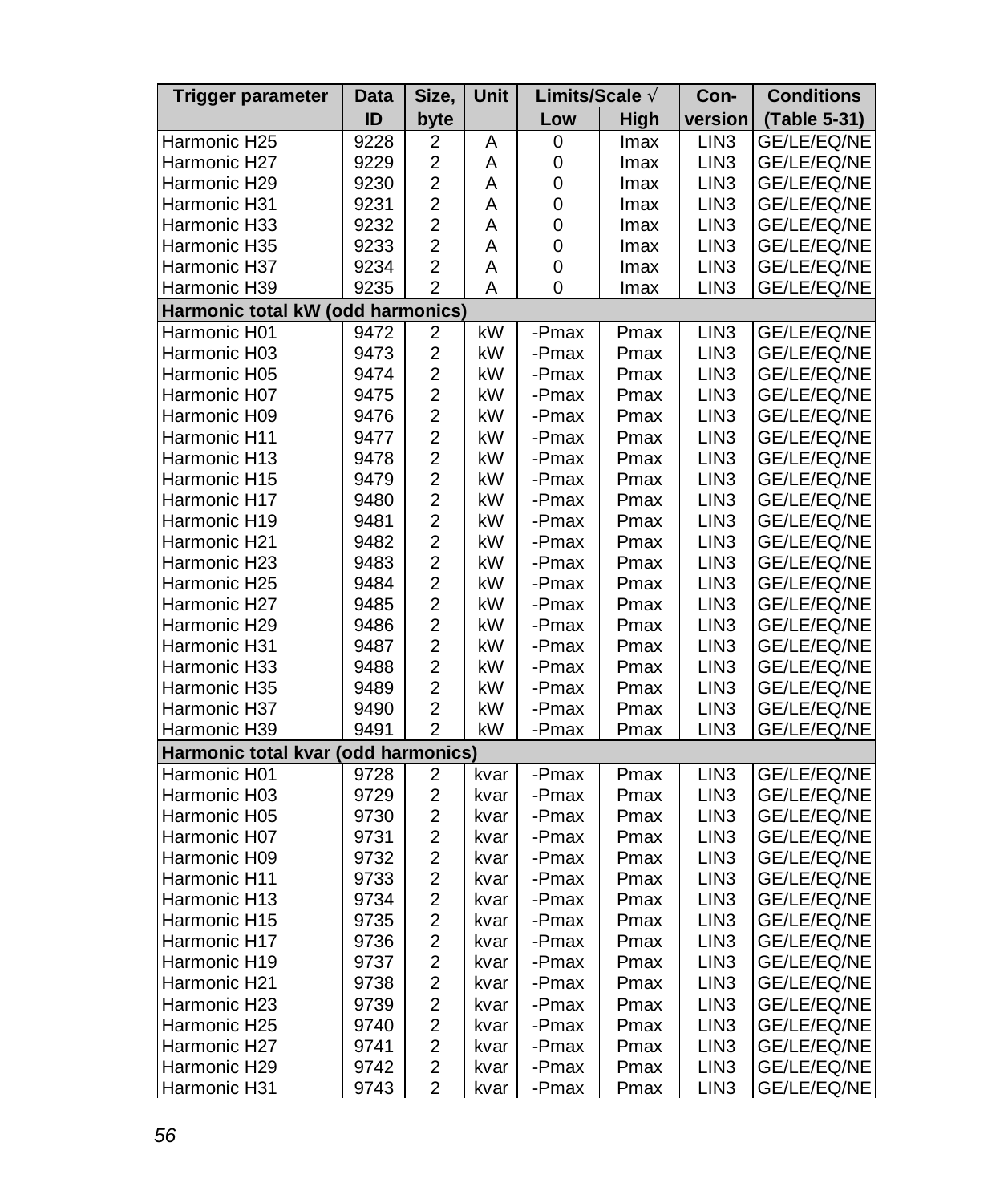| Trigger parameter | Data ID | Size, byte | Unit | Limits/Scale √ | | Con-version | Conditions (Table 5-31) |
|---|---|---|---|---|---|---|---|
| | | | | Low | High | | |
| Harmonic H25 | 9228 | 2 | A | 0 | Imax | LIN3 | GE/LE/EQ/NE |
| Harmonic H27 | 9229 | 2 | A | 0 | Imax | LIN3 | GE/LE/EQ/NE |
| Harmonic H29 | 9230 | 2 | A | 0 | Imax | LIN3 | GE/LE/EQ/NE |
| Harmonic H31 | 9231 | 2 | A | 0 | Imax | LIN3 | GE/LE/EQ/NE |
| Harmonic H33 | 9232 | 2 | A | 0 | Imax | LIN3 | GE/LE/EQ/NE |
| Harmonic H35 | 9233 | 2 | A | 0 | Imax | LIN3 | GE/LE/EQ/NE |
| Harmonic H37 | 9234 | 2 | A | 0 | Imax | LIN3 | GE/LE/EQ/NE |
| Harmonic H39 | 9235 | 2 | A | 0 | Imax | LIN3 | GE/LE/EQ/NE |
| **Harmonic total kW (odd harmonics)** | | | | | | | |
| Harmonic H01 | 9472 | 2 | kW | -Pmax | Pmax | LIN3 | GE/LE/EQ/NE |
| Harmonic H03 | 9473 | 2 | kW | -Pmax | Pmax | LIN3 | GE/LE/EQ/NE |
| Harmonic H05 | 9474 | 2 | kW | -Pmax | Pmax | LIN3 | GE/LE/EQ/NE |
| Harmonic H07 | 9475 | 2 | kW | -Pmax | Pmax | LIN3 | GE/LE/EQ/NE |
| Harmonic H09 | 9476 | 2 | kW | -Pmax | Pmax | LIN3 | GE/LE/EQ/NE |
| Harmonic H11 | 9477 | 2 | kW | -Pmax | Pmax | LIN3 | GE/LE/EQ/NE |
| Harmonic H13 | 9478 | 2 | kW | -Pmax | Pmax | LIN3 | GE/LE/EQ/NE |
| Harmonic H15 | 9479 | 2 | kW | -Pmax | Pmax | LIN3 | GE/LE/EQ/NE |
| Harmonic H17 | 9480 | 2 | kW | -Pmax | Pmax | LIN3 | GE/LE/EQ/NE |
| Harmonic H19 | 9481 | 2 | kW | -Pmax | Pmax | LIN3 | GE/LE/EQ/NE |
| Harmonic H21 | 9482 | 2 | kW | -Pmax | Pmax | LIN3 | GE/LE/EQ/NE |
| Harmonic H23 | 9483 | 2 | kW | -Pmax | Pmax | LIN3 | GE/LE/EQ/NE |
| Harmonic H25 | 9484 | 2 | kW | -Pmax | Pmax | LIN3 | GE/LE/EQ/NE |
| Harmonic H27 | 9485 | 2 | kW | -Pmax | Pmax | LIN3 | GE/LE/EQ/NE |
| Harmonic H29 | 9486 | 2 | kW | -Pmax | Pmax | LIN3 | GE/LE/EQ/NE |
| Harmonic H31 | 9487 | 2 | kW | -Pmax | Pmax | LIN3 | GE/LE/EQ/NE |
| Harmonic H33 | 9488 | 2 | kW | -Pmax | Pmax | LIN3 | GE/LE/EQ/NE |
| Harmonic H35 | 9489 | 2 | kW | -Pmax | Pmax | LIN3 | GE/LE/EQ/NE |
| Harmonic H37 | 9490 | 2 | kW | -Pmax | Pmax | LIN3 | GE/LE/EQ/NE |
| Harmonic H39 | 9491 | 2 | kW | -Pmax | Pmax | LIN3 | GE/LE/EQ/NE |
| **Harmonic total kvar (odd harmonics)** | | | | | | | |
| Harmonic H01 | 9728 | 2 | kvar | -Pmax | Pmax | LIN3 | GE/LE/EQ/NE |
| Harmonic H03 | 9729 | 2 | kvar | -Pmax | Pmax | LIN3 | GE/LE/EQ/NE |
| Harmonic H05 | 9730 | 2 | kvar | -Pmax | Pmax | LIN3 | GE/LE/EQ/NE |
| Harmonic H07 | 9731 | 2 | kvar | -Pmax | Pmax | LIN3 | GE/LE/EQ/NE |
| Harmonic H09 | 9732 | 2 | kvar | -Pmax | Pmax | LIN3 | GE/LE/EQ/NE |
| Harmonic H11 | 9733 | 2 | kvar | -Pmax | Pmax | LIN3 | GE/LE/EQ/NE |
| Harmonic H13 | 9734 | 2 | kvar | -Pmax | Pmax | LIN3 | GE/LE/EQ/NE |
| Harmonic H15 | 9735 | 2 | kvar | -Pmax | Pmax | LIN3 | GE/LE/EQ/NE |
| Harmonic H17 | 9736 | 2 | kvar | -Pmax | Pmax | LIN3 | GE/LE/EQ/NE |
| Harmonic H19 | 9737 | 2 | kvar | -Pmax | Pmax | LIN3 | GE/LE/EQ/NE |
| Harmonic H21 | 9738 | 2 | kvar | -Pmax | Pmax | LIN3 | GE/LE/EQ/NE |
| Harmonic H23 | 9739 | 2 | kvar | -Pmax | Pmax | LIN3 | GE/LE/EQ/NE |
| Harmonic H25 | 9740 | 2 | kvar | -Pmax | Pmax | LIN3 | GE/LE/EQ/NE |
| Harmonic H27 | 9741 | 2 | kvar | -Pmax | Pmax | LIN3 | GE/LE/EQ/NE |
| Harmonic H29 | 9742 | 2 | kvar | -Pmax | Pmax | LIN3 | GE/LE/EQ/NE |
| Harmonic H31 | 9743 | 2 | kvar | -Pmax | Pmax | LIN3 | GE/LE/EQ/NE |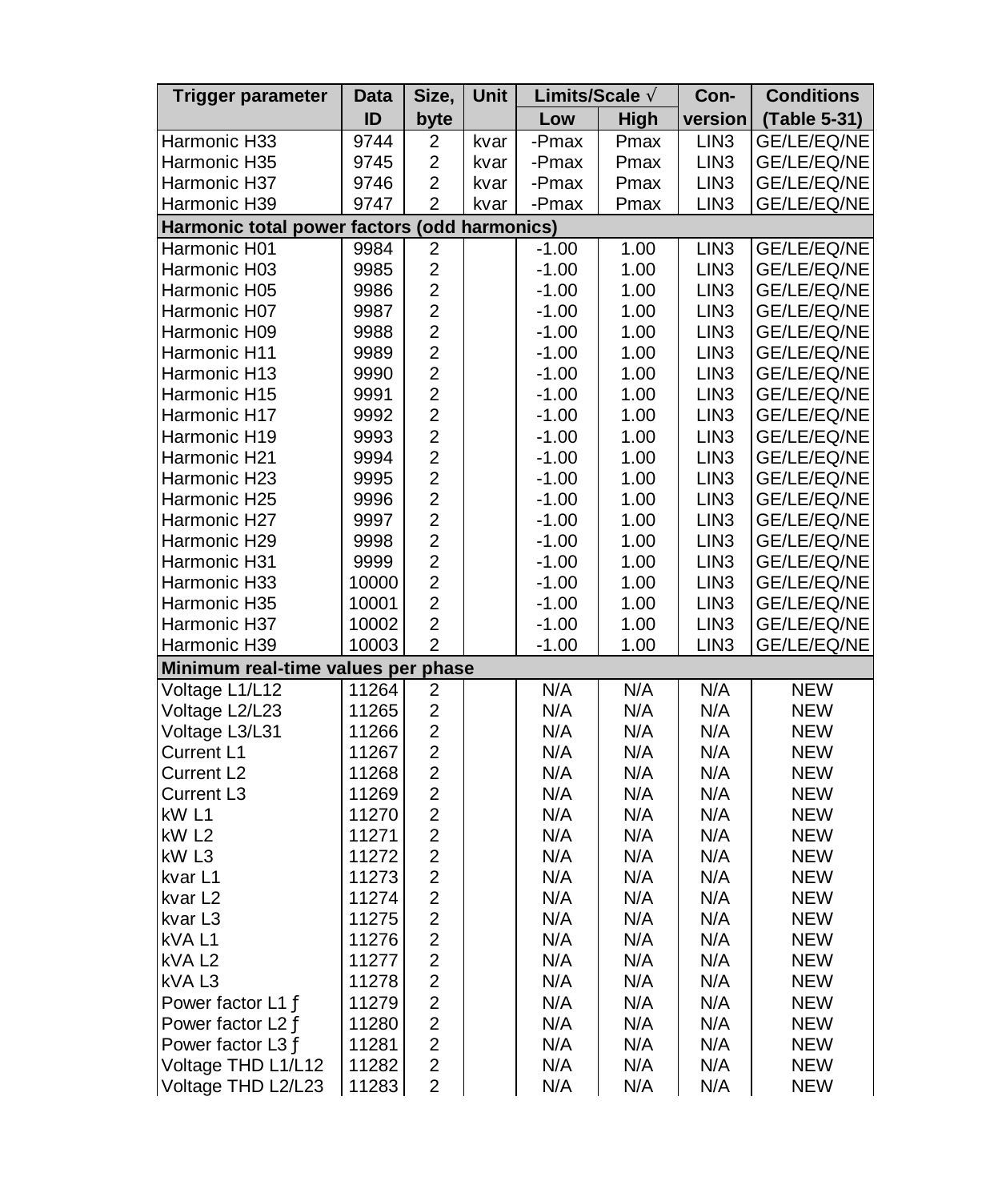| Trigger parameter | Data ID | Size, byte | Unit | Limits/Scale √ | | Con-version | Conditions (Table 5-31) |
|---|---|---|---|---|---|---|---|
| | | | | Low | High | | |
| Harmonic H33 | 9744 | 2 | kvar | -Pmax | Pmax | LIN3 | GE/LE/EQ/NE |
| Harmonic H35 | 9745 | 2 | kvar | -Pmax | Pmax | LIN3 | GE/LE/EQ/NE |
| Harmonic H37 | 9746 | 2 | kvar | -Pmax | Pmax | LIN3 | GE/LE/EQ/NE |
| Harmonic H39 | 9747 | 2 | kvar | -Pmax | Pmax | LIN3 | GE/LE/EQ/NE |
| **Harmonic total power factors (odd harmonics)** | | | | | | | |
| Harmonic H01 | 9984 | 2 | | -1.00 | 1.00 | LIN3 | GE/LE/EQ/NE |
| Harmonic H03 | 9985 | 2 | | -1.00 | 1.00 | LIN3 | GE/LE/EQ/NE |
| Harmonic H05 | 9986 | 2 | | -1.00 | 1.00 | LIN3 | GE/LE/EQ/NE |
| Harmonic H07 | 9987 | 2 | | -1.00 | 1.00 | LIN3 | GE/LE/EQ/NE |
| Harmonic H09 | 9988 | 2 | | -1.00 | 1.00 | LIN3 | GE/LE/EQ/NE |
| Harmonic H11 | 9989 | 2 | | -1.00 | 1.00 | LIN3 | GE/LE/EQ/NE |
| Harmonic H13 | 9990 | 2 | | -1.00 | 1.00 | LIN3 | GE/LE/EQ/NE |
| Harmonic H15 | 9991 | 2 | | -1.00 | 1.00 | LIN3 | GE/LE/EQ/NE |
| Harmonic H17 | 9992 | 2 | | -1.00 | 1.00 | LIN3 | GE/LE/EQ/NE |
| Harmonic H19 | 9993 | 2 | | -1.00 | 1.00 | LIN3 | GE/LE/EQ/NE |
| Harmonic H21 | 9994 | 2 | | -1.00 | 1.00 | LIN3 | GE/LE/EQ/NE |
| Harmonic H23 | 9995 | 2 | | -1.00 | 1.00 | LIN3 | GE/LE/EQ/NE |
| Harmonic H25 | 9996 | 2 | | -1.00 | 1.00 | LIN3 | GE/LE/EQ/NE |
| Harmonic H27 | 9997 | 2 | | -1.00 | 1.00 | LIN3 | GE/LE/EQ/NE |
| Harmonic H29 | 9998 | 2 | | -1.00 | 1.00 | LIN3 | GE/LE/EQ/NE |
| Harmonic H31 | 9999 | 2 | | -1.00 | 1.00 | LIN3 | GE/LE/EQ/NE |
| Harmonic H33 | 10000 | 2 | | -1.00 | 1.00 | LIN3 | GE/LE/EQ/NE |
| Harmonic H35 | 10001 | 2 | | -1.00 | 1.00 | LIN3 | GE/LE/EQ/NE |
| Harmonic H37 | 10002 | 2 | | -1.00 | 1.00 | LIN3 | GE/LE/EQ/NE |
| Harmonic H39 | 10003 | 2 | | -1.00 | 1.00 | LIN3 | GE/LE/EQ/NE |
| **Minimum real-time values per phase** | | | | | | | |
| Voltage L1/L12 | 11264 | 2 | | N/A | N/A | N/A | NEW |
| Voltage L2/L23 | 11265 | 2 | | N/A | N/A | N/A | NEW |
| Voltage L3/L31 | 11266 | 2 | | N/A | N/A | N/A | NEW |
| Current L1 | 11267 | 2 | | N/A | N/A | N/A | NEW |
| Current L2 | 11268 | 2 | | N/A | N/A | N/A | NEW |
| Current L3 | 11269 | 2 | | N/A | N/A | N/A | NEW |
| kW L1 | 11270 | 2 | | N/A | N/A | N/A | NEW |
| kW L2 | 11271 | 2 | | N/A | N/A | N/A | NEW |
| kW L3 | 11272 | 2 | | N/A | N/A | N/A | NEW |
| kvar L1 | 11273 | 2 | | N/A | N/A | N/A | NEW |
| kvar L2 | 11274 | 2 | | N/A | N/A | N/A | NEW |
| kvar L3 | 11275 | 2 | | N/A | N/A | N/A | NEW |
| kVA L1 | 11276 | 2 | | N/A | N/A | N/A | NEW |
| kVA L2 | 11277 | 2 | | N/A | N/A | N/A | NEW |
| kVA L3 | 11278 | 2 | | N/A | N/A | N/A | NEW |
| Power factor L1 ƒ | 11279 | 2 | | N/A | N/A | N/A | NEW |
| Power factor L2 ƒ | 11280 | 2 | | N/A | N/A | N/A | NEW |
| Power factor L3 ƒ | 11281 | 2 | | N/A | N/A | N/A | NEW |
| Voltage THD L1/L12 | 11282 | 2 | | N/A | N/A | N/A | NEW |
| Voltage THD L2/L23 | 11283 | 2 | | N/A | N/A | N/A | NEW |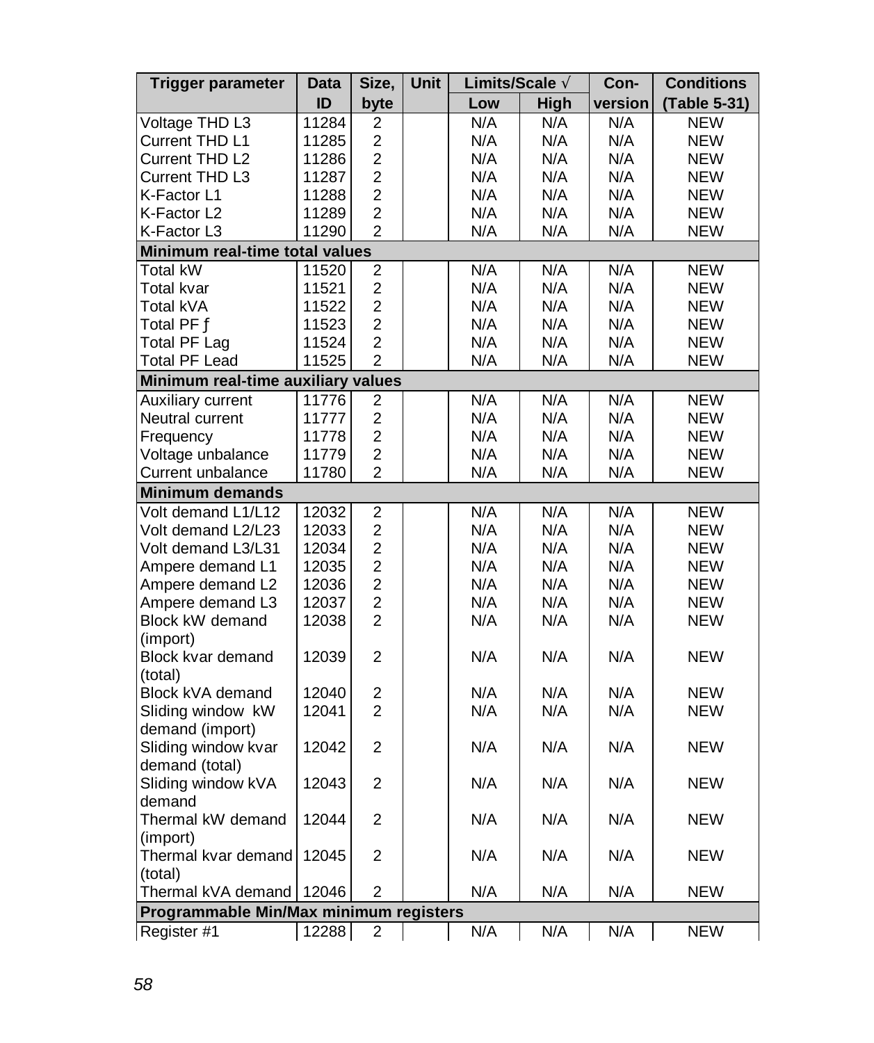| Trigger parameter | Data ID | Size, byte | Unit | Limits/Scale √ | | Con-version | Conditions (Table 5-31) |
|---|---|---|---|---|---|---|---|
| | | | | Low | High | | |
| Voltage THD L3 | 11284 | 2 | | N/A | N/A | N/A | NEW |
| Current THD L1 | 11285 | 2 | | N/A | N/A | N/A | NEW |
| Current THD L2 | 11286 | 2 | | N/A | N/A | N/A | NEW |
| Current THD L3 | 11287 | 2 | | N/A | N/A | N/A | NEW |
| K-Factor L1 | 11288 | 2 | | N/A | N/A | N/A | NEW |
| K-Factor L2 | 11289 | 2 | | N/A | N/A | N/A | NEW |
| K-Factor L3 | 11290 | 2 | | N/A | N/A | N/A | NEW |
| **Minimum real-time total values** | | | | | | | |
| Total kW | 11520 | 2 | | N/A | N/A | N/A | NEW |
| Total kvar | 11521 | 2 | | N/A | N/A | N/A | NEW |
| Total kVA | 11522 | 2 | | N/A | N/A | N/A | NEW |
| Total PF ƒ | 11523 | 2 | | N/A | N/A | N/A | NEW |
| Total PF Lag | 11524 | 2 | | N/A | N/A | N/A | NEW |
| Total PF Lead | 11525 | 2 | | N/A | N/A | N/A | NEW |
| **Minimum real-time auxiliary values** | | | | | | | |
| Auxiliary current | 11776 | 2 | | N/A | N/A | N/A | NEW |
| Neutral current | 11777 | 2 | | N/A | N/A | N/A | NEW |
| Frequency | 11778 | 2 | | N/A | N/A | N/A | NEW |
| Voltage unbalance | 11779 | 2 | | N/A | N/A | N/A | NEW |
| Current unbalance | 11780 | 2 | | N/A | N/A | N/A | NEW |
| **Minimum demands** | | | | | | | |
| Volt demand L1/L12 | 12032 | 2 | | N/A | N/A | N/A | NEW |
| Volt demand L2/L23 | 12033 | 2 | | N/A | N/A | N/A | NEW |
| Volt demand L3/L31 | 12034 | 2 | | N/A | N/A | N/A | NEW |
| Ampere demand L1 | 12035 | 2 | | N/A | N/A | N/A | NEW |
| Ampere demand L2 | 12036 | 2 | | N/A | N/A | N/A | NEW |
| Ampere demand L3 | 12037 | 2 | | N/A | N/A | N/A | NEW |
| Block kW demand (import) | 12038 | 2 | | N/A | N/A | N/A | NEW |
| Block kvar demand (total) | 12039 | 2 | | N/A | N/A | N/A | NEW |
| Block kVA demand | 12040 | 2 | | N/A | N/A | N/A | NEW |
| Sliding window kW demand (import) | 12041 | 2 | | N/A | N/A | N/A | NEW |
| Sliding window kvar demand (total) | 12042 | 2 | | N/A | N/A | N/A | NEW |
| Sliding window kVA demand | 12043 | 2 | | N/A | N/A | N/A | NEW |
| Thermal kW demand (import) | 12044 | 2 | | N/A | N/A | N/A | NEW |
| Thermal kvar demand (total) | 12045 | 2 | | N/A | N/A | N/A | NEW |
| Thermal kVA demand | 12046 | 2 | | N/A | N/A | N/A | NEW |
| **Programmable Min/Max minimum registers** | | | | | | | |
| Register #1 | 12288 | 2 | | N/A | N/A | N/A | NEW |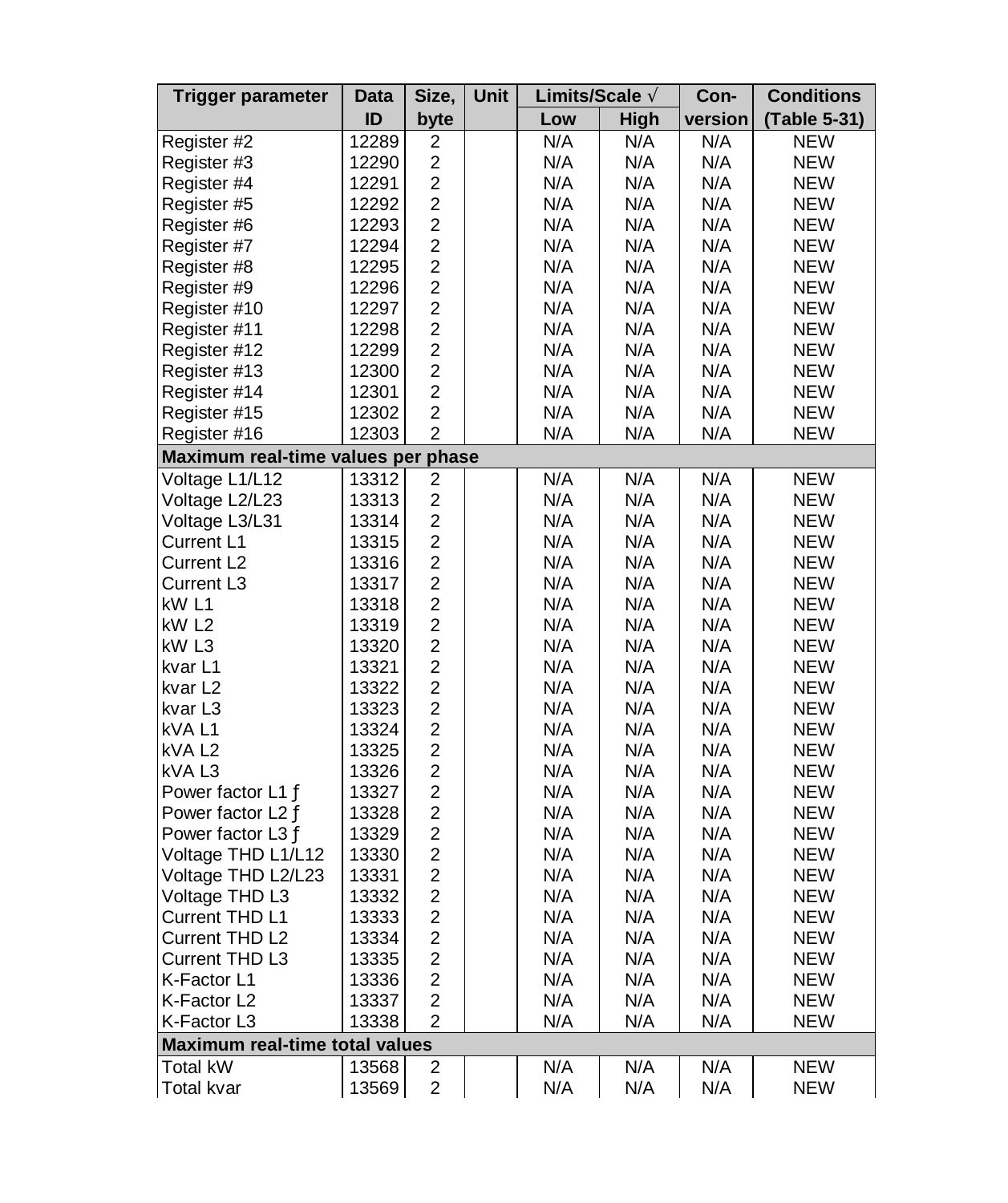| Trigger parameter | Data ID | Size, byte | Unit | Limits/Scale √ | | Con-version | Conditions (Table 5-31) |
|---|---|---|---|---|---|---|---|
| | | | | Low | High | | |
| Register #2 | 12289 | 2 | | N/A | N/A | N/A | NEW |
| Register #3 | 12290 | 2 | | N/A | N/A | N/A | NEW |
| Register #4 | 12291 | 2 | | N/A | N/A | N/A | NEW |
| Register #5 | 12292 | 2 | | N/A | N/A | N/A | NEW |
| Register #6 | 12293 | 2 | | N/A | N/A | N/A | NEW |
| Register #7 | 12294 | 2 | | N/A | N/A | N/A | NEW |
| Register #8 | 12295 | 2 | | N/A | N/A | N/A | NEW |
| Register #9 | 12296 | 2 | | N/A | N/A | N/A | NEW |
| Register #10 | 12297 | 2 | | N/A | N/A | N/A | NEW |
| Register #11 | 12298 | 2 | | N/A | N/A | N/A | NEW |
| Register #12 | 12299 | 2 | | N/A | N/A | N/A | NEW |
| Register #13 | 12300 | 2 | | N/A | N/A | N/A | NEW |
| Register #14 | 12301 | 2 | | N/A | N/A | N/A | NEW |
| Register #15 | 12302 | 2 | | N/A | N/A | N/A | NEW |
| Register #16 | 12303 | 2 | | N/A | N/A | N/A | NEW |
| **Maximum real-time values per phase** | | | | | | | |
| Voltage L1/L12 | 13312 | 2 | | N/A | N/A | N/A | NEW |
| Voltage L2/L23 | 13313 | 2 | | N/A | N/A | N/A | NEW |
| Voltage L3/L31 | 13314 | 2 | | N/A | N/A | N/A | NEW |
| Current L1 | 13315 | 2 | | N/A | N/A | N/A | NEW |
| Current L2 | 13316 | 2 | | N/A | N/A | N/A | NEW |
| Current L3 | 13317 | 2 | | N/A | N/A | N/A | NEW |
| kW L1 | 13318 | 2 | | N/A | N/A | N/A | NEW |
| kW L2 | 13319 | 2 | | N/A | N/A | N/A | NEW |
| kW L3 | 13320 | 2 | | N/A | N/A | N/A | NEW |
| kvar L1 | 13321 | 2 | | N/A | N/A | N/A | NEW |
| kvar L2 | 13322 | 2 | | N/A | N/A | N/A | NEW |
| kvar L3 | 13323 | 2 | | N/A | N/A | N/A | NEW |
| kVA L1 | 13324 | 2 | | N/A | N/A | N/A | NEW |
| kVA L2 | 13325 | 2 | | N/A | N/A | N/A | NEW |
| kVA L3 | 13326 | 2 | | N/A | N/A | N/A | NEW |
| Power factor L1 ƒ | 13327 | 2 | | N/A | N/A | N/A | NEW |
| Power factor L2 ƒ | 13328 | 2 | | N/A | N/A | N/A | NEW |
| Power factor L3 ƒ | 13329 | 2 | | N/A | N/A | N/A | NEW |
| Voltage THD L1/L12 | 13330 | 2 | | N/A | N/A | N/A | NEW |
| Voltage THD L2/L23 | 13331 | 2 | | N/A | N/A | N/A | NEW |
| Voltage THD L3 | 13332 | 2 | | N/A | N/A | N/A | NEW |
| Current THD L1 | 13333 | 2 | | N/A | N/A | N/A | NEW |
| Current THD L2 | 13334 | 2 | | N/A | N/A | N/A | NEW |
| Current THD L3 | 13335 | 2 | | N/A | N/A | N/A | NEW |
| K-Factor L1 | 13336 | 2 | | N/A | N/A | N/A | NEW |
| K-Factor L2 | 13337 | 2 | | N/A | N/A | N/A | NEW |
| K-Factor L3 | 13338 | 2 | | N/A | N/A | N/A | NEW |
| **Maximum real-time total values** | | | | | | | |
| Total kW | 13568 | 2 | | N/A | N/A | N/A | NEW |
| Total kvar | 13569 | 2 | | N/A | N/A | N/A | NEW |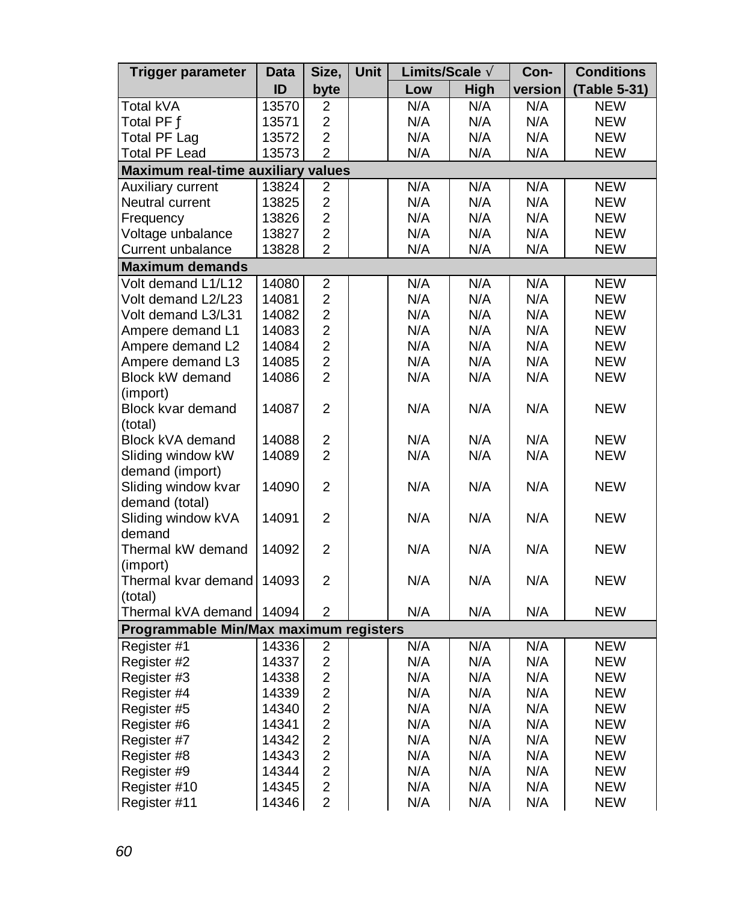| Trigger parameter | Data ID | Size, byte | Unit | Limits/Scale √ | | Con-version | Conditions (Table 5-31) |
|---|---|---|---|---|---|---|---|
| | | | | Low | High | | |
| Total kVA | 13570 | 2 | | N/A | N/A | N/A | NEW |
| Total PF ƒ | 13571 | 2 | | N/A | N/A | N/A | NEW |
| Total PF Lag | 13572 | 2 | | N/A | N/A | N/A | NEW |
| Total PF Lead | 13573 | 2 | | N/A | N/A | N/A | NEW |
| **Maximum real-time auxiliary values** | | | | | | | |
| Auxiliary current | 13824 | 2 | | N/A | N/A | N/A | NEW |
| Neutral current | 13825 | 2 | | N/A | N/A | N/A | NEW |
| Frequency | 13826 | 2 | | N/A | N/A | N/A | NEW |
| Voltage unbalance | 13827 | 2 | | N/A | N/A | N/A | NEW |
| Current unbalance | 13828 | 2 | | N/A | N/A | N/A | NEW |
| **Maximum demands** | | | | | | | |
| Volt demand L1/L12 | 14080 | 2 | | N/A | N/A | N/A | NEW |
| Volt demand L2/L23 | 14081 | 2 | | N/A | N/A | N/A | NEW |
| Volt demand L3/L31 | 14082 | 2 | | N/A | N/A | N/A | NEW |
| Ampere demand L1 | 14083 | 2 | | N/A | N/A | N/A | NEW |
| Ampere demand L2 | 14084 | 2 | | N/A | N/A | N/A | NEW |
| Ampere demand L3 | 14085 | 2 | | N/A | N/A | N/A | NEW |
| Block kW demand (import) | 14086 | 2 | | N/A | N/A | N/A | NEW |
| Block kvar demand (total) | 14087 | 2 | | N/A | N/A | N/A | NEW |
| Block kVA demand | 14088 | 2 | | N/A | N/A | N/A | NEW |
| Sliding window kW demand (import) | 14089 | 2 | | N/A | N/A | N/A | NEW |
| Sliding window kvar demand (total) | 14090 | 2 | | N/A | N/A | N/A | NEW |
| Sliding window kVA demand | 14091 | 2 | | N/A | N/A | N/A | NEW |
| Thermal kW demand (import) | 14092 | 2 | | N/A | N/A | N/A | NEW |
| Thermal kvar demand (total) | 14093 | 2 | | N/A | N/A | N/A | NEW |
| Thermal kVA demand | 14094 | 2 | | N/A | N/A | N/A | NEW |
| **Programmable Min/Max maximum registers** | | | | | | | |
| Register #1 | 14336 | 2 | | N/A | N/A | N/A | NEW |
| Register #2 | 14337 | 2 | | N/A | N/A | N/A | NEW |
| Register #3 | 14338 | 2 | | N/A | N/A | N/A | NEW |
| Register #4 | 14339 | 2 | | N/A | N/A | N/A | NEW |
| Register #5 | 14340 | 2 | | N/A | N/A | N/A | NEW |
| Register #6 | 14341 | 2 | | N/A | N/A | N/A | NEW |
| Register #7 | 14342 | 2 | | N/A | N/A | N/A | NEW |
| Register #8 | 14343 | 2 | | N/A | N/A | N/A | NEW |
| Register #9 | 14344 | 2 | | N/A | N/A | N/A | NEW |
| Register #10 | 14345 | 2 | | N/A | N/A | N/A | NEW |
| Register #11 | 14346 | 2 | | N/A | N/A | N/A | NEW |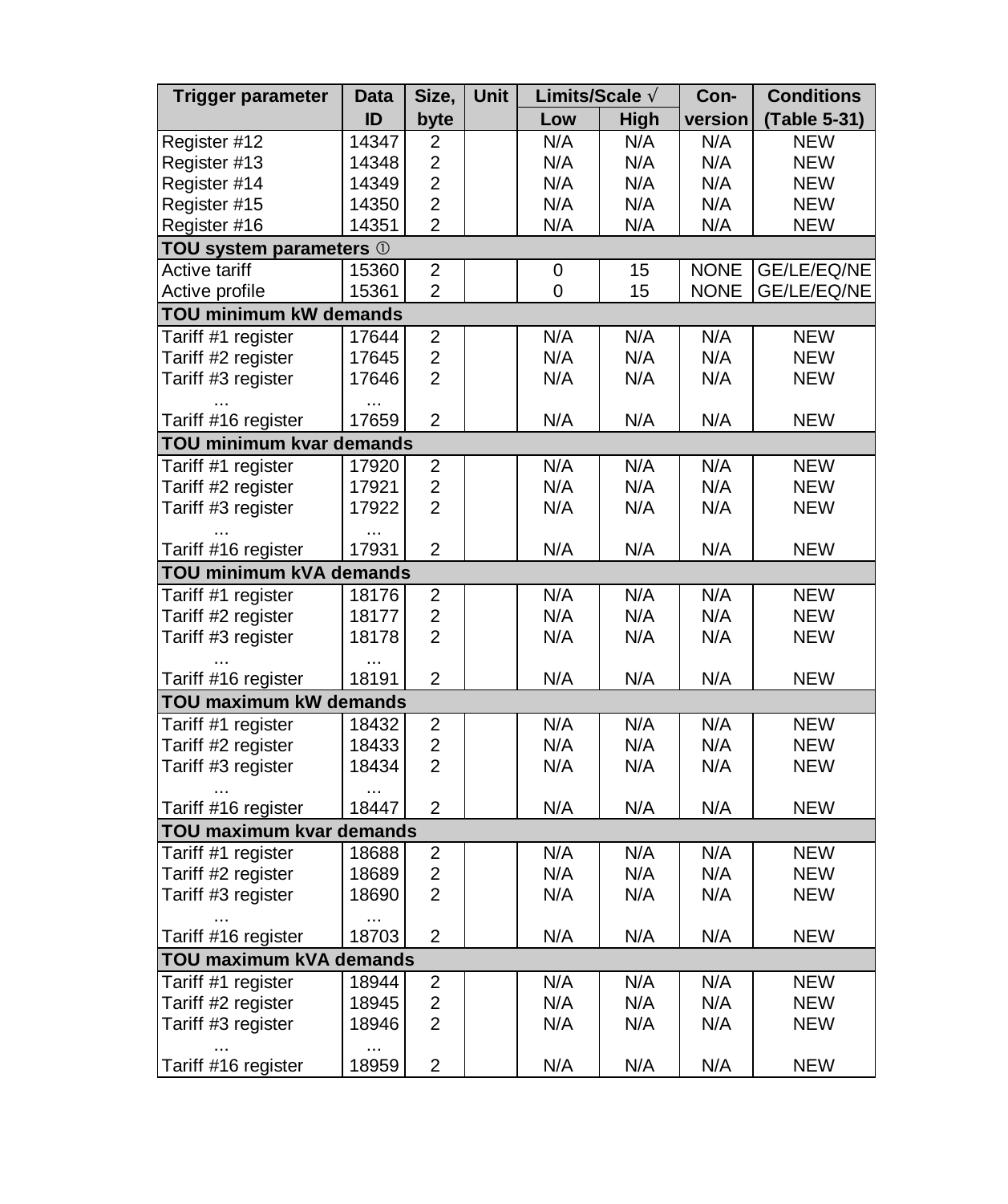| Trigger parameter | Data ID | Size, byte | Unit | Limits/Scale √ | | Con-version | Conditions (Table 5-31) |
|---|---|---|---|---|---|---|---|
| | | | | Low | High | | |
| Register #12 | 14347 | 2 | | N/A | N/A | N/A | NEW |
| Register #13 | 14348 | 2 | | N/A | N/A | N/A | NEW |
| Register #14 | 14349 | 2 | | N/A | N/A | N/A | NEW |
| Register #15 | 14350 | 2 | | N/A | N/A | N/A | NEW |
| Register #16 | 14351 | 2 | | N/A | N/A | N/A | NEW |
| **TOU system parameters ①** | | | | | | | |
| Active tariff | 15360 | 2 | | 0 | 15 | NONE | GE/LE/EQ/NE |
| Active profile | 15361 | 2 | | 0 | 15 | NONE | GE/LE/EQ/NE |
| **TOU minimum kW demands** | | | | | | | |
| Tariff #1 register | 17644 | 2 | | N/A | N/A | N/A | NEW |
| Tariff #2 register | 17645 | 2 | | N/A | N/A | N/A | NEW |
| Tariff #3 register | 17646 | 2 | | N/A | N/A | N/A | NEW |
| ... | ... | | | | | | |
| Tariff #16 register | 17659 | 2 | | N/A | N/A | N/A | NEW |
| **TOU minimum kvar demands** | | | | | | | |
| Tariff #1 register | 17920 | 2 | | N/A | N/A | N/A | NEW |
| Tariff #2 register | 17921 | 2 | | N/A | N/A | N/A | NEW |
| Tariff #3 register | 17922 | 2 | | N/A | N/A | N/A | NEW |
| ... | ... | | | | | | |
| Tariff #16 register | 17931 | 2 | | N/A | N/A | N/A | NEW |
| **TOU minimum kVA demands** | | | | | | | |
| Tariff #1 register | 18176 | 2 | | N/A | N/A | N/A | NEW |
| Tariff #2 register | 18177 | 2 | | N/A | N/A | N/A | NEW |
| Tariff #3 register | 18178 | 2 | | N/A | N/A | N/A | NEW |
| ... | ... | | | | | | |
| Tariff #16 register | 18191 | 2 | | N/A | N/A | N/A | NEW |
| **TOU maximum kW demands** | | | | | | | |
| Tariff #1 register | 18432 | 2 | | N/A | N/A | N/A | NEW |
| Tariff #2 register | 18433 | 2 | | N/A | N/A | N/A | NEW |
| Tariff #3 register | 18434 | 2 | | N/A | N/A | N/A | NEW |
| ... | ... | | | | | | |
| Tariff #16 register | 18447 | 2 | | N/A | N/A | N/A | NEW |
| **TOU maximum kvar demands** | | | | | | | |
| Tariff #1 register | 18688 | 2 | | N/A | N/A | N/A | NEW |
| Tariff #2 register | 18689 | 2 | | N/A | N/A | N/A | NEW |
| Tariff #3 register | 18690 | 2 | | N/A | N/A | N/A | NEW |
| ... | ... | | | | | | |
| Tariff #16 register | 18703 | 2 | | N/A | N/A | N/A | NEW |
| **TOU maximum kVA demands** | | | | | | | |
| Tariff #1 register | 18944 | 2 | | N/A | N/A | N/A | NEW |
| Tariff #2 register | 18945 | 2 | | N/A | N/A | N/A | NEW |
| Tariff #3 register | 18946 | 2 | | N/A | N/A | N/A | NEW |
| ... | ... | | | | | | |
| Tariff #16 register | 18959 | 2 | | N/A | N/A | N/A | NEW |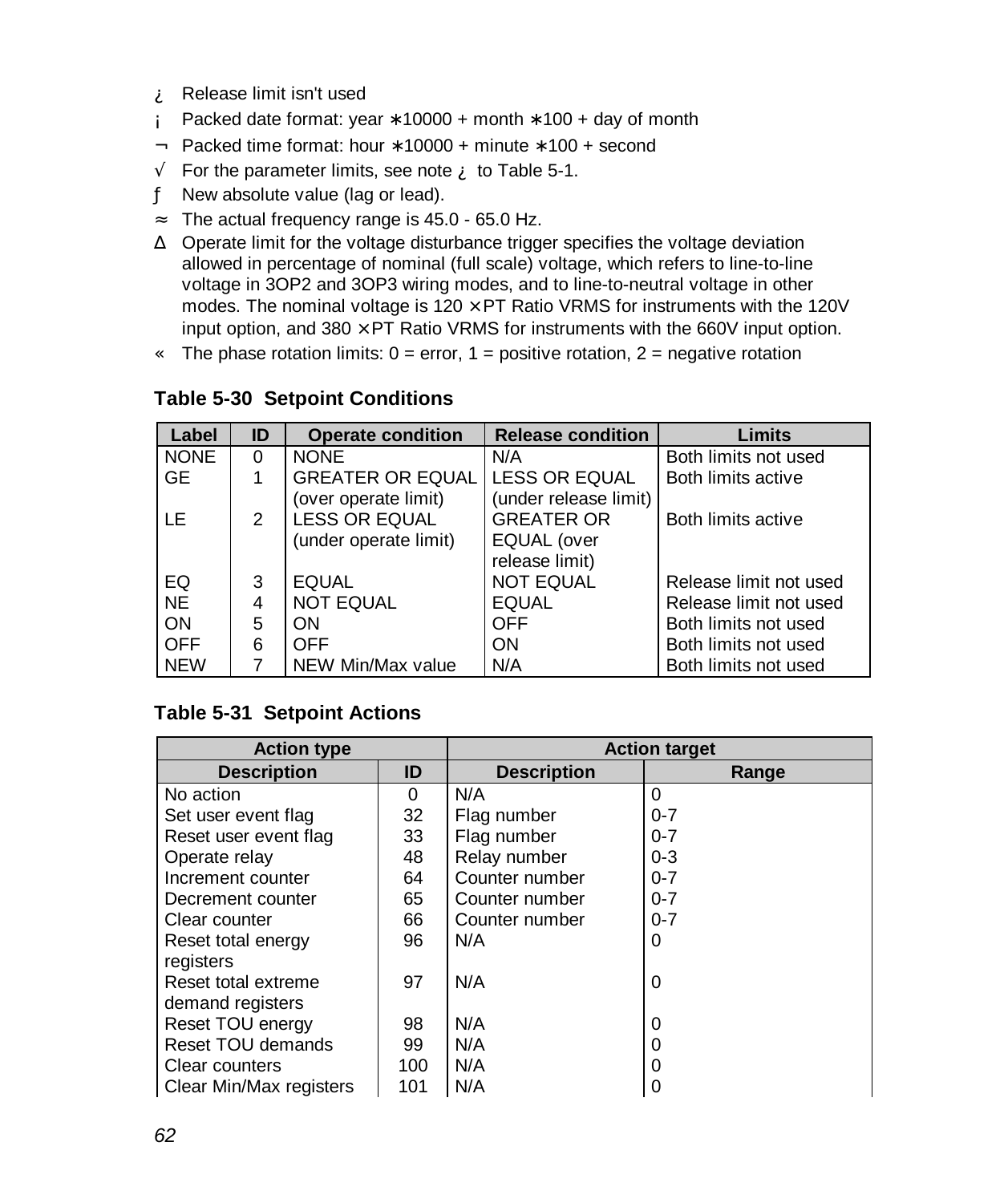¿ Release limit isn't used

¡ Packed date format: year ∗10000 + month ∗100 + day of month

¬ Packed time format: hour ∗10000 + minute ∗100 + second

√ For the parameter limits, see note ¿ to Table 5-1.

ƒ New absolute value (lag or lead).

≈ The actual frequency range is 45.0 - 65.0 Hz.

∆ Operate limit for the voltage disturbance trigger specifies the voltage deviation allowed in percentage of nominal (full scale) voltage, which refers to line-to-line voltage in 3OP2 and 3OP3 wiring modes, and to line-to-neutral voltage in other modes. The nominal voltage is 120 × PT Ratio VRMS for instruments with the 120V input option, and 380 × PT Ratio VRMS for instruments with the 660V input option.

« The phase rotation limits: 0 = error, 1 = positive rotation, 2 = negative rotation

**Table 5-30 Setpoint Conditions**

| Label | ID | Operate condition | Release condition | Limits |
|---|---|---|---|---|
| NONE | 0 | NONE | N/A | Both limits not used |
| GE | 1 | GREATER OR EQUAL (over operate limit) | LESS OR EQUAL (under release limit) | Both limits active |
| LE | 2 | LESS OR EQUAL (under operate limit) | GREATER OR EQUAL (over release limit) | Both limits active |
| EQ | 3 | EQUAL | NOT EQUAL | Release limit not used |
| NE | 4 | NOT EQUAL | EQUAL | Release limit not used |
| ON | 5 | ON | OFF | Both limits not used |
| OFF | 6 | OFF | ON | Both limits not used |
| NEW | 7 | NEW Min/Max value | N/A | Both limits not used |

**Table 5-31 Setpoint Actions**

| Action type | | Action target | |
|---|---|---|---|
| Description | ID | Description | Range |
| No action | 0 | N/A | 0 |
| Set user event flag | 32 | Flag number | 0-7 |
| Reset user event flag | 33 | Flag number | 0-7 |
| Operate relay | 48 | Relay number | 0-3 |
| Increment counter | 64 | Counter number | 0-7 |
| Decrement counter | 65 | Counter number | 0-7 |
| Clear counter | 66 | Counter number | 0-7 |
| Reset total energy registers | 96 | N/A | 0 |
| Reset total extreme demand registers | 97 | N/A | 0 |
| Reset TOU energy | 98 | N/A | 0 |
| Reset TOU demands | 99 | N/A | 0 |
| Clear counters | 100 | N/A | 0 |
| Clear Min/Max registers | 101 | N/A | 0 |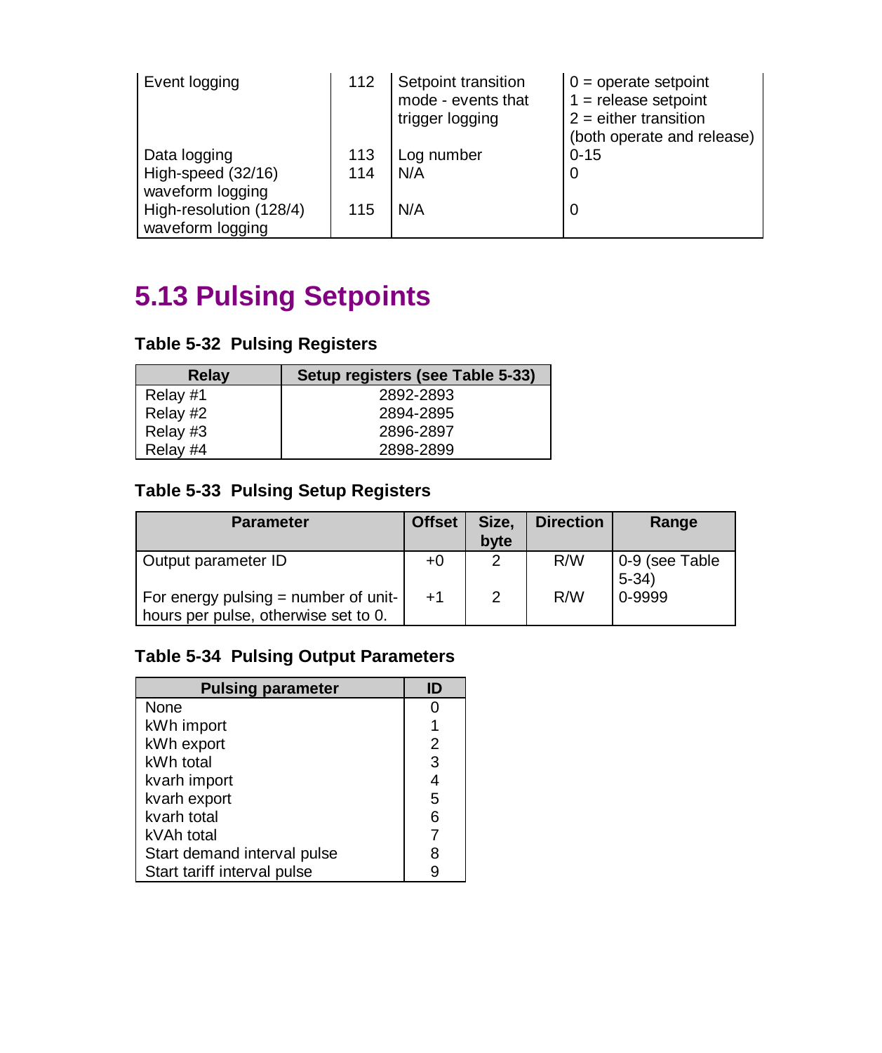| | | | |
|---|---|---|---|
| Event logging | 112 | Setpoint transition mode - events that trigger logging | 0 = operate setpoint<br>1 = release setpoint<br>2 = either transition (both operate and release) |
| Data logging | 113 | Log number | 0-15 |
| High-speed (32/16) waveform logging | 114 | N/A | 0 |
| High-resolution (128/4) waveform logging | 115 | N/A | 0 |

## 5.13 Pulsing Setpoints

### Table 5-32 Pulsing Registers

| Relay | Setup registers (see Table 5-33) |
|---|---|
| Relay #1 | 2892-2893 |
| Relay #2 | 2894-2895 |
| Relay #3 | 2896-2897 |
| Relay #4 | 2898-2899 |

### Table 5-33 Pulsing Setup Registers

| Parameter | Offset | Size, byte | Direction | Range |
|---|---|---|---|---|
| Output parameter ID | +0 | 2 | R/W | 0-9 (see Table 5-34) |
| For energy pulsing = number of unit-hours per pulse, otherwise set to 0. | +1 | 2 | R/W | 0-9999 |

### Table 5-34 Pulsing Output Parameters

| Pulsing parameter | ID |
|---|---|
| None | 0 |
| kWh import | 1 |
| kWh export | 2 |
| kWh total | 3 |
| kvarh import | 4 |
| kvarh export | 5 |
| kvarh total | 6 |
| kVAh total | 7 |
| Start demand interval pulse | 8 |
| Start tariff interval pulse | 9 |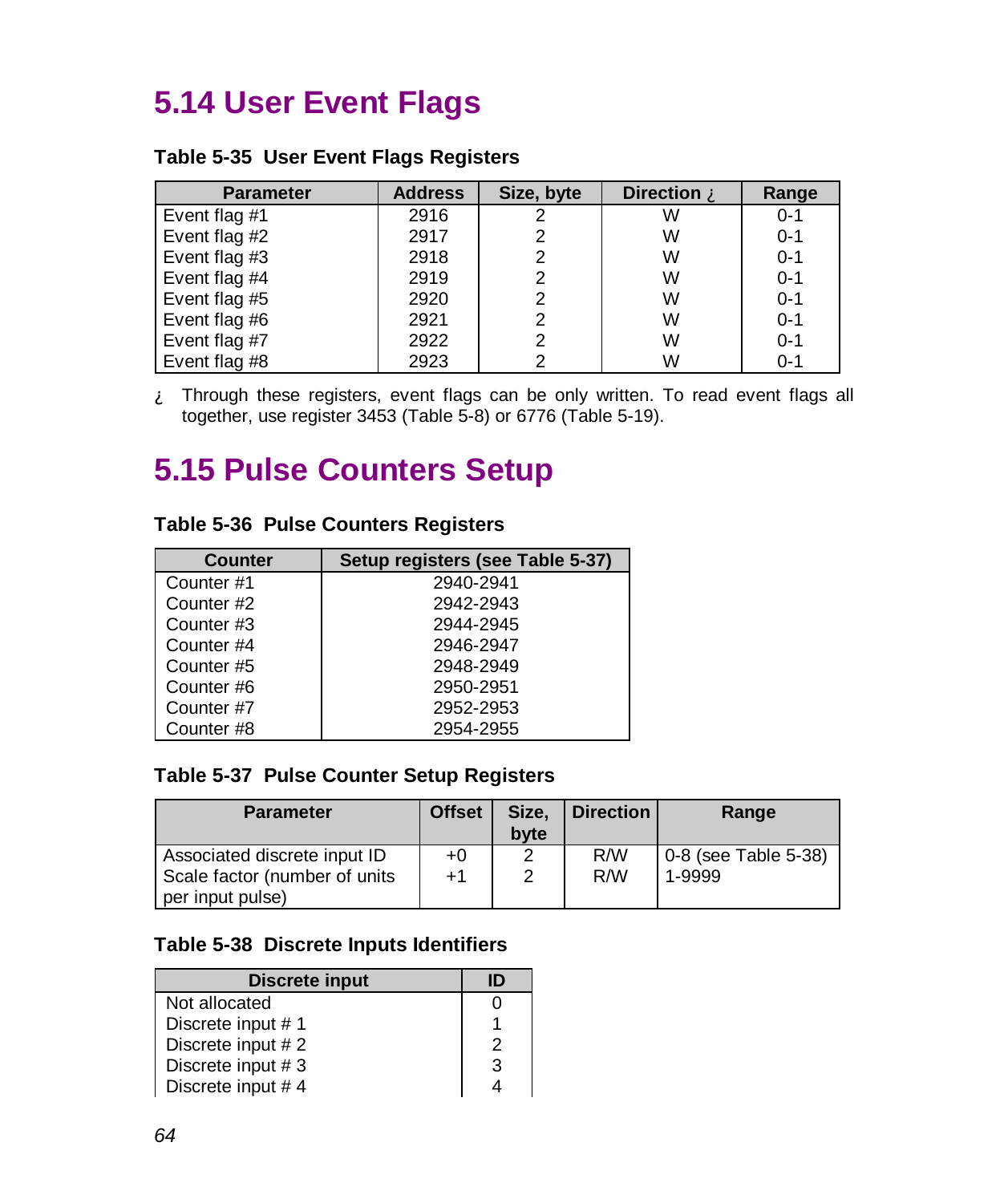# 5.14 User Event Flags

**Table 5-35  User Event Flags Registers**

| Parameter | Address | Size, byte | Direction ¿ | Range |
|---|---|---|---|---|
| Event flag #1 | 2916 | 2 | W | 0-1 |
| Event flag #2 | 2917 | 2 | W | 0-1 |
| Event flag #3 | 2918 | 2 | W | 0-1 |
| Event flag #4 | 2919 | 2 | W | 0-1 |
| Event flag #5 | 2920 | 2 | W | 0-1 |
| Event flag #6 | 2921 | 2 | W | 0-1 |
| Event flag #7 | 2922 | 2 | W | 0-1 |
| Event flag #8 | 2923 | 2 | W | 0-1 |

¿ Through these registers, event flags can be only written. To read event flags all together, use register 3453 (Table 5-8) or 6776 (Table 5-19).

# 5.15 Pulse Counters Setup

**Table 5-36  Pulse Counters Registers**

| Counter | Setup registers (see Table 5-37) |
|---|---|
| Counter #1 | 2940-2941 |
| Counter #2 | 2942-2943 |
| Counter #3 | 2944-2945 |
| Counter #4 | 2946-2947 |
| Counter #5 | 2948-2949 |
| Counter #6 | 2950-2951 |
| Counter #7 | 2952-2953 |
| Counter #8 | 2954-2955 |

**Table 5-37  Pulse Counter Setup Registers**

| Parameter | Offset | Size, byte | Direction | Range |
|---|---|---|---|---|
| Associated discrete input ID | +0 | 2 | R/W | 0-8 (see Table 5-38) |
| Scale factor (number of units per input pulse) | +1 | 2 | R/W | 1-9999 |

**Table 5-38  Discrete Inputs Identifiers**

| Discrete input | ID |
|---|---|
| Not allocated | 0 |
| Discrete input # 1 | 1 |
| Discrete input # 2 | 2 |
| Discrete input # 3 | 3 |
| Discrete input # 4 | 4 |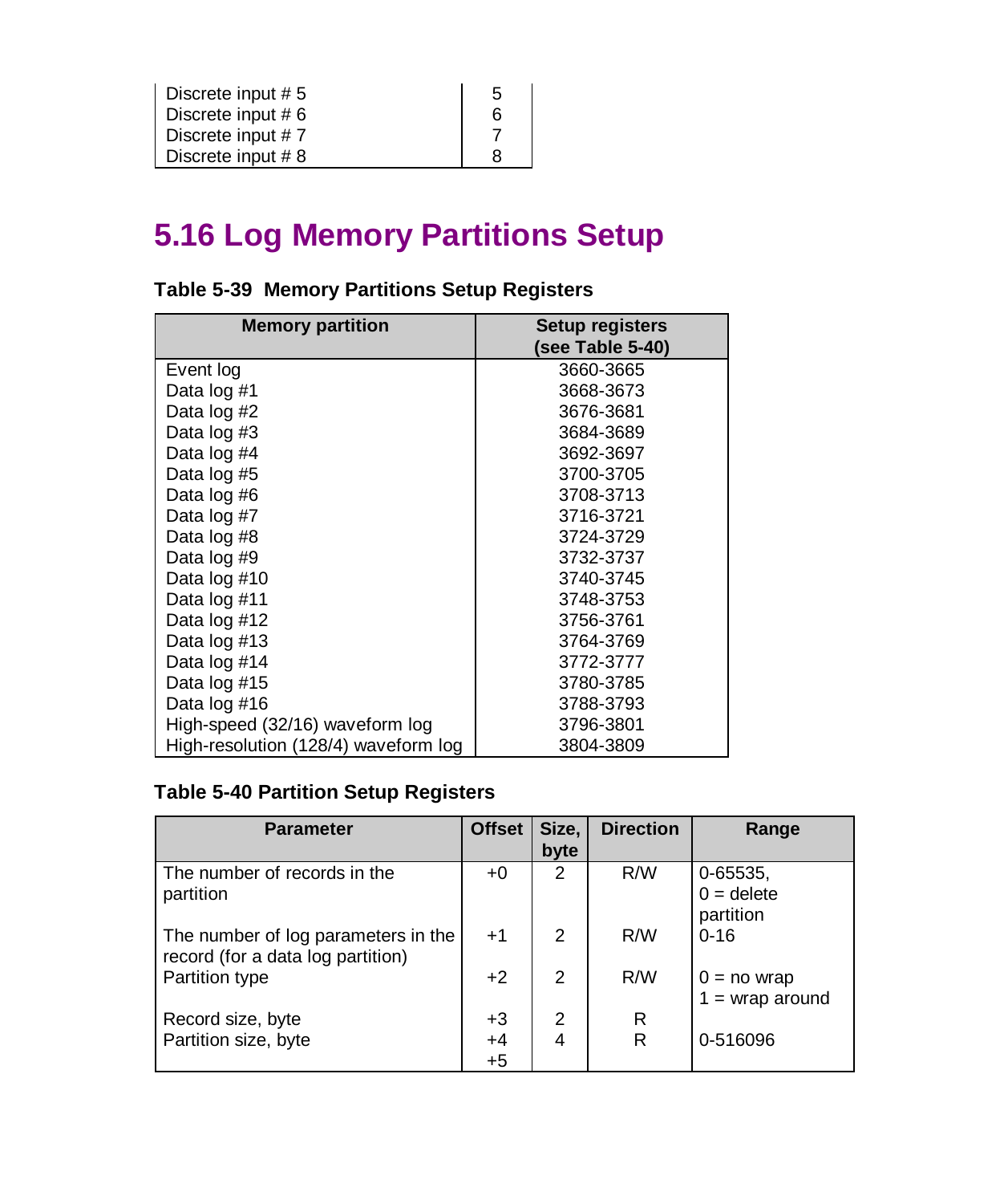| | |
|---|---|
| Discrete input # 5 | 5 |
| Discrete input # 6 | 6 |
| Discrete input # 7 | 7 |
| Discrete input # 8 | 8 |

## 5.16 Log Memory Partitions Setup

**Table 5-39 Memory Partitions Setup Registers**

| Memory partition | Setup registers (see Table 5-40) |
|---|---|
| Event log | 3660-3665 |
| Data log #1 | 3668-3673 |
| Data log #2 | 3676-3681 |
| Data log #3 | 3684-3689 |
| Data log #4 | 3692-3697 |
| Data log #5 | 3700-3705 |
| Data log #6 | 3708-3713 |
| Data log #7 | 3716-3721 |
| Data log #8 | 3724-3729 |
| Data log #9 | 3732-3737 |
| Data log #10 | 3740-3745 |
| Data log #11 | 3748-3753 |
| Data log #12 | 3756-3761 |
| Data log #13 | 3764-3769 |
| Data log #14 | 3772-3777 |
| Data log #15 | 3780-3785 |
| Data log #16 | 3788-3793 |
| High-speed (32/16) waveform log | 3796-3801 |
| High-resolution (128/4) waveform log | 3804-3809 |

**Table 5-40 Partition Setup Registers**

| Parameter | Offset | Size, byte | Direction | Range |
|---|---|---|---|---|
| The number of records in the partition | +0 | 2 | R/W | 0-65535, 0 = delete partition |
| The number of log parameters in the record (for a data log partition) | +1 | 2 | R/W | 0-16 |
| Partition type | +2 | 2 | R/W | 0 = no wrap 1 = wrap around |
| Record size, byte | +3 | 2 | R | |
| Partition size, byte | +4 +5 | 4 | R | 0-516096 |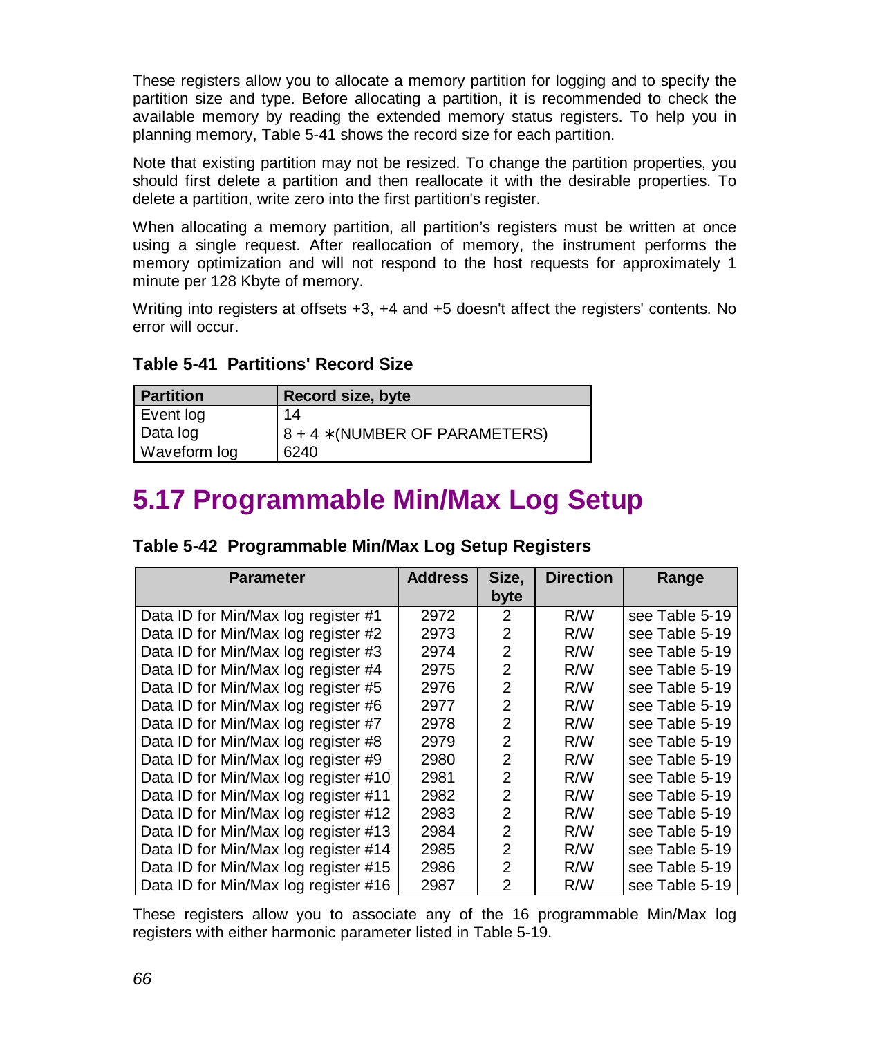These registers allow you to allocate a memory partition for logging and to specify the partition size and type. Before allocating a partition, it is recommended to check the available memory by reading the extended memory status registers. To help you in planning memory, Table 5-41 shows the record size for each partition.

Note that existing partition may not be resized. To change the partition properties, you should first delete a partition and then reallocate it with the desirable properties. To delete a partition, write zero into the first partition's register.

When allocating a memory partition, all partition's registers must be written at once using a single request. After reallocation of memory, the instrument performs the memory optimization and will not respond to the host requests for approximately 1 minute per 128 Kbyte of memory.

Writing into registers at offsets +3, +4 and +5 doesn't affect the registers' contents. No error will occur.

**Table 5-41 Partitions' Record Size**

| Partition | Record size, byte |
|---|---|
| Event log | 14 |
| Data log | 8 + 4 ∗(NUMBER OF PARAMETERS) |
| Waveform log | 6240 |

## 5.17 Programmable Min/Max Log Setup

**Table 5-42 Programmable Min/Max Log Setup Registers**

| Parameter | Address | Size, byte | Direction | Range |
|---|---|---|---|---|
| Data ID for Min/Max log register #1 | 2972 | 2 | R/W | see Table 5-19 |
| Data ID for Min/Max log register #2 | 2973 | 2 | R/W | see Table 5-19 |
| Data ID for Min/Max log register #3 | 2974 | 2 | R/W | see Table 5-19 |
| Data ID for Min/Max log register #4 | 2975 | 2 | R/W | see Table 5-19 |
| Data ID for Min/Max log register #5 | 2976 | 2 | R/W | see Table 5-19 |
| Data ID for Min/Max log register #6 | 2977 | 2 | R/W | see Table 5-19 |
| Data ID for Min/Max log register #7 | 2978 | 2 | R/W | see Table 5-19 |
| Data ID for Min/Max log register #8 | 2979 | 2 | R/W | see Table 5-19 |
| Data ID for Min/Max log register #9 | 2980 | 2 | R/W | see Table 5-19 |
| Data ID for Min/Max log register #10 | 2981 | 2 | R/W | see Table 5-19 |
| Data ID for Min/Max log register #11 | 2982 | 2 | R/W | see Table 5-19 |
| Data ID for Min/Max log register #12 | 2983 | 2 | R/W | see Table 5-19 |
| Data ID for Min/Max log register #13 | 2984 | 2 | R/W | see Table 5-19 |
| Data ID for Min/Max log register #14 | 2985 | 2 | R/W | see Table 5-19 |
| Data ID for Min/Max log register #15 | 2986 | 2 | R/W | see Table 5-19 |
| Data ID for Min/Max log register #16 | 2987 | 2 | R/W | see Table 5-19 |

These registers allow you to associate any of the 16 programmable Min/Max log registers with either harmonic parameter listed in Table 5-19.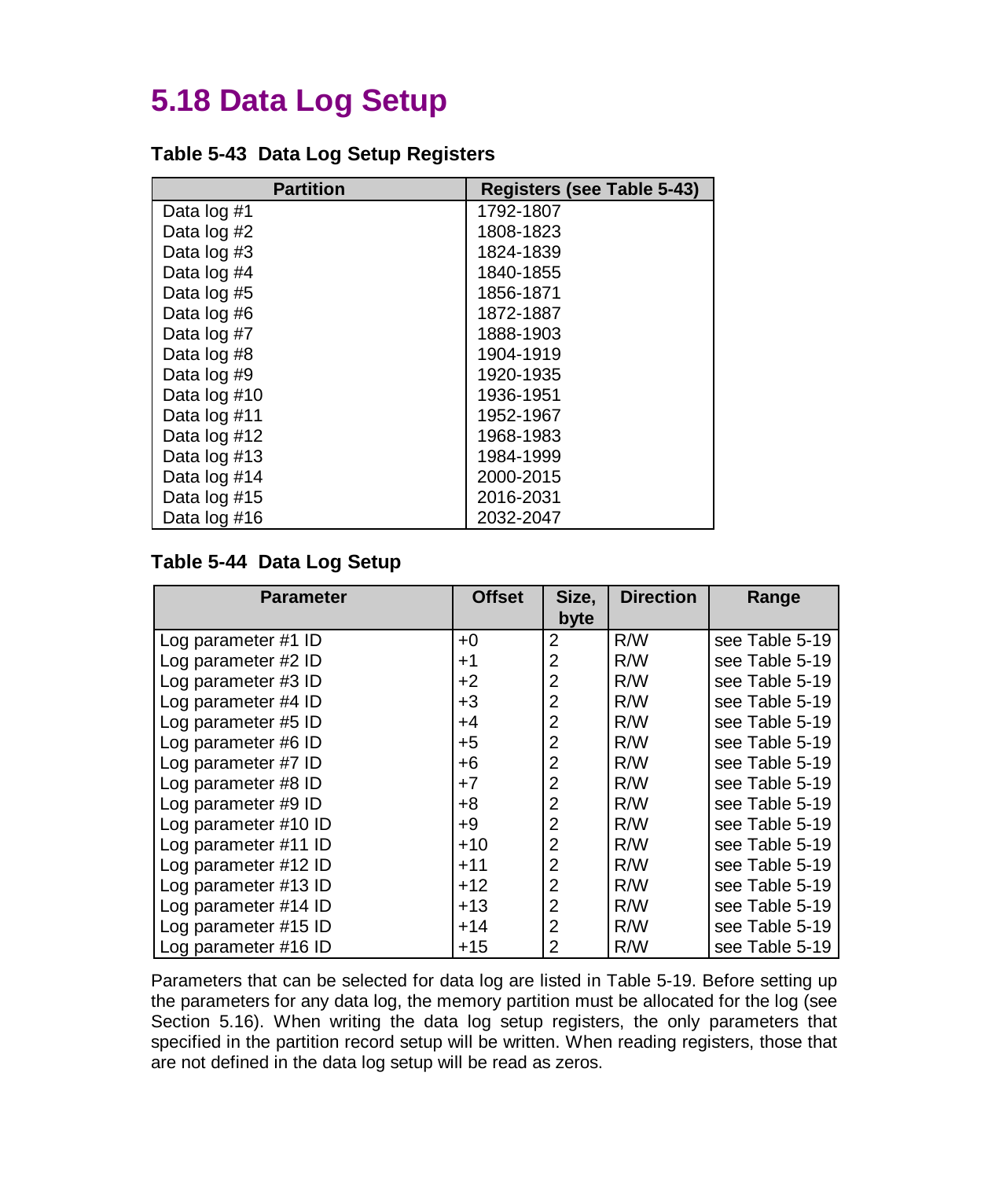# 5.18 Data Log Setup

**Table 5-43  Data Log Setup Registers**

| Partition | Registers (see Table 5-43) |
|---|---|
| Data log #1 | 1792-1807 |
| Data log #2 | 1808-1823 |
| Data log #3 | 1824-1839 |
| Data log #4 | 1840-1855 |
| Data log #5 | 1856-1871 |
| Data log #6 | 1872-1887 |
| Data log #7 | 1888-1903 |
| Data log #8 | 1904-1919 |
| Data log #9 | 1920-1935 |
| Data log #10 | 1936-1951 |
| Data log #11 | 1952-1967 |
| Data log #12 | 1968-1983 |
| Data log #13 | 1984-1999 |
| Data log #14 | 2000-2015 |
| Data log #15 | 2016-2031 |
| Data log #16 | 2032-2047 |

**Table 5-44  Data Log Setup**

| Parameter | Offset | Size, byte | Direction | Range |
|---|---|---|---|---|
| Log parameter #1 ID | +0 | 2 | R/W | see Table 5-19 |
| Log parameter #2 ID | +1 | 2 | R/W | see Table 5-19 |
| Log parameter #3 ID | +2 | 2 | R/W | see Table 5-19 |
| Log parameter #4 ID | +3 | 2 | R/W | see Table 5-19 |
| Log parameter #5 ID | +4 | 2 | R/W | see Table 5-19 |
| Log parameter #6 ID | +5 | 2 | R/W | see Table 5-19 |
| Log parameter #7 ID | +6 | 2 | R/W | see Table 5-19 |
| Log parameter #8 ID | +7 | 2 | R/W | see Table 5-19 |
| Log parameter #9 ID | +8 | 2 | R/W | see Table 5-19 |
| Log parameter #10 ID | +9 | 2 | R/W | see Table 5-19 |
| Log parameter #11 ID | +10 | 2 | R/W | see Table 5-19 |
| Log parameter #12 ID | +11 | 2 | R/W | see Table 5-19 |
| Log parameter #13 ID | +12 | 2 | R/W | see Table 5-19 |
| Log parameter #14 ID | +13 | 2 | R/W | see Table 5-19 |
| Log parameter #15 ID | +14 | 2 | R/W | see Table 5-19 |
| Log parameter #16 ID | +15 | 2 | R/W | see Table 5-19 |

Parameters that can be selected for data log are listed in Table 5-19. Before setting up the parameters for any data log, the memory partition must be allocated for the log (see Section 5.16). When writing the data log setup registers, the only parameters that specified in the partition record setup will be written. When reading registers, those that are not defined in the data log setup will be read as zeros.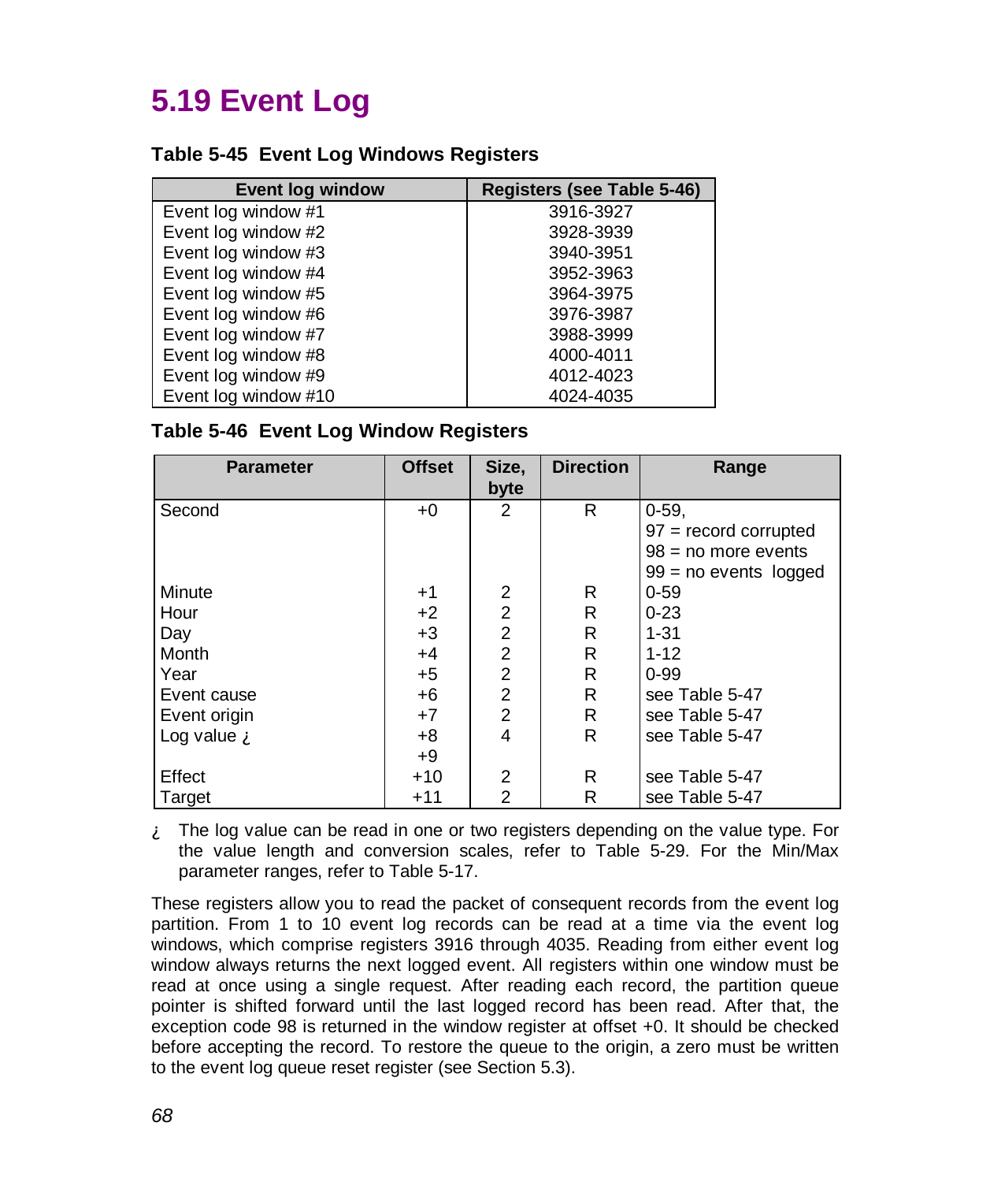# 5.19 Event Log

**Table 5-45 Event Log Windows Registers**

| Event log window | Registers (see Table 5-46) |
|---|---|
| Event log window #1 | 3916-3927 |
| Event log window #2 | 3928-3939 |
| Event log window #3 | 3940-3951 |
| Event log window #4 | 3952-3963 |
| Event log window #5 | 3964-3975 |
| Event log window #6 | 3976-3987 |
| Event log window #7 | 3988-3999 |
| Event log window #8 | 4000-4011 |
| Event log window #9 | 4012-4023 |
| Event log window #10 | 4024-4035 |

**Table 5-46 Event Log Window Registers**

| Parameter | Offset | Size, byte | Direction | Range |
|---|---|---|---|---|
| Second | +0 | 2 | R | 0-59,<br>97 = record corrupted<br>98 = no more events<br>99 = no events logged |
| Minute | +1 | 2 | R | 0-59 |
| Hour | +2 | 2 | R | 0-23 |
| Day | +3 | 2 | R | 1-31 |
| Month | +4 | 2 | R | 1-12 |
| Year | +5 | 2 | R | 0-99 |
| Event cause | +6 | 2 | R | see Table 5-47 |
| Event origin | +7 | 2 | R | see Table 5-47 |
| Log value ¿ | +8<br>+9 | 4 | R | see Table 5-47 |
| Effect | +10 | 2 | R | see Table 5-47 |
| Target | +11 | 2 | R | see Table 5-47 |

¿ The log value can be read in one or two registers depending on the value type. For the value length and conversion scales, refer to Table 5-29. For the Min/Max parameter ranges, refer to Table 5-17.

These registers allow you to read the packet of consequent records from the event log partition. From 1 to 10 event log records can be read at a time via the event log windows, which comprise registers 3916 through 4035. Reading from either event log window always returns the next logged event. All registers within one window must be read at once using a single request. After reading each record, the partition queue pointer is shifted forward until the last logged record has been read. After that, the exception code 98 is returned in the window register at offset +0. It should be checked before accepting the record. To restore the queue to the origin, a zero must be written to the event log queue reset register (see Section 5.3).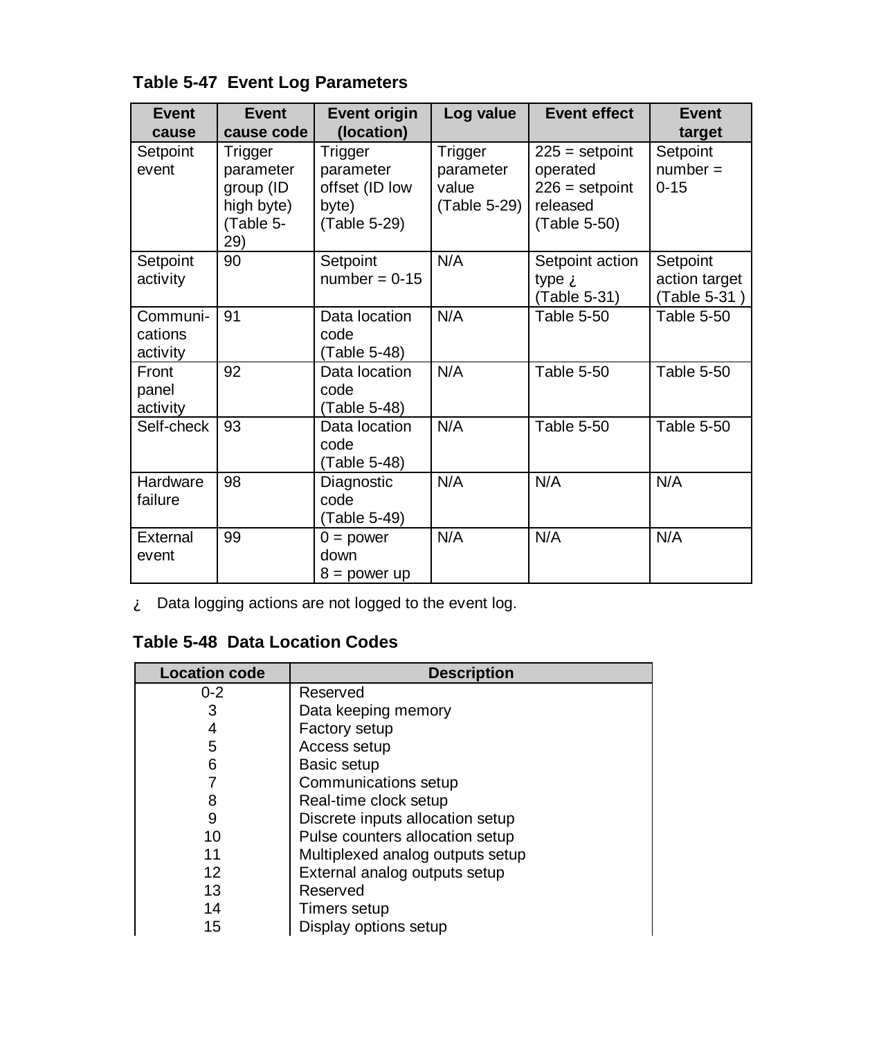**Table 5-47 Event Log Parameters**

| Event cause | Event cause code | Event origin (location) | Log value | Event effect | Event target |
|---|---|---|---|---|---|
| Setpoint event | Trigger parameter group (ID high byte) (Table 5-29) | Trigger parameter offset (ID low byte) (Table 5-29) | Trigger parameter value (Table 5-29) | 225 = setpoint operated 226 = setpoint released (Table 5-50) | Setpoint number = 0-15 |
| Setpoint activity | 90 | Setpoint number = 0-15 | N/A | Setpoint action type ¿ (Table 5-31) | Setpoint action target (Table 5-31 ) |
| Communi-cations activity | 91 | Data location code (Table 5-48) | N/A | Table 5-50 | Table 5-50 |
| Front panel activity | 92 | Data location code (Table 5-48) | N/A | Table 5-50 | Table 5-50 |
| Self-check | 93 | Data location code (Table 5-48) | N/A | Table 5-50 | Table 5-50 |
| Hardware failure | 98 | Diagnostic code (Table 5-49) | N/A | N/A | N/A |
| External event | 99 | 0 = power down 8 = power up | N/A | N/A | N/A |

¿ Data logging actions are not logged to the event log.

**Table 5-48 Data Location Codes**

| Location code | Description |
|---|---|
| 0-2 | Reserved |
| 3 | Data keeping memory |
| 4 | Factory setup |
| 5 | Access setup |
| 6 | Basic setup |
| 7 | Communications setup |
| 8 | Real-time clock setup |
| 9 | Discrete inputs allocation setup |
| 10 | Pulse counters allocation setup |
| 11 | Multiplexed analog outputs setup |
| 12 | External analog outputs setup |
| 13 | Reserved |
| 14 | Timers setup |
| 15 | Display options setup |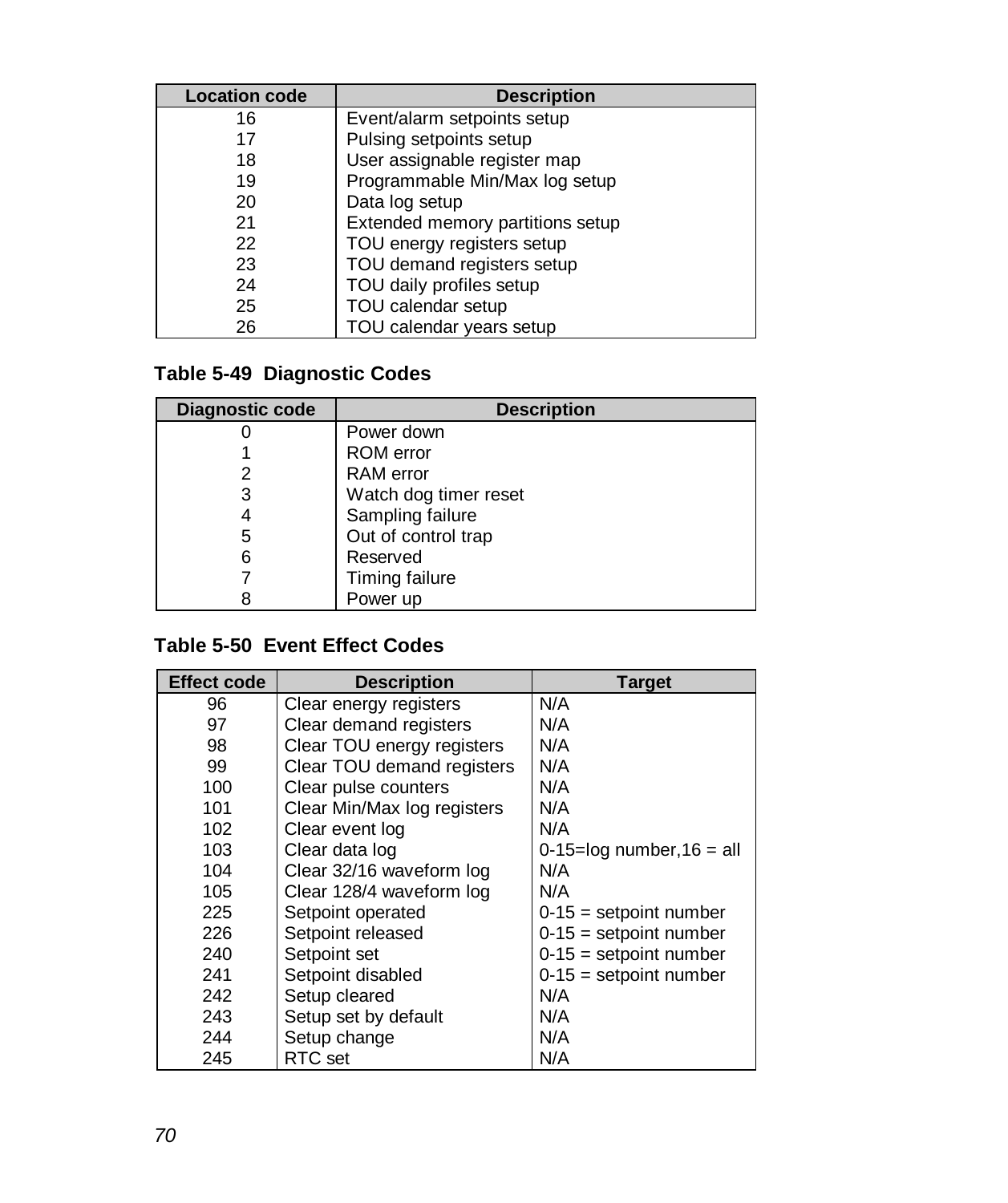| Location code | Description |
|---|---|
| 16 | Event/alarm setpoints setup |
| 17 | Pulsing setpoints setup |
| 18 | User assignable register map |
| 19 | Programmable Min/Max log setup |
| 20 | Data log setup |
| 21 | Extended memory partitions setup |
| 22 | TOU energy registers setup |
| 23 | TOU demand registers setup |
| 24 | TOU daily profiles setup |
| 25 | TOU calendar setup |
| 26 | TOU calendar years setup |

**Table 5-49 Diagnostic Codes**

| Diagnostic code | Description |
|---|---|
| 0 | Power down |
| 1 | ROM error |
| 2 | RAM error |
| 3 | Watch dog timer reset |
| 4 | Sampling failure |
| 5 | Out of control trap |
| 6 | Reserved |
| 7 | Timing failure |
| 8 | Power up |

**Table 5-50 Event Effect Codes**

| Effect code | Description | Target |
|---|---|---|
| 96 | Clear energy registers | N/A |
| 97 | Clear demand registers | N/A |
| 98 | Clear TOU energy registers | N/A |
| 99 | Clear TOU demand registers | N/A |
| 100 | Clear pulse counters | N/A |
| 101 | Clear Min/Max log registers | N/A |
| 102 | Clear event log | N/A |
| 103 | Clear data log | 0-15=log number,16 = all |
| 104 | Clear 32/16 waveform log | N/A |
| 105 | Clear 128/4 waveform log | N/A |
| 225 | Setpoint operated | 0-15 = setpoint number |
| 226 | Setpoint released | 0-15 = setpoint number |
| 240 | Setpoint set | 0-15 = setpoint number |
| 241 | Setpoint disabled | 0-15 = setpoint number |
| 242 | Setup cleared | N/A |
| 243 | Setup set by default | N/A |
| 244 | Setup change | N/A |
| 245 | RTC set | N/A |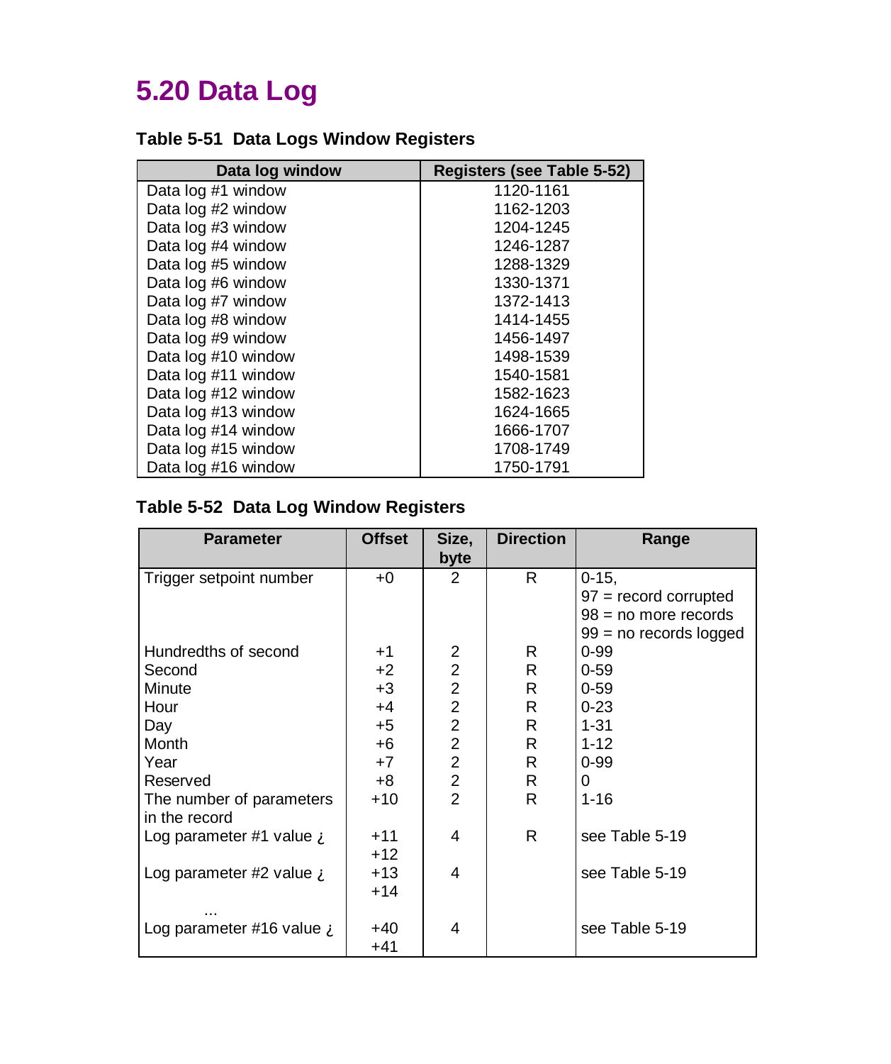# 5.20 Data Log

**Table 5-51  Data Logs Window Registers**

| Data log window | Registers (see Table 5-52) |
|---|---|
| Data log #1 window | 1120-1161 |
| Data log #2 window | 1162-1203 |
| Data log #3 window | 1204-1245 |
| Data log #4 window | 1246-1287 |
| Data log #5 window | 1288-1329 |
| Data log #6 window | 1330-1371 |
| Data log #7 window | 1372-1413 |
| Data log #8 window | 1414-1455 |
| Data log #9 window | 1456-1497 |
| Data log #10 window | 1498-1539 |
| Data log #11 window | 1540-1581 |
| Data log #12 window | 1582-1623 |
| Data log #13 window | 1624-1665 |
| Data log #14 window | 1666-1707 |
| Data log #15 window | 1708-1749 |
| Data log #16 window | 1750-1791 |

**Table 5-52  Data Log Window Registers**

| Parameter | Offset | Size, byte | Direction | Range |
|---|---|---|---|---|
| Trigger setpoint number | +0 | 2 | R | 0-15,<br>97 = record corrupted<br>98 = no more records<br>99 = no records logged |
| Hundredths of second | +1 | 2 | R | 0-99 |
| Second | +2 | 2 | R | 0-59 |
| Minute | +3 | 2 | R | 0-59 |
| Hour | +4 | 2 | R | 0-23 |
| Day | +5 | 2 | R | 1-31 |
| Month | +6 | 2 | R | 1-12 |
| Year | +7 | 2 | R | 0-99 |
| Reserved | +8 | 2 | R | 0 |
| The number of parameters in the record | +10 | 2 | R | 1-16 |
| Log parameter #1 value ¿ | +11<br>+12 | 4 | R | see Table 5-19 |
| Log parameter #2 value ¿ | +13<br>+14 | 4 | | see Table 5-19 |
| ... | | | | |
| Log parameter #16 value ¿ | +40<br>+41 | 4 | | see Table 5-19 |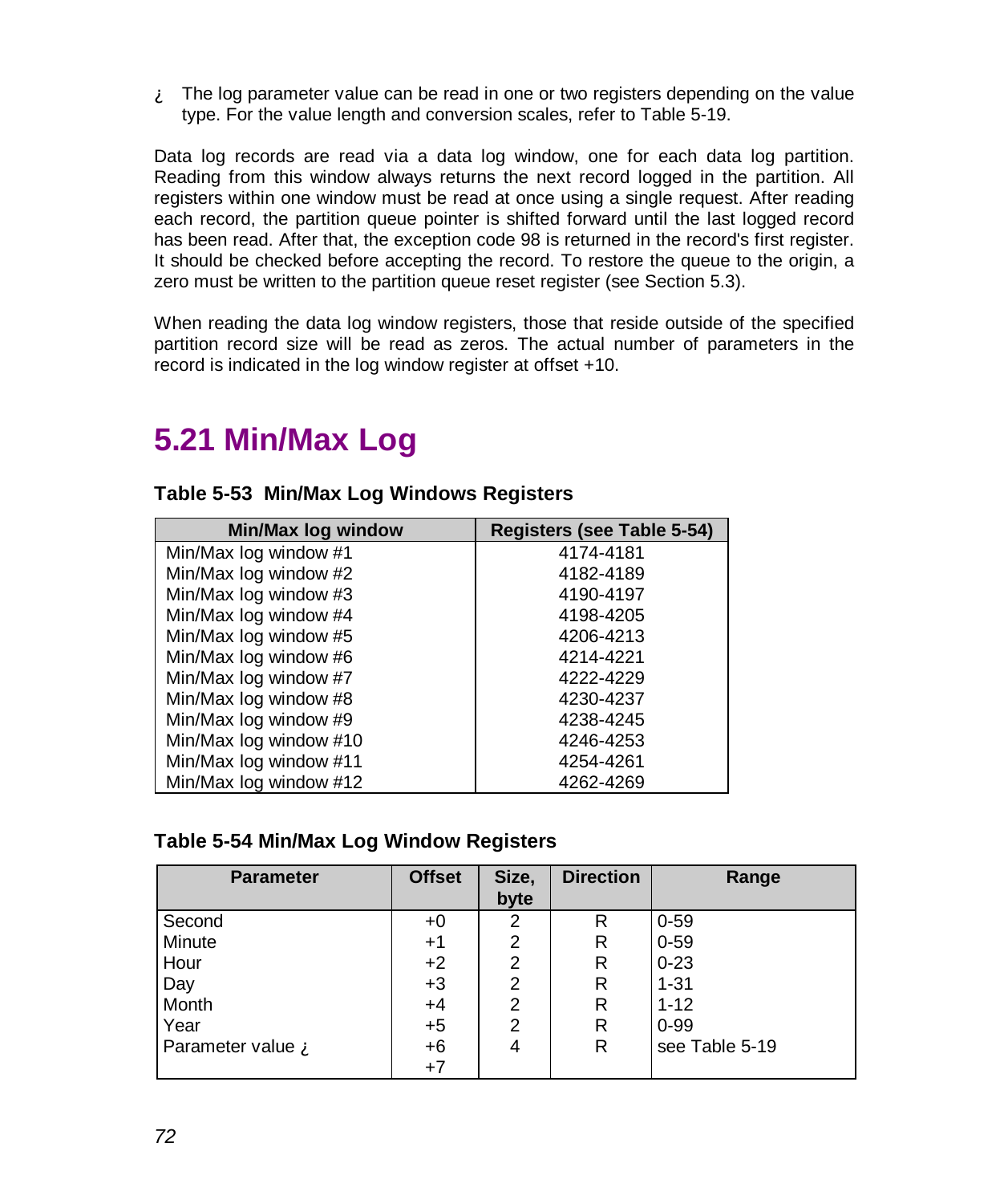¿ The log parameter value can be read in one or two registers depending on the value type. For the value length and conversion scales, refer to Table 5-19.

Data log records are read via a data log window, one for each data log partition. Reading from this window always returns the next record logged in the partition. All registers within one window must be read at once using a single request. After reading each record, the partition queue pointer is shifted forward until the last logged record has been read. After that, the exception code 98 is returned in the record's first register. It should be checked before accepting the record. To restore the queue to the origin, a zero must be written to the partition queue reset register (see Section 5.3).

When reading the data log window registers, those that reside outside of the specified partition record size will be read as zeros. The actual number of parameters in the record is indicated in the log window register at offset +10.

## 5.21 Min/Max Log

**Table 5-53 Min/Max Log Windows Registers**

| Min/Max log window | Registers (see Table 5-54) |
|---|---|
| Min/Max log window #1 | 4174-4181 |
| Min/Max log window #2 | 4182-4189 |
| Min/Max log window #3 | 4190-4197 |
| Min/Max log window #4 | 4198-4205 |
| Min/Max log window #5 | 4206-4213 |
| Min/Max log window #6 | 4214-4221 |
| Min/Max log window #7 | 4222-4229 |
| Min/Max log window #8 | 4230-4237 |
| Min/Max log window #9 | 4238-4245 |
| Min/Max log window #10 | 4246-4253 |
| Min/Max log window #11 | 4254-4261 |
| Min/Max log window #12 | 4262-4269 |

**Table 5-54 Min/Max Log Window Registers**

| Parameter | Offset | Size, byte | Direction | Range |
|---|---|---|---|---|
| Second | +0 | 2 | R | 0-59 |
| Minute | +1 | 2 | R | 0-59 |
| Hour | +2 | 2 | R | 0-23 |
| Day | +3 | 2 | R | 1-31 |
| Month | +4 | 2 | R | 1-12 |
| Year | +5 | 2 | R | 0-99 |
| Parameter value ¿ | +6<br>+7 | 4 | R | see Table 5-19 |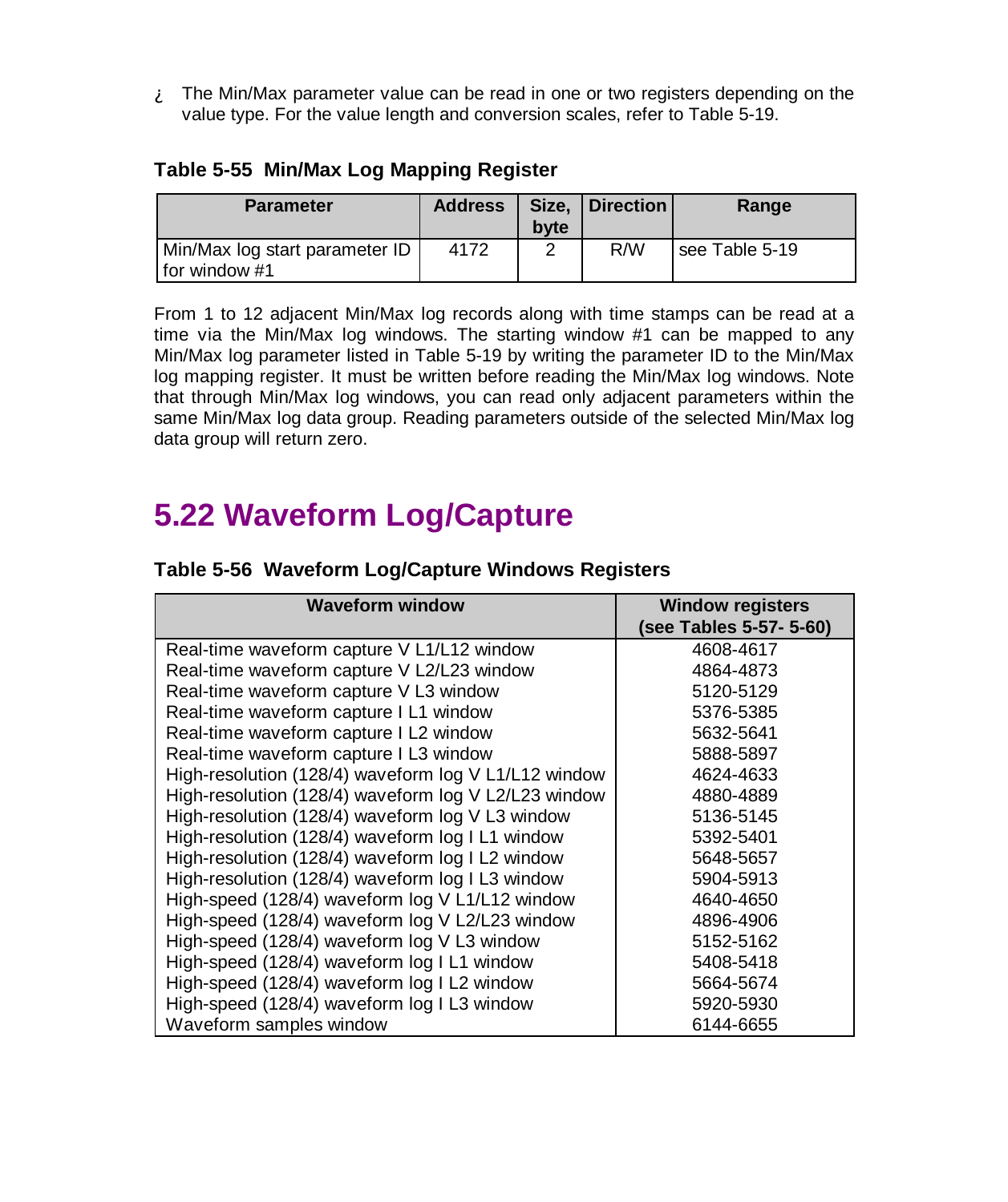¿ The Min/Max parameter value can be read in one or two registers depending on the value type. For the value length and conversion scales, refer to Table 5-19.

**Table 5-55 Min/Max Log Mapping Register**

| Parameter | Address | Size, byte | Direction | Range |
|---|---|---|---|---|
| Min/Max log start parameter ID for window #1 | 4172 | 2 | R/W | see Table 5-19 |

From 1 to 12 adjacent Min/Max log records along with time stamps can be read at a time via the Min/Max log windows. The starting window #1 can be mapped to any Min/Max log parameter listed in Table 5-19 by writing the parameter ID to the Min/Max log mapping register. It must be written before reading the Min/Max log windows. Note that through Min/Max log windows, you can read only adjacent parameters within the same Min/Max log data group. Reading parameters outside of the selected Min/Max log data group will return zero.

# 5.22 Waveform Log/Capture

**Table 5-56 Waveform Log/Capture Windows Registers**

| Waveform window | Window registers (see Tables 5-57- 5-60) |
|---|---|
| Real-time waveform capture V L1/L12 window | 4608-4617 |
| Real-time waveform capture V L2/L23 window | 4864-4873 |
| Real-time waveform capture V L3 window | 5120-5129 |
| Real-time waveform capture I L1 window | 5376-5385 |
| Real-time waveform capture I L2 window | 5632-5641 |
| Real-time waveform capture I L3 window | 5888-5897 |
| High-resolution (128/4) waveform log V L1/L12 window | 4624-4633 |
| High-resolution (128/4) waveform log V L2/L23 window | 4880-4889 |
| High-resolution (128/4) waveform log V L3 window | 5136-5145 |
| High-resolution (128/4) waveform log I L1 window | 5392-5401 |
| High-resolution (128/4) waveform log I L2 window | 5648-5657 |
| High-resolution (128/4) waveform log I L3 window | 5904-5913 |
| High-speed (128/4) waveform log V L1/L12 window | 4640-4650 |
| High-speed (128/4) waveform log V L2/L23 window | 4896-4906 |
| High-speed (128/4) waveform log V L3 window | 5152-5162 |
| High-speed (128/4) waveform log I L1 window | 5408-5418 |
| High-speed (128/4) waveform log I L2 window | 5664-5674 |
| High-speed (128/4) waveform log I L3 window | 5920-5930 |
| Waveform samples window | 6144-6655 |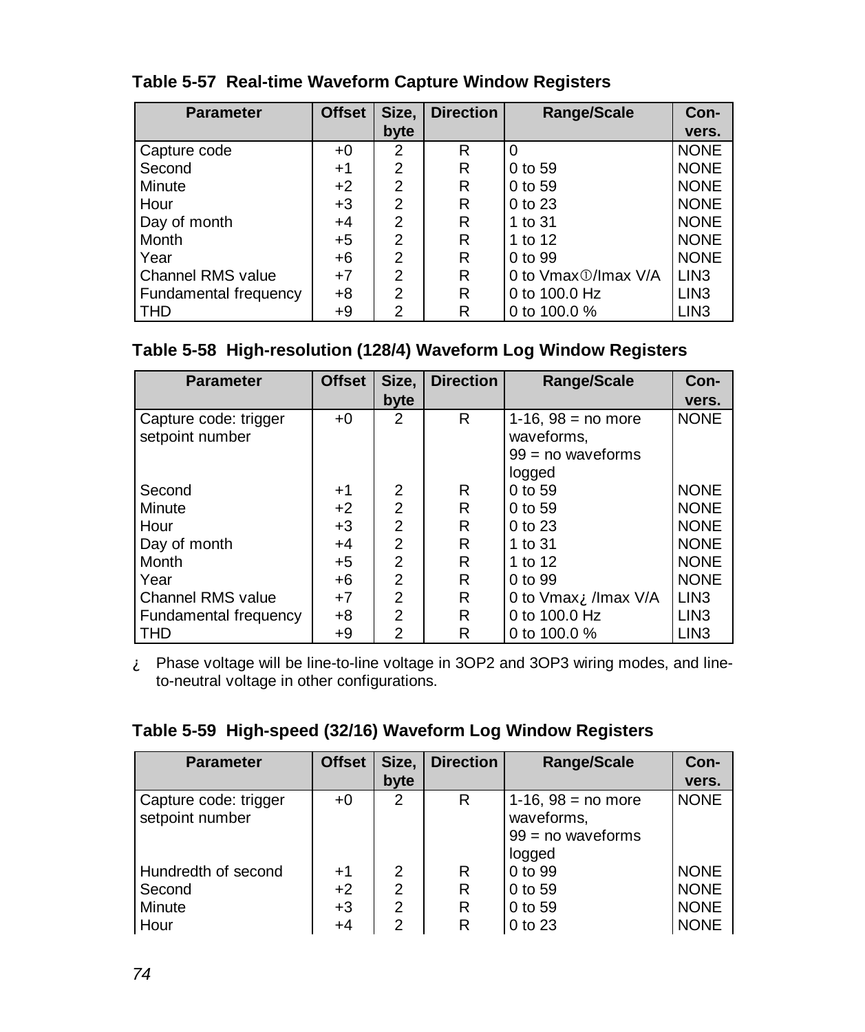**Table 5-57 Real-time Waveform Capture Window Registers**

| Parameter | Offset | Size, byte | Direction | Range/Scale | Con-vers. |
|---|---|---|---|---|---|
| Capture code | +0 | 2 | R | 0 | NONE |
| Second | +1 | 2 | R | 0 to 59 | NONE |
| Minute | +2 | 2 | R | 0 to 59 | NONE |
| Hour | +3 | 2 | R | 0 to 23 | NONE |
| Day of month | +4 | 2 | R | 1 to 31 | NONE |
| Month | +5 | 2 | R | 1 to 12 | NONE |
| Year | +6 | 2 | R | 0 to 99 | NONE |
| Channel RMS value | +7 | 2 | R | 0 to Vmax①/Imax V/A | LIN3 |
| Fundamental frequency | +8 | 2 | R | 0 to 100.0 Hz | LIN3 |
| THD | +9 | 2 | R | 0 to 100.0 % | LIN3 |

**Table 5-58 High-resolution (128/4) Waveform Log Window Registers**

| Parameter | Offset | Size, byte | Direction | Range/Scale | Con-vers. |
|---|---|---|---|---|---|
| Capture code: trigger setpoint number | +0 | 2 | R | 1-16, 98 = no more waveforms, 99 = no waveforms logged | NONE |
| Second | +1 | 2 | R | 0 to 59 | NONE |
| Minute | +2 | 2 | R | 0 to 59 | NONE |
| Hour | +3 | 2 | R | 0 to 23 | NONE |
| Day of month | +4 | 2 | R | 1 to 31 | NONE |
| Month | +5 | 2 | R | 1 to 12 | NONE |
| Year | +6 | 2 | R | 0 to 99 | NONE |
| Channel RMS value | +7 | 2 | R | 0 to Vmax¿ /Imax V/A | LIN3 |
| Fundamental frequency | +8 | 2 | R | 0 to 100.0 Hz | LIN3 |
| THD | +9 | 2 | R | 0 to 100.0 % | LIN3 |

¿ Phase voltage will be line-to-line voltage in 3OP2 and 3OP3 wiring modes, and line-to-neutral voltage in other configurations.

**Table 5-59 High-speed (32/16) Waveform Log Window Registers**

| Parameter | Offset | Size, byte | Direction | Range/Scale | Con-vers. |
|---|---|---|---|---|---|
| Capture code: trigger setpoint number | +0 | 2 | R | 1-16, 98 = no more waveforms, 99 = no waveforms logged | NONE |
| Hundredth of second | +1 | 2 | R | 0 to 99 | NONE |
| Second | +2 | 2 | R | 0 to 59 | NONE |
| Minute | +3 | 2 | R | 0 to 59 | NONE |
| Hour | +4 | 2 | R | 0 to 23 | NONE |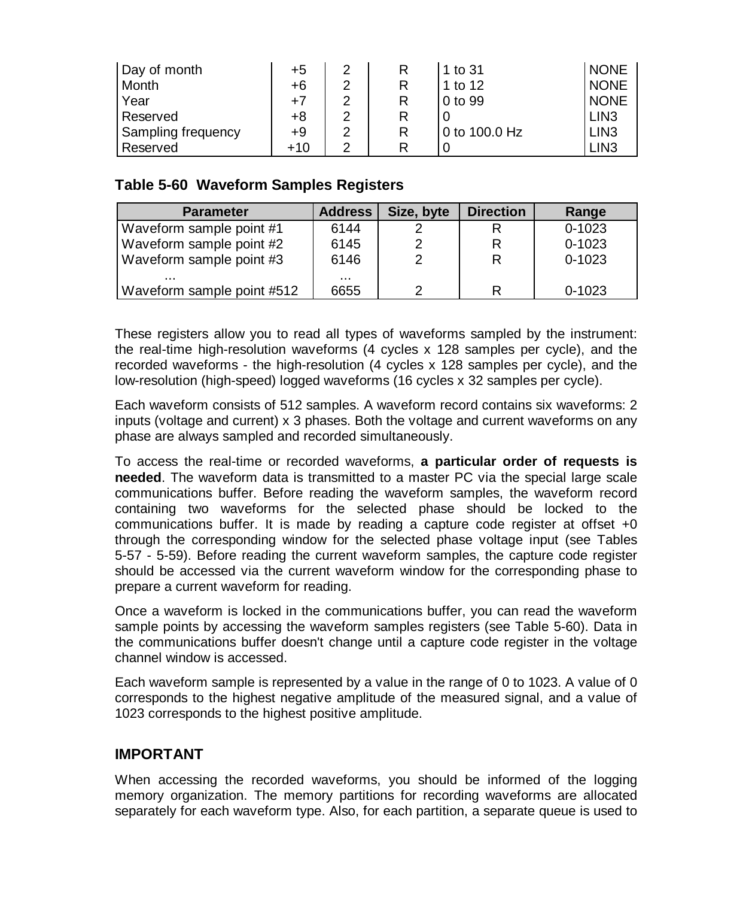| Day of month | +5 | 2 | R | 1 to 31 | NONE |
|---|---|---|---|---|---|
| Month | +6 | 2 | R | 1 to 12 | NONE |
| Year | +7 | 2 | R | 0 to 99 | NONE |
| Reserved | +8 | 2 | R | 0 | LIN3 |
| Sampling frequency | +9 | 2 | R | 0 to 100.0 Hz | LIN3 |
| Reserved | +10 | 2 | R | 0 | LIN3 |

**Table 5-60 Waveform Samples Registers**

| Parameter | Address | Size, byte | Direction | Range |
|---|---|---|---|---|
| Waveform sample point #1 | 6144 | 2 | R | 0-1023 |
| Waveform sample point #2 | 6145 | 2 | R | 0-1023 |
| Waveform sample point #3 | 6146 | 2 | R | 0-1023 |
| ... | ... | | | |
| Waveform sample point #512 | 6655 | 2 | R | 0-1023 |

These registers allow you to read all types of waveforms sampled by the instrument: the real-time high-resolution waveforms (4 cycles x 128 samples per cycle), and the recorded waveforms - the high-resolution (4 cycles x 128 samples per cycle), and the low-resolution (high-speed) logged waveforms (16 cycles x 32 samples per cycle).

Each waveform consists of 512 samples. A waveform record contains six waveforms: 2 inputs (voltage and current) x 3 phases. Both the voltage and current waveforms on any phase are always sampled and recorded simultaneously.

To access the real-time or recorded waveforms, **a particular order of requests is needed**. The waveform data is transmitted to a master PC via the special large scale communications buffer. Before reading the waveform samples, the waveform record containing two waveforms for the selected phase should be locked to the communications buffer. It is made by reading a capture code register at offset +0 through the corresponding window for the selected phase voltage input (see Tables 5-57 - 5-59). Before reading the current waveform samples, the capture code register should be accessed via the current waveform window for the corresponding phase to prepare a current waveform for reading.

Once a waveform is locked in the communications buffer, you can read the waveform sample points by accessing the waveform samples registers (see Table 5-60). Data in the communications buffer doesn't change until a capture code register in the voltage channel window is accessed.

Each waveform sample is represented by a value in the range of 0 to 1023. A value of 0 corresponds to the highest negative amplitude of the measured signal, and a value of 1023 corresponds to the highest positive amplitude.

## IMPORTANT

When accessing the recorded waveforms, you should be informed of the logging memory organization. The memory partitions for recording waveforms are allocated separately for each waveform type. Also, for each partition, a separate queue is used to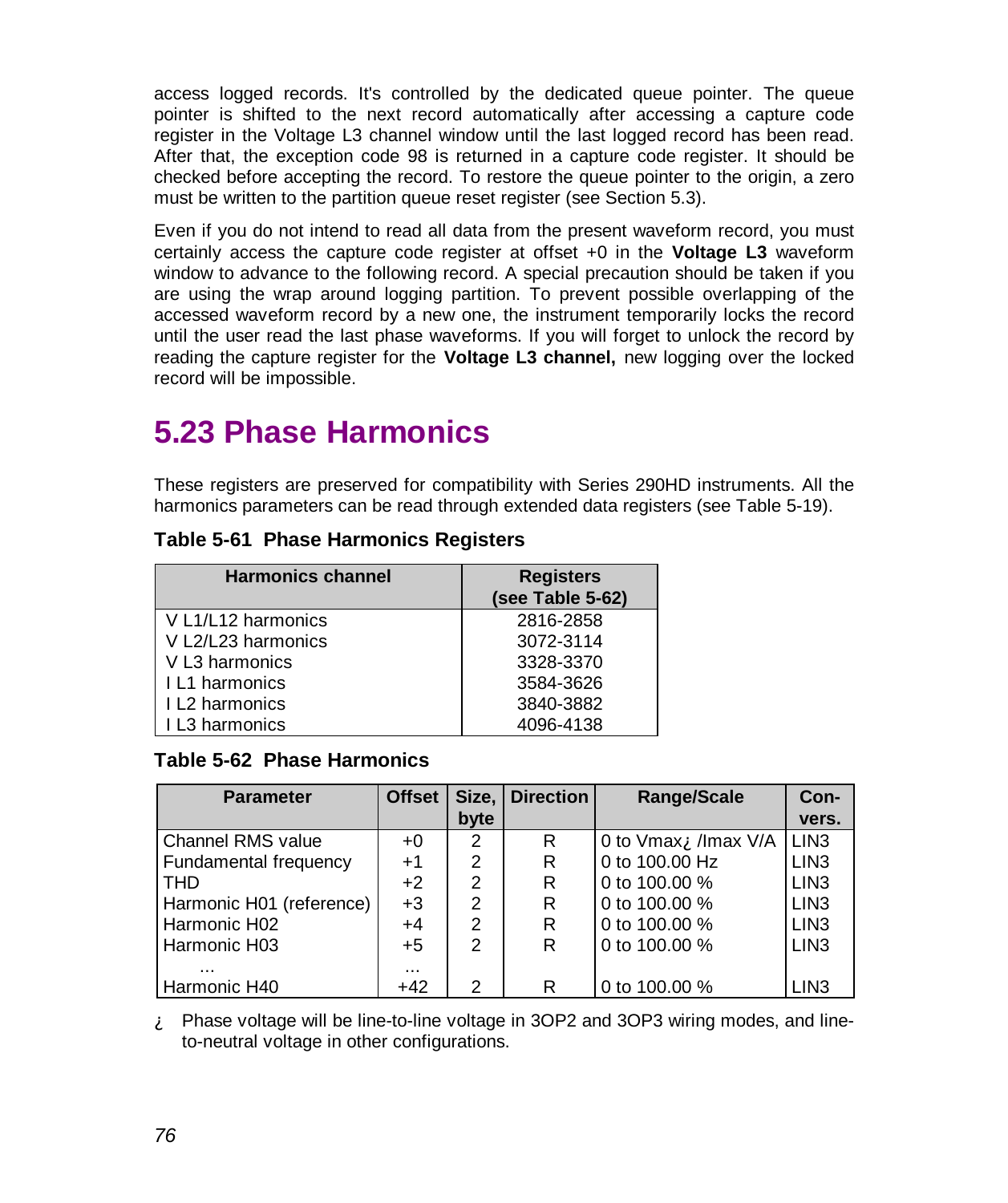access logged records. It's controlled by the dedicated queue pointer. The queue pointer is shifted to the next record automatically after accessing a capture code register in the Voltage L3 channel window until the last logged record has been read. After that, the exception code 98 is returned in a capture code register. It should be checked before accepting the record. To restore the queue pointer to the origin, a zero must be written to the partition queue reset register (see Section 5.3).

Even if you do not intend to read all data from the present waveform record, you must certainly access the capture code register at offset +0 in the **Voltage L3** waveform window to advance to the following record. A special precaution should be taken if you are using the wrap around logging partition. To prevent possible overlapping of the accessed waveform record by a new one, the instrument temporarily locks the record until the user read the last phase waveforms. If you will forget to unlock the record by reading the capture register for the **Voltage L3 channel,** new logging over the locked record will be impossible.

## 5.23 Phase Harmonics

These registers are preserved for compatibility with Series 290HD instruments. All the harmonics parameters can be read through extended data registers (see Table 5-19).

**Table 5-61 Phase Harmonics Registers**

| Harmonics channel | Registers (see Table 5-62) |
|---|---|
| V L1/L12 harmonics | 2816-2858 |
| V L2/L23 harmonics | 3072-3114 |
| V L3 harmonics | 3328-3370 |
| I L1 harmonics | 3584-3626 |
| I L2 harmonics | 3840-3882 |
| I L3 harmonics | 4096-4138 |

**Table 5-62 Phase Harmonics**

| Parameter | Offset | Size, byte | Direction | Range/Scale | Convers. |
|---|---|---|---|---|---|
| Channel RMS value | +0 | 2 | R | 0 to Vmax¿ /Imax V/A | LIN3 |
| Fundamental frequency | +1 | 2 | R | 0 to 100.00 Hz | LIN3 |
| THD | +2 | 2 | R | 0 to 100.00 % | LIN3 |
| Harmonic H01 (reference) | +3 | 2 | R | 0 to 100.00 % | LIN3 |
| Harmonic H02 | +4 | 2 | R | 0 to 100.00 % | LIN3 |
| Harmonic H03 | +5 | 2 | R | 0 to 100.00 % | LIN3 |
| ... | ... | | | | |
| Harmonic H40 | +42 | 2 | R | 0 to 100.00 % | LIN3 |

¿ Phase voltage will be line-to-line voltage in 3OP2 and 3OP3 wiring modes, and line-to-neutral voltage in other configurations.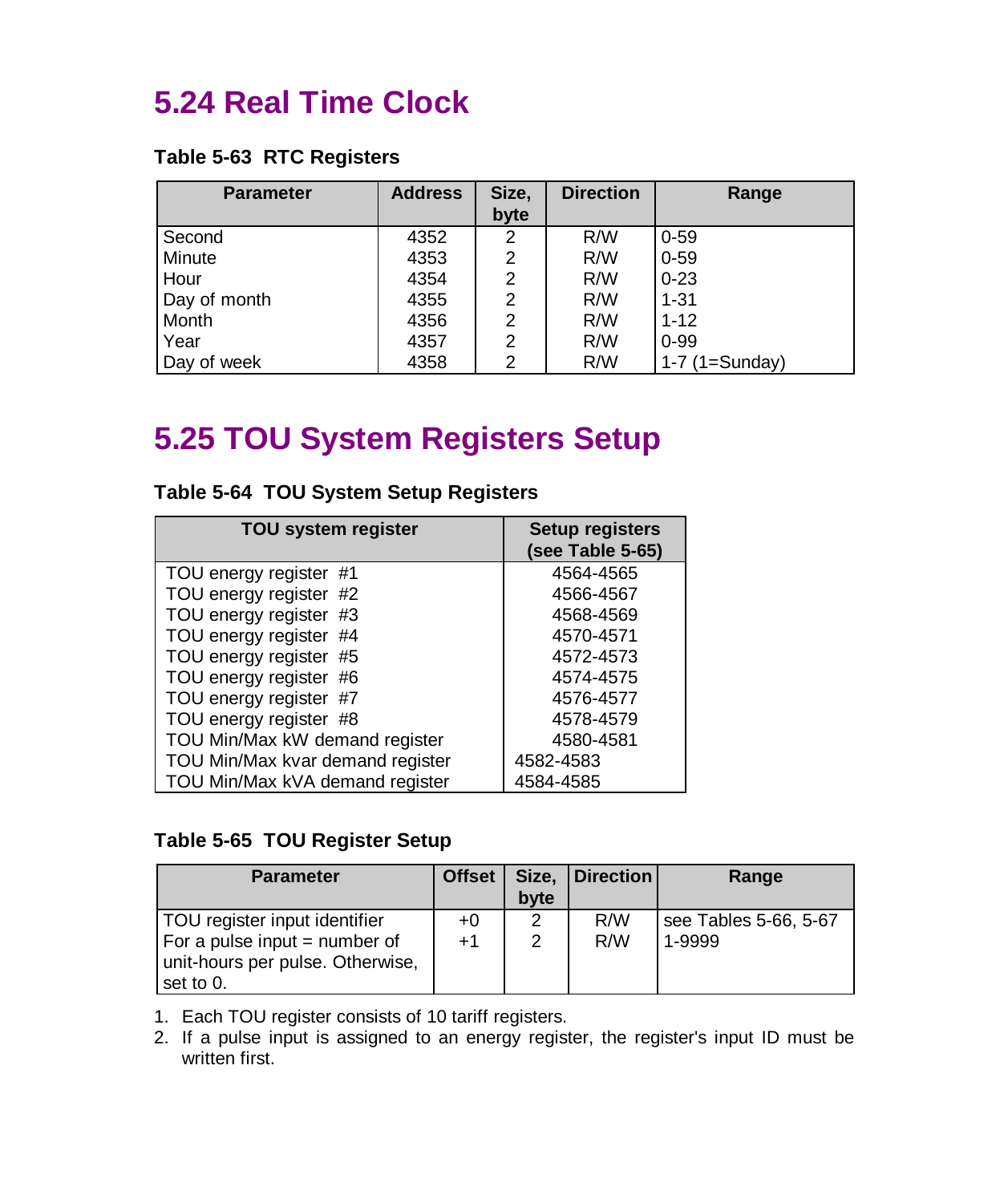## 5.24 Real Time Clock

**Table 5-63  RTC Registers**

| Parameter | Address | Size, byte | Direction | Range |
|---|---|---|---|---|
| Second | 4352 | 2 | R/W | 0-59 |
| Minute | 4353 | 2 | R/W | 0-59 |
| Hour | 4354 | 2 | R/W | 0-23 |
| Day of month | 4355 | 2 | R/W | 1-31 |
| Month | 4356 | 2 | R/W | 1-12 |
| Year | 4357 | 2 | R/W | 0-99 |
| Day of week | 4358 | 2 | R/W | 1-7 (1=Sunday) |

## 5.25 TOU System Registers Setup

**Table 5-64  TOU System Setup Registers**

| TOU system register | Setup registers (see Table 5-65) |
|---|---|
| TOU energy register  #1 | 4564-4565 |
| TOU energy register  #2 | 4566-4567 |
| TOU energy register  #3 | 4568-4569 |
| TOU energy register  #4 | 4570-4571 |
| TOU energy register  #5 | 4572-4573 |
| TOU energy register  #6 | 4574-4575 |
| TOU energy register  #7 | 4576-4577 |
| TOU energy register  #8 | 4578-4579 |
| TOU Min/Max kW demand register | 4580-4581 |
| TOU Min/Max kvar demand register | 4582-4583 |
| TOU Min/Max kVA demand register | 4584-4585 |

**Table 5-65  TOU Register Setup**

| Parameter | Offset | Size, byte | Direction | Range |
|---|---|---|---|---|
| TOU register input identifier | +0 | 2 | R/W | see Tables 5-66, 5-67 |
| For a pulse input = number of unit-hours per pulse. Otherwise, set to 0. | +1 | 2 | R/W | 1-9999 |

1. Each TOU register consists of 10 tariff registers.
2. If a pulse input is assigned to an energy register, the register's input ID must be written first.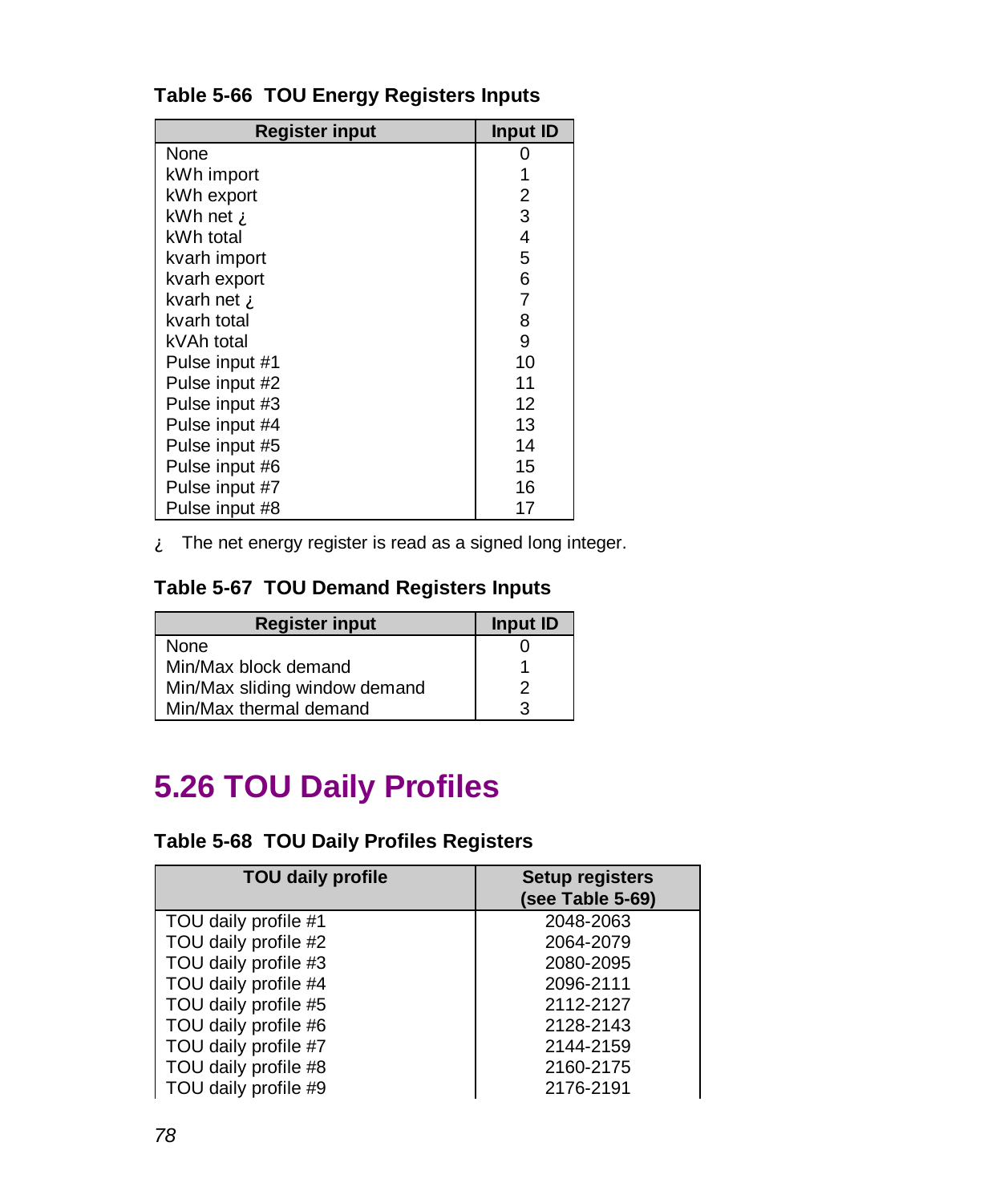**Table 5-66 TOU Energy Registers Inputs**

| Register input | Input ID |
|---|---|
| None | 0 |
| kWh import | 1 |
| kWh export | 2 |
| kWh net ¿ | 3 |
| kWh total | 4 |
| kvarh import | 5 |
| kvarh export | 6 |
| kvarh net ¿ | 7 |
| kvarh total | 8 |
| kVAh total | 9 |
| Pulse input #1 | 10 |
| Pulse input #2 | 11 |
| Pulse input #3 | 12 |
| Pulse input #4 | 13 |
| Pulse input #5 | 14 |
| Pulse input #6 | 15 |
| Pulse input #7 | 16 |
| Pulse input #8 | 17 |

¿ The net energy register is read as a signed long integer.

**Table 5-67 TOU Demand Registers Inputs**

| Register input | Input ID |
|---|---|
| None | 0 |
| Min/Max block demand | 1 |
| Min/Max sliding window demand | 2 |
| Min/Max thermal demand | 3 |

# 5.26 TOU Daily Profiles

**Table 5-68 TOU Daily Profiles Registers**

| TOU daily profile | Setup registers (see Table 5-69) |
|---|---|
| TOU daily profile #1 | 2048-2063 |
| TOU daily profile #2 | 2064-2079 |
| TOU daily profile #3 | 2080-2095 |
| TOU daily profile #4 | 2096-2111 |
| TOU daily profile #5 | 2112-2127 |
| TOU daily profile #6 | 2128-2143 |
| TOU daily profile #7 | 2144-2159 |
| TOU daily profile #8 | 2160-2175 |
| TOU daily profile #9 | 2176-2191 |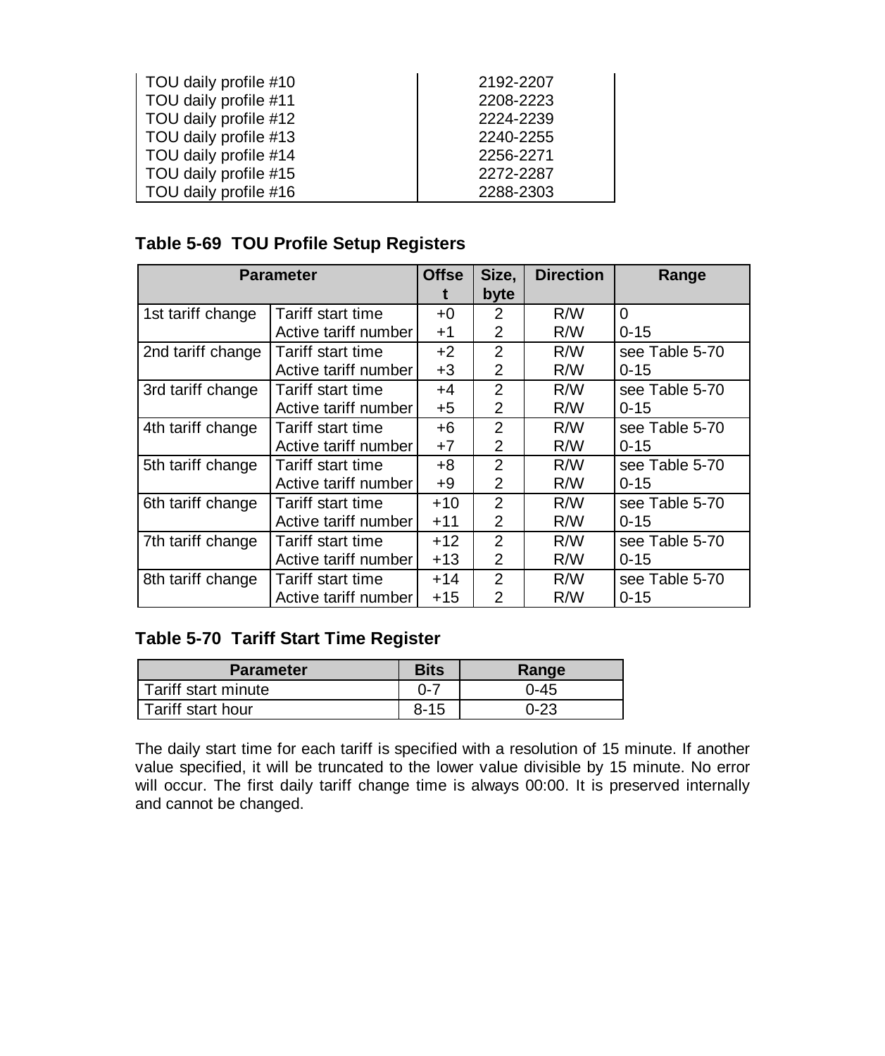| | |
|---|---|
| TOU daily profile #10 | 2192-2207 |
| TOU daily profile #11 | 2208-2223 |
| TOU daily profile #12 | 2224-2239 |
| TOU daily profile #13 | 2240-2255 |
| TOU daily profile #14 | 2256-2271 |
| TOU daily profile #15 | 2272-2287 |
| TOU daily profile #16 | 2288-2303 |

### Table 5-69 TOU Profile Setup Registers

| Parameter | | Offset | Size, byte | Direction | Range |
|---|---|---|---|---|---|
| 1st tariff change | Tariff start time | +0 | 2 | R/W | 0 |
| | Active tariff number | +1 | 2 | R/W | 0-15 |
| 2nd tariff change | Tariff start time | +2 | 2 | R/W | see Table 5-70 |
| | Active tariff number | +3 | 2 | R/W | 0-15 |
| 3rd tariff change | Tariff start time | +4 | 2 | R/W | see Table 5-70 |
| | Active tariff number | +5 | 2 | R/W | 0-15 |
| 4th tariff change | Tariff start time | +6 | 2 | R/W | see Table 5-70 |
| | Active tariff number | +7 | 2 | R/W | 0-15 |
| 5th tariff change | Tariff start time | +8 | 2 | R/W | see Table 5-70 |
| | Active tariff number | +9 | 2 | R/W | 0-15 |
| 6th tariff change | Tariff start time | +10 | 2 | R/W | see Table 5-70 |
| | Active tariff number | +11 | 2 | R/W | 0-15 |
| 7th tariff change | Tariff start time | +12 | 2 | R/W | see Table 5-70 |
| | Active tariff number | +13 | 2 | R/W | 0-15 |
| 8th tariff change | Tariff start time | +14 | 2 | R/W | see Table 5-70 |
| | Active tariff number | +15 | 2 | R/W | 0-15 |

### Table 5-70 Tariff Start Time Register

| Parameter | Bits | Range |
|---|---|---|
| Tariff start minute | 0-7 | 0-45 |
| Tariff start hour | 8-15 | 0-23 |

The daily start time for each tariff is specified with a resolution of 15 minute. If another value specified, it will be truncated to the lower value divisible by 15 minute. No error will occur. The first daily tariff change time is always 00:00. It is preserved internally and cannot be changed.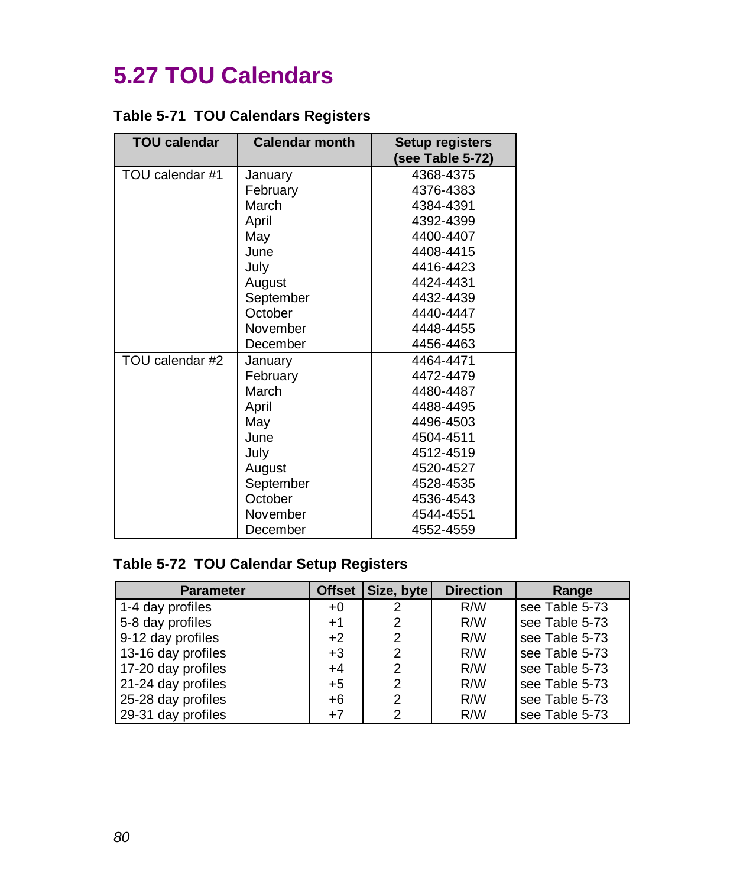## 5.27 TOU Calendars

**Table 5-71 TOU Calendars Registers**

| TOU calendar | Calendar month | Setup registers (see Table 5-72) |
|---|---|---|
| TOU calendar #1 | January | 4368-4375 |
| | February | 4376-4383 |
| | March | 4384-4391 |
| | April | 4392-4399 |
| | May | 4400-4407 |
| | June | 4408-4415 |
| | July | 4416-4423 |
| | August | 4424-4431 |
| | September | 4432-4439 |
| | October | 4440-4447 |
| | November | 4448-4455 |
| | December | 4456-4463 |
| TOU calendar #2 | January | 4464-4471 |
| | February | 4472-4479 |
| | March | 4480-4487 |
| | April | 4488-4495 |
| | May | 4496-4503 |
| | June | 4504-4511 |
| | July | 4512-4519 |
| | August | 4520-4527 |
| | September | 4528-4535 |
| | October | 4536-4543 |
| | November | 4544-4551 |
| | December | 4552-4559 |

**Table 5-72 TOU Calendar Setup Registers**

| Parameter | Offset | Size, byte | Direction | Range |
|---|---|---|---|---|
| 1-4 day profiles | +0 | 2 | R/W | see Table 5-73 |
| 5-8 day profiles | +1 | 2 | R/W | see Table 5-73 |
| 9-12 day profiles | +2 | 2 | R/W | see Table 5-73 |
| 13-16 day profiles | +3 | 2 | R/W | see Table 5-73 |
| 17-20 day profiles | +4 | 2 | R/W | see Table 5-73 |
| 21-24 day profiles | +5 | 2 | R/W | see Table 5-73 |
| 25-28 day profiles | +6 | 2 | R/W | see Table 5-73 |
| 29-31 day profiles | +7 | 2 | R/W | see Table 5-73 |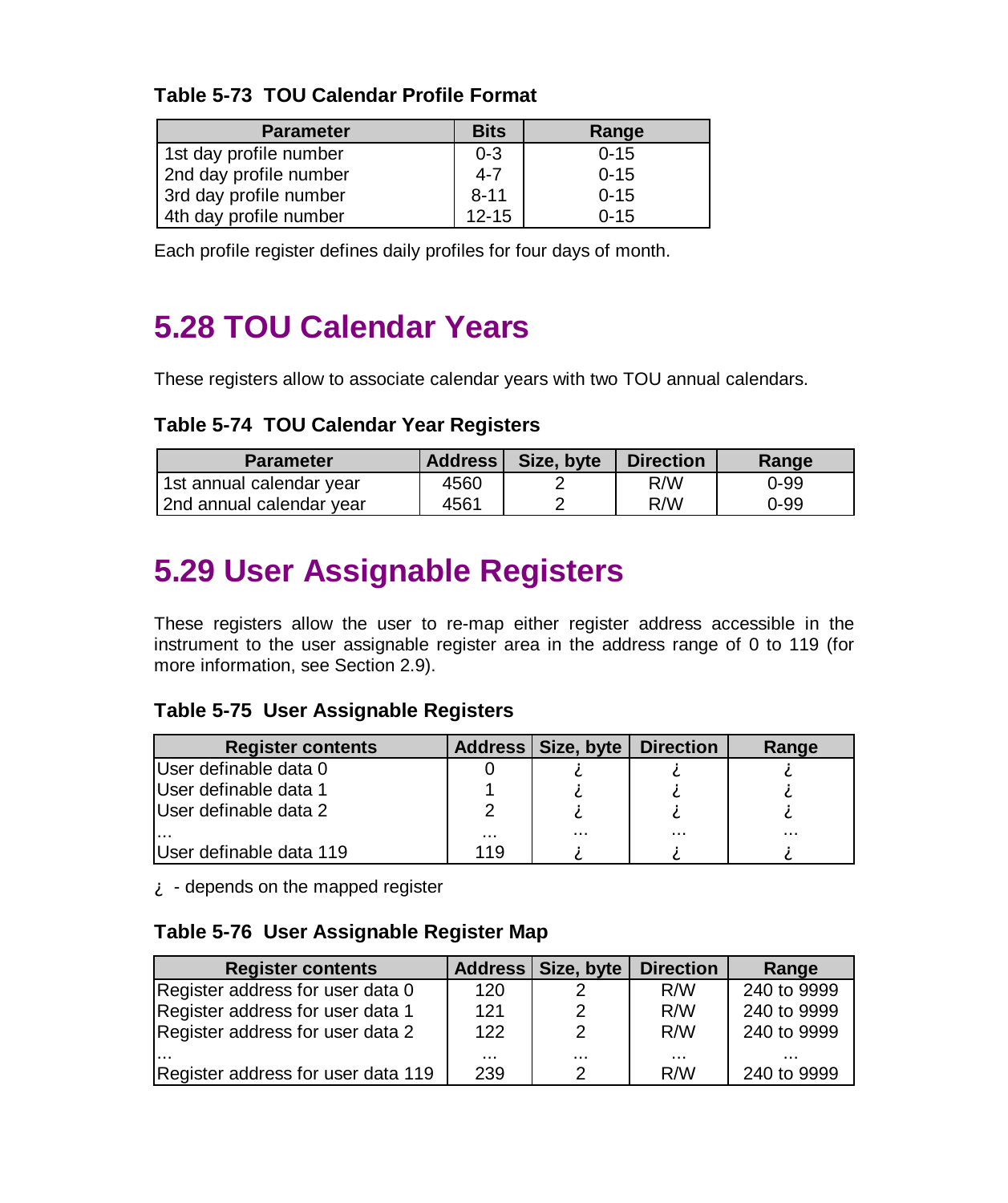**Table 5-73 TOU Calendar Profile Format**

| Parameter | Bits | Range |
|---|---|---|
| 1st day profile number | 0-3 | 0-15 |
| 2nd day profile number | 4-7 | 0-15 |
| 3rd day profile number | 8-11 | 0-15 |
| 4th day profile number | 12-15 | 0-15 |

Each profile register defines daily profiles for four days of month.

## 5.28 TOU Calendar Years

These registers allow to associate calendar years with two TOU annual calendars.

**Table 5-74 TOU Calendar Year Registers**

| Parameter | Address | Size, byte | Direction | Range |
|---|---|---|---|---|
| 1st annual calendar year | 4560 | 2 | R/W | 0-99 |
| 2nd annual calendar year | 4561 | 2 | R/W | 0-99 |

## 5.29 User Assignable Registers

These registers allow the user to re-map either register address accessible in the instrument to the user assignable register area in the address range of 0 to 119 (for more information, see Section 2.9).

**Table 5-75 User Assignable Registers**

| Register contents | Address | Size, byte | Direction | Range |
|---|---|---|---|---|
| User definable data 0 | 0 | ¿ | ¿ | ¿ |
| User definable data 1 | 1 | ¿ | ¿ | ¿ |
| User definable data 2 | 2 | ¿ | ¿ | ¿ |
| ... | ... | ... | ... | ... |
| User definable data 119 | 119 | ¿ | ¿ | ¿ |

¿ - depends on the mapped register

**Table 5-76 User Assignable Register Map**

| Register contents | Address | Size, byte | Direction | Range |
|---|---|---|---|---|
| Register address for user data 0 | 120 | 2 | R/W | 240 to 9999 |
| Register address for user data 1 | 121 | 2 | R/W | 240 to 9999 |
| Register address for user data 2 | 122 | 2 | R/W | 240 to 9999 |
| ... | ... | ... | ... | ... |
| Register address for user data 119 | 239 | 2 | R/W | 240 to 9999 |